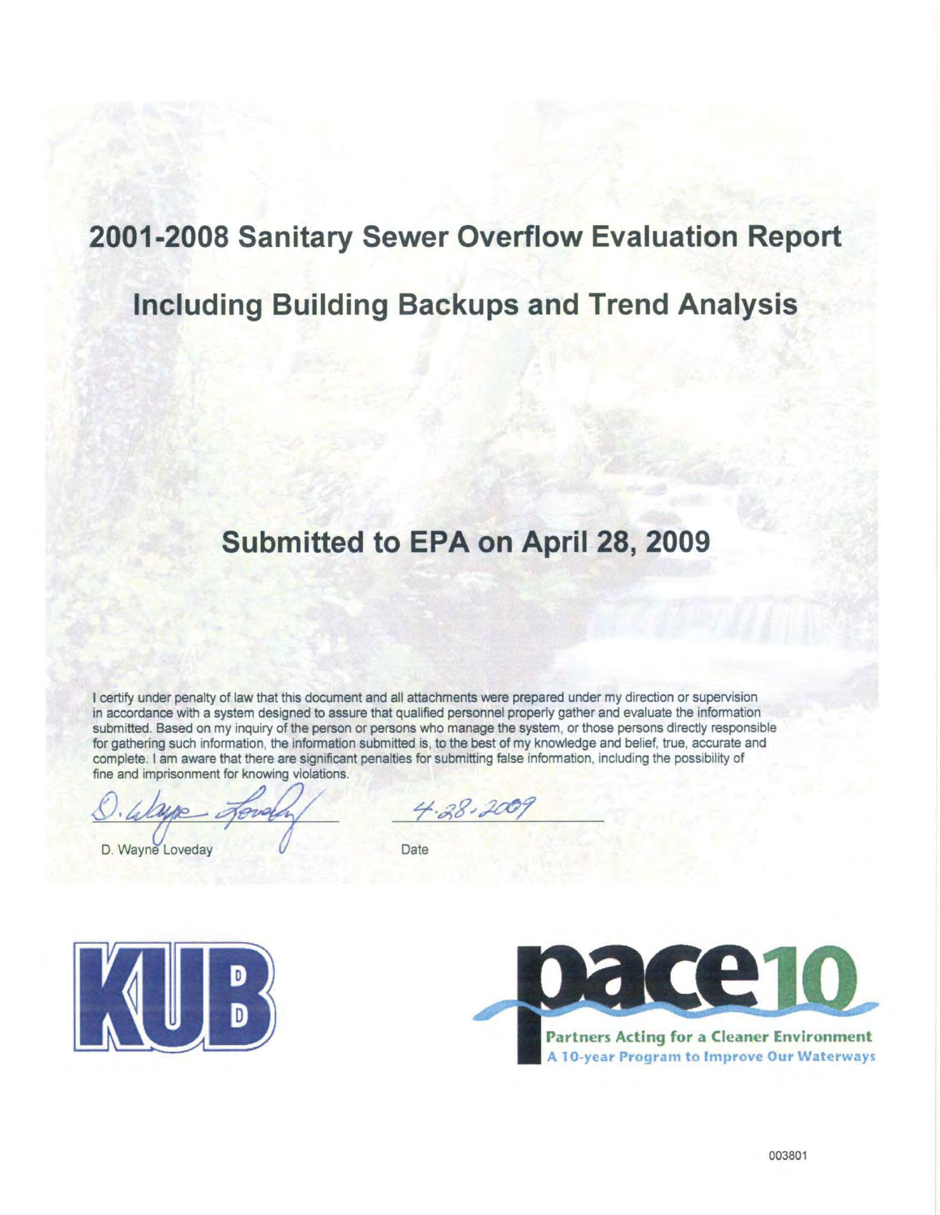# 2001-2008 Sanitary Sewer Overflow Evaluation Report

## Including Building Backups and Trend Analysis

## Submitted to EPA on April 28, 2009

I certify under penalty of law that this document and all attachments were prepared under my direction or supervision in accordance with a system designed to assure that qualified personnel properly gather and evaluate the information submitted. Based on my inquiry of the person or persons who manage the system, or those persons directly responsible for gathering such information, the information submitted is, to the best of my knowledge and belief, true, accurate and complete. I am aware that there are significant penalties for submitting false information, including the possibility of fine and imprisonment for knowing violations.

D. Wayne Loveday — 4-28-2009

D. Wayne Loveday | Date

KUB

pace10

Partners Acting for a Cleaner Environment

A 10-year Program to Improve Our Waterways

003801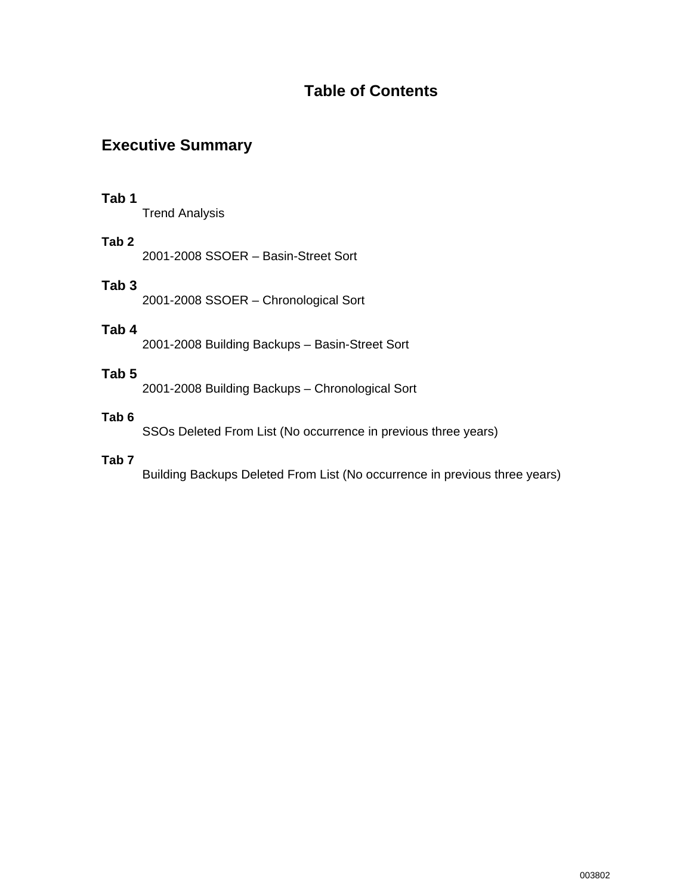# Table of Contents

## Executive Summary

**Tab 1**
Trend Analysis

**Tab 2**
2001-2008 SSOER – Basin-Street Sort

**Tab 3**
2001-2008 SSOER – Chronological Sort

**Tab 4**
2001-2008 Building Backups – Basin-Street Sort

**Tab 5**
2001-2008 Building Backups – Chronological Sort

**Tab 6**
SSOs Deleted From List (No occurrence in previous three years)

**Tab 7**
Building Backups Deleted From List (No occurrence in previous three years)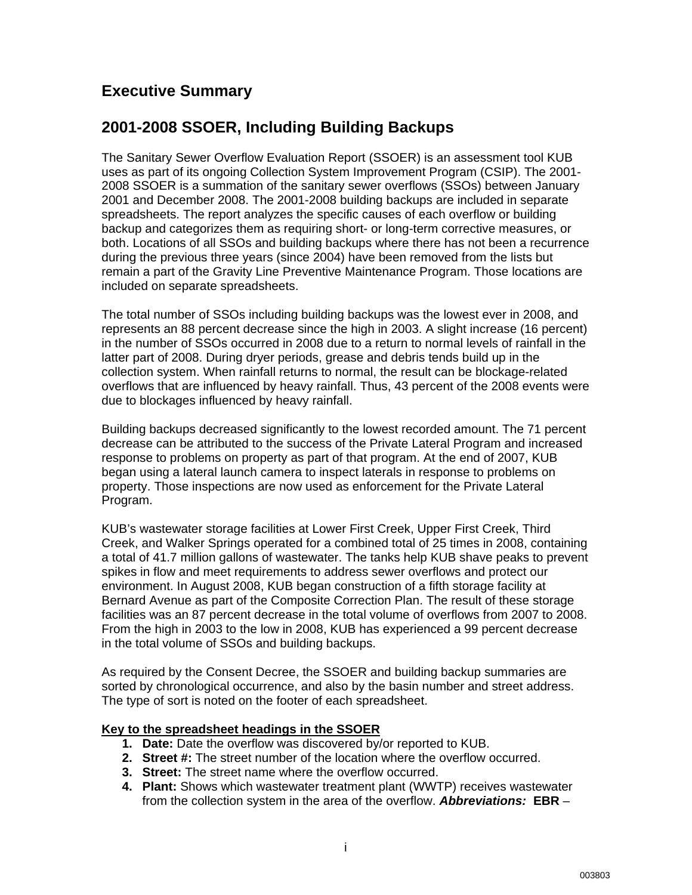# Executive Summary

## 2001-2008 SSOER, Including Building Backups

The Sanitary Sewer Overflow Evaluation Report (SSOER) is an assessment tool KUB uses as part of its ongoing Collection System Improvement Program (CSIP). The 2001-2008 SSOER is a summation of the sanitary sewer overflows (SSOs) between January 2001 and December 2008. The 2001-2008 building backups are included in separate spreadsheets. The report analyzes the specific causes of each overflow or building backup and categorizes them as requiring short- or long-term corrective measures, or both. Locations of all SSOs and building backups where there has not been a recurrence during the previous three years (since 2004) have been removed from the lists but remain a part of the Gravity Line Preventive Maintenance Program. Those locations are included on separate spreadsheets.

The total number of SSOs including building backups was the lowest ever in 2008, and represents an 88 percent decrease since the high in 2003. A slight increase (16 percent) in the number of SSOs occurred in 2008 due to a return to normal levels of rainfall in the latter part of 2008. During dryer periods, grease and debris tends build up in the collection system. When rainfall returns to normal, the result can be blockage-related overflows that are influenced by heavy rainfall. Thus, 43 percent of the 2008 events were due to blockages influenced by heavy rainfall.

Building backups decreased significantly to the lowest recorded amount. The 71 percent decrease can be attributed to the success of the Private Lateral Program and increased response to problems on property as part of that program. At the end of 2007, KUB began using a lateral launch camera to inspect laterals in response to problems on property. Those inspections are now used as enforcement for the Private Lateral Program.

KUB's wastewater storage facilities at Lower First Creek, Upper First Creek, Third Creek, and Walker Springs operated for a combined total of 25 times in 2008, containing a total of 41.7 million gallons of wastewater. The tanks help KUB shave peaks to prevent spikes in flow and meet requirements to address sewer overflows and protect our environment. In August 2008, KUB began construction of a fifth storage facility at Bernard Avenue as part of the Composite Correction Plan. The result of these storage facilities was an 87 percent decrease in the total volume of overflows from 2007 to 2008. From the high in 2003 to the low in 2008, KUB has experienced a 99 percent decrease in the total volume of SSOs and building backups.

As required by the Consent Decree, the SSOER and building backup summaries are sorted by chronological occurrence, and also by the basin number and street address. The type of sort is noted on the footer of each spreadsheet.

**Key to the spreadsheet headings in the SSOER**

1. **Date:** Date the overflow was discovered by/or reported to KUB.
2. **Street #:** The street number of the location where the overflow occurred.
3. **Street:** The street name where the overflow occurred.
4. **Plant:** Shows which wastewater treatment plant (WWTP) receives wastewater from the collection system in the area of the overflow. ***Abbreviations:*** **EBR** –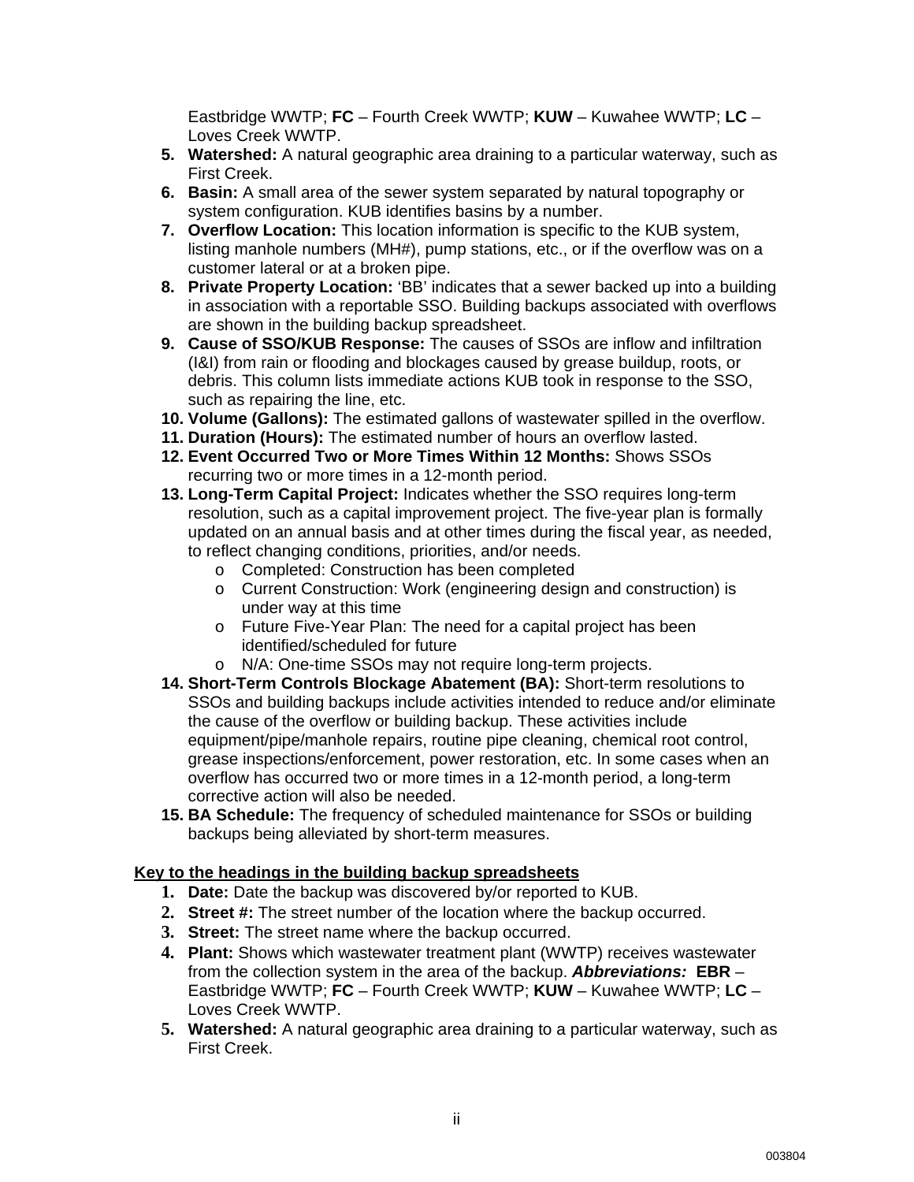Eastbridge WWTP; **FC** – Fourth Creek WWTP; **KUW** – Kuwahee WWTP; **LC** – Loves Creek WWTP.

5. **Watershed:** A natural geographic area draining to a particular waterway, such as First Creek.
6. **Basin:** A small area of the sewer system separated by natural topography or system configuration. KUB identifies basins by a number.
7. **Overflow Location:** This location information is specific to the KUB system, listing manhole numbers (MH#), pump stations, etc., or if the overflow was on a customer lateral or at a broken pipe.
8. **Private Property Location:** 'BB' indicates that a sewer backed up into a building in association with a reportable SSO. Building backups associated with overflows are shown in the building backup spreadsheet.
9. **Cause of SSO/KUB Response:** The causes of SSOs are inflow and infiltration (I&I) from rain or flooding and blockages caused by grease buildup, roots, or debris. This column lists immediate actions KUB took in response to the SSO, such as repairing the line, etc.
10. **Volume (Gallons):** The estimated gallons of wastewater spilled in the overflow.
11. **Duration (Hours):** The estimated number of hours an overflow lasted.
12. **Event Occurred Two or More Times Within 12 Months:** Shows SSOs recurring two or more times in a 12-month period.
13. **Long-Term Capital Project:** Indicates whether the SSO requires long-term resolution, such as a capital improvement project. The five-year plan is formally updated on an annual basis and at other times during the fiscal year, as needed, to reflect changing conditions, priorities, and/or needs.
    - Completed: Construction has been completed
    - Current Construction: Work (engineering design and construction) is under way at this time
    - Future Five-Year Plan: The need for a capital project has been identified/scheduled for future
    - N/A: One-time SSOs may not require long-term projects.
14. **Short-Term Controls Blockage Abatement (BA):** Short-term resolutions to SSOs and building backups include activities intended to reduce and/or eliminate the cause of the overflow or building backup. These activities include equipment/pipe/manhole repairs, routine pipe cleaning, chemical root control, grease inspections/enforcement, power restoration, etc. In some cases when an overflow has occurred two or more times in a 12-month period, a long-term corrective action will also be needed.
15. **BA Schedule:** The frequency of scheduled maintenance for SSOs or building backups being alleviated by short-term measures.

## Key to the headings in the building backup spreadsheets

1. **Date:** Date the backup was discovered by/or reported to KUB.
2. **Street #:** The street number of the location where the backup occurred.
3. **Street:** The street name where the backup occurred.
4. **Plant:** Shows which wastewater treatment plant (WWTP) receives wastewater from the collection system in the area of the backup. ***Abbreviations:*** **EBR** – Eastbridge WWTP; **FC** – Fourth Creek WWTP; **KUW** – Kuwahee WWTP; **LC** – Loves Creek WWTP.
5. **Watershed:** A natural geographic area draining to a particular waterway, such as First Creek.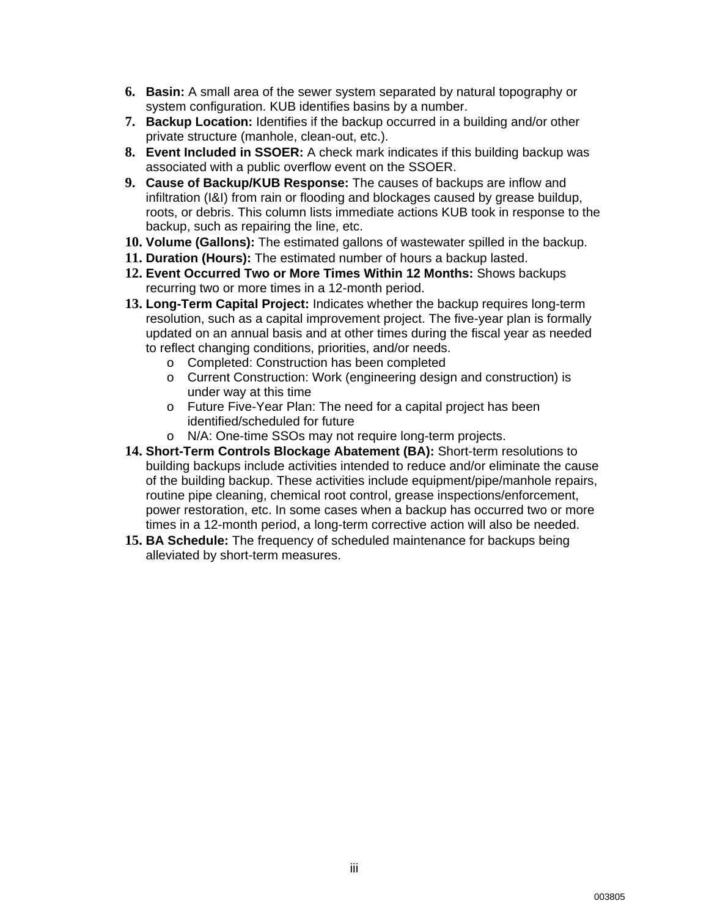6. **Basin:** A small area of the sewer system separated by natural topography or system configuration. KUB identifies basins by a number.
7. **Backup Location:** Identifies if the backup occurred in a building and/or other private structure (manhole, clean-out, etc.).
8. **Event Included in SSOER:** A check mark indicates if this building backup was associated with a public overflow event on the SSOER.
9. **Cause of Backup/KUB Response:** The causes of backups are inflow and infiltration (I&I) from rain or flooding and blockages caused by grease buildup, roots, or debris. This column lists immediate actions KUB took in response to the backup, such as repairing the line, etc.
10. **Volume (Gallons):** The estimated gallons of wastewater spilled in the backup.
11. **Duration (Hours):** The estimated number of hours a backup lasted.
12. **Event Occurred Two or More Times Within 12 Months:** Shows backups recurring two or more times in a 12-month period.
13. **Long-Term Capital Project:** Indicates whether the backup requires long-term resolution, such as a capital improvement project. The five-year plan is formally updated on an annual basis and at other times during the fiscal year as needed to reflect changing conditions, priorities, and/or needs.
    - Completed: Construction has been completed
    - Current Construction: Work (engineering design and construction) is under way at this time
    - Future Five-Year Plan: The need for a capital project has been identified/scheduled for future
    - N/A: One-time SSOs may not require long-term projects.
14. **Short-Term Controls Blockage Abatement (BA):** Short-term resolutions to building backups include activities intended to reduce and/or eliminate the cause of the building backup. These activities include equipment/pipe/manhole repairs, routine pipe cleaning, chemical root control, grease inspections/enforcement, power restoration, etc. In some cases when a backup has occurred two or more times in a 12-month period, a long-term corrective action will also be needed.
15. **BA Schedule:** The frequency of scheduled maintenance for backups being alleviated by short-term measures.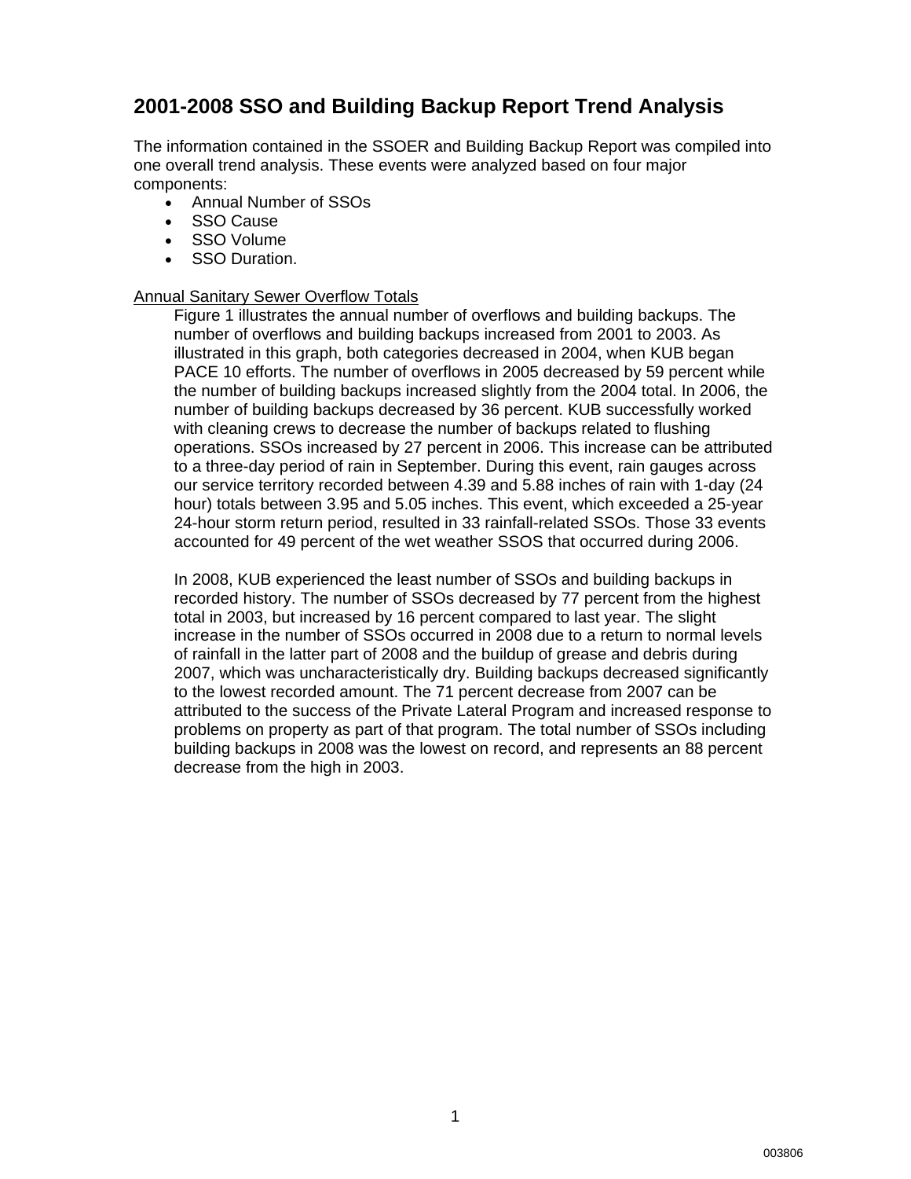## 2001-2008 SSO and Building Backup Report Trend Analysis

The information contained in the SSOER and Building Backup Report was compiled into one overall trend analysis. These events were analyzed based on four major components:

- Annual Number of SSOs
- SSO Cause
- SSO Volume
- SSO Duration.

<u>Annual Sanitary Sewer Overflow Totals</u>

Figure 1 illustrates the annual number of overflows and building backups. The number of overflows and building backups increased from 2001 to 2003. As illustrated in this graph, both categories decreased in 2004, when KUB began PACE 10 efforts. The number of overflows in 2005 decreased by 59 percent while the number of building backups increased slightly from the 2004 total. In 2006, the number of building backups decreased by 36 percent. KUB successfully worked with cleaning crews to decrease the number of backups related to flushing operations. SSOs increased by 27 percent in 2006. This increase can be attributed to a three-day period of rain in September. During this event, rain gauges across our service territory recorded between 4.39 and 5.88 inches of rain with 1-day (24 hour) totals between 3.95 and 5.05 inches. This event, which exceeded a 25-year 24-hour storm return period, resulted in 33 rainfall-related SSOs. Those 33 events accounted for 49 percent of the wet weather SSOS that occurred during 2006.

In 2008, KUB experienced the least number of SSOs and building backups in recorded history. The number of SSOs decreased by 77 percent from the highest total in 2003, but increased by 16 percent compared to last year. The slight increase in the number of SSOs occurred in 2008 due to a return to normal levels of rainfall in the latter part of 2008 and the buildup of grease and debris during 2007, which was uncharacteristically dry. Building backups decreased significantly to the lowest recorded amount. The 71 percent decrease from 2007 can be attributed to the success of the Private Lateral Program and increased response to problems on property as part of that program. The total number of SSOs including building backups in 2008 was the lowest on record, and represents an 88 percent decrease from the high in 2003.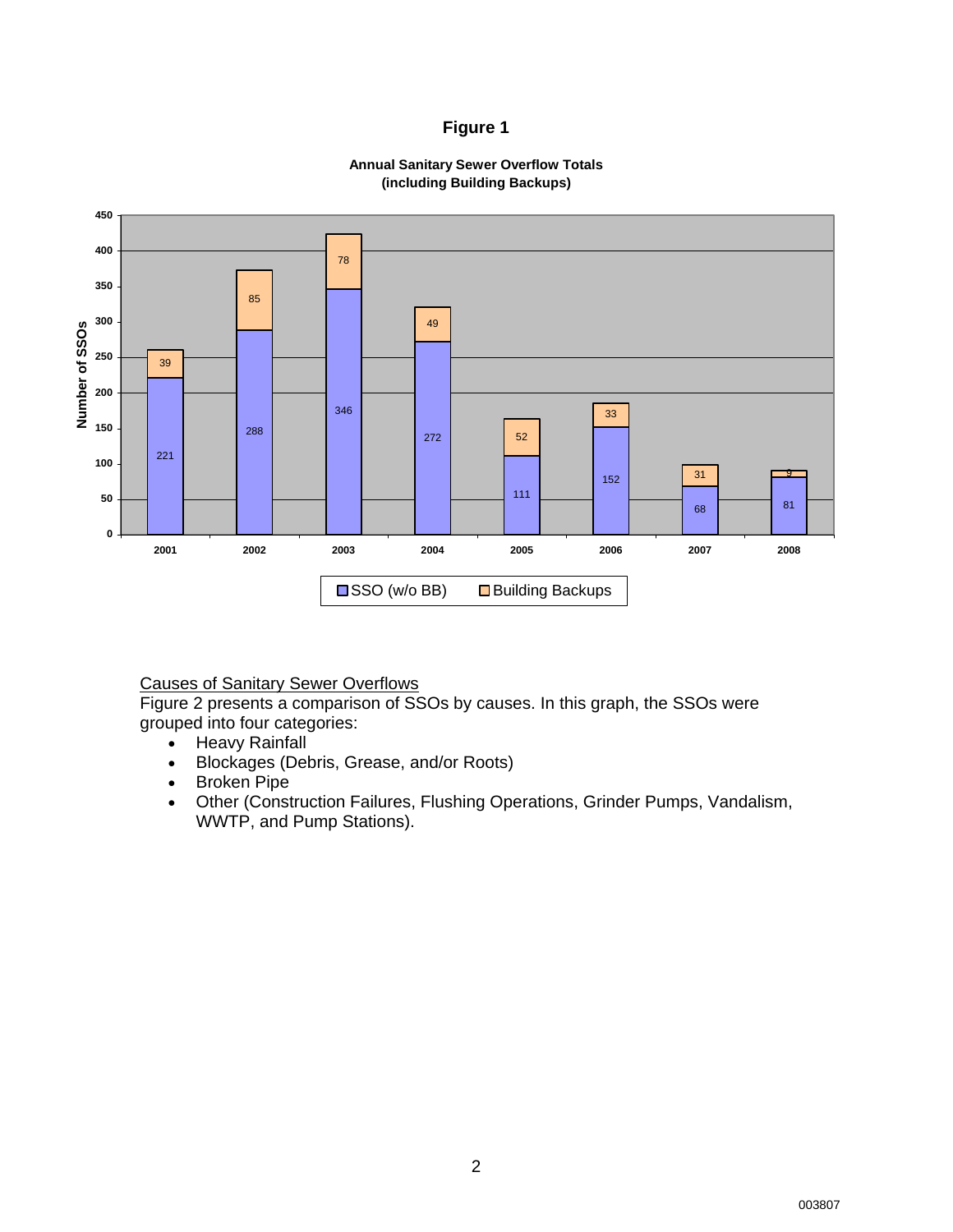**Figure 1**

**Annual Sanitary Sewer Overflow Totals (including Building Backups)**

| Year | SSO (w/o BB) | Building Backups |
|---|---|---|
| 2001 | 221 | 39 |
| 2002 | 288 | 85 |
| 2003 | 346 | 78 |
| 2004 | 272 | 49 |
| 2005 | 111 | 52 |
| 2006 | 152 | 33 |
| 2007 | 68 | 31 |
| 2008 | 81 | 9 |

Number of SSOs

Causes of Sanitary Sewer Overflows

Figure 2 presents a comparison of SSOs by causes. In this graph, the SSOs were grouped into four categories:

- Heavy Rainfall
- Blockages (Debris, Grease, and/or Roots)
- Broken Pipe
- Other (Construction Failures, Flushing Operations, Grinder Pumps, Vandalism, WWTP, and Pump Stations).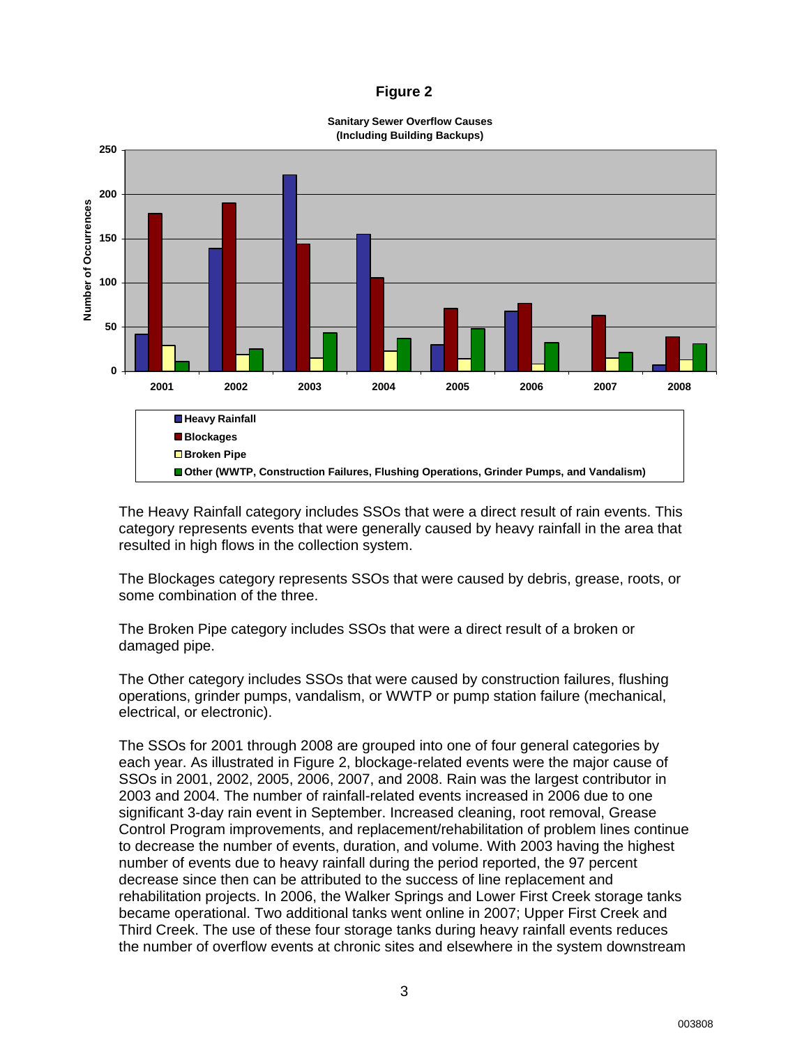**Figure 2**

**Sanitary Sewer Overflow Causes (Including Building Backups)**

The Heavy Rainfall category includes SSOs that were a direct result of rain events. This category represents events that were generally caused by heavy rainfall in the area that resulted in high flows in the collection system.

The Blockages category represents SSOs that were caused by debris, grease, roots, or some combination of the three.

The Broken Pipe category includes SSOs that were a direct result of a broken or damaged pipe.

The Other category includes SSOs that were caused by construction failures, flushing operations, grinder pumps, vandalism, or WWTP or pump station failure (mechanical, electrical, or electronic).

The SSOs for 2001 through 2008 are grouped into one of four general categories by each year. As illustrated in Figure 2, blockage-related events were the major cause of SSOs in 2001, 2002, 2005, 2006, 2007, and 2008. Rain was the largest contributor in 2003 and 2004. The number of rainfall-related events increased in 2006 due to one significant 3-day rain event in September. Increased cleaning, root removal, Grease Control Program improvements, and replacement/rehabilitation of problem lines continue to decrease the number of events, duration, and volume. With 2003 having the highest number of events due to heavy rainfall during the period reported, the 97 percent decrease since then can be attributed to the success of line replacement and rehabilitation projects. In 2006, the Walker Springs and Lower First Creek storage tanks became operational. Two additional tanks went online in 2007; Upper First Creek and Third Creek. The use of these four storage tanks during heavy rainfall events reduces the number of overflow events at chronic sites and elsewhere in the system downstream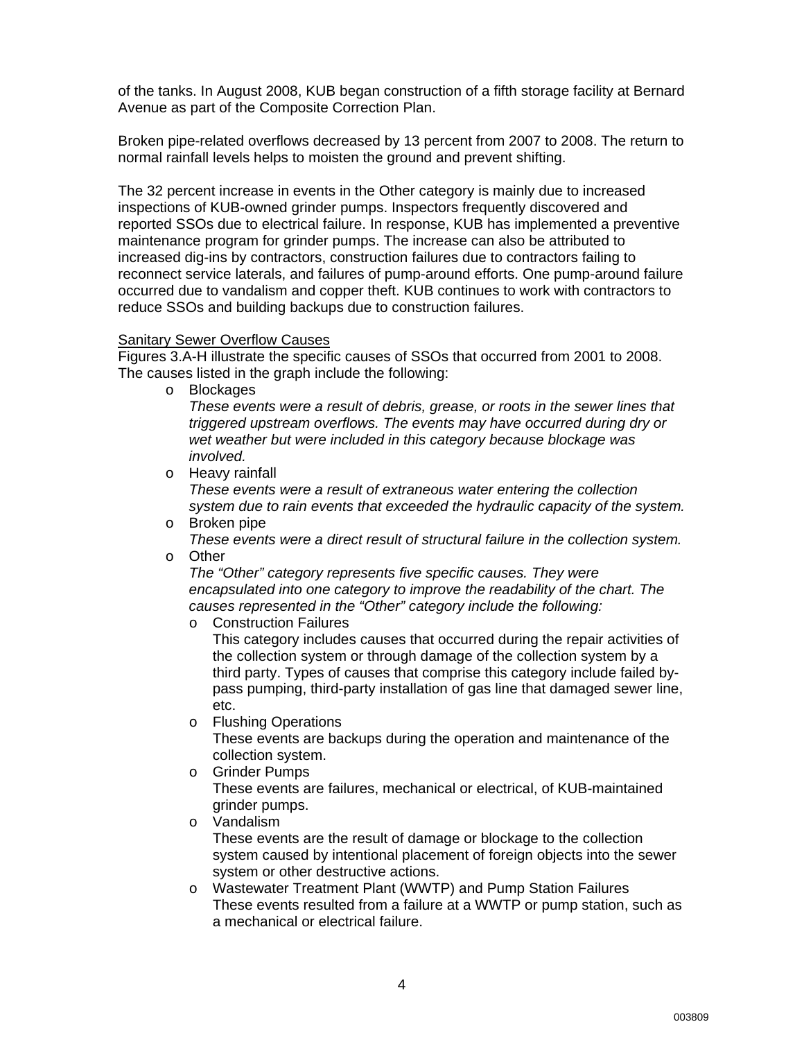of the tanks. In August 2008, KUB began construction of a fifth storage facility at Bernard Avenue as part of the Composite Correction Plan.

Broken pipe-related overflows decreased by 13 percent from 2007 to 2008. The return to normal rainfall levels helps to moisten the ground and prevent shifting.

The 32 percent increase in events in the Other category is mainly due to increased inspections of KUB-owned grinder pumps. Inspectors frequently discovered and reported SSOs due to electrical failure. In response, KUB has implemented a preventive maintenance program for grinder pumps. The increase can also be attributed to increased dig-ins by contractors, construction failures due to contractors failing to reconnect service laterals, and failures of pump-around efforts. One pump-around failure occurred due to vandalism and copper theft. KUB continues to work with contractors to reduce SSOs and building backups due to construction failures.

<u>Sanitary Sewer Overflow Causes</u>

Figures 3.A-H illustrate the specific causes of SSOs that occurred from 2001 to 2008. The causes listed in the graph include the following:

- Blockages
  *These events were a result of debris, grease, or roots in the sewer lines that triggered upstream overflows. The events may have occurred during dry or wet weather but were included in this category because blockage was involved.*
- Heavy rainfall
  *These events were a result of extraneous water entering the collection system due to rain events that exceeded the hydraulic capacity of the system.*
- Broken pipe
  *These events were a direct result of structural failure in the collection system.*
- Other
  *The "Other" category represents five specific causes. They were encapsulated into one category to improve the readability of the chart. The causes represented in the "Other" category include the following:*
  - Construction Failures
    This category includes causes that occurred during the repair activities of the collection system or through damage of the collection system by a third party. Types of causes that comprise this category include failed by-pass pumping, third-party installation of gas line that damaged sewer line, etc.
  - Flushing Operations
    These events are backups during the operation and maintenance of the collection system.
  - Grinder Pumps
    These events are failures, mechanical or electrical, of KUB-maintained grinder pumps.
  - Vandalism
    These events are the result of damage or blockage to the collection system caused by intentional placement of foreign objects into the sewer system or other destructive actions.
  - Wastewater Treatment Plant (WWTP) and Pump Station Failures
    These events resulted from a failure at a WWTP or pump station, such as a mechanical or electrical failure.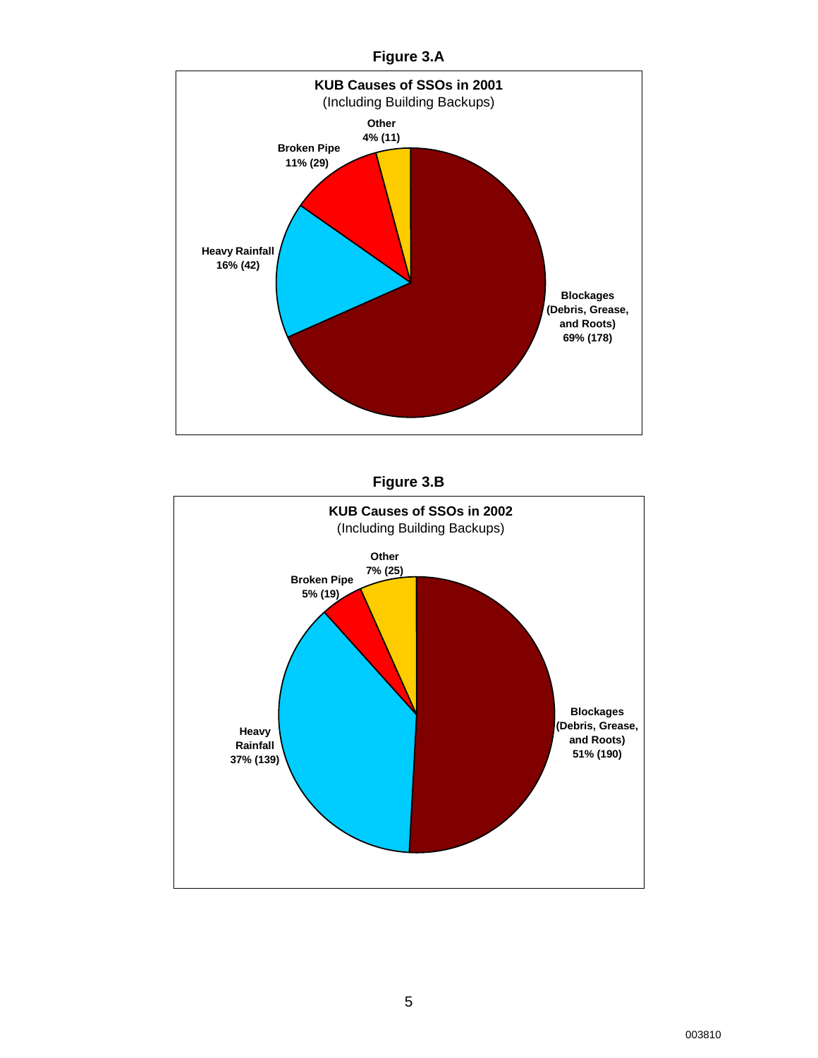**Figure 3.A**

**KUB Causes of SSOs in 2001**
(Including Building Backups)

| Cause | Percent | Count |
|---|---|---|
| Blockages (Debris, Grease, and Roots) | 69% | 178 |
| Heavy Rainfall | 16% | 42 |
| Broken Pipe | 11% | 29 |
| Other | 4% | 11 |

**Figure 3.B**

**KUB Causes of SSOs in 2002**
(Including Building Backups)

| Cause | Percent | Count |
|---|---|---|
| Blockages (Debris, Grease, and Roots) | 51% | 190 |
| Heavy Rainfall | 37% | 139 |
| Broken Pipe | 5% | 19 |
| Other | 7% | 25 |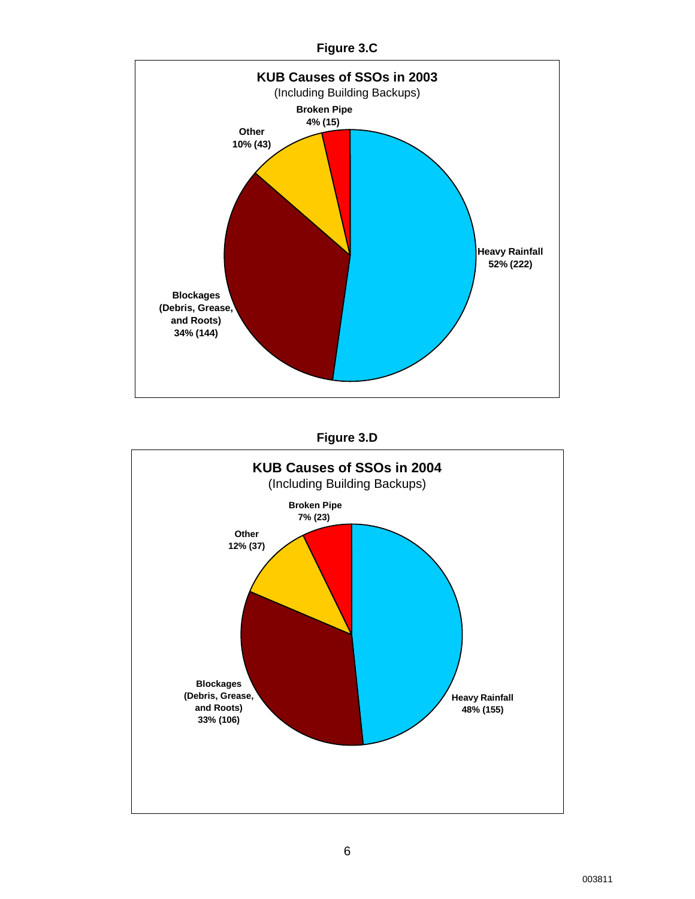**Figure 3.C**

**KUB Causes of SSOs in 2003**

(Including Building Backups)

| Cause | Percent | Count |
|---|---|---|
| Heavy Rainfall | 52% | 222 |
| Blockages (Debris, Grease, and Roots) | 34% | 144 |
| Other | 10% | 43 |
| Broken Pipe | 4% | 15 |

**Figure 3.D**

**KUB Causes of SSOs in 2004**

(Including Building Backups)

| Cause | Percent | Count |
|---|---|---|
| Heavy Rainfall | 48% | 155 |
| Blockages (Debris, Grease, and Roots) | 33% | 106 |
| Other | 12% | 37 |
| Broken Pipe | 7% | 23 |

003811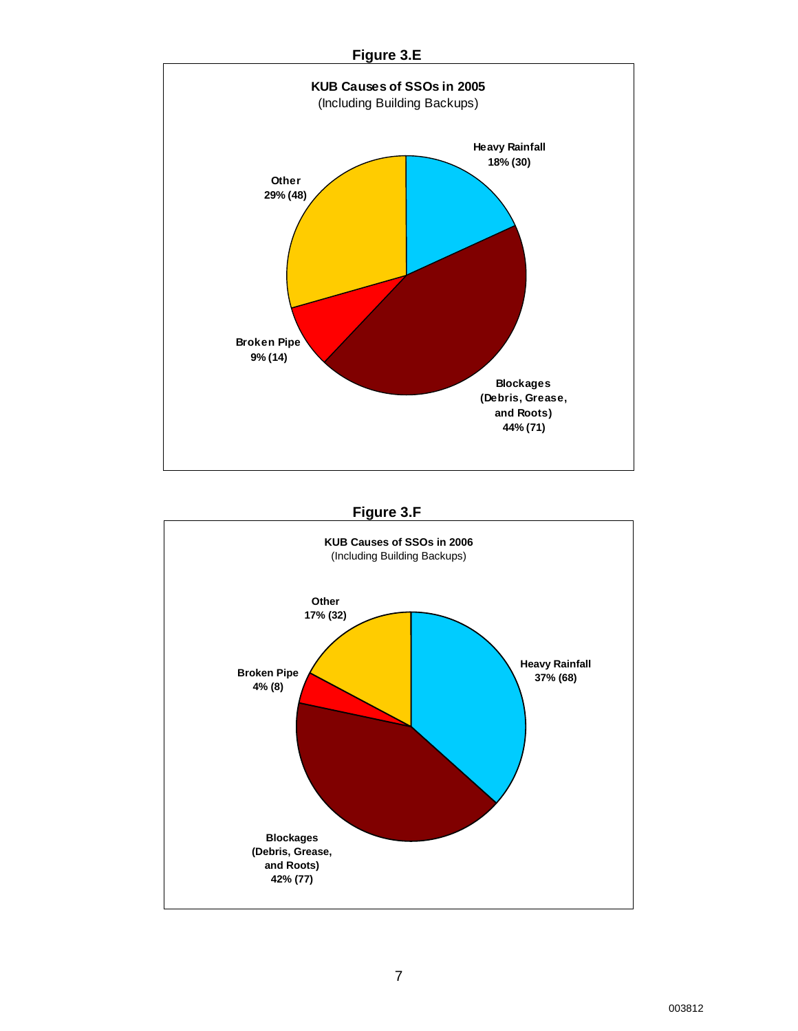**Figure 3.E**

**KUB Causes of SSOs in 2005**
(Including Building Backups)

| Cause | Percent (Count) |
|---|---|
| Heavy Rainfall | 18% (30) |
| Blockages (Debris, Grease, and Roots) | 44% (71) |
| Broken Pipe | 9% (14) |
| Other | 29% (48) |

**Figure 3.F**

**KUB Causes of SSOs in 2006**
(Including Building Backups)

| Cause | Percent (Count) |
|---|---|
| Heavy Rainfall | 37% (68) |
| Blockages (Debris, Grease, and Roots) | 42% (77) |
| Broken Pipe | 4% (8) |
| Other | 17% (32) |

003812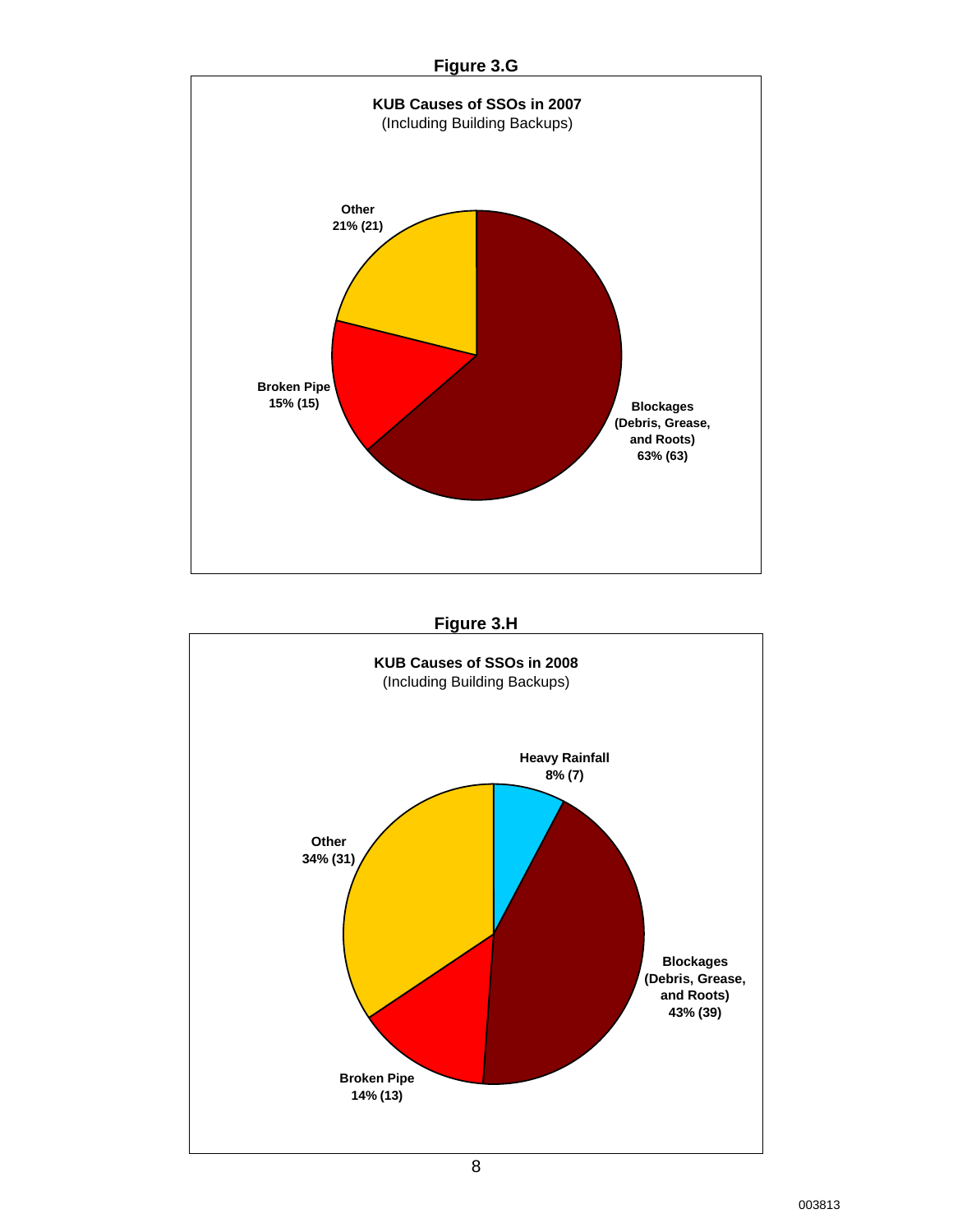**Figure 3.G**

**KUB Causes of SSOs in 2007**
(Including Building Backups)

| Cause | Percent (Count) |
| --- | --- |
| Blockages (Debris, Grease, and Roots) | 63% (63) |
| Broken Pipe | 15% (15) |
| Other | 21% (21) |

**Figure 3.H**

**KUB Causes of SSOs in 2008**
(Including Building Backups)

| Cause | Percent (Count) |
| --- | --- |
| Heavy Rainfall | 8% (7) |
| Blockages (Debris, Grease, and Roots) | 43% (39) |
| Broken Pipe | 14% (13) |
| Other | 34% (31) |

003813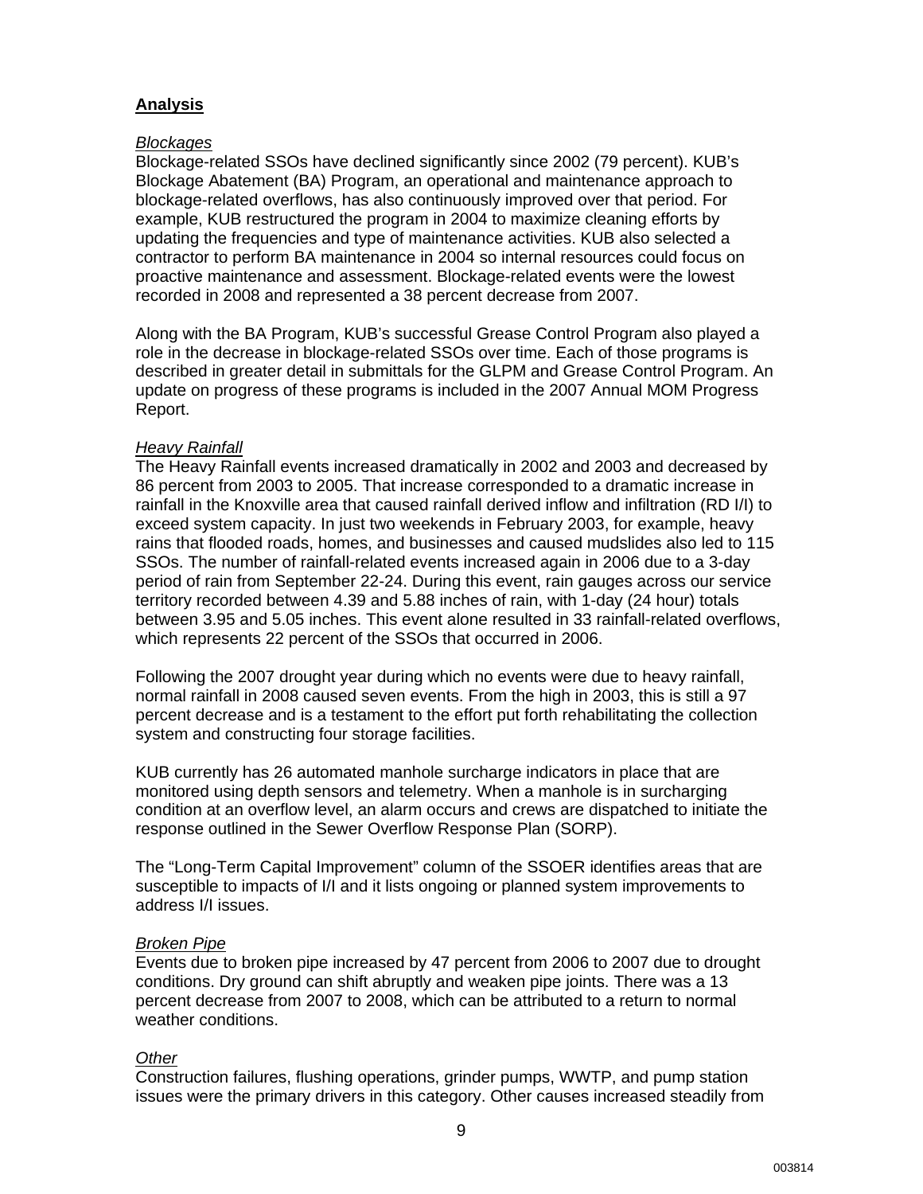## Analysis

*Blockages*

Blockage-related SSOs have declined significantly since 2002 (79 percent). KUB's Blockage Abatement (BA) Program, an operational and maintenance approach to blockage-related overflows, has also continuously improved over that period. For example, KUB restructured the program in 2004 to maximize cleaning efforts by updating the frequencies and type of maintenance activities. KUB also selected a contractor to perform BA maintenance in 2004 so internal resources could focus on proactive maintenance and assessment. Blockage-related events were the lowest recorded in 2008 and represented a 38 percent decrease from 2007.

Along with the BA Program, KUB's successful Grease Control Program also played a role in the decrease in blockage-related SSOs over time. Each of those programs is described in greater detail in submittals for the GLPM and Grease Control Program. An update on progress of these programs is included in the 2007 Annual MOM Progress Report.

*Heavy Rainfall*

The Heavy Rainfall events increased dramatically in 2002 and 2003 and decreased by 86 percent from 2003 to 2005. That increase corresponded to a dramatic increase in rainfall in the Knoxville area that caused rainfall derived inflow and infiltration (RD I/I) to exceed system capacity. In just two weekends in February 2003, for example, heavy rains that flooded roads, homes, and businesses and caused mudslides also led to 115 SSOs. The number of rainfall-related events increased again in 2006 due to a 3-day period of rain from September 22-24. During this event, rain gauges across our service territory recorded between 4.39 and 5.88 inches of rain, with 1-day (24 hour) totals between 3.95 and 5.05 inches. This event alone resulted in 33 rainfall-related overflows, which represents 22 percent of the SSOs that occurred in 2006.

Following the 2007 drought year during which no events were due to heavy rainfall, normal rainfall in 2008 caused seven events. From the high in 2003, this is still a 97 percent decrease and is a testament to the effort put forth rehabilitating the collection system and constructing four storage facilities.

KUB currently has 26 automated manhole surcharge indicators in place that are monitored using depth sensors and telemetry. When a manhole is in surcharging condition at an overflow level, an alarm occurs and crews are dispatched to initiate the response outlined in the Sewer Overflow Response Plan (SORP).

The "Long-Term Capital Improvement" column of the SSOER identifies areas that are susceptible to impacts of I/I and it lists ongoing or planned system improvements to address I/I issues.

*Broken Pipe*

Events due to broken pipe increased by 47 percent from 2006 to 2007 due to drought conditions. Dry ground can shift abruptly and weaken pipe joints. There was a 13 percent decrease from 2007 to 2008, which can be attributed to a return to normal weather conditions.

*Other*

Construction failures, flushing operations, grinder pumps, WWTP, and pump station issues were the primary drivers in this category. Other causes increased steadily from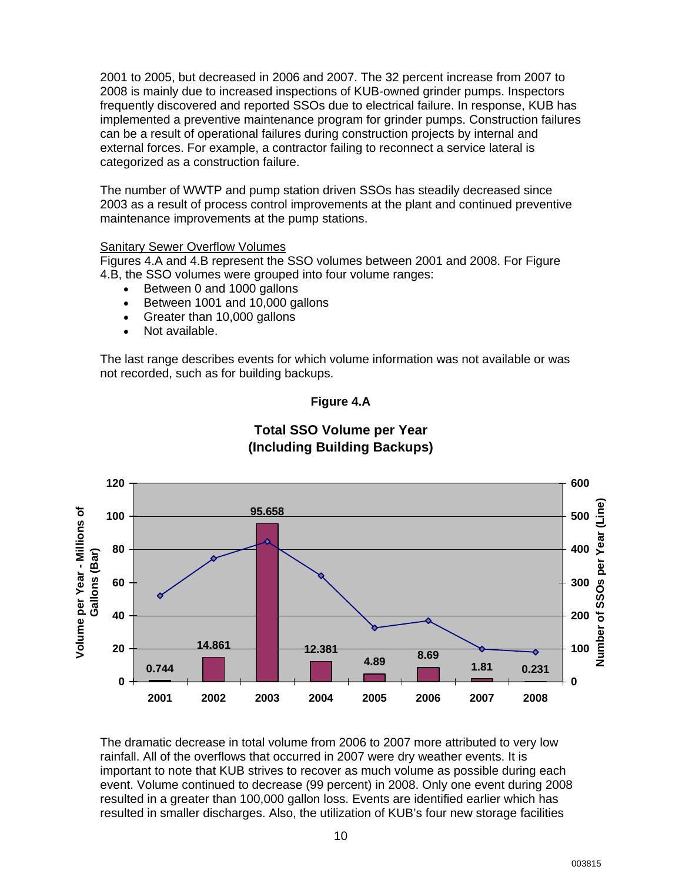2001 to 2005, but decreased in 2006 and 2007. The 32 percent increase from 2007 to 2008 is mainly due to increased inspections of KUB-owned grinder pumps. Inspectors frequently discovered and reported SSOs due to electrical failure. In response, KUB has implemented a preventive maintenance program for grinder pumps. Construction failures can be a result of operational failures during construction projects by internal and external forces. For example, a contractor failing to reconnect a service lateral is categorized as a construction failure.

The number of WWTP and pump station driven SSOs has steadily decreased since 2003 as a result of process control improvements at the plant and continued preventive maintenance improvements at the pump stations.

Sanitary Sewer Overflow Volumes

Figures 4.A and 4.B represent the SSO volumes between 2001 and 2008. For Figure 4.B, the SSO volumes were grouped into four volume ranges:

- Between 0 and 1000 gallons
- Between 1001 and 10,000 gallons
- Greater than 10,000 gallons
- Not available.

The last range describes events for which volume information was not available or was not recorded, such as for building backups.

**Figure 4.A**

**Total SSO Volume per Year (Including Building Backups)**

| Year | Volume per Year - Millions of Gallons (Bar) |
|---|---|
| 2001 | 0.744 |
| 2002 | 14.861 |
| 2003 | 95.658 |
| 2004 | 12.381 |
| 2005 | 4.89 |
| 2006 | 8.69 |
| 2007 | 1.81 |
| 2008 | 0.231 |

The dramatic decrease in total volume from 2006 to 2007 more attributed to very low rainfall. All of the overflows that occurred in 2007 were dry weather events. It is important to note that KUB strives to recover as much volume as possible during each event. Volume continued to decrease (99 percent) in 2008. Only one event during 2008 resulted in a greater than 100,000 gallon loss. Events are identified earlier which has resulted in smaller discharges. Also, the utilization of KUB's four new storage facilities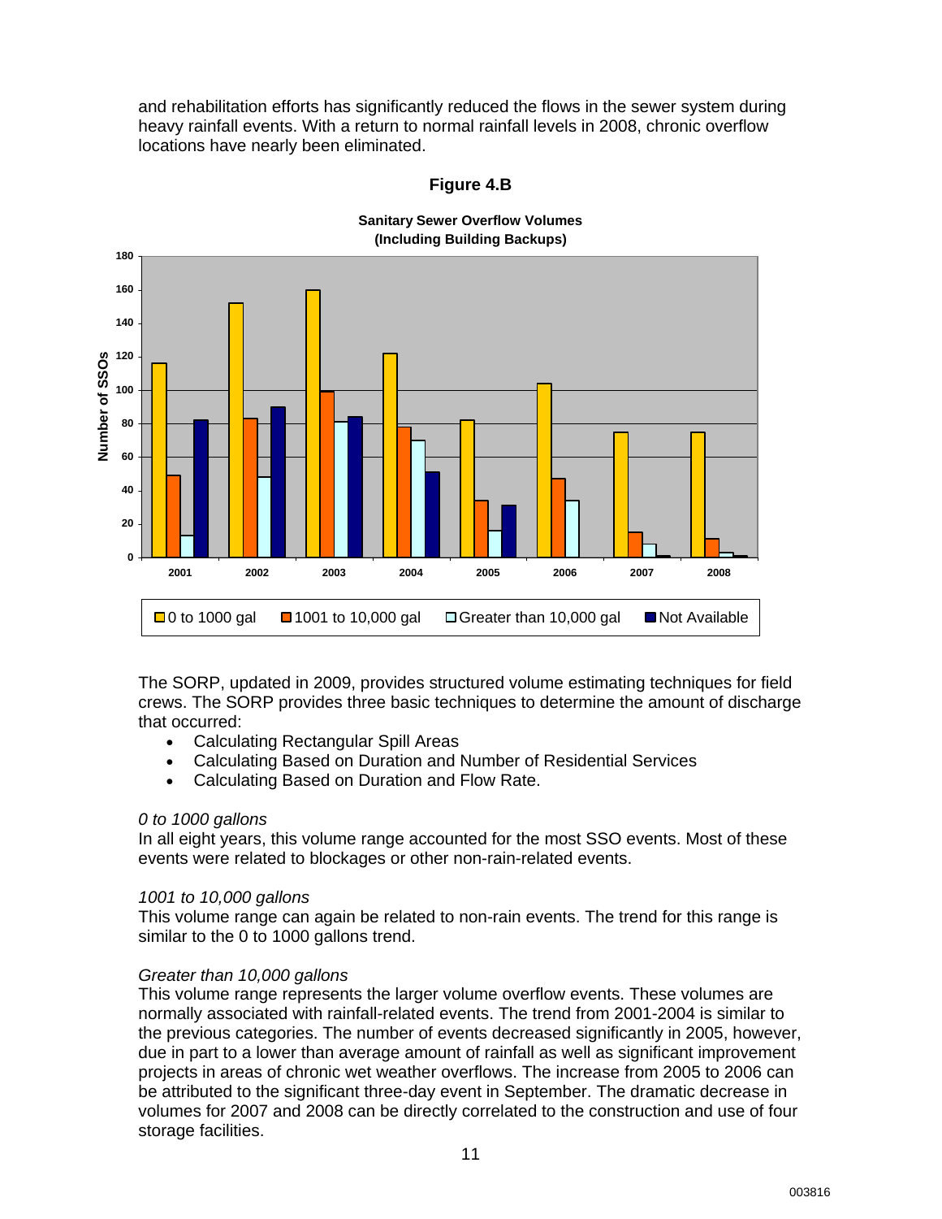and rehabilitation efforts has significantly reduced the flows in the sewer system during heavy rainfall events. With a return to normal rainfall levels in 2008, chronic overflow locations have nearly been eliminated.

**Figure 4.B**

**Sanitary Sewer Overflow Volumes (Including Building Backups)**

The SORP, updated in 2009, provides structured volume estimating techniques for field crews. The SORP provides three basic techniques to determine the amount of discharge that occurred:

- Calculating Rectangular Spill Areas
- Calculating Based on Duration and Number of Residential Services
- Calculating Based on Duration and Flow Rate.

*0 to 1000 gallons*
In all eight years, this volume range accounted for the most SSO events. Most of these events were related to blockages or other non-rain-related events.

*1001 to 10,000 gallons*
This volume range can again be related to non-rain events. The trend for this range is similar to the 0 to 1000 gallons trend.

*Greater than 10,000 gallons*
This volume range represents the larger volume overflow events. These volumes are normally associated with rainfall-related events. The trend from 2001-2004 is similar to the previous categories. The number of events decreased significantly in 2005, however, due in part to a lower than average amount of rainfall as well as significant improvement projects in areas of chronic wet weather overflows. The increase from 2005 to 2006 can be attributed to the significant three-day event in September. The dramatic decrease in volumes for 2007 and 2008 can be directly correlated to the construction and use of four storage facilities.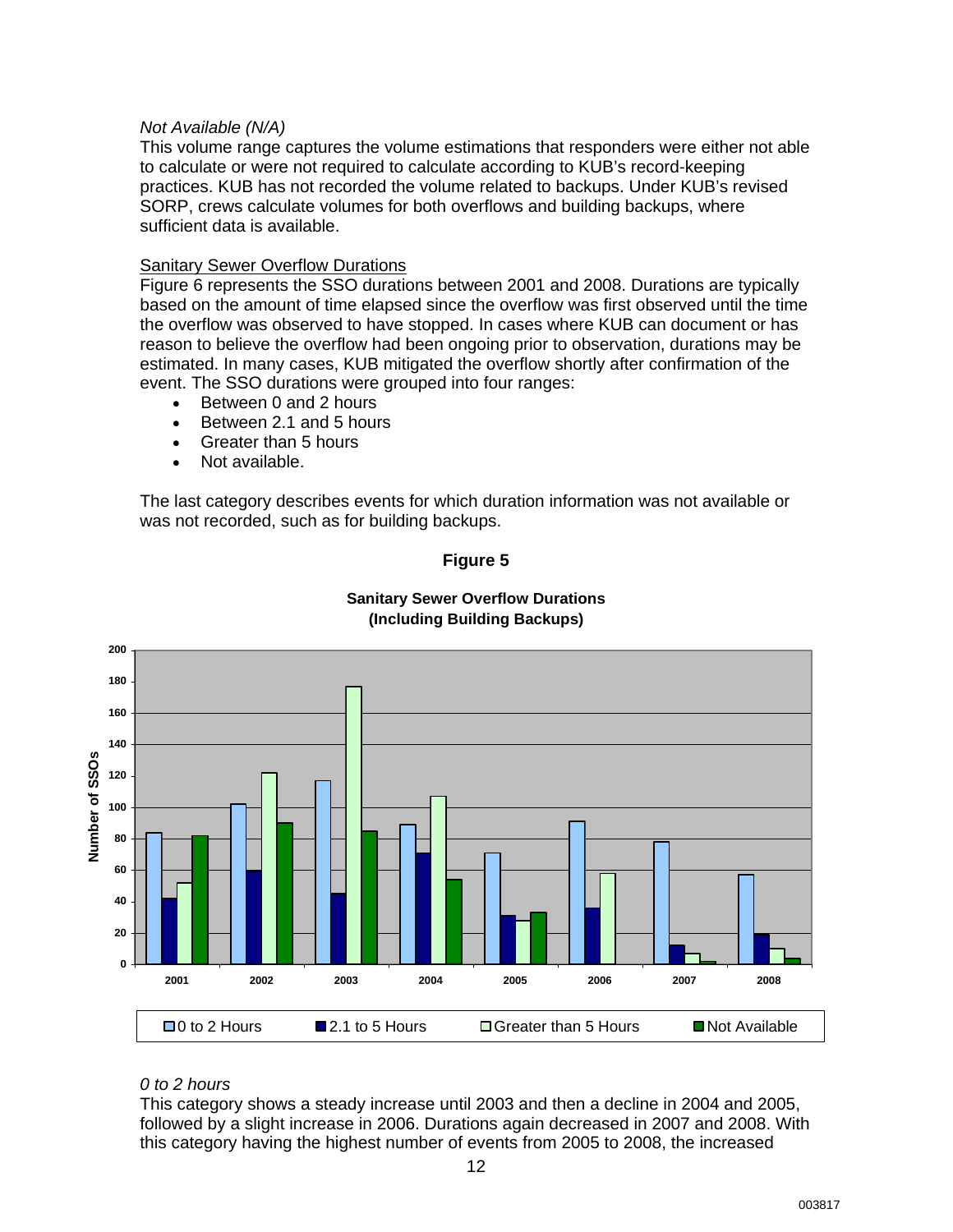*Not Available (N/A)*

This volume range captures the volume estimations that responders were either not able to calculate or were not required to calculate according to KUB's record-keeping practices. KUB has not recorded the volume related to backups. Under KUB's revised SORP, crews calculate volumes for both overflows and building backups, where sufficient data is available.

Sanitary Sewer Overflow Durations

Figure 6 represents the SSO durations between 2001 and 2008. Durations are typically based on the amount of time elapsed since the overflow was first observed until the time the overflow was observed to have stopped. In cases where KUB can document or has reason to believe the overflow had been ongoing prior to observation, durations may be estimated. In many cases, KUB mitigated the overflow shortly after confirmation of the event. The SSO durations were grouped into four ranges:

- Between 0 and 2 hours
- Between 2.1 and 5 hours
- Greater than 5 hours
- Not available.

The last category describes events for which duration information was not available or was not recorded, such as for building backups.

**Figure 5**

**Sanitary Sewer Overflow Durations (Including Building Backups)**

*0 to 2 hours*

This category shows a steady increase until 2003 and then a decline in 2004 and 2005, followed by a slight increase in 2006. Durations again decreased in 2007 and 2008. With this category having the highest number of events from 2005 to 2008, the increased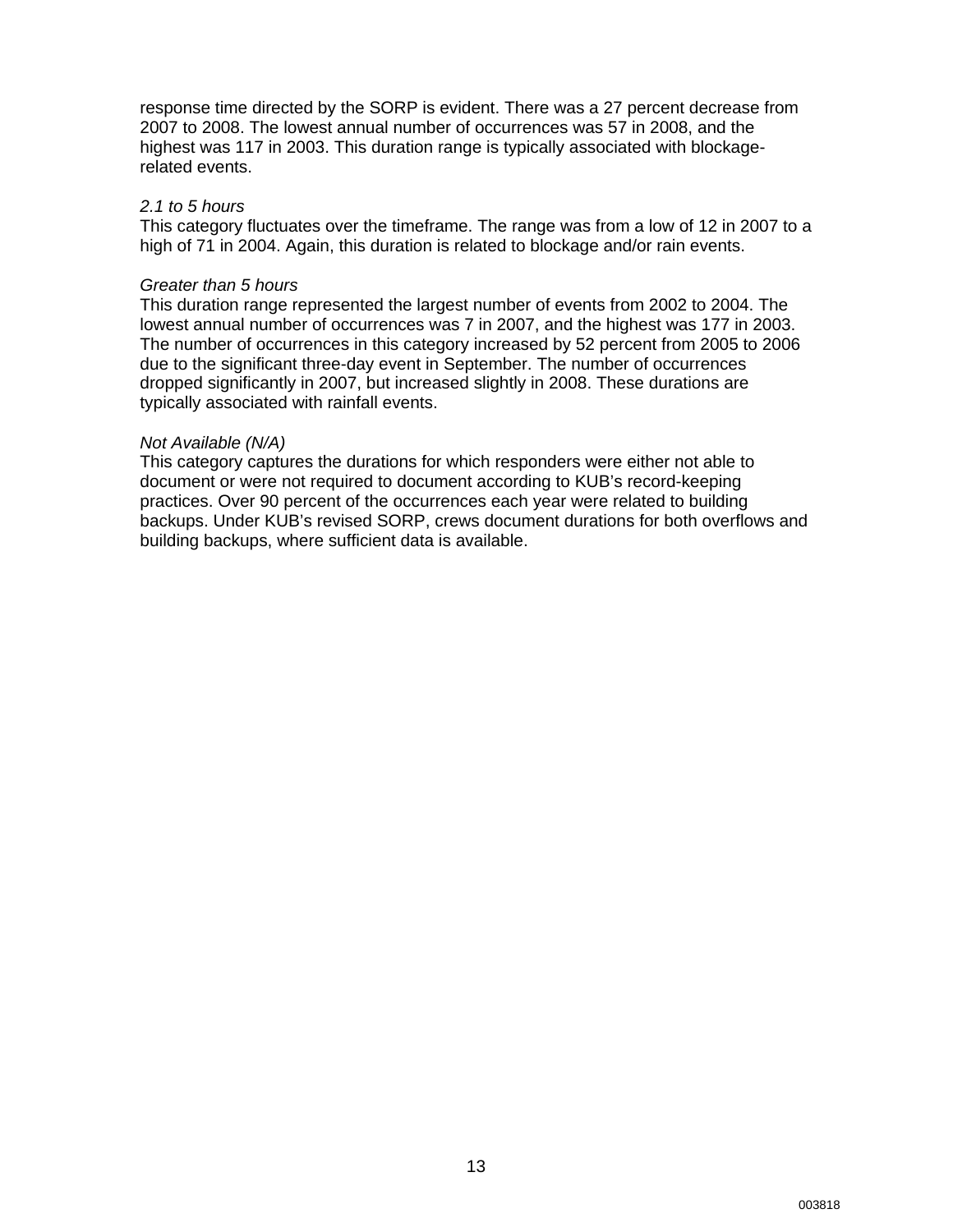response time directed by the SORP is evident. There was a 27 percent decrease from 2007 to 2008. The lowest annual number of occurrences was 57 in 2008, and the highest was 117 in 2003. This duration range is typically associated with blockage-related events.

*2.1 to 5 hours*

This category fluctuates over the timeframe. The range was from a low of 12 in 2007 to a high of 71 in 2004. Again, this duration is related to blockage and/or rain events.

*Greater than 5 hours*

This duration range represented the largest number of events from 2002 to 2004. The lowest annual number of occurrences was 7 in 2007, and the highest was 177 in 2003. The number of occurrences in this category increased by 52 percent from 2005 to 2006 due to the significant three-day event in September. The number of occurrences dropped significantly in 2007, but increased slightly in 2008. These durations are typically associated with rainfall events.

*Not Available (N/A)*

This category captures the durations for which responders were either not able to document or were not required to document according to KUB's record-keeping practices. Over 90 percent of the occurrences each year were related to building backups. Under KUB's revised SORP, crews document durations for both overflows and building backups, where sufficient data is available.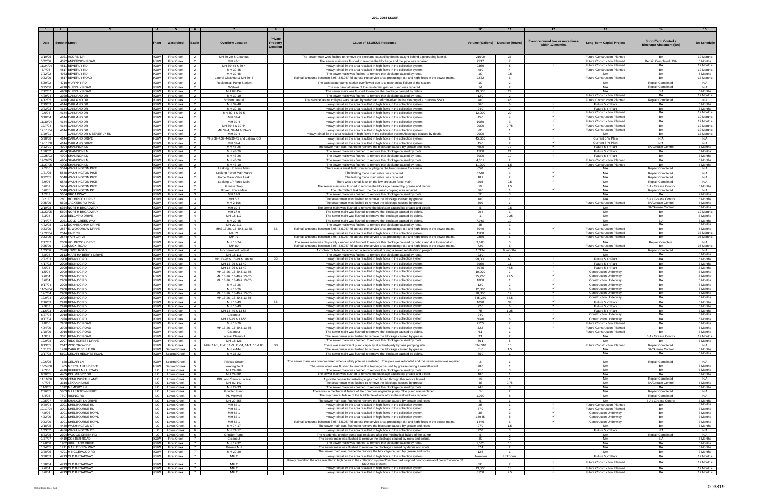# 2001-2008 SSOER

| 1 | 2 | 3 | 4 | 5 | 6 | 7 | 8 | 9 | 10 | 11 | 12 | 13 | 14 | 15 |
|---|---|---|---|---|---|---|---|---|---|---|---|---|---|---|
| Date | Street # | Street | Plant | Watershed | Basin | Overflow Location | Private Property Location | Cause of SSO/KUB Response | Volume (Gallons) | Duration (Hours) | Event occurred two or more times within 12 months. | Long-Term Capital Project | Short-Term Controls Blockage Abatement (BA) | BA Schedule |
| 3/10/05 | 3921 | ACORN DR | KUW | First Creek | 2 | MH 39-20 & Cleanout | | The sewer main was flushed to remove the blockage caused by debris caught behind a protruding lateral. | 21600 | 36 | | Future Construction Planned | BA | 12 Months |
| 5/22/06 | 4322 | ANDERSON ROAD | KUW | First Creek | 2 | MH 43-1 | | The sewer main was flushed to remove the blockage and the pipe was repaired. | 2517 | 7 | | Future Construction Planned | Repair Completed / BA | 6 Months |
| 11/24/04 | 4811 | BEVERLY RD | KUW | First Creek | 2 | MH 39-44 & 39-4 | | Heavy rainfall in the area resulted in high flows in the collection system. | 9360 | 8 | ✓ | Future Construction Planned | BA | 12 Months |
| 6/7/05 | 4817 | BEVERLY RD | KUW | First Creek | 2 | MH 39-45 | | Heavy rainfall in the area resulted in high flows in the collection system. | 480 | 4 | | Future Construction Planned | BA | 12 Months |
| 7/12/02 | 4903 | BEVERLY RD | KUW | First Creek | 2 | MH 39-48 | | The sewer main was flushed to remove the blockage caused by roots. | 10 | 0.5 | | N/A | BA | 6 Months |
| 9/23/06 | 4817 | BEVERLY ROAD | KUW | First Creek | 2 | Lateral Cleanout & MH 39-4 | | Rainfall amounts between 3.95" & 5.05" fell across the service area producing I & I and high flows in the sewer mains. | 2272 | 6 | | Future Construction Planned | BA | 12 Months |
| 8/29/02 | 4710 | MURPHY RD | KUW | First Creek | 2 | Residential Pump Station | | The wastewater pump station overflowed due to a mechanical failure at the station. | 10 | 2 | | N/A | Repair Completed | N/A |
| 3/25/08 | 4710 | MURPHY ROAD | KUW | First Creek | 2 | Wetwell | | The mechanical failure of the residential grinder pump was repaired. | 14 | 2 | | N/A | Repair Completed | N/A |
| 7/12/07 | 4900 | MURPHY ROAD | KUW | First Creek | 2 | MH 67-154 | | The sewer main was flushed to remove the blockage caused by debris. | 19,635 | 24 | | N/A | B A | 6 Months |
| 4/29/04 | 3920 | OAKLAND DR | KUW | First Creek | 2 | MH 39-19 | | The sewer main was flushed to remove the blockage caused by roots. | 120 | 2 | | Future Construction Planned | BA | 12 Months |
| 4/12/05 | 3920 | OAKLAND DR | KUW | First Creek | 2 | Broken Lateral | | The service lateral collapse was caused by vehicular traffic involved in the cleanup of a previous SSO. | 480 | 48 | | Future Construction Planned | Repair Completed | N/A |
| 2/19/03 | 4144 | OAKLAND DR | KUW | First Creek | 2 | MH 39-48 | | Heavy rainfall in the area resulted in high flows in the collection system. | 360 | 6 | ✓ | Future 5 Yr Plan | BA | 6 Months |
| 2/22/03 | 4144 | OAKLAND DR | KUW | First Creek | 2 | MH 39-48 | | Heavy rainfall in the area resulted in high flows in the collection system. | 240 | 2 | ✓ | Future 5 Yr Plan | BA | 6 Months |
| 2/6/04 | 4144 | OAKLAND DR | KUW | First Creek | 2 | MH 39-4 & 39-5 | | Heavy rainfall in the area resulted in high flows in the collection system. | 12,000 | 20 | ✓ | Future Construction Planned | BA | 12 Months |
| 3/10/04 | 4144 | OAKLAND DR | KUW | First Creek | 2 | MH 39-4 | | Heavy rainfall in the area resulted in high flows in the collection system. | 450 | 4 | ✓ | Future Construction Planned | BA | 12 Months |
| 11/30/04 | 4144 | OAKLAND DR | KUW | First Creek | 2 | MH 39-4 | | Heavy rainfall in the area resulted in high flows in the collection system. | 1080 | 3 | ✓ | Future Construction Planned | BA | 12 Months |
| 12/7/04 | 4144 | OAKLAND DR | KUW | First Creek | 2 | MH 39-4 & 39-44 | | Heavy rainfall in the area resulted in high flows in the collection system. | 2000 | 2.75 | ✓ | Future Construction Planned | BA | 12 Months |
| 12/11/04 | 4144 | OAKLAND DR | KUW | First Creek | 2 | MH 39-4, 39-44 & 39-45 | | Heavy rainfall in the area resulted in high flows in the collection system. | 60 | 1 | ✓ | Future Construction Planned | BA | 12 Months |
| 1/19/01 | | OAKLAND DR & BEVERLY RD | KUW | First Creek | 2 | MH 39-4 | | Heavy rainfall in the area resulted in high flows in the collection system/Blockage caused by debris. | 2000 | 4 | | N/A | BA | 12 Months |
| 5/28/08 | 4144 | OAKLAND DRIVE | KUW | First Creek | 2 | MHs 39-4,39-44&39-45 and Lateral CO | | Heavy rainfall in the area resulted in high flows in the collection system. | 45,655 | 2 | ✓ | Current 5 Yr Plan | N/A | N/A |
| 12/11/08 | 4144 | OAKLAND DRIVE | KUW | First Creek | 2 | MH 39-4 | | Heavy rainfall in the area resulted in high flows in the collection system. | 150 | 2 | ✓ | Current 5 Yr Plan | N/A | N/A |
| 9/12/01 | 4904 | SHANNON LN | KUW | First Creek | 2 | MH 43-26 | | The sewer main was flushed to remove the blockage caused by grease and roots. | 4500 | 72 | ✓ | Future 5 Yr Plan | BA/Grease Control | 6 Months |
| 1/10/02 | 4904 | SHANNON LN | KUW | First Creek | 2 | MH 43-26 | | The sewer main was flushed to remove the blockage caused by roots. | 1500 | 24 | ✓ | Future 5 Yr Plan | BA | 6 Months |
| 12/25/03 | 4904 | SHANNON LN | KUW | First Creek | 2 | MH 43-26 | | The sewer main was flushed to remove the blockage caused by roots. | 3000 | 10 | ✓ | Future 5 Yr Plan | BA | 6 Months |
| 12/26/05 | 4904 | SHANNON LN | KUW | First Creek | 2 | MH 43-26 | | The sewer main was flushed to remove the blockage caused by roots. | 4,314 | 2 | | Future Construction Planned | BA | 6 Months |
| 11/27/05 | 4905 | SHANNON LN | KUW | First Creek | 2 | MH 43-10 | | The sewer main was flushed to remove the blockage caused by roots. | 11,209 | 1.5 | | Future Construction Planned | BA | 6 Months |
| 2/2/06 | 5544 | WASHINGTON PIKE | KUW | First Creek | 2 | Leaking LP Force Main | | There was a small leak from a coupling on the low-pressure force main. | 650 | 48 | ✓ | N/A | Repair Completed | N/A |
| 1/21/05 | 5548 | WASHINGTON PIKE | KUW | First Creek | 2 | Leaking Force Main Valve | | The leaking force main valve was repaired. | 3740 | 4 | ✓ | N/A | Repair Completed | N/A |
| 8/22/05 | 5548 | WASHINGTON PIKE | KUW | First Creek | 2 | Force Main Valve Leak | | The leaking force main valve was repaired. | 187 | 2 | ✓ | N/A | Repair Completed | N/A |
| 3/9/06 | 5548 | WASHINGTON PIKE | KUW | First Creek | 2 | Leaking LP Force Main | | There was a small leak on the low-pressure force main. | 265 | 0.5 | ✓ | N/A | Repair Completed | N/A |
| 6/6/07 | 5004 | WASHINGTON PIKE | KUW | First Creek | 2 | Grease Trap | | The sewer main was flushed to remove the blockage caused by grease and debris. | 19 | 1.5 | | N/A | B A / Grease Control | 6 Months |
| 6/6/05 | 5548 | WASHINGTON PK | KUW | First Creek | 2 | Broken Force Main | | The intermittent leak from the force main coupling was repaired. | 360 | 1 | ✓ | N/A | Repair Completed | N/A |
| 1/2/02 | 5604 | BROADWAY | KUW | First Creek | 3 | MH 17-9 | | The sewer main was flushed to remove the blockage caused by roots. | 50 | 3 | | N/A | BA | 9 Months |
| 10/21/07 | 2801 | HOLBROOK DRIVE | KUW | First Creek | 3 | MH 6-7 | | The sewer main was flushed to remove the blockage caused by grease. | 180 | 1 | | N/A | B A / Grease Control | 6 Months |
| 9/25/06 | 5608 | JACKSBORO PIKE | KUW | First Creek | 3 | MH 2-196 | | The sewer main was flushed to remove the blockage caused by grease. | 360 | 1 | | Future Construction Planned | BA/Grease Control | 6 Months |
| 2/19/08 | 5364 | NORTH BROADWAY | KUW | First Creek | 3 | MH 10-4 | | The sewer main was flushed to remove the blockage caused by grease and debris. | 5 | 0.5 | | N/A | BA/Grease Control | 6 Months |
| 11/23/05 | 5604 | NORTH BROADWAY | KUW | First Creek | 3 | MH 17-9 | | The sewer main was flushed to remove the blockage caused by debris. | 204 | 1 | | N/A | BA | 12 Months |
| 3/3/08 | 2108 | BELCARO DRIVE | KUW | First Creek | 4 | MH 18-117 | | The sewer main was flushed to remove the blockage caused by debris. | 1 | 0.25 | | N/A | BA | 6 Months |
| 7/14/07 | 2021 | COLD CREEK WAY | KUW | First Creek | 4 | MH 22-45 | | The sewer main was flushed to remove the blockage caused by debris. | 7,987 | 10 | | N/A | B A | 6 Months |
| 4/22/08 | 1713 | DONNINGHAM DRIVE | KUW | First Creek | 4 | MH 22-211 | | The sewer main was flushed to remove the blockage caused by roots. | 35 | 3 | | N/A | BA | 6 Months |
| 9/23/06 | 2837 | E. WOODROW DRIVE | KUW | First Creek | 4 | MHS 13-26, 13-49 & 13-55 | BB | Rainfall amounts between 3.95" & 5.05" fell across the service area producing I & I and high flows in the sewer mains. | 5040 | 6 | ✓ | Future Construction Planned | BA | 6 Months |
| 12/22/04 | 2544 | FAIR DR | KUW | First Creek | 4 | MH 71 | | Heavy rainfall in the area resulted in high flows in the collection system. | 1500 | 4 | | Future Construction Planned | BA | 36 Months |
| 9/23/06 | 2544 | FAIR DRIVE | KUW | First Creek | 4 | MH 71 | | Rainfall amounts between 3.95" & 5.05" fell across the service area producing I & I and high flows in the sewer mains. | 2880 | 6 | | Future Construction Planned | BA | 36 Months |
| 2/17/07 | 2800 | HOLBROOK DRIVE | KUW | First Creek | 4 | MH 18-24 | | The sewer main was physically cleaned and flushed to remove the blockage caused by debris and due to vandalism. | 3,600 | 5 | | N/A | Repair Complete | N/A |
| 9/25/06 | 308 | KNOX ROAD | KUW | First Creek | 4 | MH 80 | | Rainfall amounts between 3.95" & 5.05" fell across the service area producing I & I and high flows in the sewer mains. | 720 | 6 | | Future Construction Planned | BA | 36 Months |
| 1/23/06 | 2828 | LOWE ROAD | KUW | First Creek | 4 | Unconnected Lateral | | A contractor failed to reconnect a service lateral during a sewer rehabilitation project. | 15334 | 9 months | | N/A | Repair Completed | N/A |
| 5/8/08 | 2113 | MARTHA BERRY DRIVE | KUW | First Creek | 4 | MH 18-116 | | The sewer main was flushed to remove the blockage caused by debris. | 230 | 1 | | N/A | BA | 6 Months |
| 2/22/03 | 2900 | RENNOC RD | KUW | First Creek | 4 | MH 13-26 & 13-49 & Lateral | BB | Heavy rainfall in the area resulted in high flows in the collection system. | 99,000 | 60 | ✓ | Future 5 Yr Plan | BA | 6 Months |
| 4/17/03 | 2900 | RENNOC RD | KUW | First Creek | 4 | MH 13-26 & 13-49 | | Heavy rainfall in the area resulted in high flows in the collection system. | 3960 | 11 | ✓ | Future 5 Yr Plan | BA | 6 Months |
| 5/6/03 | 2900 | RENNOC RD | KUW | First Creek | 4 | MH 13-26 & 13-49 | | Heavy rainfall in the area resulted in high flows in the collection system. | 6975 | 46.5 | ✓ | Future 5 Yr Plan | BA | 6 Months |
| 1/5/04 | 2900 | RENNOC RD | KUW | First Creek | 4 | MH 13-26, 13-49 & 13-55 | | Heavy rainfall in the area resulted in high flows in the collection system. | 10,920 | 7 | ✓ | Construction Underway | BA | 6 Months |
| 2/6/04 | 2900 | RENNOC RD | KUW | First Creek | 4 | MH 13-26, 13-49 & 13-55 | | Heavy rainfall in the area resulted in high flows in the collection system. | 25,260 | 27.5 | ✓ | Construction Underway | BA | 6 Months |
| 3/6/04 | 2900 | RENNOC RD | KUW | First Creek | 4 | MH 13-26, 13-49 & 13-55 | | Heavy rainfall in the area resulted in high flows in the collection system. | 1800 | 1 | ✓ | Construction Underway | BA | 6 Months |
| 9/17/04 | 2900 | RENNOC RD | KUW | First Creek | 4 | MH 13-26 | | Heavy rainfall in the area resulted in high flows in the collection system. | 120 | 2 | ✓ | Construction Underway | BA | 6 Months |
| 11/24/04 | 2900 | RENNOC RD | KUW | First Creek | 4 | MH 13-26 | | Heavy rainfall in the area resulted in high flows in the collection system. | 12,000 | 8 | ✓ | Construction Underway | BA | 6 Months |
| 12/7/04 | 2900 | RENNOC RD | KUW | First Creek | 4 | MH 13-26, 13-49 & 13-55 | | Heavy rainfall in the area resulted in high flows in the collection system. | 98,800 | 14 | ✓ | Construction Underway | BA | 6 Months |
| 12/9/04 | 2900 | RENNOC RD | KUW | First Creek | 4 | MH 13-26, 13-49 & 13-55 | | Heavy rainfall in the area resulted in high flows in the collection system. | 745,260 | 68.5 | ✓ | Construction Underway | BA | 6 Months |
| 2/16/03 | 2910 | RENNOC RD | KUW | First Creek | 4 | MH 13-49 | BB | Heavy rainfall in the area resulted in high flows in the collection system. | 1020 | 34 | ✓ | Future 5 Yr Plan | BA | 6 Months |
| 7/9/03 | 2910 | RENNOC RD | KUW | First Creek | 4 | MH 13-49 | | Heavy rainfall in the area resulted in high flows in the collection system. | 720 | 6 | ✓ | Future 5 Yr Plan | BA | 6 Months |
| 11/6/03 | 2910 | RENNOC RD | KUW | First Creek | 4 | MH 13-49 & 13-55 | | Heavy rainfall in the area resulted in high flows in the collection system. | 75 | 1.25 | ✓ | Future 5 Yr Plan | BA | 6 Months |
| 6/27/04 | 2910 | RENNOC RD | KUW | First Creek | 4 | Cleanout | | Heavy rainfall in the area resulted in high flows in the collection system. | 240 | 4 | ✓ | Construction Underway | BA | 6 Months |
| 9/17/04 | 2928 | RENNOC RD | KUW | First Creek | 4 | MH 13-49 & 13-55 | | Heavy rainfall in the area resulted in high flows in the collection system. | 5040 | 6 | ✓ | Construction Underway | BA | 6 Months |
| 4/8/06 | 2900 | RENNOC ROAD | KUW | First Creek | 4 | MH 13-26 | | Heavy rainfall in the area resulted in high flows in the collection system. | 7155 | 7 | ✓ | Future Construction Planned | BA | 6 Months |
| 4/24/06 | 2900 | RENNOC ROAD | KUW | First Creek | 4 | MH 13-26, 13-49 & 13-55 | | Heavy rainfall in the area resulted in high flows in the collection system. | 322 | 1 | ✓ | Future Construction Planned | BA | 6 Months |
| 1/18/06 | 2910 | RENNOC ROAD | KUW | First Creek | 4 | Cleanout | | The sewer main was flushed to remove the blockage caused by debris. | 61 | 1 | | Future Construction Planned | BA | 6 Months |
| 1/3/07 | 3021 | RENNOC ROAD | KUW | First Creek | 4 | Lateral Cleanout | | The sewer main was flushed to remove the blockage caused by grease. | 31 | 2 | | N/A | B A / Grease Control | 12 Months |
| 12/9/08 | 2007 | RIDGECREST DRIVE | KUW | First Creek | 4 | MH 18-126 | | The sewer main was flushed to remove the blockage caused by roots. | 561 | 5 | | N/A | BA | 6 Months |
| 8/13/05 | 2847 | WOODROW DR | KUW | First Creek | 4 | MHs 11-1, 11-2, 11-3, 11-34, 14-1, 15 & 80 | BB | There was insufficient pump capacity at a third-party bypass pumping site | 834,310 | 10 | | Future Construction Planned | Repair Completed | N/A |
| 1/31/05 | 1428 | CARRIE BELLE DR | KUW | Second Creek | 5 | MH 4-144 | | The sewer main was flushed to remove the blockage caused by grease. | 810 | 1.5 | | N/A | BA/Grease Control | 6 Months |
| 3/17/08 | 5601 | CEDAR HEIGHTS ROAD | KUW | Second Creek | 5 | MH 35-22 | | The sewer main was flushed to remove the blockage caused by debris. | 360 | 1 | | N/A | BA | 6 Months |
| 10/6/05 | 628 | CEDAR LN | KUW | Second Creek | 5 | Private Sewer | | The sewer main was compromised when a utility pole was installed. The pole was relocated and the sewer main was repaired. | 2 | 1 | | N/A | Repair Completed | N/A |
| 10/24/06 | 405 | MERCHANTS DRIVE | KUW | Second Creek | 5 | Leaking Joint | | The sewer main was flushed to remove the blockage caused by grease during a rainfall event. | 280 | 1 | | N/A | BA | 6 Months |
| 7/7/08 | 4410 | BUFFAT MILL ROAD | LC | Loves Creek | 6 | MH 29-289 | | The sewer main was flushed to remove the blockage caused by roots. | 216 | 3 | | N/A | BA | 6 Months |
| 9/30/05 | 4405 | DEL MABRY DR | LC | Loves Creek | 6 | MH 29-381 | | The sewer main was flushed to remove the blockage caused by grease and debris. | 180 | 1 | | N/A | BA | 6 Months |
| 11/19/08 | 3608 | KENILWORTH LANE | LC | Loves Creek | 6 | BBU and Service Lateral | | A private contractor installing a gas main bored through the service lateral. | 19 | 1 | | N/A | Repair Completed | N/A |
| 4/7/06 | 3310 | LEXANN LANE | LC | Loves Creek | 6 | MH 82-142 | | The sewer main was flushed to remove the blockage caused by grease. | 48 | 0.75 | | N/A | BA/Grease Control | 6 Months |
| 11/9/05 | 1312 | MEMORY LN | LC | Loves Creek | 6 | MH 29-33 | | The sewer main was flushed to remove the blockage caused by roots. | 748 | 8 | | N/A | BA | 6 Months |
| 2/26/05 | 5803 | MILLERTOWN PIKE | LC | Loves Creek | 6 | Grinder Pump | | There was a mechanical failure of the commercial grinder pump. The pump was replaced. | 5 | 2 | | N/A | Repair Completed | N/A |
| 8/4/05 | 7307 | RISING RD | LC | Loves Creek | 6 | PS Wetwell | | The mechanical failure of the bubbler level indicator in the wetwell was repaired. | 1,000 | 8 | | N/A | Repair Completed | N/A |
| 10/5/07 | 4435 | SHANGRI-LA DRIVE | LC | Loves Creek | 6 | MH 29-355 | | The sewer main was flushed to remove the blockage caused by grease and roots. | 5 | 1 | | N/A | B A / Grease Control | 6 Months |
| 9/20/04 | 3001 | SHELBOURNE RD | LC | Loves Creek | 6 | MH 82-1 | | Heavy rainfall in the area resulted in high flows in the collection system. | 25 | 1 | ✓ | Future Construction Planned | BA | 3 Months |
| 12/17/04 | 3001 | SHELBOURNE RD | LC | Loves Creek | 6 | MH 82-1 | | Heavy rainfall in the area resulted in high flows in the collection system. | 370 | 2 | ✓ | Future Construction Planned | BA | 3 Months |
| 4/8/06 | 3001 | SHELBOURNE ROAD | LC | Loves Creek | 6 | MH 82-1 | | Heavy rainfall in the area resulted in high flows in the collection system. | 38 | 3 | ✓ | Construction Underway | BA | 3 Months |
| 4/22/06 | 3001 | SHELBOURNE ROAD | LC | Loves Creek | 6 | MH 82-1 | | Heavy rainfall in the area resulted in high flows in the collection system. | 14945 | 8 | ✓ | Construction Underway | BA | 3 Months |
| 9/23/06 | 3001 | SHELBOURNE ROAD | LC | Loves Creek | 6 | MH 82-1 | | Rainfall amounts between 3.95" & 5.05" fell across the service area producing I & I and high flows in the sewer mains. | 1440 | 6 | ✓ | Construction Underway | BA | 3 Months |
| 2/18/05 | 4430 | WASHINGTON CT | LC | Loves Creek | 6 | MH 74-17 | | The sewer main was flushed to remove the blockage caused by grease and roots. | 270 | 1.5 | | N/A | BA | 6 Months |
| 1/23/02 | 4436 | WASHINGTON CT | LC | Loves Creek | 6 | MH 74-17 | | Heavy rainfall in the area resulted in high flows in the collection system. | 720 | 3 | | Future 5 Yr Plan | BA | N/A |
| 8/23/05 | 2304 | WOODS CREEK RD | LC | Loves Creek | 6 | Grinder Pump | | The residential grinder pump was replaced after the mechanical failure of the pump. | 5 | 2 | | N/A | Repair Completed | N/A |
| 1/27/07 | 4419 | COSTER ROAD | KUW | First Creek | 7 | Cleanout | | The sewer main was flushed to remove the blockage caused by roots and debris. | 30 | 2 | | N/A | B A | 6 Months |
| 12/8/06 | 1902 | HIGHLAND DRIVE | KUW | First Creek | 7 | MH 17-32 | | The sewer main was flushed to remove the blockage caused by roots. | 1,025 | 10 | | N/A | BA | 6 Months |
| 1/24/05 | 1711 | MAPLE VIEW WAY | KUW | First Creek | 7 | Private MH | | The sewer main was flushed to remove the blockage caused by debris and roots. | 374 | 2 | | N/A | BA | 3 Months |
| 3/28/05 | 4701 | MINGLEWOOD RD | KUW | First Creek | 7 | MH 29-20 | | The sewer main was flushed to remove the blockage caused by grease and roots. | 125 | 1 | | N/A | BA | 3 Months |
| 3/28/03 | 4713 | OLD BROADWAY | KUW | First Creek | 7 | MH 2 | | Heavy rainfall in the area resulted in high flows in the collection system. | Unknown | Unknown | | Future 5 Yr Plan | BA | 12 Months |
| 1/28/04 | 4713 | OLD BROADWAY | KUW | First Creek | 7 | MH 2 | | Heavy rainfall in the area resulted in high flows in the collection system/Overflow had stopped prior to arrival of crew/Evidence of SSO was present. | 50 | 2 | ✓ | Future Construction Planned | BA | 12 Months |
| 2/6/04 | 4713 | OLD BROADWAY | KUW | First Creek | 7 | MH 2 | | Heavy rainfall in the area resulted in high flows in the collection system. | 13,500 | 18 | ✓ | Future Construction Planned | BA | 12 Months |
| 3/6/04 | 4713 | OLD BROADWAY | KUW | First Creek | 7 | MH 2 | | Heavy rainfall in the area resulted in high flows in the collection system. | 3150 | 2.5 | ✓ | Future Construction Planned | BA | 12 Months |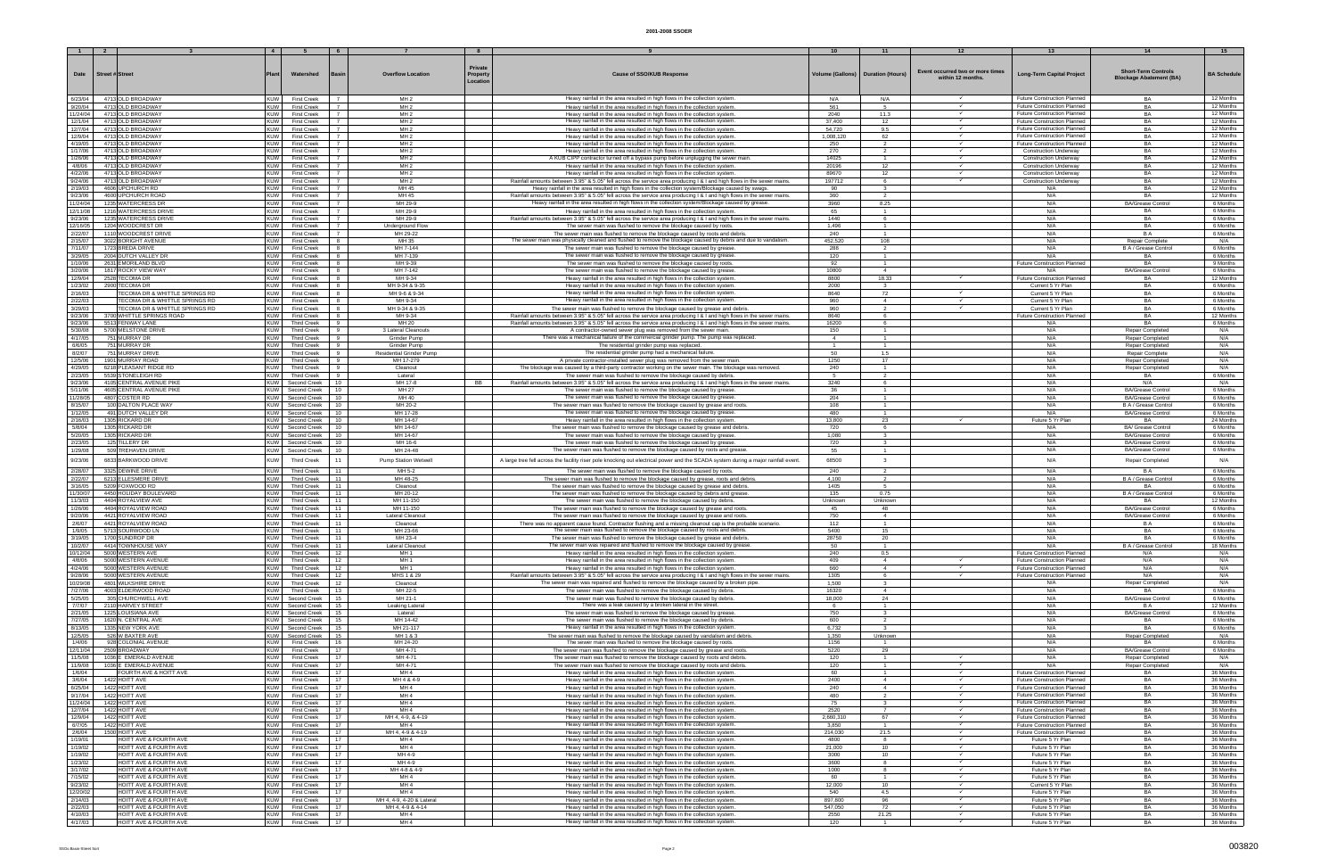# 2001-2008 SSOER

| 1 | 2 | 3 | 4 | 5 | 6 | 7 | 8 | 9 | 10 | 11 | 12 | 13 | 14 | 15 |
|---|---|---|---|---|---|---|---|---|---|---|---|---|---|---|
| Date | Street # | Street | Plant | Watershed | Basin | Overflow Location | Private Property Location | Cause of SSO/KUB Response | Volume (Gallons) | Duration (Hours) | Event occurred two or more times within 12 months. | Long-Term Capital Project | Short-Term Controls Blockage Abatement (BA) | BA Schedule |
| 6/23/04 | 4713 | OLD BROADWAY | KUW | First Creek | 7 | MH 2 | | Heavy rainfall in the area resulted in high flows in the collection system. | N/A | N/A | ✓ | Future Construction Planned | BA | 12 Months |
| 9/20/04 | 4713 | OLD BROADWAY | KUW | First Creek | 7 | MH 2 | | Heavy rainfall in the area resulted in high flows in the collection system. | 561 | 5 | ✓ | Future Construction Planned | BA | 12 Months |
| 11/24/04 | 4713 | OLD BROADWAY | KUW | First Creek | 7 | MH 2 | | Heavy rainfall in the area resulted in high flows in the collection system. | 2040 | 11.3 | ✓ | Future Construction Planned | BA | 12 Months |
| 12/1/04 | 4713 | OLD BROADWAY | KUW | First Creek | 7 | MH 2 | | Heavy rainfall in the area resulted in high flows in the collection system. | 37,400 | 12 | ✓ | Future Construction Planned | BA | 12 Months |
| 12/7/04 | 4713 | OLD BROADWAY | KUW | First Creek | 7 | MH 2 | | Heavy rainfall in the area resulted in high flows in the collection system. | 54,720 | 9.5 | ✓ | Future Construction Planned | BA | 12 Months |
| 12/9/04 | 4713 | OLD BROADWAY | KUW | First Creek | 7 | MH 2 | | Heavy rainfall in the area resulted in high flows in the collection system. | 1,008,120 | 62 | ✓ | Future Construction Planned | BA | 12 Months |
| 4/19/05 | 4713 | OLD BROADWAY | KUW | First Creek | 7 | MH 2 | | Heavy rainfall in the area resulted in high flows in the collection system. | 250 | 2 | ✓ | Future Construction Planned | BA | 12 Months |
| 1/17/06 | 4713 | OLD BROADWAY | KUW | First Creek | 7 | MH 2 | | Heavy rainfall in the area resulted in high flows in the collection system. | 270 | 2 | ✓ | Construction Underway | BA | 12 Months |
| 1/26/06 | 4713 | OLD BROADWAY | KUW | First Creek | 7 | MH 2 | | A KUB CIPP contractor turned off a bypass pump before unplugging the sewer main. | 14025 | 1 | ✓ | Construction Underway | BA | 12 Months |
| 4/8/06 | 4713 | OLD BROADWAY | KUW | First Creek | 7 | MH 2 | | Heavy rainfall in the area resulted in high flows in the collection system. | 20196 | 12 | ✓ | Construction Underway | BA | 12 Months |
| 4/22/06 | 4713 | OLD BROADWAY | KUW | First Creek | 7 | MH 2 | | Heavy rainfall in the area resulted in high flows in the collection system. | 89670 | 12 | ✓ | Construction Underway | BA | 12 Months |
| 9/24/06 | 4713 | OLD BROADWAY | KUW | First Creek | 7 | MH 2 | | Rainfall amounts between 3.95" & 5.05" fell across the service area producing I & I and high flows in the sewer mains. | 197712 | 6 | ✓ | Construction Underway | BA | 12 Months |
| 2/19/03 | 4606 | UPCHURCH RD | KUW | First Creek | 7 | MH 45 | | Heavy rainfall in the area resulted in high flows in the collection system/Blockage caused by swage. | 90 | 3 | | N/A | BA | 12 Months |
| 9/23/06 | 4606 | UPCHURCH ROAD | KUW | First Creek | 7 | MH 45 | | Rainfall amounts between 3.95" & 5.05" fell across the service area producing I & I and high flows in the sewer mains. | 360 | 2 | | N/A | BA | 12 Months |
| 11/24/04 | 1235 | WATERCRESS DR | KUW | First Creek | 7 | MH 29-9 | | Heavy rainfall in the area resulted in high flows in the collection system/Blockage caused by grease. | 3960 | 8.25 | | N/A | BA/Grease Control | 6 Months |
| 12/11/08 | 1235 | WATERCRESS DRIVE | KUW | First Creek | 7 | MH 29-9 | | Heavy rainfall in the area resulted in high flows in the collection system. | 65 | 1 | | N/A | BA | 6 Months |
| 9/23/06 | 1235 | WATERCRESS DRIVE | KUW | First Creek | 7 | MH 29-9 | | Rainfall amounts between 3.95" & 5.05" fell across the service area producing I & I and high flows in the sewer mains. | 1440 | 6 | | N/A | BA | 6 Months |
| 12/16/05 | 1204 | WOODCREST DR | KUW | First Creek | 7 | Underground Flow | | The sewer main was flushed to remove the blockage caused by roots. | 1,496 | 1 | | N/A | BA | 6 Months |
| 2/22/07 | 1110 | WOODCREST DRIVE | KUW | First Creek | 7 | MH 29-22 | | The sewer main was flushed to remove the blockage caused by roots and debris. | 240 | 1 | | N/A | B A | 6 Months |
| 2/15/07 | 3022 | BORGHT AVENUE | KUW | First Creek | 8 | MH 35 | | The sewer main was physically cleaned and flushed to remove the blockage caused by debris and due to vandalism. | 452,520 | 108 | | N/A | Repair Complete | N/A |
| 7/11/07 | 1723 | BREDA DRIVE | KUW | First Creek | 8 | MH 7-144 | | The sewer main was flushed to remove the blockage caused by grease. | 288 | 2 | | N/A | B A / Grease Control | 6 Months |
| 3/29/05 | 2004 | DUTCH VALLEY DR | KUW | First Creek | 8 | MH 7-139 | | The sewer main was flushed to remove the blockage caused by grease. | 120 | 1 | | N/A | BA | 6 Months |
| 1/10/06 | 2631 | EMORILAND BLVD | KUW | First Creek | 8 | MH 9-39 | | The sewer main was flushed to remove the blockage caused by roots. | 92 | 1 | | Future Construction Planned | BA | 9 Months |
| 3/20/06 | 1817 | ROCKY VIEW WAY | KUW | First Creek | 8 | MH 7-142 | | The sewer main was flushed to remove the blockage caused by grease. | 10800 | 4 | | N/A | BA/Grease Control | 6 Months |
| 12/9/04 | 2528 | TECOMA DR | KUW | First Creek | 8 | MH 9-34 | | Heavy rainfall in the area resulted in high flows in the collection system. | 8800 | 18.33 | ✓ | Future Construction Planned | BA | 12 Months |
| 1/23/02 | 2900 | TECOMA DR | KUW | First Creek | 8 | MH 9-34 & 9-35 | | Heavy rainfall in the area resulted in high flows in the collection system. | 2000 | 3 | | Current 5 Yr Plan | BA | 6 Months |
| 2/16/03 | | TECOMA DR & WHITTLE SPRINGS RD | KUW | First Creek | 8 | MH 9-6 & 9-34 | | Heavy rainfall in the area resulted in high flows in the collection system. | 8640 | 72 | ✓ | Current 5 Yr Plan | BA | 6 Months |
| 2/22/03 | | TECOMA DR & WHITTLE SPRINGS RD | KUW | First Creek | 8 | MH 9-34 | | Heavy rainfall in the area resulted in high flows in the collection system. | 960 | 4 | ✓ | Current 5 Yr Plan | BA | 6 Months |
| 3/29/03 | | TECOMA DR & WHITTLE SPRINGS RD | KUW | First Creek | 8 | MH 9-34 & 9-35 | | The sewer main was flushed to remove the blockage caused by grease and debris. | 960 | 2 | ✓ | Current 5 Yr Plan | BA | 6 Months |
| 9/23/06 | 3700 | WHITTLE SPRINGS ROAD | KUW | First Creek | 8 | MH 9-34 | | Rainfall amounts between 3.95" & 5.05" fell across the service area producing I & I and high flows in the sewer mains. | 8640 | 6 | | Future Construction Planned | BA | 12 Months |
| 9/23/06 | 5513 | FENWAY LANE | KUW | Third Creek | 8 | MH 20 | | Rainfall amounts between 3.95" & 5.05" fell across the service area producing I & I and high flows in the sewer mains. | 16200 | 6 | | N/A | BA | 6 Months |
| 5/30/08 | 5700 | MELSTONE DRIVE | KUW | Third Creek | 9 | 3 Lateral Cleanouts | | A contractor-owned sewer plug was removed from the sewer main. | 150 | 1 | | N/A | Repair Completed | N/A |
| 4/17/05 | 751 | MURRAY DR | KUW | Third Creek | 9 | Grinder Pump | | There was a mechanical failure of the commercial grinder pump. The pump was replaced. | 4 | 1 | | N/A | Repair Completed | N/A |
| 6/6/05 | 751 | MURRAY DR | KUW | Third Creek | 9 | Grinder Pump | | The residential grinder pump was replaced. | 1 | 1 | | N/A | Repair Completed | N/A |
| 8/2/07 | 751 | MURRAY DRIVE | KUW | Third Creek | 9 | Residential Grinder Pump | | The residential grinder pump had a mechanical failure. | 50 | 1.5 | | N/A | Repair Complete | N/A |
| 12/5/06 | 1901 | MURRAY ROAD | KUW | Third Creek | 9 | MH 17-279 | | A private contractor-installed sewer plug was removed from the sewer main. | 1250 | 17 | | N/A | Repair Completed | N/A |
| 4/29/05 | 6218 | PLEASANT RIDGE RD | KUW | Third Creek | 9 | Cleanout | | The blockage was caused by a third-party contractor working on the sewer main. The blockage was removed. | 240 | 1 | | N/A | Repair Completed | N/A |
| 2/23/05 | 5539 | STONELEIGH RD | KUW | Third Creek | 9 | Lateral | | The sewer main was flushed to remove the blockage caused by debris. | 5 | 2 | | N/A | BA | 6 Months |
| 9/23/06 | 4105 | CENTRAL AVENUE PIKE | KUW | Second Creek | 10 | MH 17-8 | BB | Rainfall amounts between 3.95" & 5.05" fell across the service area producing I & I and high flows in the sewer mains. | 3240 | 6 | | N/A | N/A | N/A |
| 5/11/06 | 4605 | CENTRAL AVENUE PIKE | KUW | Second Creek | 10 | MH 27 | | The sewer main was flushed to remove the blockage caused by grease. | 36 | 1 | | N/A | BA/Grease Control | 6 Months |
| 11/28/06 | 4807 | COSTER RD | KUW | Second Creek | 10 | MH 40 | | The sewer main was flushed to remove the blockage caused by grease. | 204 | 1 | | N/A | BA/Grease Control | 6 Months |
| 8/15/07 | 100 | DALTON PLACE WAY | KUW | Second Creek | 10 | MH 20-2 | | The sewer main was flushed to remove the blockage caused by grease and roots. | 108 | 1 | | N/A | B A / Grease Control | 6 Months |
| 1/12/05 | 491 | DUTCH VALLEY DR | KUW | Second Creek | 10 | MH 17-28 | | The sewer main was flushed to remove the blockage caused by grease. | 480 | 1 | | N/A | BA/Grease Control | 6 Months |
| 2/16/03 | 1305 | RICKARD DR | KUW | Second Creek | 10 | MH 14-67 | | Heavy rainfall in the area resulted in high flows in the collection system. | 13,800 | 23 | ✓ | Future 5 Yr Plan | BA | 24 Months |
| 5/8/04 | 1305 | RICKARD DR | KUW | Second Creek | 10 | MH 14-67 | | The sewer main was flushed to remove the blockage caused by grease and debris. | 720 | 6 | | N/A | BA/ Grease Control | 6 Months |
| 5/20/05 | 1305 | RICKARD DR | KUW | Second Creek | 10 | MH 14-67 | | The sewer main was flushed to remove the blockage caused by grease. | 1,080 | 3 | | N/A | BA/Grease Control | 6 Months |
| 2/23/05 | 125 | TILLERY DR | KUW | Second Creek | 10 | MH 16-6 | | The sewer main was flushed to remove the blockage caused by grease. | 720 | 3 | | N/A | BA/Grease Control | 6 Months |
| 1/29/08 | 509 | TREHAVEN DRIVE | KUW | Second Creek | 10 | MH 24-48 | | The sewer main was flushed to remove the blockage caused by roots and grease. | 55 | 1 | | N/A | BA/Grease Control | 6 Months |
| 9/23/06 | 6833 | BARKWOOD DRIVE | KUW | Third Creek | 11 | Pump Station Wetwell | | A large tree fell across the facility riser pole knocking out electrical power and the SCADA system during a major rainfall event. | 68500 | 3 | | N/A | Repair Completed | N/A |
| 2/28/07 | 3325 | DEWINE DRIVE | KUW | Third Creek | 11 | MH 5-2 | | The sewer main was flushed to remove the blockage caused by roots. | 240 | 2 | | N/A | B A | 6 Months |
| 2/22/07 | 6213 | ELLESMERE DRIVE | KUW | Third Creek | 11 | MH 48-25 | | The sewer main was flushed to remove the blockage caused by grease, roots and debris. | 4,100 | 2 | | N/A | B A / Grease Control | 6 Months |
| 3/16/05 | 5209 | FOXWOOD RD | KUW | Third Creek | 11 | Cleanout | | The sewer main was flushed to remove the blockage caused by grease and debris. | 1485 | 5 | | N/A | BA | 6 Months |
| 11/30/07 | 4450 | HOLIDAY BOULEVARD | KUW | Third Creek | 11 | MH 20-12 | | The sewer main was flushed to remove the blockage caused by debris and grease. | 135 | 0.75 | | N/A | B A / Grease Control | 6 Months |
| 11/3/03 | 4404 | ROYALVIEW AVE | KUW | Third Creek | 11 | MH 11-150 | | The sewer main was flushed to remove the blockage caused by debris. | Unknown | Unknown | | N/A | BA | 12 Months |
| 1/26/06 | 4404 | ROYALVIEW ROAD | KUW | Third Creek | 11 | MH 11-150 | | The sewer main was flushed to remove the blockage caused by grease and roots. | 45 | 48 | | N/A | BA/Grease Control | 6 Months |
| 9/20/06 | 4421 | ROYALVIEW ROAD | KUW | Third Creek | 11 | Lateral Cleanout | | The sewer main was flushed to remove the blockage caused by grease and roots. | 750 | 4 | | N/A | BA/Grease Control | 6 Months |
| 2/6/07 | 4421 | ROYALVIEW ROAD | KUW | Third Creek | 11 | Cleanout | | There was no apparent cause found. Contractor flushing and a missing cleanout cap is the probable scenario. | 112 | 1 | | N/A | B A | 6 Months |
| 1/9/05 | 5713 | SOURWOOD LN | KUW | Third Creek | 11 | MH 23-66 | | The sewer main was flushed to remove the blockage caused by roots and debris. | 5400 | 15 | | N/A | BA | 6 Months |
| 3/19/05 | 1700 | SUNDROP DR | KUW | Third Creek | 11 | MH 23-4 | | The sewer main was flushed to remove the blockage caused by grease and debris. | 28750 | 20 | | N/A | BA | 6 Months |
| 10/2/07 | 4414 | TOWNHOUSE WAY | KUW | Third Creek | 11 | Lateral Cleanout | | The sewer main was repaired and flushed to remove the blockage caused by grease. | 50 | 1 | | N/A | B A / Grease Control | 18 Months |
| 10/12/04 | 5000 | WESTERN AVE | KUW | Third Creek | 12 | MH 1 | | Heavy rainfall in the area resulted in high flows in the collection system. | 240 | 0.5 | | Future Construction Planned | N/A | N/A |
| 4/8/06 | 5000 | WESTERN AVENUE | KUW | Third Creek | 12 | MH 1 | | Heavy rainfall in the area resulted in high flows in the collection system. | 409 | 4 | ✓ | Future Construction Planned | N/A | N/A |
| 4/24/06 | 5000 | WESTERN AVENUE | KUW | Third Creek | 12 | MH 1 | | Heavy rainfall in the area resulted in high flows in the collection system. | 660 | 4 | ✓ | Future Construction Planned | N/A | N/A |
| 9/28/06 | 5000 | WESTERN AVENUE | KUW | Third Creek | 12 | MHS 1 & 29 | | Rainfall amounts between 3.95" & 5.05" fell across the service area producing I & I and high flows in the sewer mains. | 1305 | 6 | ✓ | Future Construction Planned | N/A | N/A |
| 10/29/08 | 4801 | MILKSHIRE DRIVE | KUW | Third Creek | 12 | Cleanout | | The sewer main was repaired and flushed to remove the blockage caused by a broken pipe. | 1,500 | 3 | | N/A | Repair Completed | N/A |
| 7/27/06 | 4003 | ELDERWOOD ROAD | KUW | Third Creek | 13 | MH 22-5 | | The sewer main was flushed to remove the blockage caused by debris. | 16320 | 4 | | N/A | BA | 6 Months |
| 5/25/05 | 305 | CHURCHWELL AVE | KUW | Second Creek | 15 | MH 21-1 | | The sewer main was flushed to remove the blockage caused by debris. | 18,000 | 24 | | N/A | BA/Grease Control | 6 Months |
| 7/7/07 | 2110 | HARVEY STREET | KUW | Second Creek | 15 | Leaking Lateral | | There was a leak caused by a broken lateral in the street. | 6 | 1 | | N/A | B A | 12 Months |
| 2/21/05 | 1225 | LOUISIANA AVE | KUW | Second Creek | 15 | Lateral | | The sewer main was flushed to remove the blockage caused by grease. | 750 | 3 | | N/A | BA/Grease Control | 6 Months |
| 7/27/05 | 1620 | N. CENTRAL AVE | KUW | Second Creek | 15 | MH 14-42 | | The sewer main was flushed to remove the blockage caused by debris. | 600 | 2 | | N/A | BA | 6 Months |
| 8/13/05 | 1338 | NEW YORK AVE | KUW | Second Creek | 15 | MH 21-117 | | Heavy rainfall in the area resulted in high flows in the collection system. | 6,732 | 3 | | N/A | BA | 6 Months |
| 12/5/05 | 526 | W BAXTER AVE | KUW | Second Creek | 15 | MH 1 & 3 | | The sewer main was flushed to remove the blockage caused by vandalism and debris. | 1,350 | Unknown | | N/A | Repair Completed | N/A |
| 1/4/06 | 928 | COLONIAL AVENUE | KUW | First Creek | 16 | MH 24-20 | | The sewer main was flushed to remove the blockage caused by roots. | 1156 | 1 | | N/A | BA | 6 Months |
| 12/11/04 | 2509 | BROADWAY | KUW | First Creek | 17 | MH 4-71 | | The sewer main was flushed to remove the blockage caused by grease and roots. | 5220 | 29 | | N/A | BA/Grease Control | 6 Months |
| 11/5/08 | 1036 | E. EMERALD AVENUE | KUW | First Creek | 17 | MH 4-71 | | The sewer main was flushed to remove the blockage caused by roots and debris. | 120 | 1 | ✓ | N/A | Repair Completed | N/A |
| 11/9/08 | 1036 | E. EMERALD AVENUE | KUW | First Creek | 17 | MH 4-71 | | The sewer main was flushed to remove the blockage caused by roots and debris. | 120 | 1 | ✓ | N/A | Repair Completed | N/A |
| 1/6/04 | | FOURTH AVE & HOITT AVE | KUW | First Creek | 17 | MH 4 | | Heavy rainfall in the area resulted in high flows in the collection system. | 60 | 1 | ✓ | Future Construction Planned | BA | 36 Months |
| 3/6/04 | 1422 | HOITT AVE | KUW | First Creek | 17 | MH 4 & 4-9 | | Heavy rainfall in the area resulted in high flows in the collection system. | 2400 | 4 | ✓ | Future Construction Planned | BA | 36 Months |
| 6/25/04 | 1422 | HOITT AVE | KUW | First Creek | 17 | MH 4 | | Heavy rainfall in the area resulted in high flows in the collection system. | 240 | 4 | ✓ | Future Construction Planned | BA | 36 Months |
| 9/17/04 | 1422 | HOITT AVE | KUW | First Creek | 17 | MH 4 | | Heavy rainfall in the area resulted in high flows in the collection system. | 480 | 2 | ✓ | Future Construction Planned | BA | 36 Months |
| 11/24/04 | 1422 | HOITT AVE | KUW | First Creek | 17 | MH 4 | | Heavy rainfall in the area resulted in high flows in the collection system. | 75 | 3 | ✓ | Future Construction Planned | BA | 36 Months |
| 12/7/04 | 1422 | HOITT AVE | KUW | First Creek | 17 | MH 4 | | Heavy rainfall in the area resulted in high flows in the collection system. | 2520 | 7 | ✓ | Future Construction Planned | BA | 36 Months |
| 12/9/04 | 1422 | HOITT AVE | KUW | First Creek | 17 | MH 4, 4-9, & 4-19 | | Heavy rainfall in the area resulted in high flows in the collection system. | 2,660,310 | 67 | ✓ | Future Construction Planned | BA | 36 Months |
| 6/7/05 | 1422 | HOITT AVE | KUW | First Creek | 17 | MH 4 | | Heavy rainfall in the area resulted in high flows in the collection system. | 3,850 | 1 | ✓ | Future Construction Planned | BA | 36 Months |
| 2/6/04 | 1500 | HOITT AVE | KUW | First Creek | 17 | MH 4, 4-9 & 4-19 | | Heavy rainfall in the area resulted in high flows in the collection system. | 214,030 | 21.5 | ✓ | Future Construction Planned | BA | 36 Months |
| 1/19/01 | | HOITT AVE & FOURTH AVE | KUW | First Creek | 17 | MH 4 | | Heavy rainfall in the area resulted in high flows in the collection system. | 4800 | 8 | ✓ | Future 5 Yr Plan | BA | 36 Months |
| 1/19/02 | | HOITT AVE & FOURTH AVE | KUW | First Creek | 17 | MH 4 | | Heavy rainfall in the area resulted in high flows in the collection system. | 21,000 | 10 | ✓ | Future 5 Yr Plan | BA | 36 Months |
| 1/19/02 | | HOITT AVE & FOURTH AVE | KUW | First Creek | 17 | MH 4-9 | | Heavy rainfall in the area resulted in high flows in the collection system. | 3000 | 10 | ✓ | Future 5 Yr Plan | BA | 36 Months |
| 1/23/02 | | HOITT AVE & FOURTH AVE | KUW | First Creek | 17 | MH 4-9 | | Heavy rainfall in the area resulted in high flows in the collection system. | 3600 | 8 | ✓ | Future 5 Yr Plan | BA | 36 Months |
| 3/17/02 | | HOITT AVE & FOURTH AVE | KUW | First Creek | 17 | MH 4-8 & 4-9 | | Heavy rainfall in the area resulted in high flows in the collection system. | 1000 | 8 | ✓ | Future 5 Yr Plan | BA | 36 Months |
| 7/15/02 | | HOITT AVE & FOURTH AVE | KUW | First Creek | 17 | MH 4 | | Heavy rainfall in the area resulted in high flows in the collection system. | 60 | 1 | ✓ | Future 5 Yr Plan | BA | 36 Months |
| 9/23/02 | | HOITT AVE & FOURTH AVE | KUW | First Creek | 17 | MH 4 | | Heavy rainfall in the area resulted in high flows in the collection system. | 12,000 | 10 | ✓ | Current 5 Yr Plan | BA | 36 Months |
| 12/20/02 | | HOITT AVE & FOURTH AVE | KUW | First Creek | 17 | MH 4 | | Heavy rainfall in the area resulted in high flows in the collection system. | 540 | 4.5 | ✓ | Future 5 Yr Plan | BA | 36 Months |
| 2/14/03 | | HOITT AVE & FOURTH AVE | KUW | First Creek | 17 | MH 4, 4-9, 4-20 & Lateral | | Heavy rainfall in the area resulted in high flows in the collection system. | 897,800 | 96 | ✓ | Future 5 Yr Plan | BA | 36 Months |
| 2/22/03 | | HOITT AVE & FOURTH AVE | KUW | First Creek | 17 | MH 4, 4-9 & 4-14 | | Heavy rainfall in the area resulted in high flows in the collection system. | 547,050 | 72 | ✓ | Future 5 Yr Plan | BA | 36 Months |
| 4/10/03 | | HOITT AVE & FOURTH AVE | KUW | First Creek | 17 | MH 4 | | Heavy rainfall in the area resulted in high flows in the collection system. | 2550 | 21.25 | ✓ | Future 5 Yr Plan | BA | 36 Months |
| 4/17/03 | | HOITT AVE & FOURTH AVE | KUW | First Creek | 17 | MH 4 | | Heavy rainfall in the area resulted in high flows in the collection system. | 120 | 1 | ✓ | Future 5 Yr Plan | BA | 36 Months |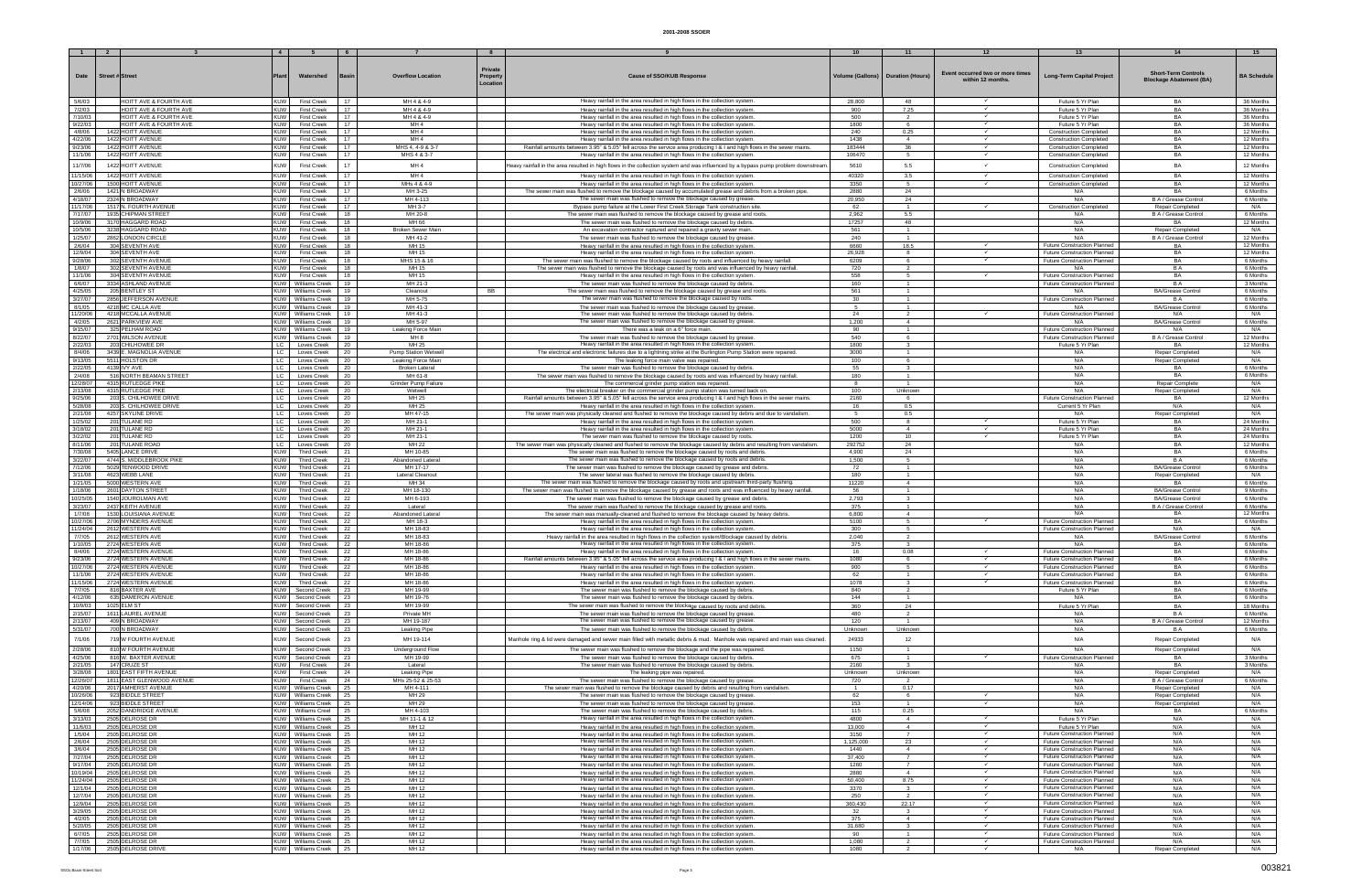# 2001-2008 SSOER

| 1 | 2 | 3 | 4 | 5 | 6 | 7 | 8 | 9 | 10 | 11 | 12 | 13 | 14 | 15 |
|---|---|---|---|---|---|---|---|---|---|---|---|---|---|---|
| Date | Street # | Street | Plant | Watershed | Basin | Overflow Location | Private Property Location | Cause of SSO/KUB Response | Volume (Gallons) | Duration (Hours) | Event occurred two or more times within 12 months. | Long-Term Capital Project | Short-Term Controls Blockage Abatement (BA) | BA Schedule |
| 5/6/03 | | HOITT AVE & FOURTH AVE | KUW | First Creek | 17 | MH 4 & 4-9 | | Heavy rainfall in the area resulted in high flows in the collection system. | 28,800 | 48 | ✓ | Future 5 Yr Plan | BA | 36 Months |
| 7/2/03 | | HOITT AVE & FOURTH AVE | KUW | First Creek | 17 | MH 4 & 4-9 | | Heavy rainfall in the area resulted in high flows in the collection system. | 900 | 7.25 | ✓ | Future 5 Yr Plan | BA | 36 Months |
| 7/10/03 | | HOITT AVE & FOURTH AVE | KUW | First Creek | 17 | MH 4 & 4-9 | | Heavy rainfall in the area resulted in high flows in the collection system. | 500 | 2 | ✓ | Future 5 Yr Plan | BA | 36 Months |
| 9/22/03 | | HOITT AVE & FOURTH AVE | KUW | First Creek | 17 | MH 4 | | Heavy rainfall in the area resulted in high flows in the collection system. | 1800 | 6 | ✓ | Future 5 Yr Plan | BA | 36 Months |
| 4/8/06 | 1422 | HOITT AVENUE | KUW | First Creek | 17 | MH 4 | | Heavy rainfall in the area resulted in high flows in the collection system. | 240 | 0.25 | ✓ | Construction Completed | BA | 12 Months |
| 4/22/06 | 1422 | HOITT AVENUE | KUW | First Creek | 17 | MH 4 | | Heavy rainfall in the area resulted in high flows in the collection system. | 1438 | 4 | ✓ | Construction Completed | BA | 12 Months |
| 9/23/06 | 1422 | HOITT AVENUE | KUW | First Creek | 17 | MHS 4, 4-9 & 3-7 | | Rainfall amounts between 3.95" & 5.05" fell across the service area producing I & I and high flows in the sewer mains. | 183444 | 36 | ✓ | Construction Completed | BA | 12 Months |
| 11/1/06 | 1422 | HOITT AVENUE | KUW | First Creek | 17 | MHS 4 & 3-7 | | Heavy rainfall in the area resulted in high flows in the collection system. | 106470 | 5 | ✓ | Construction Completed | BA | 12 Months |
| 11/7/06 | 1422 | HOITT AVENUE | KUW | First Creek | 17 | MH 4 | | Heavy rainfall in the area resulted in high flows in the collection system and was influenced by a bypass pump problem downstream. | 5610 | 5.5 | ✓ | Construction Completed | BA | 12 Months |
| 11/15/06 | 1422 | HOITT AVENUE | KUW | First Creek | 17 | MH 4 | | Heavy rainfall in the area resulted in high flows in the collection system. | 40320 | 3.5 | ✓ | Construction Completed | BA | 12 Months |
| 10/27/06 | 1500 | HOITT AVENUE | KUW | First Creek | 17 | MHs 4 & 4-9 | | Heavy rainfall in the area resulted in high flows in the collection system. | 3350 | 5 | ✓ | Construction Completed | BA | 12 Months |
| 2/6/06 | 1421 | N BROADWAY | KUW | First Creek | 17 | MH 3-25 | | The sewer main was flushed to remove the blockage caused by accumulated grease and debris from a broken pipe. | 2880 | 24 | | N/A | BA | 6 Months |
| 4/16/07 | 2324 | N BROADWAY | KUW | First Creek | 17 | MH 4-113 | | The sewer main was flushed to remove the blockage caused by grease. | 20,950 | 24 | | N/A | B A / Grease Control | 6 Months |
| 11/17/06 | 1517 | N. FOURTH AVENUE | KUW | First Creek | 17 | MH 3-7 | | Bypass pump failure at the Lower First Creek Storage Tank construction site. | 62 | 1 | ✓ | Construction Completed | Repair Completed | N/A |
| 7/17/07 | 1935 | CHIPMAN STREET | KUW | First Creek | 18 | MH 20-8 | | The sewer main was flushed to remove the blockage caused by grease and roots. | 2,962 | 5.5 | | N/A | B A / Grease Control | 6 Months |
| 10/9/06 | 3170 | HAGGARD ROAD | KUW | First Creek | 18 | MH 66 | | The sewer main was flushed to remove the blockage caused by debris. | 17257 | 48 | | N/A | BA | 12 Months |
| 10/5/06 | 3238 | HAGGARD ROAD | KUW | First Creek | 18 | Broken Sewer Main | | An excavation contractor ruptured and repaired a gravity sewer main. | 561 | 1 | | N/A | Repair Completed | N/A |
| 1/25/07 | 2862 | LONDON CIRCLE | KUW | First Creek | 18 | MH 41-2 | | The sewer main was flushed to remove the blockage caused by grease. | 240 | 1 | | N/A | B A / Grease Control | 12 Months |
| 2/6/04 | 304 | SEVENTH AVE | KUW | First Creek | 18 | MH 15 | | Heavy rainfall in the area resulted in high flows in the collection system. | 6660 | 18.5 | ✓ | Future Construction Planned | BA | 12 Months |
| 12/9/04 | 304 | SEVENTH AVE | KUW | First Creek | 18 | MH 15 | | Heavy rainfall in the area resulted in high flows in the collection system. | 26,928 | 8 | ✓ | Future Construction Planned | BA | 12 Months |
| 9/28/06 | 302 | SEVENTH AVENUE | KUW | First Creek | 18 | MHS 15 & 16 | | The sewer main was flushed to remove the blockage caused by roots and influenced by heavy rainfall. | 6209 | 6 | ✓ | Future Construction Planned | BA | 6 Months |
| 1/8/07 | 302 | SEVENTH AVENUE | KUW | First Creek | 18 | MH 15 | | The sewer main was flushed to remove the blockage caused by roots and was influenced by heavy rainfall. | 720 | 2 | | N/A | B A | 6 Months |
| 11/1/06 | 304 | SEVENTH AVENUE | KUW | First Creek | 18 | MH 15 | | Heavy rainfall in the area resulted in high flows in the collection system. | 558 | 5 | ✓ | Future Construction Planned | BA | 6 Months |
| 6/6/07 | 3334 | ASHLAND AVENUE | KUW | Williams Creek | 19 | MH 21-3 | | The sewer main was flushed to remove the blockage caused by debris. | 160 | 1 | | Future Construction Planned | B A | 3 Months |
| 4/25/05 | 226 | BENTLEY ST | KUW | Williams Creek | 19 | Cleanout | BB | The sewer main was flushed to remove the blockage caused by grease and roots. | 561 | 1 | | N/A | BA/Grease Control | 6 Months |
| 3/27/07 | 2856 | JEFFERSON AVENUE | KUW | Williams Creek | 19 | MH 5-75 | | The sewer main was flushed to remove the blockage caused by roots. | 30 | 1 | | Future Construction Planned | B A | 6 Months |
| 8/1/05 | 4218 | MC CALLA AVE | KUW | Williams Creek | 19 | MH 41-3 | | The sewer main was flushed to remove the blockage caused by grease. | 5 | 1 | | N/A | BA/Grease Control | 6 Months |
| 11/20/06 | 4218 | MCCALLA AVENUE | KUW | Williams Creek | 19 | MH 41-3 | | The sewer main was flushed to remove the blockage caused by debris. | 24 | 1 | ✓ | Future Construction Planned | BA | N/A |
| 4/2/05 | 2621 | PARKVIEW AVE | KUW | Williams Creek | 19 | MH 5-97 | | The sewer main was flushed to remove the blockage caused by grease. | 1,200 | 4 | | N/A | BA/Grease Control | 6 Months |
| 9/15/07 | 325 | PELHAM ROAD | KUW | Williams Creek | 19 | Leaking Force Main | | There was a leak on a 6" force main. | 90 | 1 | | Future Construction Planned | N/A | N/A |
| 8/22/07 | 2701 | WILSON AVENUE | KUW | Williams Creek | 19 | MH 8 | | The sewer main was flushed to remove the blockage caused by grease. | 540 | 6 | | Future Construction Planned | B A / Grease Control | 12 Months |
| 2/22/03 | 203 | CHILHOWEE DR | LC | Loves Creek | 20 | MH 25 | | Heavy rainfall in the area resulted in high flows in the collection system. | 1800 | 3 | | Future 5 Yr Plan | BA | 12 Months |
| 8/4/06 | 3439 | E. MAGNOLIA AVENUE | LC | Loves Creek | 20 | Pump Station Wetwell | | The electrical and electronic failures due to a lightning strike at the Burlington Pump Station were repaired. | 3000 | 1 | | N/A | Repair Completed | N/A |
| 9/13/05 | 5511 | HOLSTON DR | LC | Loves Creek | 20 | Leaking Force Main | | The leaking force main valve was repaired. | 100 | 6 | | N/A | Repair Completed | N/A |
| 2/22/05 | 4139 | IVY AVE | LC | Loves Creek | 20 | Broken Lateral | | The sewer main was flushed to remove the blockage caused by debris. | 55 | 3 | | N/A | BA | 6 Months |
| 2/4/08 | 516 | NORTH BEAMAN STREET | LC | Loves Creek | 20 | MH 61-8 | | The sewer main was flushed to remove the blockage caused by roots and was influenced by heavy rainfall. | 180 | 1 | | N/A | BA | 6 Months |
| 12/28/07 | 4315 | RUTLEDGE PIKE | LC | Loves Creek | 20 | Grinder Pump Failure | | The commercial grinder pump station was repaired. | 8 | 1 | | N/A | Repair Complete | N/A |
| 2/13/08 | 4315 | RUTLEDGE PIKE | LC | Loves Creek | 20 | Wetwell | | The electrical breaker on the commercial grinder pump station was turned back on. | 100 | Unknown | | N/A | Repair Completed | N/A |
| 9/25/06 | 203 | S. CHILHOWEE DRIVE | LC | Loves Creek | 20 | MH 25 | | Rainfall amounts between 3.95" & 5.05" fell across the service area producing I & I and high flows in the sewer mains. | 2160 | 6 | | Future Construction Planned | BA | 12 Months |
| 5/28/08 | 203 | S. CHILHOWEE DRIVE | LC | Loves Creek | 20 | MH 25 | | Heavy rainfall in the area resulted in high flows in the collection system. | 16 | 0.5 | | Current 5 Yr Plan | N/A | N/A |
| 2/21/08 | 4257 | SKYLINE DRIVE | LC | Loves Creek | 20 | MH 47-15 | | The sewer main was physically cleaned and flushed to remove the blockage caused by debris and due to vandalism. | 5 | 0.5 | | N/A | Repair Completed | N/A |
| 1/25/02 | 201 | TULANE RD | LC | Loves Creek | 20 | MH 21-1 | | Heavy rainfall in the area resulted in high flows in the collection system. | 500 | 8 | ✓ | Future 5 Yr Plan | BA | 24 Months |
| 3/18/02 | 201 | TULANE RD | LC | Loves Creek | 20 | MH 21-1 | | Heavy rainfall in the area resulted in high flows in the collection system. | 5000 | 4 | ✓ | Future 5 Yr Plan | BA | 24 Months |
| 3/22/02 | 201 | TULANE RD | LC | Loves Creek | 20 | MH 21-1 | | The sewer main was flushed to remove the blockage caused by roots. | 1200 | 10 | ✓ | Future 5 Yr Plan | BA | 24 Months |
| 8/11/06 | 201 | TULANE ROAD | LC | Loves Creek | 20 | MH 22 | | The sewer main was physically cleaned and flushed to remove the blockage caused by debris and resulting from vandalism. | 292752 | 24 | | N/A | BA | 12 Months |
| 7/30/08 | 5405 | LANCE DRIVE | KUW | Third Creek | 21 | MH 10-85 | | The sewer main was flushed to remove the blockage caused by roots and debris. | 4,000 | 24 | | N/A | BA | 6 Months |
| 3/22/07 | 4744 | S. MIDDLEBROOK PIKE | KUW | Third Creek | 21 | Abandoned Lateral | | The sewer main was flushed to remove the blockage caused by roots and debris. | 1,500 | 5 | | N/A | B A | 6 Months |
| 7/12/06 | 5029 | TENWOOD DRIVE | KUW | Third Creek | 21 | MH 17-17 | | The sewer main was flushed to remove the blockage caused by grease and debris. | 72 | 1 | | N/A | BA/Grease Control | 6 Months |
| 3/11/08 | 4623 | WEBB LANE | KUW | Third Creek | 21 | Lateral Cleanout | | The sewer lateral was flushed to remove the blockage caused by debris. | 180 | 1 | | N/A | Repair Completed | N/A |
| 1/21/05 | 5000 | WESTERN AVE | KUW | Third Creek | 21 | MH 34 | | The sewer main was flushed to remove the blockage caused by roots and upstream third-party flushing. | 11220 | 4 | | N/A | BA | 6 Months |
| 1/18/06 | 2601 | DAYTON STREET | KUW | Third Creek | 22 | MH 18-130 | | The sewer main was flushed to remove the blockage caused by grease and roots and was influenced by heavy rainfall. | 56 | 1 | | N/A | BA/Grease Control | 9 Months |
| 10/25/05 | 1540 | JOUROLMAN AVE | KUW | Third Creek | 22 | MH 6-193 | | The sewer main was flushed to remove the blockage caused by grease and debris. | 2,793 | 3 | | N/A | BA/Grease Control | 6 Months |
| 3/23/07 | 2437 | KEITH AVENUE | KUW | Third Creek | 22 | Lateral | | The sewer main was flushed to remove the blockage caused by grease and roots. | 375 | 1 | | N/A | B A / Grease Control | 6 Months |
| 1/7/08 | 1530 | LOUISIANA AVENUE | KUW | Third Creek | 22 | Abandoned Lateral | | The sewer main was manually-cleaned and flushed to remove the blockage caused by heavy debris. | 6,800 | 4 | | N/A | BA | 12 Months |
| 10/27/06 | 2706 | WYNDERS AVENUE | KUW | Third Creek | 22 | MH 18-3 | | Heavy rainfall in the area resulted in high flows in the collection system. | 5100 | 5 | | Future Construction Planned | BA | 6 Months |
| 11/24/04 | 2612 | WESTERN AVE | KUW | Third Creek | 22 | MH 18-83 | | Heavy rainfall in the area resulted in high flows in the collection system. | 300 | 5 | | Future Construction Planned | N/A | N/A |
| 7/7/05 | 2612 | WESTERN AVE | KUW | Third Creek | 22 | MH 18-83 | | Heavy rainfall in the area resulted in high flows in the collection system/Blockage caused by debris. | 2,040 | 2 | | N/A | BA/Grease Control | 6 Months |
| 1/10/05 | 2724 | WESTERN AVE | KUW | Third Creek | 22 | MH 18-86 | | Heavy rainfall in the area resulted in high flows in the collection system. | 375 | 3 | | N/A | BA | 6 Months |
| 8/4/06 | 2724 | WESTERN AVENUE | KUW | Third Creek | 22 | MH 18-86 | | Heavy rainfall in the area resulted in high flows in the collection system. | 16 | 0.08 | ✓ | Future Construction Planned | BA | 6 Months |
| 9/23/06 | 2724 | WESTERN AVENUE | KUW | Third Creek | 22 | MH 18-86 | | Rainfall amounts between 3.95" & 5.05" fell across the service area producing I & I and high flows in the sewer mains. | 1080 | 6 | ✓ | Future Construction Planned | BA | 6 Months |
| 10/27/06 | 2724 | WESTERN AVENUE | KUW | Third Creek | 22 | MH 18-86 | | Heavy rainfall in the area resulted in high flows in the collection system. | 900 | 5 | ✓ | Future Construction Planned | BA | 6 Months |
| 11/1/06 | 2724 | WESTERN AVENUE | KUW | Third Creek | 22 | MH 18-86 | | Heavy rainfall in the area resulted in high flows in the collection system. | 62 | 1 | ✓ | Future Construction Planned | BA | 6 Months |
| 11/15/06 | 2724 | WESTERN AVENUE | KUW | Third Creek | 22 | MH 18-86 | | Heavy rainfall in the area resulted in high flows in the collection system. | 1078 | 3 | ✓ | Future Construction Planned | BA | 6 Months |
| 7/7/05 | 816 | BAXTER AVE | KUW | Second Creek | 23 | MH 19-99 | | The sewer main was flushed to remove the blockage caused by debris. | 640 | 2 | | Future 5 Yr Plan | BA | 6 Months |
| 4/12/06 | 635 | DAMERON AVENUE | KUW | Second Creek | 23 | MH 19-76 | | The sewer main was flushed to remove the blockage caused by debris. | 144 | 1 | | N/A | BA | 6 Months |
| 10/9/03 | 1025 | ELM ST | KUW | Second Creek | 23 | MH 19-99 | | The sewer main was flushed to remove the blockage caused by roots and debris. | 360 | 24 | | Future 5 Yr Plan | BA | 18 Months |
| 2/15/07 | 1611 | LAUREL AVENUE | KUW | Second Creek | 23 | Private MH | | The sewer main was flushed to remove the blockage caused by grease. | 480 | 2 | | N/A | B A | 6 Months |
| 2/13/07 | 409 | N. BROADWAY | KUW | Second Creek | 23 | MH 19-187 | | The sewer main was flushed to remove the blockage caused by grease. | 120 | 1 | | N/A | B A / Grease Control | 12 Months |
| 5/31/07 | 700 | N BROADWAY | KUW | Second Creek | 23 | Leaking Pipe | | The sewer main was flushed to remove the blockage caused by debris. | Unknown | Unknown | | N/A | B A | 6 Months |
| 7/1/06 | 719 | W FOURTH AVENUE | KUW | Second Creek | 23 | MH 19-114 | | Manhole ring & lid were damaged and sewer main filled with metallic debris & mud. Manhole was repaired and main was cleaned. | 24933 | 12 | | N/A | Repair Completed | N/A |
| 2/28/06 | 810 | W FOURTH AVENUE | KUW | Second Creek | 23 | Underground Flow | | The sewer main was flushed to remove the blockage and the pipe was repaired. | 1150 | | | N/A | Repair Completed | N/A |
| 4/25/06 | 816 | W. BAXTER AVENUE | KUW | Second Creek | 23 | MH 19-99 | | The sewer main was flushed to remove the blockage caused by debris. | 675 | 1 | ✓ | Future Construction Planned | BA | 3 Months |
| 2/21/05 | 147 | CRUZE ST | KUW | First Creek | 24 | Lateral | | The sewer main was flushed to remove the blockage caused by debris. | 2160 | 3 | | N/A | BA | 3 Months |
| 3/28/08 | 1801 | EAST FIFTH AVENUE | KUW | First Creek | 24 | Leaking Pipe | | The leaking pipe was repaired. | Unknown | Unknown | | N/A | Repair Completed | N/A |
| 12/26/07 | 1811 | EAST GLENWOOD AVENUE | KUW | First Creek | 24 | MHs 25-52 & 25-53 | | The sewer main was flushed to remove the blockage caused by grease. | 720 | 2 | | N/A | B A / Grease Control | 6 Months |
| 4/20/06 | 2017 | AMHERST AVENUE | KUW | Williams Creek | 25 | MH 4-111 | | The sewer main was flushed to remove the blockage caused by debris and resulting from vandalism. | 1 | 0.17 | | N/A | Repair Completed | N/A |
| 10/26/06 | 923 | BIDDLE STREET | KUW | Williams Creek | 25 | MH 29 | | The sewer main was flushed to remove the blockage caused by grease. | 62 | 6 | ✓ | N/A | Repair Completed | N/A |
| 12/14/06 | 923 | BIDDLE STREET | KUW | Williams Creek | 25 | MH 29 | | The sewer main was flushed to remove the blockage caused by grease. | 153 | 1 | ✓ | N/A | Repair Completed | N/A |
| 5/6/08 | 2052 | DANDRIDGE AVENUE | KUW | Williams Creel | 25 | MH 4-103 | | The sewer main was flushed to remove the blockage caused by debris. | 115 | 0.25 | | N/A | BA | 6 Months |
| 3/13/03 | 2505 | DELROSE DR | KUW | Williams Creek | 25 | MH 11-1 & 12 | | Heavy rainfall in the area resulted in high flows in the collection system. | 4800 | 4 | ✓ | Future 5 Yr Plan | N/A | N/A |
| 11/6/03 | 2505 | DELROSE DR | KUW | Williams Creek | 25 | MH 12 | | Heavy rainfall in the area resulted in high flows in the collection system. | 13,000 | 4 | ✓ | Future 5 Yr Plan | N/A | N/A |
| 1/5/04 | 2505 | DELROSE DR | KUW | Williams Creek | 25 | MH 12 | | Heavy rainfall in the area resulted in high flows in the collection system. | 3150 | 7 | ✓ | Future Construction Planned | N/A | N/A |
| 2/6/04 | 2505 | DELROSE DR | KUW | Williams Creek | 25 | MH 12 | | Heavy rainfall in the area resulted in high flows in the collection system. | 1,125,000 | 23 | ✓ | Future Construction Planned | N/A | N/A |
| 3/6/04 | 2505 | DELROSE DR | KUW | Williams Creek | 25 | MH 12 | | Heavy rainfall in the area resulted in high flows in the collection system. | 1440 | 4 | ✓ | Future Construction Planned | N/A | N/A |
| 7/27/04 | 2505 | DELROSE DR | KUW | Williams Creek | 25 | MH 12 | | Heavy rainfall in the area resulted in high flows in the collection system. | 37,400 | 7 | ✓ | Future Construction Planned | N/A | N/A |
| 9/17/04 | 2505 | DELROSE DR | KUW | Williams Creek | 25 | MH 12 | | Heavy rainfall in the area resulted in high flows in the collection system. | 1260 | 7 | ✓ | Future Construction Planned | N/A | N/A |
| 10/19/04 | 2505 | DELROSE DR | KUW | Williams Creek | 25 | MH 12 | | Heavy rainfall in the area resulted in high flows in the collection system. | 2880 | 4 | ✓ | Future Construction Planned | N/A | N/A |
| 11/24/04 | 2505 | DELROSE DR | KUW | Williams Creek | 25 | MH 12 | | Heavy rainfall in the area resulted in high flows in the collection system. | 50,400 | 8.75 | ✓ | Future Construction Planned | N/A | N/A |
| 12/1/04 | 2505 | DELROSE DR | KUW | Williams Creek | 25 | MH 12 | | Heavy rainfall in the area resulted in high flows in the collection system. | 3370 | 3 | ✓ | Future Construction Planned | N/A | N/A |
| 12/7/04 | 2505 | DELROSE DR | KUW | Williams Creek | 25 | MH 12 | | Heavy rainfall in the area resulted in high flows in the collection system. | 250 | 2 | ✓ | Future Construction Planned | N/A | N/A |
| 12/9/04 | 2505 | DELROSE DR | KUW | Williams Creek | 25 | MH 12 | | Heavy rainfall in the area resulted in high flows in the collection system. | 360,430 | 22.17 | ✓ | Future Construction Planned | N/A | N/A |
| 3/29/05 | 2505 | DELROSE DR | KUW | Williams Creek | 25 | MH 12 | | Heavy rainfall in the area resulted in high flows in the collection system. | 32 | 3 | ✓ | Future Construction Planned | N/A | N/A |
| 4/2/05 | 2505 | DELROSE DR | KUW | Williams Creek | 25 | MH 12 | | Heavy rainfall in the area resulted in high flows in the collection system. | 375 | 4 | ✓ | Future Construction Planned | N/A | N/A |
| 5/20/05 | 2505 | DELROSE DR | KUW | Williams Creek | 25 | MH 12 | | Heavy rainfall in the area resulted in high flows in the collection system. | 31,680 | 3 | ✓ | Future Construction Planned | N/A | N/A |
| 6/7/05 | 2505 | DELROSE DR | KUW | Williams Creek | 25 | MH 12 | | Heavy rainfall in the area resulted in high flows in the collection system. | 90 | 1 | ✓ | Future Construction Planned | N/A | N/A |
| 7/7/05 | 2505 | DELROSE DR | KUW | Williams Creek | 25 | MH 12 | | Heavy rainfall in the area resulted in high flows in the collection system. | 1,080 | 2 | ✓ | Future Construction Planned | N/A | N/A |
| 1/17/06 | 2505 | DELROSE DRIVE | KUW | Williams Creek | 25 | MH 12 | | Heavy rainfall in the area resulted in high flows in the collection system. | 1080 | 2 | ✓ | N/A | Repair Completed | N/A |

003821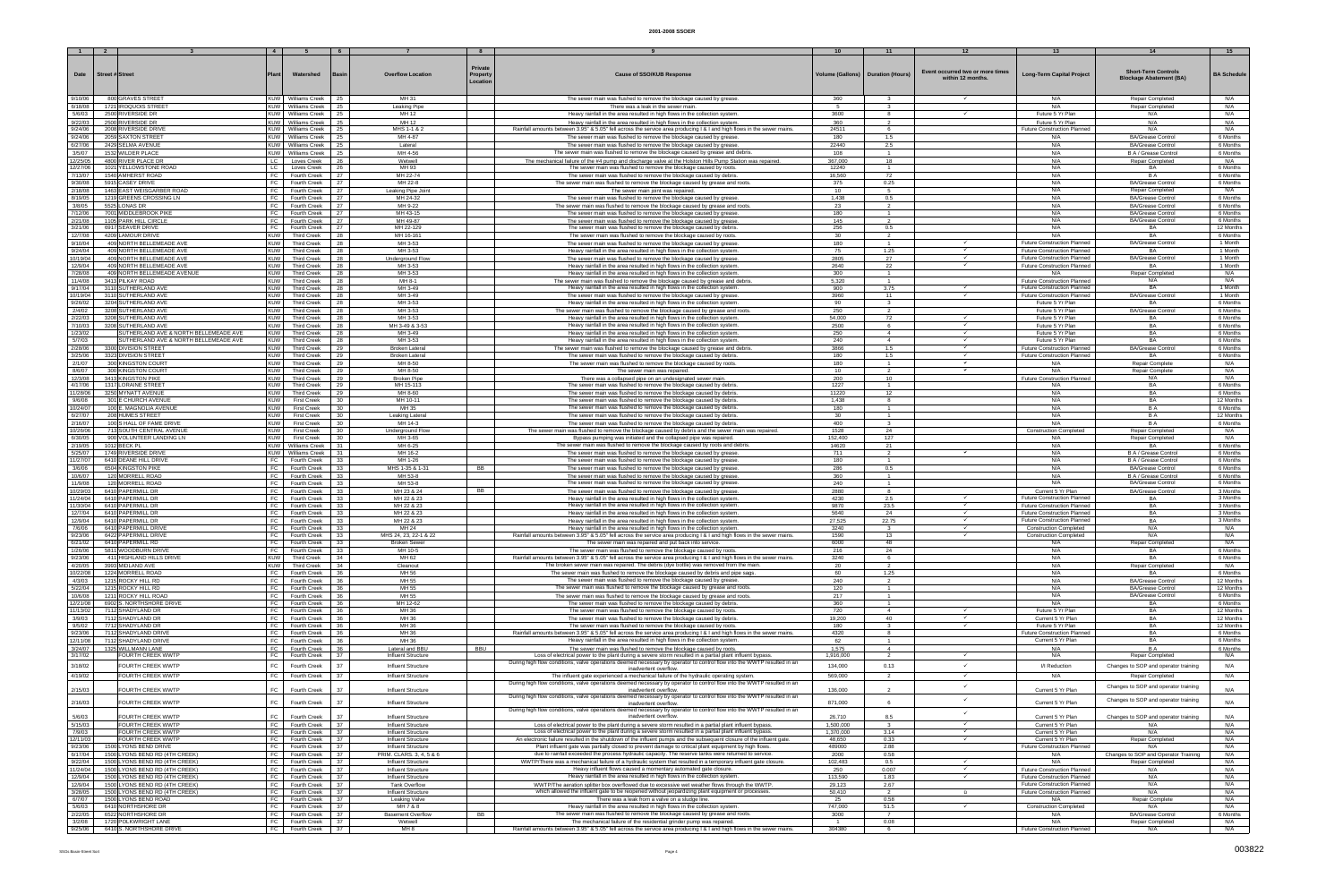# 2001-2008 SSOER

| Date | Street # | Street | Plant | Watershed | Basin | Overflow Location | Private Property Location | Cause of SSO/KUB Response | Volume (Gallons) | Duration (Hours) | Event occurred two or more times within 12 months. | Long-Term Capital Project | Short-Term Controls Blockage Abatement (BA) | BA Schedule |
|---|---|---|---|---|---|---|---|---|---|---|---|---|---|---|
| 9/10/06 | 800 | GRAVES STREET | KUW | Williams Creek | 25 | MH 31 | | The sewer main was flushed to remove the blockage caused by grease. | 360 | 3 | ✓ | N/A | Repair Completed | N/A |
| 6/18/08 | 1721 | IROQUOIS STREET | KUW | Williams Creek | 25 | Leaking Pipe | | There was a leak in the sewer main. | 5 | 3 | | N/A | Repair Completed | N/A |
| 5/6/03 | 2500 | RIVERSIDE DR | KUW | Williams Creek | 25 | MH 12 | | Heavy rainfall in the area resulted in high flows in the collection system. | 3600 | 8 | ✓ | Future 5 Yr Plan | N/A | N/A |
| 9/22/03 | 2500 | RIVERSIDE DR | KUW | Williams Creek | 25 | MH 12 | | Heavy rainfall in the area resulted in high flows in the collection system. | 360 | 2 | | Future 5 Yr Plan | N/A | N/A |
| 9/24/06 | 2008 | RIVERSIDE DRIVE | KUW | Williams Creek | 25 | MHS 1-1 & 2 | | Rainfall amounts between 3.95" & 5.05" fell across the service area producing I & I and high flows in the sewer mains. | 24511 | 6 | | Future Construction Planned | N/A | N/A |
| 9/24/06 | 2059 | SAXTON STREET | KUW | Williams Creek | 25 | MH 4-87 | | The sewer main was flushed to remove the blockage caused by grease. | 180 | 1.5 | | N/A | BA/Grease Control | 6 Months |
| 6/27/06 | 2429 | SELMA AVENUE | KUW | Williams Creek | 25 | Lateral | | The sewer main was flushed to remove the blockage caused by grease. | 22440 | 2.5 | | N/A | BA/Grease Control | 6 Months |
| 3/5/07 | 1532 | WILDER PLACE | KUW | Williams Creek | 25 | MH 4-56 | | The sewer main was flushed to remove the blockage caused by grease and debris. | 108 | 1 | | N/A | B A / Grease Control | 6 Months |
| 12/25/05 | 4800 | RIVER PLACE DR | LC | Loves Creek | 26 | Wetwell | | The mechanical failure of the #4 pump and discharge valve at the Holston Hills Pump Station was repaired. | 367,000 | 18 | | N/A | Repair Completed | N/A |
| 12/27/06 | 1021 | YELLOWSTONE ROAD | LC | Loves Creek | 26 | MH 93 | | The sewer main was flushed to remove the blockage caused by roots. | 12240 | 1 | | N/A | BA | 6 Months |
| 7/13/07 | 1540 | AMHERST ROAD | FC | Fourth Creek | 27 | MH 22-74 | | The sewer main was flushed to remove the blockage caused by debris. | 16,560 | 72 | | N/A | B A | 6 Months |
| 9/30/08 | 5915 | CASEY DRIVE | FC | Fourth Creek | 27 | MH 22-8 | | The sewer main was flushed to remove the blockage caused by grease and roots. | 375 | 0.25 | | N/A | BA/Grease Control | 6 Months |
| 2/18/08 | 1463 | EAST WEISGARBER ROAD | FC | Fourth Creek | 27 | Leaking Pipe Joint | | The sewer main joint was repaired. | 10 | 5 | | N/A | Repair Completed | N/A |
| 8/19/05 | 1219 | GREENS CROSSING LN | FC | Fourth Creek | 27 | MH 24-32 | | The sewer main was flushed to remove the blockage caused by grease. | 1,438 | 0.5 | | N/A | BA/Grease Control | 6 Months |
| 3/8/05 | 5525 | LONAS DR | FC | Fourth Creek | 27 | MH 0-22 | | The sewer main was flushed to remove the blockage caused by grease and roots. | 23 | 2 | | N/A | BA/Grease Control | 6 Months |
| 7/12/06 | 7001 | MIDDLEBROOK PIKE | FC | Fourth Creek | 27 | MH 43-15 | | The sewer main was flushed to remove the blockage caused by grease. | 180 | 1 | | N/A | BA/Grease Control | 6 Months |
| 2/21/08 | 1105 | PARK HILL CIRCLE | FC | Fourth Creek | 27 | MH 49-87 | | The sewer main was flushed to remove the blockage caused by grease. | 145 | 2 | | N/A | BA/Grease Control | 6 Months |
| 3/21/06 | 6917 | SEAVER DRIVE | FC | Fourth Creek | 27 | MH 22-129 | | The sewer main was flushed to remove the blockage caused by grease. | 256 | 0.5 | | N/A | BA | 12 Months |
| 12/7/08 | 4209 | LAMOUR DRIVE | KUW | Third Creek | 28 | MH 16-161 | | The sewer main was flushed to remove the blockage caused by roots. | 30 | 2 | | N/A | BA | 6 Months |
| 9/10/04 | 409 | NORTH BELLEMEADE AVE | KUW | Third Creek | 28 | MH 3-53 | | The sewer main was flushed to remove the blockage caused by grease. | 180 | 1 | ✓ | Future Construction Planned | BA/Grease Control | 1 Month |
| 9/24/04 | 409 | NORTH BELLEMEADE AVE | KUW | Third Creek | 28 | MH 3-53 | | Heavy rainfall in the area resulted in high flows in the collection system. | 75 | 1.25 | ✓ | Future Construction Planned | BA | 1 Month |
| 10/19/04 | 409 | NORTH BELLEMEADE AVE | KUW | Third Creek | 28 | Underground Flow | | The sewer main was flushed to remove the blockage caused by grease. | 2805 | 27 | ✓ | Future Construction Planned | BA/Grease Control | 1 Month |
| 12/9/04 | 409 | NORTH BELLEMEADE AVE | KUW | Third Creek | 28 | MH 3-53 | | Heavy rainfall in the area resulted in high flows in the collection system. | 2640 | 22 | ✓ | Future Construction Planned | BA | 1 Month |
| 7/28/08 | 409 | NORTH BELLEMEADE AVENUE | KUW | Third Creek | 28 | MH 3-53 | | Heavy rainfall in the area resulted in high flows in the collection system. | 300 | 1 | | N/A | Repair Completed | N/A |
| 11/4/08 | 3413 | PILKAY ROAD | KUW | Third Creek | 28 | MH 8-1 | | The sewer main was flushed to remove the blockage caused by grease and debris. | 5,320 | 1 | | Future Construction Planned | N/A | N/A |
| 9/17/04 | 3110 | SUTHERLAND AVE | KUW | Third Creek | 28 | MH 3-49 | | Heavy rainfall in the area resulted in high flows in the collection system. | 900 | 3.75 | | Future Construction Planned | BA | 1 Month |
| 10/19/04 | 3110 | SUTHERLAND AVE | KUW | Third Creek | 28 | MH 3-49 | | The sewer main was flushed to remove the blockage caused by grease. | 3960 | 11 | ✓ | Future Construction Planned | BA/Grease Control | 1 Month |
| 9/26/02 | 3204 | SUTHERLAND AVE | KUW | Third Creek | 28 | MH 3-53 | | Heavy rainfall in the area resulted in high flows in the collection system. | 90 | 3 | | Future 5 Yr Plan | BA | 6 Months |
| 2/4/02 | 3208 | SUTHERLAND AVE | KUW | Third Creek | 28 | MH 3-53 | | The sewer main was flushed to remove the blockage caused by grease and roots. | 250 | 2 | | Future 5 Yr Plan | BA/Grease Control | 6 Months |
| 2/22/03 | 3208 | SUTHERLAND AVE | KUW | Third Creek | 28 | MH 3-53 | | Heavy rainfall in the area resulted in high flows in the collection system. | 54,000 | 72 | ✓ | Future 5 Yr Plan | BA | 6 Months |
| 7/10/03 | 3208 | SUTHERLAND AVE | KUW | Third Creek | 28 | MH 3-49 & 3-53 | | Heavy rainfall in the area resulted in high flows in the collection system. | 2500 | 6 | ✓ | Future 5 Yr Plan | BA | 6 Months |
| 1/23/02 | | SUTHERLAND AVE & NORTH BELLEMEADE AVE | KUW | Third Creek | 28 | MH 3-49 | | Heavy rainfall in the area resulted in high flows in the collection system. | 250 | 4 | ✓ | Future 5 Yr Plan | BA | 6 Months |
| 5/7/03 | | SUTHERLAND AVE & NORTH BELLEMEADE AVE | KUW | Third Creek | 28 | MH 3-53 | | Heavy rainfall in the area resulted in high flows in the collection system. | 240 | 4 | ✓ | Future 5 Yr Plan | BA | 6 Months |
| 2/28/06 | 3300 | DIVISION STREET | KUW | Third Creek | 28 | Broken Lateral | | The sewer main was flushed to remove the blockage caused by grease and debris. | 3660 | 1.5 | ✓ | Future Construction Planned | BA/Grease Control | 6 Months |
| 3/25/06 | 3325 | DIVISION STREET | KUW | Third Creek | 28 | Broken Lateral | | The sewer main was flushed to remove the blockage caused by debris. | 180 | 1.5 | ✓ | Future Construction Planned | BA | 6 Months |
| 2/1/07 | 300 | KINGSTON COURT | KUW | Third Creek | 29 | MH 8-50 | | The sewer main was flushed to remove the blockage caused by roots. | 180 | 1 | ✓ | N/A | Repair Complete | N/A |
| 8/6/07 | 300 | KINGSTON COURT | KUW | Third Creek | 29 | MH 8-50 | | The sewer main was repaired. | 10 | 2 | ✓ | N/A | Repair Complete | N/A |
| 12/3/08 | 3413 | KINGSTON PIKE | KUW | Third Creek | 29 | Broken Pipe | | There was a collapsed pipe on an undesignated sewer main. | 200 | 10 | | Future Construction Planned | N/A | N/A |
| 4/17/06 | 1317 | LORAINE STREET | KUW | Third Creek | 29 | MH 15-113 | | The sewer main was flushed to remove the blockage caused by debris. | 1227 | 1 | | N/A | BA | 6 Months |
| 11/28/06 | 3250 | WYNATT AVENUE | KUW | Third Creek | 29 | MH 8-60 | | The sewer main was flushed to remove the blockage caused by debris. | 11220 | 12 | | N/A | BA | 6 Months |
| 9/6/08 | 301 | E CHURCH AVENUE | KUW | First Creek | 30 | MH 10-11 | | The sewer main was flushed to remove the blockage caused by debris. | 1,438 | 8 | | N/A | BA | 12 Months |
| 10/24/07 | 100 | E. MAGNOLIA AVENUE | KUW | First Creek | 30 | MH 35 | | The sewer main was flushed to remove the blockage caused by debris. | 180 | 1 | | N/A | B A | 6 Months |
| 6/27/07 | 208 | HUMES STREET | KUW | First Creek | 30 | Leaking Lateral | | The sewer main was flushed to remove the blockage caused by debris. | 30 | 1 | | N/A | B A | 12 Months |
| 2/16/07 | 100 | S HALL OF FAME DRIVE | KUW | First Creek | 30 | MH 14-3 | | The sewer main was flushed to remove the blockage caused by debris. | 400 | 3 | | N/A | B A | 6 Months |
| 10/26/06 | 713 | SOUTH CENTRAL AVENUE | KUW | First Creek | 30 | Underground Flow | | The sewer main was flushed to remove the blockage caused by debris and the sewer main was repaired. | 1528 | 24 | | Construction Completed | Repair Completed | N/A |
| 6/30/05 | 900 | VOLUNTEER LANDING LN | KUW | First Creek | 30 | MH 3-65 | | Bypass pumping was initiated and the collapsed pipe was repaired. | 152,400 | 127 | | N/A | Repair Completed | N/A |
| 2/19/05 | 1012 | BECK PL | KUW | Williams Creek | 31 | MH 6-25 | | The sewer main was flushed to remove the blockage caused by roots and debris. | 14620 | 21 | | N/A | BA | 6 Months |
| 5/25/07 | 1749 | RIVERSIDE DRIVE | KUW | Williams Creek | 31 | MH 16-2 | | The sewer main was flushed to remove the blockage caused by grease. | 711 | 2 | ✓ | N/A | B A / Grease Control | 6 Months |
| 11/27/07 | 6410 | DEANE HILL DRIVE | FC | Fourth Creek | 33 | MH 1-26 | | The sewer main was flushed to remove the blockage caused by grease. | 180 | 1 | | N/A | B A / Grease Control | 6 Months |
| 3/6/06 | 6504 | KINGSTON PIKE | FC | Fourth Creek | 33 | MHS 1-35 & 1-31 | BB | The sewer main was flushed to remove the blockage caused by grease. | 286 | 0.5 | | N/A | BA/Grease Control | 6 Months |
| 10/6/07 | 120 | MORRELL ROAD | FC | Fourth Creek | 33 | MH 53-8 | | The sewer main was flushed to remove the blockage caused by grease. | 360 | 1 | | N/A | B A / Grease Control | 6 Months |
| 11/9/08 | 120 | MORRELL ROAD | FC | Fourth Creek | 33 | MH 53-8 | | The sewer main was flushed to remove the blockage caused by grease. | 240 | 1 | | N/A | BA/Grease Control | 6 Months |
| 10/29/03 | 6410 | PAPERMILL DR | FC | Fourth Creek | 33 | MH 23 & 24 | BB | The sewer main was flushed to remove the blockage caused by grease. | 2880 | 8 | | Current 5 Yr Plan | BA/Grease Control | 3 Months |
| 11/24/04 | 6410 | PAPERMILL DR | FC | Fourth Creek | 33 | MH 22 & 23 | | Heavy rainfall in the area resulted in high flows in the collection system. | 4230 | 2.5 | ✓ | Future Construction Planned | BA | 3 Months |
| 11/30/04 | 6410 | PAPERMILL DR | FC | Fourth Creek | 33 | MH 22 & 23 | | Heavy rainfall in the area resulted in high flows in the collection system. | 9870 | 23.5 | ✓ | Future Construction Planned | BA | 3 Months |
| 12/7/04 | 6410 | PAPERMILL DR | FC | Fourth Creek | 33 | MH 22 & 23 | | Heavy rainfall in the area resulted in high flows in the collection system. | 5640 | 24 | ✓ | Future Construction Planned | BA | 3 Months |
| 12/9/04 | 6410 | PAPERMILL DR | FC | Fourth Creek | 33 | MH 22 & 23 | | Heavy rainfall in the area resulted in high flows in the collection system. | 27,525 | 22.75 | ✓ | Future Construction Planned | BA | 3 Months |
| 7/6/06 | 6410 | PAPERMILL DRIVE | FC | Fourth Creek | 33 | MH 24 | | Heavy rainfall in the area resulted in high flows in the collection system. | 3240 | 3 | ✓ | Construction Completed | N/A | N/A |
| 9/23/06 | 6422 | PAPERMILL DRIVE | FC | Fourth Creek | 33 | MHS 24, 23, 22-1 & 22 | | Rainfall amounts between 3.95" & 5.05" fell across the service area producing I & I and high flows in the sewer mains. | 1590 | 13 | ✓ | Construction Completed | N/A | N/A |
| 6/21/02 | 6410 | PAPERMILL RD | FC | Fourth Creek | 33 | Broken Sewer | | The sewer main was repaired and put back into service. | 6000 | 48 | | N/A | Repair Completed | N/A |
| 1/26/06 | 5811 | WOODBURN DRIVE | FC | Fourth Creek | 33 | MH 10-5 | | The sewer main was flushed to remove the blockage caused by roots. | 216 | 24 | | N/A | BA | 6 Months |
| 9/23/06 | 411 | HIGHLAND HILLS DRIVE | KUW | Third Creek | 34 | MH 62 | | Rainfall amounts between 3.95" & 5.05" fell across the service area producing I & I and high flows in the sewer mains. | 3240 | 6 | | N/A | BA | 6 Months |
| 4/20/05 | 3993 | MIDLAND AVE | KUW | Third Creek | 34 | Cleanout | | The broken sewer main was repaired. The debris (dye bottle) was removed from the main. | 20 | 2 | | N/A | Repair Completed | N/A |
| 10/22/08 | 1224 | MORRELL ROAD | FC | Fourth Creek | 35 | MH 56 | | The sewer main was flushed to remove the blockage caused by debris and pipe sags. | 60 | 1.25 | | N/A | BA | 3 Months |
| 4/3/03 | 1215 | ROCKY HILL RD | FC | Fourth Creek | 36 | MH 55 | | The sewer main was flushed to remove the blockage caused by grease. | 240 | 2 | | N/A | BA/Grease Control | 12 Months |
| 5/22/04 | 1215 | ROCKY HILL RD | FC | Fourth Creek | 36 | MH 55 | | The sewer main was flushed to remove the blockage caused by grease and roots. | 120 | 1 | | N/A | BA/Grease Control | 12 Months |
| 10/6/08 | 1211 | ROCKY HILL ROAD | FC | Fourth Creek | 36 | MH 55 | | The sewer main was flushed to remove the blockage caused by grease and roots. | 217 | 1 | | N/A | BA/Grease Control | 6 Months |
| 12/21/08 | 6950 | S. NORTHSHORE DRIVE | FC | Fourth Creek | 36 | MH 12-62 | | The sewer main was flushed to remove the blockage caused by roots. | 360 | 1 | | N/A | BA | 6 Months |
| 11/13/02 | 7112 | SHADYLAND DR | FC | Fourth Creek | 36 | MH 36 | | The sewer main was flushed to remove the blockage caused by roots. | 720 | 4 | ✓ | Future 5 Yr Plan | BA | 12 Months |
| 3/9/03 | 7112 | SHADYLAND DR | FC | Fourth Creek | 36 | MH 36 | | The sewer main was flushed to remove the blockage caused by debris. | 19,200 | 40 | ✓ | Current 5 Yr Plan | BA | 12 Months |
| 9/5/02 | 7112 | SHADYLAND DR | FC | Fourth Creek | 36 | MH 36 | | The sewer main was flushed to remove the blockage caused by roots. | 180 | 3 | ✓ | Future 5 Yr Plan | BA | 12 Months |
| 9/23/06 | 7112 | SHADYLAND DRIVE | FC | Fourth Creek | 36 | MH 36 | | Rainfall amounts between 3.95" & 5.05" fell across the service area producing I & I and high flows in the sewer mains. | 4320 | 8 | | Future Construction Planned | BA | 6 Months |
| 12/11/08 | 7112 | SHADYLAND DRIVE | FC | Fourth Creek | 36 | MH 36 | | Heavy rainfall in the area resulted in high flows in the collection system. | 62 | 1 | | Current 5 Yr Plan | BA | 6 Months |
| 3/24/07 | 1325 | WILLMANN LANE | FC | Fourth Creek | 36 | Lateral and BBU | BBU | The sewer main was flushed to remove the blockage caused by roots. | 1,575 | 4 | | N/A | B A | 6 Months |
| 3/17/02 | | FOURTH CREEK WWTP | FC | Fourth Creek | 37 | Influent Structure | | Loss of electrical power to the plant during a severe storm resulted in a partial plant influent bypass. | 1,016,000 | 2 | ✓ | N/A | Repair Completed | N/A |
| 3/18/02 | | FOURTH CREEK WWTP | FC | Fourth Creek | 37 | Influent Structure | | During high flow conditions, valve operations deemed necessary by operator to control flow into the WWTP resulted in an inadvertent overflow. | 134,000 | 0.13 | ✓ | I/I Reduction | Changes to SOP and operator training | N/A |
| 4/19/02 | | FOURTH CREEK WWTP | FC | Fourth Creek | 37 | Influent Structure | | The influent gate experienced a mechanical failure of the hydraulic operating system. | 569,000 | 2 | ✓ | N/A | Repair Completed | N/A |
| 2/15/03 | | FOURTH CREEK WWTP | FC | Fourth Creek | 37 | Influent Structure | | During high flow conditions, valve operations deemed necessary by operator to control flow into the WWTP resulted in an inadvertent overflow. | 136,000 | 2 | ✓ | Current 5 Yr Plan | Changes to SOP and operator training | N/A |
| 2/16/03 | | FOURTH CREEK WWTP | FC | Fourth Creek | 37 | Influent Structure | | During high flow conditions, valve operations deemed necessary by operator to control flow into the WWTP resulted in an inadvertent overflow. | 871,000 | 6 | ✓ | Current 5 Yr Plan | Changes to SOP and operator training | N/A |
| 5/6/03 | | FOURTH CREEK WWTP | FC | Fourth Creek | 37 | Influent Structure | | During high flow conditions, valve operations deemed necessary by operator to control flow into the WWTP resulted in an inadvertent overflow. | 26,710 | 8.5 | ✓ | Current 5 Yr Plan | Changes to SOP and operator training | N/A |
| 5/15/03 | | FOURTH CREEK WWTP | FC | Fourth Creek | 37 | Influent Structure | | Loss of electrical power to the plant during a severe storm resulted in a partial plant influent bypass. | 1,500,000 | 3 | ✓ | Current 5 Yr Plan | N/A | N/A |
| 7/9/03 | | FOURTH CREEK WWTP | FC | Fourth Creek | 37 | Influent Structure | | Loss of electrical power to the plant during a severe storm resulted in a partial plant influent bypass. | 1,370,000 | 3.14 | ✓ | Current 5 Yr Plan | N/A | N/A |
| 12/11/03 | | FOURTH CREEK WWTP | FC | Fourth Creek | 37 | Influent Structure | | An electronic failure resulted in the shutdown of the influent pumps and the subsequent closure of the influent gate. | 48,850 | 0.33 | ✓ | Current 5 Yr Plan | Repair Completed | N/A |
| 9/23/06 | 1500 | LYONS BEND DRIVE | FC | Fourth Creek | 37 | Influent Structure | | Plant influent gate was partially closed to prevent damage to critical plant equipment by high flows. | 489000 | 2.88 | | Future Construction Planned | N/A | N/A |
| 6/17/04 | 1500 | LYONS BEND RD (4TH CREEK) | FC | Fourth Creek | 37 | PRIM. CLARS. 3, 4, 5 & 6 | | due to rainfall exceeded the process hydraulic capacity. The reserve tanks were returned to service. | 2000 | 0.58 | | N/A | Changes to SOP and Operator Training | N/A |
| 9/22/04 | 1500 | LYONS BEND RD (4TH CREEK) | FC | Fourth Creek | 37 | Influent Structure | | WWTP/There was a mechanical failure of a hydraulic system that resulted in a temporary influent gate closure. | 102,483 | 0.5 | | N/A | Repair Completed | N/A |
| 11/24/04 | 1500 | LYONS BEND RD (4TH CREEK) | FC | Fourth Creek | 37 | Influent Structure | | Heavy influent flows caused a momentary automated gate closure. | 250 | 0.007 | ✓ | Future Construction Planned | N/A | N/A |
| 12/9/04 | 1500 | LYONS BEND RD (4TH CREEK) | FC | Fourth Creek | 37 | Influent Structure | | Heavy rainfall in the area resulted in high flows in the collection system. | 113,590 | 1.83 | ✓ | Future Construction Planned | N/A | N/A |
| 12/9/04 | 1500 | LYONS BEND RD (4TH CREEK) | FC | Fourth Creek | 37 | Tank Overflow | | WWTP/The aeration splitter box overflowed due to excessive wet weather flows through the WWTP. | 29,123 | 2.67 | | Future Construction Planned | N/A | N/A |
| 3/28/05 | 1500 | LYONS BEND RD (4TH CREEK) | FC | Fourth Creek | 37 | Influent Structure | | which allowed the influent gate to be reopened without jeopardizing plant equipment or processes. | 50,410 | 2 | ✓ | Future Construction Planned | N/A | N/A |
| 6/7/07 | 1500 | LYONS BEND ROAD | FC | Fourth Creek | 37 | Leaking Valve | | There was a leak from a valve on a sludge line. | 25 | 0.58 | | N/A | Repair Complete | N/A |
| 5/6/03 | 6410 | NORTHSHORE DR | FC | Fourth Creek | 37 | MH 7 & 8 | | Heavy rainfall in the area resulted in high flows in the collection system. | 747,000 | 51.5 | ✓ | Construction Completed | N/A | N/A |
| 2/22/05 | 6522 | NORTHSHORE DR | FC | Fourth Creek | 37 | Basement Overflow | BB | The sewer main was flushed to remove the blockage caused by grease and roots. | 3000 | 7 | | N/A | BA/Grease Control | 6 Months |
| 3/2/08 | 1728 | POLKWRIGHT LANE | FC | Fourth Creek | 37 | Wetwell | | The mechanical failure of the residential grinder pump was repaired. | 1 | 0.08 | | N/A | Repair Completed | N/A |
| 9/25/06 | 6410 | S. NORTHSHORE DRIVE | FC | Fourth Creek | 37 | MH 8 | | Rainfall amounts between 3.95" & 5.05" fell across the service area producing I & I and high flows in the sewer mains. | 304380 | 6 | | Future Construction Planned | N/A | N/A |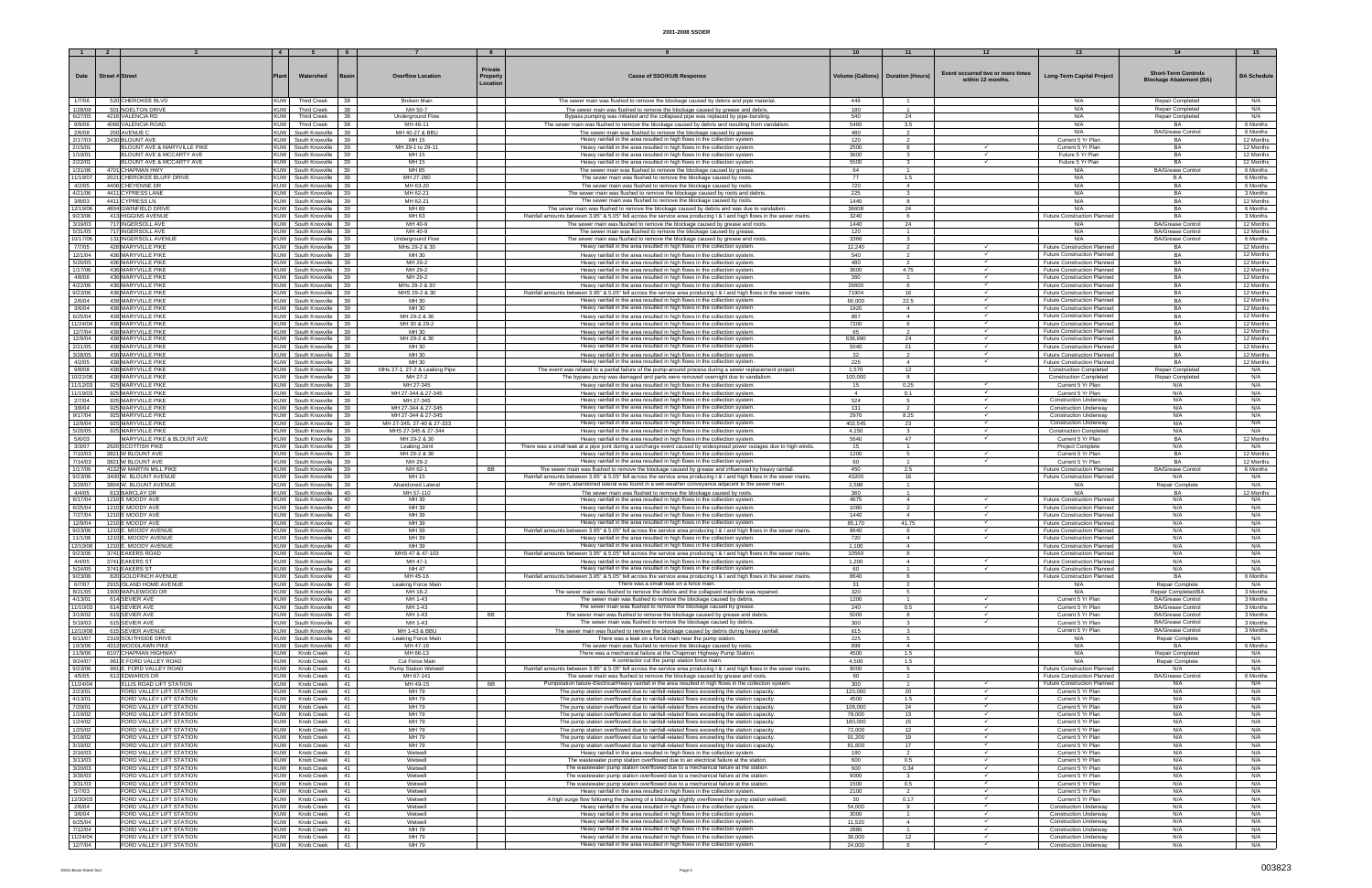# 2001-2008 SSOER

| 1 | 2 | 3 | 4 | 5 | 6 | 7 | 8 | 9 | 10 | 11 | 12 | 13 | 14 | 15 |
|---|---|---|---|---|---|---|---|---|---|---|---|---|---|---|
| Date | Street # | Street | Plant | Watershed | Basin | Overflow Location | Private Property Location | Cause of SSO/KUB Response | Volume (Gallons) | Duration (Hours) | Event occurred two or more times within 12 months. | Long-Term Capital Project | Short-Term Controls Blockage Abatement (BA) | BA Schedule |
| 1/7/06 | 520 | CHEROKEE BLVD | KUW | Third Creek | 38 | Broken Main | | The sewer main was flushed to remove the blockage caused by debris and pipe material. | 449 | 1 | | N/A | Repair Completed | N/A |
| 1/28/08 | 501 | NOELTON DRIVE | KUW | Third Creek | 38 | MH 50-7 | | The sewer main was flushed to remove the blockage caused by grease and debris. | 180 | 1 | | N/A | Repair Completed | N/A |
| 6/27/05 | 4218 | VALENCIA RD | KUW | Third Creek | 38 | Underground Flow | | Bypass pumping was initiated and the collapsed pipe was replaced by pipe-bursting. | 540 | 24 | | N/A | Repair Completed | N/A |
| 9/9/06 | 4068 | VALENCIA ROAD | KUW | Third Creek | 38 | MH 49-11 | | The sewer main was flushed to remove the blockage caused by debris and resulting from vandalism. | 5460 | 3.5 | | N/A | BA | 6 Months |
| 2/6/08 | 200 | AVENUE C | KUW | South Knoxville | 39 | MH 40-27 & BBU | | The sewer main was flushed to remove the blockage caused by grease. | 480 | 2 | | N/A | BA/Grease Control | 6 Months |
| 2/17/03 | 3430 | BLOUNT AVE | KUW | South Knoxville | 39 | MH 15 | | Heavy rainfall in the area resulted in high flows in the collection system. | 120 | 2 | | Current 5 Yr Plan | BA | 12 Months |
| 2/15/01 | | BLOUNT AVE & MARYVILLE PIKE | KUW | South Knoxville | 39 | MH 29-1 to 29-11 | | Heavy rainfall in the area resulted in high flows in the collection system. | 2500 | 8 | ✓ | Current 5 Yr Plan | BA | 12 Months |
| 1/19/01 | | BLOUNT AVE & MCCARTY AVE | KUW | South Knoxville | 39 | MH 15 | | Heavy rainfall in the area resulted in high flows in the collection system. | 3600 | 3 | ✓ | Future 5 Yr Plan | BA | 12 Months |
| 2/22/01 | | BLOUNT AVE & MCCARTY AVE | KUW | South Knoxville | 39 | MH 15 | | Heavy rainfall in the area resulted in high flows in the collection system. | 5500 | 3 | ✓ | Future 5 Yr Plan | BA | 12 Months |
| 1/31/06 | 4701 | CHAPMAN HWY | KUW | South Knoxville | 39 | MH 85 | | The sewer main was flushed to remove the blockage caused by grease. | 64 | 1 | | N/A | BA/Grease Control | 6 Months |
| 11/19/07 | 2021 | CHEROKEE BLUFF DRIVE | KUW | South Knoxville | 39 | MH 27-280 | | The sewer main was flushed to remove the blockage caused by roots. | 77 | 1.5 | | N/A | B A | 6 Months |
| 4/2/05 | 4408 | CHEYENNE DR | KUW | South Knoxville | 39 | MH 63-20 | | The sewer main was flushed to remove the blockage caused by roots. | 720 | 4 | | N/A | BA | 6 Months |
| 4/21/06 | 4411 | CYPRESS LANE | KUW | South Knoxville | 39 | MH 62-21 | | The sewer main was flushed to remove the blockage caused by roots and debris. | 225 | 3 | | N/A | BA | 3 Months |
| 3/8/03 | 4411 | CYPRESS LN | KUW | South Knoxville | 39 | MH 62-21 | | The sewer main was flushed to remove the blockage caused by roots. | 1440 | 8 | | N/A | BA | 12 Months |
| 12/19/06 | 4804 | GWINFIELD DRIVE | KUW | South Knoxville | 39 | MH 89 | | The sewer main was flushed to remove the blockage caused by debris and was due to vandalism. | 36608 | 24 | | N/A | BA | 6 Months |
| 9/23/06 | 413 | HIGGINS AVENUE | KUW | South Knoxville | 39 | MH 63 | | Rainfall amounts between 3.95" & 5.05" fell across the service area producing I & I and high flows in the sewer mains. | 3240 | 6 | | Future Construction Planned | BA | 3 Months |
| 3/19/03 | 717 | INGERSOLL AVE | KUW | South Knoxville | 39 | MH 40-9 | | The sewer main was flushed to remove the blockage caused by grease and roots. | 1440 | 24 | | N/A | BA/Grease Control | 12 Months |
| 5/31/05 | 717 | INGERSOLL AVE | KUW | South Knoxville | 39 | MH 40-9 | | The sewer main was flushed to remove the blockage caused by grease. | 120 | 1 | | N/A | BA/Grease Control | 12 Months |
| 10/17/06 | 131 | INGERSOLL AVENUE | KUW | South Knoxville | 39 | Underground Flow | | The sewer main was flushed to remove the blockage caused by grease and roots. | 3366 | 3 | | N/A | BA/Grease Control | 6 Months |
| 7/7/05 | 428 | MARYVILLE PIKE | KUW | South Knoxville | 39 | MHs 29-2 & 30 | | Heavy rainfall in the area resulted in high flows in the collection system. | 12,240 | 2 | ✓ | Future Construction Planned | BA | 12 Months |
| 12/1/04 | 436 | MARYVILLE PIKE | KUW | South Knoxville | 39 | MH 30 | | Heavy rainfall in the area resulted in high flows in the collection system. | 540 | 2 | ✓ | Future Construction Planned | BA | 12 Months |
| 5/20/05 | 436 | MARYVILLE PIKE | KUW | South Knoxville | 39 | MH 29-2 | | Heavy rainfall in the area resulted in high flows in the collection system. | 480 | 2 | ✓ | Future Construction Planned | BA | 12 Months |
| 1/17/06 | 438 | MARYVILLE PIKE | KUW | South Knoxville | 39 | MH 29-2 | | Heavy rainfall in the area resulted in high flows in the collection system. | 3600 | 4.75 | ✓ | Future Construction Planned | BA | 12 Months |
| 4/8/06 | 438 | MARYVILLE PIKE | KUW | South Knoxville | 39 | MH 29-2 | | Heavy rainfall in the area resulted in high flows in the collection system. | 360 | 1 | ✓ | Future Construction Planned | BA | 12 Months |
| 4/22/06 | 438 | MARYVILLE PIKE | KUW | South Knoxville | 39 | MHs 29-2 & 30 | | Heavy rainfall in the area resulted in high flows in the collection system. | 26600 | 6 | ✓ | Future Construction Planned | BA | 12 Months |
| 9/23/06 | 438 | MARYVILLE PIKE | KUW | South Knoxville | 39 | MHS 29-2 & 30 | | Rainfall amounts between 3.95" & 5.05" fell across the service area producing I & I and high flows in the sewer mains. | 71904 | 16 | ✓ | Future Construction Planned | BA | 12 Months |
| 2/6/04 | 438 | MARYVILLE PIKE | KUW | South Knoxville | 39 | MH 30 | | Heavy rainfall in the area resulted in high flows in the collection system. | 60,000 | 22.5 | ✓ | Future Construction Planned | BA | 12 Months |
| 3/6/04 | 438 | MARYVILLE PIKE | KUW | South Knoxville | 39 | MH 30 | | Heavy rainfall in the area resulted in high flows in the collection system. | 1920 | 4 | ✓ | Future Construction Planned | BA | 12 Months |
| 6/25/04 | 438 | MARYVILLE PIKE | KUW | South Knoxville | 39 | MH 29-2 & 30 | | Heavy rainfall in the area resulted in high flows in the collection system. | 867 | 4 | ✓ | Future Construction Planned | BA | 12 Months |
| 11/24/04 | 438 | MARYVILLE PIKE | KUW | South Knoxville | 39 | MH 30 & 29-2 | | Heavy rainfall in the area resulted in high flows in the collection system. | 7200 | 6 | ✓ | Future Construction Planned | BA | 12 Months |
| 12/7/04 | 438 | MARYVILLE PIKE | KUW | South Knoxville | 39 | MH 30 | | Heavy rainfall in the area resulted in high flows in the collection system. | 65 | 2 | ✓ | Future Construction Planned | BA | 12 Months |
| 12/9/04 | 438 | MARYVILLE PIKE | KUW | South Knoxville | 39 | MH 29-2 & 30 | | Heavy rainfall in the area resulted in high flows in the collection system. | 636,990 | 24 | ✓ | Future Construction Planned | BA | 12 Months |
| 2/21/05 | 438 | MARYVILLE PIKE | KUW | South Knoxville | 39 | MH 30 | | Heavy rainfall in the area resulted in high flows in the collection system. | 5040 | 21 | ✓ | Future Construction Planned | BA | 12 Months |
| 3/28/05 | 438 | MARYVILLE PIKE | KUW | South Knoxville | 39 | MH 30 | | Heavy rainfall in the area resulted in high flows in the collection system. | 32 | 2 | ✓ | Future Construction Planned | BA | 12 Months |
| 4/2/05 | 438 | MARYVILLE PIKE | KUW | South Knoxville | 39 | MH 30 | | Heavy rainfall in the area resulted in high flows in the collection system. | 225 | 4 | ✓ | Future Construction Planned | BA | 12 Months |
| 9/8/08 | 438 | MARYVILLE PIKE | KUW | South Knoxville | 39 | MHs 27-1, 27-2 & Leaking Pipe | | The event was related to a partial failure of the pump-around process during a sewer replacement project. | 1,570 | 12 | | Construction Completed | Repair Completed | N/A |
| 10/22/08 | 438 | MARYVILLE PIKE | KUW | South Knoxville | 39 | MH 27-2 | | The bypass pump was damaged and parts were removed overnight due to vandalism. | 100,000 | 8 | | Construction Completed | Repair Completed | N/A |
| 11/12/03 | 925 | MARYVILLE PIKE | KUW | South Knoxville | 39 | MH 27-345 | | Heavy rainfall in the area resulted in high flows in the collection system. | 15 | 0.25 | ✓ | Current 5 Yr Plan | N/A | N/A |
| 11/19/03 | 925 | MARYVILLE PIKE | KUW | South Knoxville | 39 | MH 27-344 & 27-345 | | Heavy rainfall in the area resulted in high flows in the collection system. | 4 | 0.1 | ✓ | Current 5 Yr Plan | N/A | N/A |
| 2/7/04 | 925 | MARYVILLE PIKE | KUW | South Knoxville | 39 | MH 27-345 | | Heavy rainfall in the area resulted in high flows in the collection system. | 524 | 5 | ✓ | Construction Underway | N/A | N/A |
| 3/8/04 | 925 | MARYVILLE PIKE | KUW | South Knoxville | 39 | MH 27-344 & 27-345 | | Heavy rainfall in the area resulted in high flows in the collection system. | 131 | 2 | ✓ | Construction Underway | N/A | N/A |
| 9/17/04 | 925 | MARYVILLE PIKE | KUW | South Knoxville | 39 | MH 27-344 & 27-345 | | Heavy rainfall in the area resulted in high flows in the collection system. | 2970 | 8.25 | ✓ | Construction Underway | N/A | N/A |
| 12/9/04 | 925 | MARYVILLE PIKE | KUW | South Knoxville | 39 | MH 27-345, 27-40 & 27-333 | | Heavy rainfall in the area resulted in high flows in the collection system. | 402,545 | 23 | ✓ | Construction Underway | N/A | N/A |
| 5/20/05 | 925 | MARYVILLE PIKE | KUW | South Knoxville | 39 | MHS 27-345 & 27-344 | | Heavy rainfall in the area resulted in high flows in the collection system. | 4,150 | 3 | ✓ | Construction Completed | N/A | N/A |
| 5/6/03 | | MARYVILLE PIKE & BLOUNT AVE | KUW | South Knoxville | 39 | MH 29-2 & 30 | | Heavy rainfall in the area resulted in high flows in the collection system. | 5640 | 47 | ✓ | Current 5 Yr Plan | BA | 12 Months |
| 3/3/07 | 2620 | SCOTTISH PIKE | KUW | South Knoxville | 39 | Leaking Joint | | There was a small leak at a pipe joint during a surcharge event caused by widespread power outages due to high winds. | 15 | 1 | | Project Complete | N/A | N/A |
| 7/10/03 | 3821 | W BLOUNT AVE | KUW | South Knoxville | 39 | MH 29-2 & 30 | | Heavy rainfall in the area resulted in high flows in the collection system. | 1200 | 5 | ✓ | Current 5 Yr Plan | BA | 12 Months |
| 7/14/03 | 3821 | W BLOUNT AVE | KUW | South Knoxville | 39 | MH 29-2 | | Heavy rainfall in the area resulted in high flows in the collection system. | 60 | 1 | ✓ | Current 5 Yr Plan | BA | 12 Months |
| 1/17/06 | 4132 | W MARTIN MILL PIKE | KUW | South Knoxville | 39 | MH 62-1 | BB | The sewer main was flushed to remove the blockage caused by grease and influenced by heavy rainfall. | 450 | 2.5 | | Future Construction Planned | BA/Grease Control | 6 Months |
| 9/23/06 | 3400 | W. BLOUNT AVENUE | KUW | South Knoxville | 39 | MH 15 | | Rainfall amounts between 3.95" & 5.05" fell across the service area producing I & I and high flows in the sewer mains. | 43200 | 16 | | Future Construction Planned | N/A | N/A |
| 3/26/07 | 3804 | W. BLOUNT AVENUE | KUW | South Knoxville | 39 | Abandoned Lateral | | An open, abandoned lateral was found in a well-weather conveyance adjacent to the sewer main. | 2,588 | 1 | | N/A | Repair Complete | N/A |
| 4/4/05 | 813 | BARCLAY DR | KUW | South Knoxville | 40 | MH 57-110 | | The sewer main was flushed to remove the blockage caused by roots. | 360 | 1 | | N/A | BA | 12 Months |
| 6/17/04 | 1210 | E MOODY AVE | KUW | South Knoxville | 40 | MH 39 | | Heavy rainfall in the area resulted in high flows in the collection system. | 4675 | 4 | ✓ | Future Construction Planned | N/A | N/A |
| 6/25/04 | 1210 | E MOODY AVE | KUW | South Knoxville | 40 | MH 39 | | Heavy rainfall in the area resulted in high flows in the collection system. | 1080 | 2 | ✓ | Future Construction Planned | N/A | N/A |
| 7/27/04 | 1210 | E MOODY AVE | KUW | South Knoxville | 40 | MH 39 | | Heavy rainfall in the area resulted in high flows in the collection system. | 1440 | 4 | ✓ | Future Construction Planned | N/A | N/A |
| 12/9/04 | 1210 | E MOODY AVE | KUW | South Knoxville | 40 | MH 39 | | Heavy rainfall in the area resulted in high flows in the collection system. | 85,170 | 41.75 | ✓ | Future Construction Planned | N/A | N/A |
| 9/23/06 | 1210 | E. MOODY AVENUE | KUW | South Knoxville | 40 | MH 39 | | Rainfall amounts between 3.95" & 5.05" fell across the service area producing I & I and high flows in the sewer mains. | 8640 | 6 | ✓ | Future Construction Planned | N/A | N/A |
| 11/1/06 | 1210 | E. MOODY AVENUE | KUW | South Knoxville | 40 | MH 39 | | Heavy rainfall in the area resulted in high flows in the collection system. | 720 | 4 | ✓ | Future Construction Planned | N/A | N/A |
| 12/10/08 | 1210 | E. MOODY AVENUE | KUW | South Knoxville | 40 | MH 39 | | Heavy rainfall in the area resulted in high flows in the collection system. | 1,100 | 4 | | Future Construction Planned | N/A | N/A |
| 9/23/06 | 3741 | EAKERS ROAD | KUW | South Knoxville | 40 | MHS 47 & 47-103 | | Rainfall amounts between 3.95" & 5.05" fell across the service area producing I & I and high flows in the sewer mains. | 10560 | 8 | | Future Construction Planned | N/A | N/A |
| 4/4/05 | 3741 | EAKERS ST | KUW | South Knoxville | 40 | MH 47-1 | | Heavy rainfall in the area resulted in high flows in the collection system. | 1,200 | 4 | | Future Construction Planned | N/A | N/A |
| 5/24/05 | 3741 | EAKERS ST | KUW | South Knoxville | 40 | MH 47 | | Heavy rainfall in the area resulted in high flows in the collection system. | 60 | 1 | ✓ | Future Construction Planned | N/A | N/A |
| 9/23/06 | 820 | GOLDFINCH AVENUE | KUW | South Knoxville | 40 | MH 45-16 | | Rainfall amounts between 3.95" & 5.05" fell across the service area producing I & I and high flows in the sewer mains. | 8640 | 6 | | Future Construction Planned | BA | 6 Months |
| 6/7/07 | 2915 | ISLAND HOME AVENUE | KUW | South Knoxville | 40 | Leaking Force Main | | There was a small leak on a force main. | 31 | 2 | | N/A | Repair Complete | N/A |
| 8/21/05 | 1900 | MAPLEWOOD DR | KUW | South Knoxville | 40 | MH 18-2 | | The sewer main was flushed to remove the debris and the collapsed manhole was repaired. | 320 | 5 | | N/A | Repair Completed/BA | 3 Months |
| 4/13/01 | 614 | SEVIER AVE | KUW | South Knoxville | 40 | MH 1-43 | | The sewer main was flushed to remove the blockage caused by grease. | 1200 | 1 | | Current 5 Yr Plan | BA/Grease Control | 3 Months |
| 11/10/03 | 614 | SEVIER AVE | KUW | South Knoxville | 40 | MH 1-43 | | The sewer main was flushed to remove the blockage caused by grease. | 240 | 0.5 | ✓ | Current 5 Yr Plan | BA/Grease Control | 3 Months |
| 3/19/02 | 615 | SEVIER AVE | KUW | South Knoxville | 40 | MH 1-43 | BB | The sewer main was flushed to remove the blockage caused by grease and debris. | 5000 | 8 | ✓ | Current 5 Yr Plan | BA/Grease Control | 3 Months |
| 5/19/03 | 615 | SEVIER AVE | KUW | South Knoxville | 40 | MH 1-43 | | The sewer main was flushed to remove the blockage caused by grease. | 300 | 3 | ✓ | Current 5 Yr Plan | BA/Grease Control | 3 Months |
| 12/10/08 | 615 | SEVIER AVENUE | KUW | South Knoxville | 40 | MH 1-43 & BBU | | The sewer main was flushed to remove the blockage caused by debris during heavy rainfall. | 615 | 3 | | Current 5 Yr Plan | BA/Grease Control | 3 Months |
| 6/13/07 | 2319 | SOUTHSIDE DRIVE | KUW | South Knoxville | 40 | Leaking Force Main | | There was a leak on a force main near the pump station. | 225 | 5 | | N/A | Repair Complete | N/A |
| 10/3/06 | 4312 | WOODLAWN PIKE | KUW | South Knoxville | 40 | MH 47-19 | | The sewer main was flushed to remove the blockage caused by roots. | 898 | 4 | | N/A | BA | 6 Months |
| 11/9/06 | 6107 | CHAPMAN HIGHWAY | KUW | Knob Creek | 41 | MH 66-13 | | There was a mechanical failure at the Chapman Highway Pump Station. | 4500 | 1.5 | | N/A | Repair Completed | N/A |
| 9/24/07 | 961 | E FORD VALLEY ROAD | KUW | Knob Creek | 41 | Cut Force Main | | A contractor cut the pump station force main. | 4,500 | 1.5 | | N/A | Repair Complete | N/A |
| 9/23/06 | 961 | E. FORD VALLEY ROAD | KUW | Knob Creek | 41 | Pump Station Wetwell | | Rainfall amounts between 3.95" & 5.05" fell across the service area producing I & I and high flows in the sewer mains. | 9000 | 5 | | Future Construction Planned | N/A | N/A |
| 4/5/05 | 612 | EDWARDS DR | KUW | Knob Creek | 41 | MH 67-141 | | The sewer main was flushed to remove the blockage caused by grease and roots. | 60 | 1 | | Future Construction Planned | BA/Grease Control | 6 Months |
| 11/24/04 | | ELLIS ROAD LIFT STATION | KUW | Knob Creek | 41 | MH 49-15 | BB | Pumpstation failure-Electrical/Heavy rainfall in the area resulted in high flows in the collection system. | 300 | 1 | ✓ | Future Construction Planned | N/A | N/A |
| 2/23/01 | | FORD VALLEY LIFT STATION | KUW | Knob Creek | 41 | MH 79 | | The pump station overflowed due to rainfall-related flows exceeding the station capacity. | 120,000 | 20 | ✓ | Current 5 Yr Plan | N/A | N/A |
| 4/13/01 | | FORD VALLEY LIFT STATION | KUW | Knob Creek | 41 | MH 79 | | The pump station overflowed due to rainfall-related flows exceeding the station capacity. | 4500 | 1.5 | ✓ | Current 5 Yr Plan | N/A | N/A |
| 7/29/01 | | FORD VALLEY LIFT STATION | KUW | Knob Creek | 41 | MH 79 | | The pump station overflowed due to rainfall-related flows exceeding the station capacity. | 108,000 | 24 | ✓ | Current 5 Yr Plan | N/A | N/A |
| 1/19/02 | | FORD VALLEY LIFT STATION | KUW | Knob Creek | 41 | MH 79 | | The pump station overflowed due to rainfall-related flows exceeding the station capacity. | 78,000 | 13 | ✓ | Current 5 Yr Plan | N/A | N/A |
| 1/24/02 | | FORD VALLEY LIFT STATION | KUW | Knob Creek | 41 | MH 79 | | The pump station overflowed due to rainfall-related flows exceeding the station capacity. | 180,000 | 15 | ✓ | Current 5 Yr Plan | N/A | N/A |
| 1/25/02 | | FORD VALLEY LIFT STATION | KUW | Knob Creek | 41 | MH 79 | | The pump station overflowed due to rainfall-related flows exceeding the station capacity. | 72,000 | 12 | ✓ | Current 5 Yr Plan | N/A | N/A |
| 3/18/02 | | FORD VALLEY LIFT STATION | KUW | Knob Creek | 41 | MH 79 | | The pump station overflowed due to rainfall-related flows exceeding the station capacity. | 91,200 | 19 | ✓ | Current 5 Yr Plan | N/A | N/A |
| 3/19/02 | | FORD VALLEY LIFT STATION | KUW | Knob Creek | 41 | MH 79 | | The pump station overflowed due to rainfall-related flows exceeding the station capacity. | 81,600 | 17 | ✓ | Current 5 Yr Plan | N/A | N/A |
| 2/16/03 | | FORD VALLEY LIFT STATION | KUW | Knob Creek | 41 | Wetwell | | Heavy rainfall in the area resulted in high flows in the collection system. | 180 | 2 | ✓ | Current 5 Yr Plan | N/A | N/A |
| 3/13/03 | | FORD VALLEY LIFT STATION | KUW | Knob Creek | 41 | Wetwell | | The wastewater pump station overflowed due to an electrical failure at the station. | 600 | 0.5 | ✓ | Current 5 Yr Plan | N/A | N/A |
| 3/20/03 | | FORD VALLEY LIFT STATION | KUW | Knob Creek | 41 | Wetwell | | The wastewater pump station overflowed due to a mechanical failure at the station. | 600 | 0.34 | ✓ | Current 5 Yr Plan | N/A | N/A |
| 3/30/03 | | FORD VALLEY LIFT STATION | KUW | Knob Creek | 41 | Wetwell | | The wastewater pump station overflowed due to a mechanical failure at the station. | 9000 | 3 | ✓ | Current 5 Yr Plan | N/A | N/A |
| 3/31/03 | | FORD VALLEY LIFT STATION | KUW | Knob Creek | 41 | Wetwell | | The wastewater pump station overflowed due to a mechanical failure at the station. | 1500 | 0.5 | ✓ | Current 5 Yr Plan | N/A | N/A |
| 5/7/03 | | FORD VALLEY LIFT STATION | KUW | Knob Creek | 41 | Wetwell | | Heavy rainfall in the area resulted in high flows in the collection system. | 2100 | 2 | ✓ | Current 5 Yr Plan | N/A | N/A |
| 12/30/03 | | FORD VALLEY LIFT STATION | KUW | Knob Creek | 41 | Wetwell | | A high surge flow following the clearing of a blockage slightly overflowed the pump station wetwell. | 30 | 0.17 | ✓ | Current 5 Yr Plan | N/A | N/A |
| 2/6/04 | | FORD VALLEY LIFT STATION | KUW | Knob Creek | 41 | Wetwell | | Heavy rainfall in the area resulted in high flows in the collection system. | 54,000 | 9 | ✓ | Construction Underway | N/A | N/A |
| 3/6/04 | | FORD VALLEY LIFT STATION | KUW | Knob Creek | 41 | Wetwell | | Heavy rainfall in the area resulted in high flows in the collection system. | 3000 | 1 | ✓ | Construction Underway | N/A | N/A |
| 6/25/04 | | FORD VALLEY LIFT STATION | KUW | Knob Creek | 41 | Wetwell | | Heavy rainfall in the area resulted in high flows in the collection system. | 11,520 | 4 | ✓ | Construction Underway | N/A | N/A |
| 7/12/04 | | FORD VALLEY LIFT STATION | KUW | Knob Creek | 41 | MH 79 | | Heavy rainfall in the area resulted in high flows in the collection system. | 2880 | 1 | ✓ | Construction Underway | N/A | N/A |
| 11/24/04 | | FORD VALLEY LIFT STATION | KUW | Knob Creek | 41 | MH 79 | | Heavy rainfall in the area resulted in high flows in the collection system. | 36,000 | 12 | ✓ | Construction Underway | N/A | N/A |
| 12/7/04 | | FORD VALLEY LIFT STATION | KUW | Knob Creek | 41 | MH 79 | | Heavy rainfall in the area resulted in high flows in the collection system. | 24,000 | 8 | ✓ | Construction Underway | N/A | N/A |

003823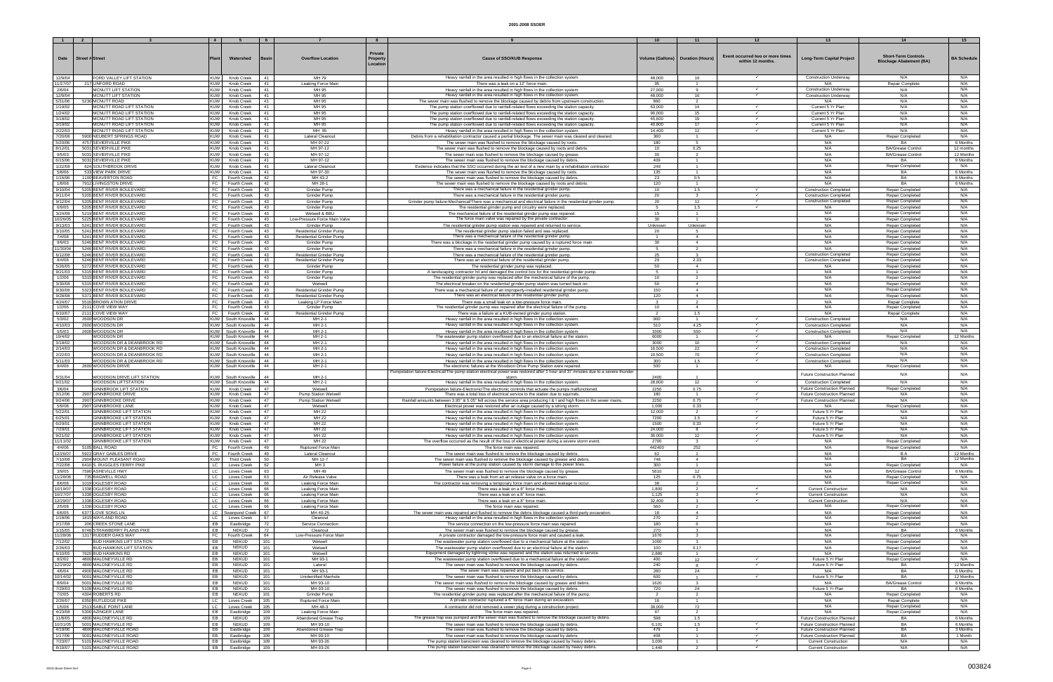# 2001-2008 SSOER

| 1 | 2 | 3 | 4 | 5 | 6 | 7 | 8 | 9 | 10 | 11 | 12 | 13 | 14 | 15 |
|---|---|---|---|---|---|---|---|---|---|---|---|---|---|---|
| Date | Street # | Street | Plant | Watershed | Basin | Overflow Location | Private Property Location | Cause of SSO/KUB Response | Volume (Gallons) | Duration (Hours) | Event occurred two or more times within 12 months. | Long-Term Capital Project | Short-Term Controls Blockage Abatement (BA) | BA Schedule |
| 12/9/04 | | FORD VALLEY LIFT STATION | KUW | Knob Creek | 41 | MH 79 | | Heavy rainfall in the area resulted in high flows in the collection system. | 48,000 | 16 | ✓ | Construction Underway | N/A | N/A |
| 11/27/07 | 217 | LINFORD ROAD | KUW | Knob Creek | 41 | Leaking Force Main | | There was a leak on a 12" force main. | 95 | 1 | | N/A | Repair Complete | N/A |
| 2/6/04 | | MCNUTT LIFT STATION | KUW | Knob Creek | 41 | MH 95 | | Heavy rainfall in the area resulted in high flows in the collection system. | 27,000 | 9 | ✓ | Construction Underway | N/A | N/A |
| 12/9/04 | | MCNUTT LIFT STATION | KUW | Knob Creek | 41 | MH 95 | | Heavy rainfall in the area resulted in high flows in the collection system. | 48,000 | 16 | ✓ | Construction Underway | N/A | N/A |
| 5/31/06 | 5230 | MCNUTT ROAD | KUW | Knob Creek | 41 | MH 95 | | The sewer main was flushed to remove the blockage caused by debris from upstream construction. | 860 | 2 | | N/A | N/A | N/A |
| 1/19/02 | | MCNUTT ROAD LIFT STATION | KUW | Knob Creek | 41 | MH 95 | | The pump station overflowed due to rainfall-related flows exceeding the station capacity. | 63,000 | 14 | ✓ | Current 5 Yr Plan | N/A | N/A |
| 1/24/02 | | MCNUTT ROAD LIFT STATION | KUW | Knob Creek | 41 | MH 95 | | The pump station overflowed due to rainfall-related flows exceeding the station capacity. | 90,000 | 15 | ✓ | Current 5 Yr Plan | N/A | N/A |
| 3/18/02 | | MCNUTT ROAD LIFT STATION | KUW | Knob Creek | 41 | MH 95 | | The pump station overflowed due to rainfall-related flows exceeding the station capacity. | 45,600 | 19 | ✓ | Current 5 Yr Plan | N/A | N/A |
| 3/19/02 | | MCNUTT ROAD LIFT STATION | KUW | Knob Creek | 41 | MH 95 | | The pump station overflowed due to rainfall-related flows exceeding the station capacity. | 40,800 | 17 | ✓ | Current 5 Yr Plan | N/A | N/A |
| 2/22/03 | | MCNUTT ROAD LIFT STATION | KUW | Knob Creek | 41 | MH 95 | | Heavy rainfall in the area resulted in high flows in the collection system. | 14,400 | 12 | ✓ | Current 5 Yr Plan | N/A | N/A |
| 7/20/08 | 5900 | NEUBERT SPRINGS ROAD | KUW | Knob Creek | 41 | Lateral Cleanout | | Debris from a rehabilitation contractor caused a partial blockage. The sewer main was cleared and cleaned. | 360 | 1 | | N/A | Repair Completed | N/A |
| 5/20/06 | 4757 | SEVIERVILLE PIKE | KUW | Knob Creek | 41 | MH 97-22 | | The sewer main was flushed to remove the blockage caused by roots. | 180 | 5 | | N/A | BA | 6 Months |
| 8/12/01 | 5031 | SEVIERVILLE PIKE | KUW | Knob Creek | 41 | MH 97-12 | | The sewer main was flushed to remove the blockage caused by roots and debris. | 10 | 0.25 | | N/A | BA/Grease Control | 12 months |
| 9/5/03 | 5031 | SEVIERVILLE PIKE | KUW | Knob Creek | 41 | MH 97-12 | | The sewer main was flushed to remove the blockage caused by grease. | 30 | 2 | | N/A | BA/Grease Control | 12 Months |
| 6/15/06 | 5031 | SEVIERVILLE PIKE | KUW | Knob Creek | 41 | MH 97-12 | | The sewer main was flushed to remove the blockage caused by debris. | 409 | 1 | | N/A | BA | 9 Months |
| 1/22/08 | 624 | SOUTHBROOK DRIVE | KUW | Knob Creek | 41 | Lateral Cleanout | | Evidence indicates that the SSO occurred during the air test of a new main by a rehabilitation contractor | 249 | 1 | | N/A | Repair Completed | N/A |
| 5/8/06 | 533 | VIEW PARK DRIVE | KUW | Knob Creek | 41 | MH 97-30 | | The sewer main was flushed to remove the blockage caused by roots. | 135 | 1 | | N/A | BA | 6 Months |
| 1/16/06 | 1100 | BEAVERTON ROAD | FC | Fourth Creek | 42 | MH 43-2 | | The sewer main was flushed to remove the blockage caused by debris. | 23 | 0.5 | | N/A | BA | 6 Months |
| 1/8/08 | 7912 | LIVINGSTON DRIVE | FC | Fourth Creek | 42 | MH 28-1 | | The sewer main was flushed to remove the blockage caused by roots and debris. | 120 | 1 | | N/A | BA | 6 Months |
| 9/10/04 | 5205 | BENT RIVER BOULEVARD | FC | Fourth Creek | 43 | Grinder Pump | | There was a mechanical failure in the residential grinder pump. | 10 | 1.5 | ✓ | Construction Completed | Repair Completed | N/A |
| 9/11/04 | 5205 | BENT RIVER BOULEVARD | FC | Fourth Creek | 43 | Grinder Pump | | There was a mechanical failure in the residential grinder pump. | 20 | 3 | ✓ | Construction Completed | Repair Completed | N/A |
| 9/12/04 | 5205 | BENT RIVER BOULEVARD | FC | Fourth Creek | 43 | Grinder Pump | | Grinder pump failure-Mechanical/There was a mechanical and electrical failure in the residential grinder pump. | 20 | 12 | ✓ | Construction Completed | Repair Completed | N/A |
| 6/9/05 | 5205 | BENT RIVER BOULEVARD | FC | Fourth Creek | 43 | Grinder Pump | | The residential grinder pump and circuitry were replaced. | 5 | 1.5 | ✓ | N/A | Repair Completed | N/A |
| 3/24/08 | 5219 | BENT RIVER BOULEVARD | FC | Fourth Creek | 43 | Wetwell & BBU | | The mechanical failure of the residential grinder pump was repaired. | 15 | 1 | | N/A | Repair Completed | N/A |
| 10/26/05 | 5225 | BENT RIVER BOULEVARD | FC | Fourth Creek | 43 | Low-Pressure Force Main Valve | | The force main valve was repaired by the private contractor. | 30 | 4 | | N/A | Repair Completed | N/A |
| 9/13/03 | 5241 | BENT RIVER BOULEVARD | FC | Fourth Creek | 43 | Grinder Pump | | The residential grinder pump station was repaired and returned to service. | Unknown | Unknown | | N/A | Repair Completed | N/A |
| 3/10/05 | 5241 | BENT RIVER BOULEVARD | FC | Fourth Creek | 43 | Residential Grinder Pump | | The residential grinder pump station failed and was replaced. | 20 | 5 | | N/A | Repair Completed | N/A |
| 7/4/08 | 5241 | BENT RIVER BOULEVARD | FC | Fourth Creek | 43 | Residential Grinder Pump | | There was a mechanical failure of the residential grinder pump. | 1 | 4 | | N/A | Repair Completed | N/A |
| 9/9/03 | 5246 | BENT RIVER BOULEVARD | FC | Fourth Creek | 43 | Grinder Pump | | There was a blockage in the residential grinder pump caused by a ruptured force main. | 30 | 4 | | N/A | Repair Completed | N/A |
| 11/30/04 | 5248 | BENT RIVER BOULEVARD | FC | Fourth Creek | 43 | Grinder Pump | | There was a mechanical failure in the residential grinder pump. | 5 | 2 | | N/A | Repair Completed | N/A |
| 6/12/08 | 5248 | BENT RIVER BOULEVARD | FC | Fourth Creek | 43 | Residential Grinder Pump | | There was a mechanical failure of the residential grinder pump. | 25 | 3 | | Construction Completed | Repair Completed | N/A |
| 8/4/08 | 5248 | BENT RIVER BOULEVARD | FC | Fourth Creek | 43 | Residential Grinder Pump | | There was an electrical failure of the residential grinder pump. | 29 | 2.33 | | Construction Completed | Repair Completed | N/A |
| 5/26/05 | 5272 | BENT RIVER BOULEVARD | FC | Fourth Creek | 43 | Grinder Pump | | The residential grinder pump was replaced. | 50 | 4 | | N/A | Repair Completed | N/A |
| 9/21/03 | 5315 | BENT RIVER BOULEVARD | FC | Fourth Creek | 43 | Grinder Pump | | A landscaping contractor hit and damaged the control box for the residential grinder pump. | 5 | 1 | | N/A | Repair Completed | N/A |
| 1/2/06 | 5315 | BENT RIVER BOULEVARD | FC | Fourth Creek | 43 | Grinder Pump | | The residential grinder pump was replaced after the mechanical failure of the pump. | 10 | 2 | | N/A | Repair Completed | N/A |
| 3/30/08 | 5315 | BENT RIVER BOULEVARD | FC | Fourth Creek | 43 | Wetwell | | The electrical breaker on the residential grinder pump station was turned back on. | 50 | 4 | | N/A | Repair Completed | N/A |
| 9/30/08 | 5323 | BENT RIVER BOULEVARD | FC | Fourth Creek | 43 | Residential Grinder Pump | | There was a mechanical failure of an improperly-installed residential grinder pump. | 150 | 4 | | N/A | Repair Completed | N/A |
| 9/26/08 | 5371 | BENT RIVER BOULEVARD | FC | Fourth Creek | 43 | Residential Grinder Pump | | There was an electrical failure of the residential grinder pump. | 120 | 4 | | N/A | Repair Completed | N/A |
| 4/24/07 | 5516 | BROWN ATKIN DRIVE | FC | Fourth Creek | 43 | Leaking LP Force Main | | There was a small leak on a low-pressure force main. | 3 | 2 | | N/A | Repair Complete | N/A |
| 1/2/06 | 2111 | COVE VIEW WAY | FC | Fourth Creek | 43 | Grinder Pump | | The residential grinder pump was repaired after the electrical failure of the pump. | 10 | 4 | | N/A | Repair Completed | N/A |
| 6/10/07 | 2111 | COVE VIEW WAY | FC | Fourth Creek | 43 | Residential Grinder Pump | | There was a failure at a KUB-owned grinder pump station. | 2 | 1.5 | | N/A | Repair Complete | N/A |
| 5/3/02 | 2600 | WOODSON DR | KUW | South Knoxville | 44 | MH 2-1 | | Heavy rainfall in the area resulted in high flows in the collection system. | 900 | 1 | ✓ | Construction Completed | N/A | N/A |
| 4/10/03 | 2600 | WOODSON DR | KUW | South Knoxville | 44 | MH 2-1 | | Heavy rainfall in the area resulted in high flows in the collection system. | 510 | 4.25 | ✓ | Construction Completed | N/A | N/A |
| 5/5/03 | 2600 | WOODSON DR | KUW | South Knoxville | 44 | MH 2-1 | | Heavy rainfall in the area resulted in high flows in the collection system. | 3300 | 550 | ✓ | Construction Completed | N/A | N/A |
| 10/4/02 | | WOODSON DR | KUW | South Knoxville | 44 | MH 2-1 | | The wastewater pump station overflowed due to an electrical failure at the station. | 6000 | 1 | ✓ | N/A | Repair Completed | 12 Months |
| 3/18/02 | | WOODSON DR & DEANBROOK RD | KUW | South Knoxville | 44 | MH 2-1 | | Heavy rainfall in the area resulted in high flows in the collection system. | 3000 | 10 | ✓ | Construction Completed | N/A | N/A |
| 2/14/03 | | WOODSON DR & DEANBROOK RD | KUW | South Knoxville | 44 | MH 2-1 | | Heavy rainfall in the area resulted in high flows in the collection system. | 16,500 | 22 | ✓ | Construction Completed | N/A | N/A |
| 2/22/03 | | WOODSON DR & DEANBROOK RD | KUW | South Knoxville | 44 | MH 2-1 | | Heavy rainfall in the area resulted in high flows in the collection system. | 10,500 | 70 | ✓ | Construction Completed | N/A | N/A |
| 5/11/03 | | WOODSON DR & DEANBROOK RD | KUW | South Knoxville | 44 | MH 2-1 | | Heavy rainfall in the area resulted in high flows in the collection system. | 300 | 1.5 | ✓ | Construction Completed | N/A | N/A |
| 8/4/06 | 2600 | WOODSON DRIVE | KUW | South Knoxville | 44 | MH 2-1 | | The electronic failures at the Woodson Drive Pump Station were repaired. | 500 | 1 | | N/A | Repair Completed | N/A |
| 5/31/04 | | WOODSON DRIVE LIFT STATION | KUW | South Knoxville | 44 | MH 2-1 | | Pumpstation failure-Electrical/The pump station electrical power was restored after 1 hour and 37 minutes due to a severe thunder storm. | 2400 | 1 | | Future Construction Planned | N/A | N/A |
| 9/21/02 | | WOODSON LIFTSTATION | KUW | South Knoxville | 44 | MH 2-1 | | Heavy rainfall in the area resulted in high flows in the collection system. | 28,800 | 12 | ✓ | Construction Completed | N/A | N/A |
| 3/6/04 | | GINNBROOK LIFT STATION | KUW | Knob Creek | 47 | Wetwell | | Pumpstation failure-Electronic/The electronic controls that actuate the pumps malfunctioned. | 2250 | 0.75 | | Future Construction Planned | Repair Completed | N/A |
| 3/12/06 | 2907 | GINNBROOKE DRIVE | KUW | Knob Creek | 47 | Pump Station Wetwell | | There was a total loss of electrical service to the station due to squirrels. | 180 | 1 | ✓ | Future Construction Planned | N/A | N/A |
| 9/24/06 | 2907 | GINNBROOKE DRIVE | KUW | Knob Creek | 47 | Pump Station Wetwell | | Rainfall amounts between 3.95" & 5.05" fell across the service area producing I & I and high flows in the sewer mains. | 2250 | 0.75 | ✓ | Future Construction Planned | N/A | N/A |
| 5/9/08 | 2907 | GINNBROOKE LANE | KUW | Knob Creek | 47 | Wetwell | | Electrical power was restored after an outage caused by a strong storm. | 1,000 | 0.33 | | N/A | Repair Completed | N/A |
| 5/22/01 | | GINNBROOKE LIFT STATION | KUW | Knob Creek | 47 | MH 22 | | Heavy rainfall in the area resulted in high flows in the collection system. | 12,000 | 2 | ✓ | Future 5 Yr Plan | N/A | N/A |
| 6/25/01 | | GINNBROOKE LIFT STATION | KUW | Knob Creek | 47 | MH 22 | | Heavy rainfall in the area resulted in high flows in the collection system. | 7200 | 1.5 | ✓ | Future 5 Yr Plan | N/A | N/A |
| 6/29/01 | | GINNBROOKE LIFT STATION | KUW | Knob Creek | 47 | MH 22 | | Heavy rainfall in the area resulted in high flows in the collection system. | 1500 | 0.33 | ✓ | Future 5 Yr Plan | N/A | N/A |
| 7/29/01 | | GINNBROOKE LIFT STATION | KUW | Knob Creek | 47 | MH 22 | | Heavy rainfall in the area resulted in high flows in the collection system. | 24,000 | 8 | ✓ | Future 5 Yr Plan | N/A | N/A |
| 9/21/02 | | GINNBROOKE LIFT STATION | KUW | Knob Creek | 47 | MH 22 | | Heavy rainfall in the area resulted in high flows in the collection system. | 36,000 | 12 | ✓ | Future 5 Yr Plan | N/A | N/A |
| 11/11/02 | | GINNBROOKE LIFT STATION | KUW | Knob Creek | 47 | MH 22 | | The overflow occurred as the result of the loss of electrical power during a severe storm event. | 2700 | 3 | ✓ | N/A | Repair Completed | N/A |
| 4/4/06 | 5105 | BALL ROAD | FC | Fourth Creek | 49 | Ruptured Force Main | | The force main was repaired. | 442400 | 252 | | N/A | Repair Completed | N/A |
| 12/26/07 | 5922 | GRAY GABLES DRIVE | FC | Fourth Creek | 49 | Lateral Cleanout | | The sewer main was flushed to remove the blockage caused by debris. | 62 | 1 | | N/A | BA | 12 Months |
| 7/10/08 | 2904 | MOUNT PLEASANT ROAD | KUW | Third Creek | 50 | MH 12-7 | | The sewer main was flushed to remove the blockage caused by grease and debris. | 748 | 4 | | N/A | BA | 12 Months |
| 7/22/08 | 6410 | S. RUGGLES FERRY PIKE | LC | Loves Creek | 62 | MH 3 | | Power failure at the pump station caused by storm damage to the power lines. | 300 | 1 | | N/A | Repair Completed | N/A |
| 3/9/05 | 7500 | ASHEVILLE HWY | LC | Loves Creek | 63 | MH 49 | | The sewer main was flushed to remove the blockage caused by grease. | 5610 | 12 | | N/A | BA/Grease Control | 6 Months |
| 11/28/06 | 735 | BAGWELL ROAD | LC | Loves Creek | 63 | Air Release Valve | | There was a leak from an air release valve on a force main. | 125 | 0.75 | | N/A | Repair Completed | N/A |
| 8/6/08 | 1019 | OGLESBY ROAD | LC | Loves Creek | 66 | Leaking Force Main | | The contractor was removing a temporary force main and allowed leakage to occur. | 38 | 2 | | N/A | Repair Completed | N/A |
| 10/19/07 | 1338 | OGLESBY ROAD | LC | Loves Creek | 66 | Leaking Force Main | | There was a leak on a 8" force main. | 1,800 | 2 | ✓ | Current Construction | N/A | N/A |
| 10/27/07 | 1338 | OGLESBY ROAD | LC | Loves Creek | 66 | Leaking Force Main | | There was a leak on a 8" force main. | 1,125 | 3 | ✓ | Current Construction | N/A | N/A |
| 12/29/07 | 1338 | OGLESBY ROAD | LC | Loves Creek | 66 | Leaking Force Main | | There was a leak on a 8" force main. | 32,400 | 3 | ✓ | Current Construction | N/A | N/A |
| 2/5/08 | 1338 | OGLESBY ROAD | LC | Loves Creek | 66 | Leaking Force Main | | The force main was repaired. | 560 | 2 | | N/A | Repair Completed | N/A |
| 6/6/05 | 6377 | LOVE SONG LN | LC | Swanpond Creek | 67 | MH 40-25 | | The sewer main was repaired and flushed to remove the debris blockage caused a third-party excavation. | 18 | 4 | | N/A | Repair Completed | N/A |
| 1/18/06 | 1815 | WAYLAND ROAD | LC | Loves Creek | 67 | Cleanout | | Heavy rainfall in the area resulted in high flows in the collection system. | 270 | 2 | | N/A | Repair Completed | N/A |
| 2/17/08 | 208 | CREEK STONE LANE | EB | Eastbridge | 72 | Service Connection | | The service connection on the low-pressure force main was repaired. | 180 | 6 | | N/A | Repair Completed | N/A |
| 1/15/05 | 8748 | STRAWBERRY PLAINS PIKE | EB | NEKUD | 72 | Cleanout | | The sewer main was flushed to remove the blockage caused by grease. | 270 | 3 | | N/A | BA | 6 Months |
| 11/28/06 | 1317 | RUDDER OAKS WAY | FC | Fourth Creek | 84 | Low-Pressure Force Main | | A private contractor damaged the low-pressure force main and caused a leak. | 1676 | 3 | | N/A | Repair Completed | N/A |
| 7/12/02 | | BUD HAWKINS LIFT STATION | EB | NEKUD | 101 | Wetwell | | The wastewater pump station overflowed due to a mechanical failure at the station. | 1000 | 3 | | N/A | Repair Completed | N/A |
| 2/26/03 | | BUD HAWKINS LIFT STATION | EB | NEKUD | 101 | Wetwell | | The wastewater pump station overflowed due to an electrical failure at the station. | 100 | 0.17 | | N/A | Repair Completed | N/A |
| 6/10/05 | 7620 | BUD HAWKINS RD | EB | NEKUD | 101 | Wetwell | | Equipment damaged by lightning strike was repaired and the station was returned to service. | 2,880 | 1 | | N/A | Repair Completed | N/A |
| 8/2/02 | 4800 | MALONEYVILLE RD | EB | NEKUD | 101 | MH 93-1 | | The wastewater pump station overflowed due to a mechanical failure at the station. | 400 | 12 | ✓ | Future 5 Yr Plan | Repair Completed | N/A |
| 12/29/02 | 4800 | MALONEYVILLE RD | EB | NEKUD | 101 | Lateral | | The sewer main was flushed to remove the blockage caused by debris. | 240 | 8 | ✓ | Future 5 Yr Plan | BA | 12 Months |
| 4/6/04 | 4900 | MALONEYVILLE RD | EB | NEKUD | 101 | MH 93-1 | | The sewer main was repaired and put back into service. | 280 | 24 | | N/A | BA | 6 Months |
| 10/14/02 | 5001 | MALONEYVILLE RD | EB | NEKUD | 101 | Unidentified Manhole | | The sewer main was flushed to remove the blockage caused by debris. | 600 | 1 | ✓ | Future 5 Yr Plan | BA | 12 Months |
| 8/9/04 | 5001 | MALONEYVILLE RD | EB | NEKUD | 101 | MH 93-10 | | The sewer main was flushed to remove the blockage caused by grease and debris. | 1620 | 3 | | N/A | BA/Grease Control | 6 Months |
| 7/29/03 | 5109 | MALONEYVILLE RD | EB | NEKUD | 101 | MH 93-10 | | The sewer main was flushed to remove the blockage caused by debris. | 720 | 24 | | Future 5 Yr Plan | BA | 6 Months |
| 7/2/05 | 4304 | ROBERTS RD | EB | NEKUD | 101 | Grinder Pump | | The residential grinder pump was replaced after the mechanical failure of the pump. | 2 | 2 | | N/A | Repair Completed | N/A |
| 2/26/07 | 6350 | RUTLEDGE PIKE | LC | Loves Creek | 105 | Ruptured Force Main | | A private contractor ruptured a 6" force main during an excavation. | 16 | 1 | | N/A | Repair Complete | N/A |
| 1/5/08 | 2513 | SABLE POINT LANE | LC | Loves Creek | 105 | MH 48-3 | | A contractor did not removed a sewer plug during a construction project. | 39,000 | 72 | | N/A | Repair Completed | N/A |
| 4/23/08 | 5300 | AZINGER LANE | EB | Eastbridge | 109 | Leaking Force Main | | The force main was repaired. | 47 | 2 | | N/A | Repair Completed | N/A |
| 11/8/05 | 4800 | MALONEYVILLE RD | EB | NEKUD | 109 | Abandoned Grease Trap | | The grease trap was pumped and the sewer main was flushed to remove the blockage caused by debris. | 598 | 1.5 | | Future Construction Planned | BA | 6 Months |
| 10/31/05 | 5001 | MALONEYVILLE RD | EB | NEKUD | 109 | MH 93-10 | | The sewer main was flushed to remove the blockage caused by debris. | 6,101 | 1.5 | ✓ | Future Construction Planned | BA | 6 Months |
| 4/19/06 | 4800 | MALONEYVILLE ROAD | EB | Eastbridge | 109 | Abandoned Grease Trap | | The sewer main was flushed to remove the blockage caused by debris. | 479 | 1 | ✓ | Future Construction Planned | BA | 3 Months |
| 1/17/06 | 5001 | MALONEYVILLE ROAD | EB | Eastbridge | 109 | MH 93-10 | | The sewer main was flushed to remove the blockage caused by debris. | 408 | 1 | ✓ | Future Construction Planned | BA | 1 Month |
| 7/23/07 | 5101 | MALONEYVILLE ROAD | EB | Eastbridge | 109 | MH 93-26 | | The pump station barscreen was cleaned to remove the blockage caused by heavy debris. | 3,000 | 1 | ✓ | Current Construction | N/A | N/A |
| 8/19/07 | 5101 | MALONEYVILLE ROAD | EB | Eastbridge | 109 | MH 93-26 | | The pump station barscreen was cleaned to remove the blockage caused by heavy debris. | 1,440 | 2 | ✓ | Current Construction | N/A | N/A |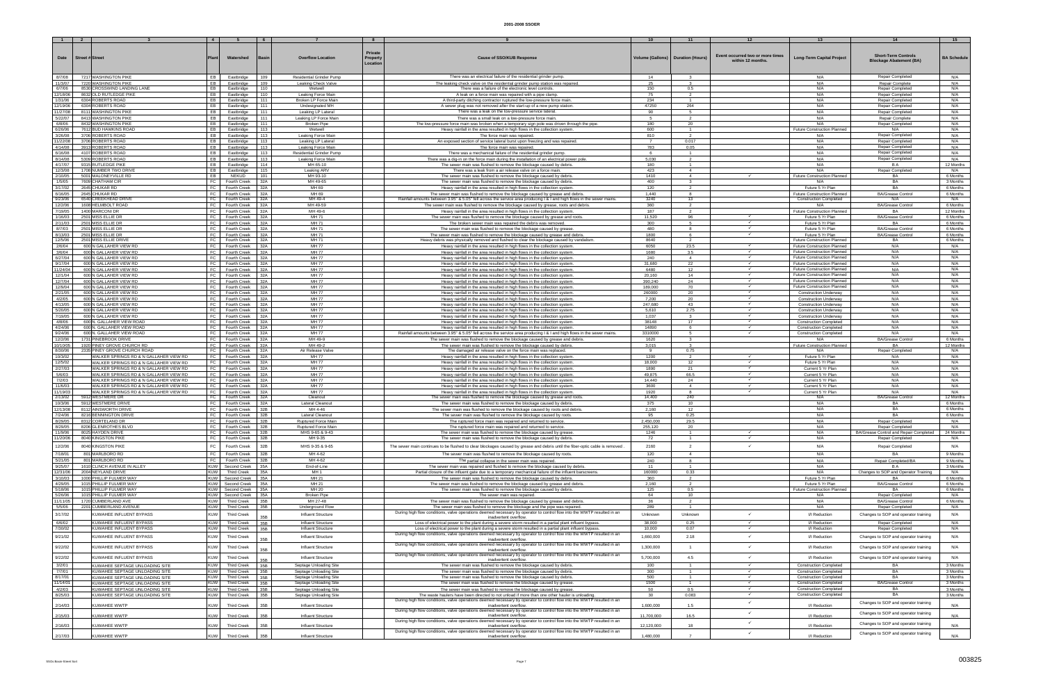# 2001-2008 SSOER

| 1 | 2 | 3 | 4 | 5 | 6 | 7 | 8 | 9 | 10 | 11 | 12 | 13 | 14 | 15 |
|---|---|---|---|---|---|---|---|---|---|---|---|---|---|---|
| Date | Street # | Street | Plant | Watershed | Basin | Overflow Location | Private Property Location | Cause of SSO/KUB Response | Volume (Gallons) | Duration (Hours) | Event occurred two or more times within 12 months. | Long-Term Capital Project | Short-Term Controls Blockage Abatement (BA) | BA Schedule |
| 8/7/08 | 7217 | WASHINGTON PIKE | EB | Eastbridge | 109 | Residential Grinder Pump | | There was an electrical failure of the residential grinder pump. | 14 | 3 | | N/A | Repair Completed | N/A |
| 11/3/07 | 7220 | WASHINGTON PIKE | EB | Eastbridge | 109 | Leaking Check Valve | | The leaking check valve on the residential grinder pump station was repaired. | 25 | 3 | | N/A | Repair Complete | N/A |
| 6/7/08 | 8530 | CROSSWIND LANDING LANE | EB | Eastbridge | 110 | Wetwell | | There was a failure of the electronic level controls. | 150 | 0.5 | | N/A | Repair Completed | N/A |
| 12/18/06 | 8632 | OLD RUTLEDGE PIKE | EB | Eastbridge | 110 | Leaking Force Main | | A leak on a force main was repaired with a pipe clamp. | 75 | 2 | | N/A | Repair Completed | N/A |
| 1/31/08 | 6304 | ROBERTS ROAD | EB | Eastbridge | 111 | Broken LP Force Main | | A third-party ditching contractor ruptured the low-pressure force main. | 234 | 1 | | N/A | Repair Completed | N/A |
| 12/19/08 | 6304 | ROBERTS ROAD | EB | Eastbridge | 111 | Undesignated MH | | A sewer plug was not removed after the start-up of a new pump station. | 47250 | 264 | | N/A | Repair Completed | N/A |
| 11/27/08 | 8111 | WASHINGTON PIKE | EB | Eastbridge | 111 | Leaking LP Lateral | | There was a leak on the low-pressure service lateral. | 90 | 5 | | N/A | Repair Completed | N/A |
| 5/22/07 | 8413 | WASHINGTON PIKE | EB | Eastbridge | 111 | Leaking LP Force Main | | There was a small leak on a low-pressure force main. | 5 | 2 | | N/A | Repair Complete | N/A |
| 6/8/08 | 8432 | WASHINGTON PIKE | EB | Eastbridge | 111 | Broken Pipe | | The low-pressure force main was broken when a temporary sign pole was driven through the pipe. | 180 | 20 | | N/A | Repair Completed | N/A |
| 6/26/06 | 7612 | BUD HAWKINS ROAD | EB | Eastbridge | 113 | Wetwell | | Heavy rainfall in the area resulted in high flows in the collection system. | 600 | 1 | | Future Construction Planned | N/A | N/A |
| 3/26/08 | 3706 | ROBERTS ROAD | EB | Eastbridge | 113 | Leaking Force Main | | The force main was repaired. | 810 | 2 | | N/A | Repair Completed | N/A |
| 11/22/08 | 3706 | ROBERTS ROAD | EB | Eastbridge | 113 | Leaking LP Lateral | | An exposed section of service lateral burst upon freezing and was repaired. | 7 | 0.017 | | N/A | Repair Completed | N/A |
| 4/14/08 | 3913 | ROBERTS ROAD | EB | Eastbridge | 113 | Leaking Force Main | | The force main was repaired. | 783 | 0.05 | | N/A | Repair Completed | N/A |
| 6/16/08 | 4107 | ROBERTS ROAD | EB | Eastbridge | 113 | Residential Grinder Pump | | There was a Residential grinder pump. | 6 | 2 | | N/A | Repair Completed | N/A |
| 8/14/08 | 5306 | ROBERTS ROAD | EB | Eastbridge | 113 | Leaking Force Main | | There was a dig-in on the force main during the installation of an electrical power pole. | 5,030 | 2 | | N/A | Repair Completed | N/A |
| 4/17/07 | 9315 | RUTLEDGE PIKE | EB | Eastbridge | 114 | MH 65-10 | | The sewer main was flushed to remove the blockage caused by debris. | 180 | 1 | | N/A | BA | 12 Months |
| 12/3/08 | 1708 | NUMBER TWO DRIVE | EB | Eastbridge | 115 | Leaking ARV | | There was a leak from a air release valve on a force main. | 423 | 4 | | N/A | Repair Completed | N/A |
| 2/10/05 | 5001 | MALONEYVILLE RD | EB | NEKUD | 101 | MH 93-10 | | The sewer main was flushed to remove the blockage caused by debris. | 1410 | 4 | ✓ | Future Construction Planned | BA | 6 Months |
| 1/5/05 | 7609 | CHATHAM CIR | FC | Fourth Creek | 32A | MH 49-65 | | The sewer main was flushed to remove the blockage caused by debris. | 400 | 3 | | N/A | BA | 3 Months |
| 3/17/02 | 2645 | CHUKAR RD | FC | Fourth Creek | 32A | MH 69 | | Heavy rainfall in the area resulted in high flows in the collection system. | 120 | 2 | | Future 5 Yr Plan | BA | 6 Months |
| 6/16/05 | 2645 | CHUKAR RD | FC | Fourth Creek | 32A | MH 69 | | The sewer main was flushed to remove the blockage caused by grease and debris. | 1,440 | 8 | | Future Construction Planned | BA/Grease Control | 6 Months |
| 9/23/06 | 6540 | CREEKHEAD DRIVE | FC | Fourth Creek | 32A | MH 49-4 | | Rainfall amounts between 3.95" & 5.05" fell across the service area producing I & I and high flows in the sewer mains. | 3240 | 13 | | Construction Completed | N/A | N/A |
| 12/2/06 | 1608 | HELMBOLT ROAD | FC | Fourth Creek | 32A | MH 49-59 | | The sewer main was flushed to remove the blockage caused by grease, roots and debris. | 360 | 2 | | N/A | BA/Grease Control | 6 Months |
| 7/19/05 | 1400 | MARCONI DR | FC | Fourth Creek | 32A | MH 49-6 | | Heavy rainfall in the area resulted in high flows in the collection system. | 187 | 2 | | Future Construction Planned | BA | 12 Months |
| 1/16/03 | 2501 | MISS ELLIE DR | FC | Fourth Creek | 32A | MH 71 | | The sewer main was flushed to remove the blockage caused by grease and roots. | 11,520 | 96 | ✓ | Future 5 Yr Plan | BA/Grease Control | 6 Months |
| 2/11/03 | 2501 | MISS ELLIE DR | FC | Fourth Creek | 32A | MH 71 | | The broken sewer main was repaired the debris was removed. | 300 | 5 | ✓ | Future 5 Yr Plan | BA | 6 Months |
| 8/7/03 | 2501 | MISS ELLIE DR | FC | Fourth Creek | 32A | MH 71 | | The sewer main was flushed to remove the blockage caused by debris. | 480 | 8 | ✓ | Future 5 Yr Plan | BA/Grease Control | 6 Months |
| 8/13/03 | 2501 | MISS ELLIE DR | FC | Fourth Creek | 32A | MH 71 | | The sewer main was flushed to remove the blockage caused by grease and debris. | 1800 | 6 | ✓ | Future 5 Yr Plan | BA/Grease Control | 6 Months |
| 12/5/06 | 2501 | MISS ELLIE DRIVE | FC | Fourth Creek | 32A | MH 71 | | Heavy debris was physically removed and flushed to clear the blockage caused by vandalism. | 8640 | 2 | | Future Construction Planned | BA | 6 Months |
| 2/6/04 | 600 | N GALLAHER VIEW RD | FC | Fourth Creek | 32A | MH 77 | | Heavy rainfall in the area resulted in high flows in the collection system. | 6050 | 23.5 | ✓ | Future Construction Planned | N/A | N/A |
| 3/6/04 | 600 | N GALLAHER VIEW RD | FC | Fourth Creek | 32A | MH 77 | | Heavy rainfall in the area resulted in high flows in the collection system. | 1680 | 3.5 | ✓ | Future Construction Planned | N/A | N/A |
| 6/27/04 | 600 | N GALLAHER VIEW RD | FC | Fourth Creek | 32A | MH 77 | | Heavy rainfall in the area resulted in high flows in the collection system. | 240 | 4 | ✓ | Future Construction Planned | N/A | N/A |
| 9/17/04 | 600 | N GALLAHER VIEW RD | FC | Fourth Creek | 32A | MH 77 | | Heavy rainfall in the area resulted in high flows in the collection system. | 31,680 | 22 | ✓ | Future Construction Planned | N/A | N/A |
| 11/24/04 | 600 | N GALLAHER VIEW RD | FC | Fourth Creek | 32A | MH 77 | | Heavy rainfall in the area resulted in high flows in the collection system. | 6480 | 12 | ✓ | Future Construction Planned | N/A | N/A |
| 12/1/04 | 600 | N GALLAHER VIEW RD | FC | Fourth Creek | 32A | MH 77 | | Heavy rainfall in the area resulted in high flows in the collection system. | 20,160 | 14 | ✓ | Future Construction Planned | N/A | N/A |
| 12/7/04 | 600 | N GALLAHER VIEW RD | FC | Fourth Creek | 32A | MH 77 | | Heavy rainfall in the area resulted in high flows in the collection system. | 390,240 | 24 | ✓ | Future Construction Planned | N/A | N/A |
| 12/9/04 | 600 | N GALLAHER VIEW RD | FC | Fourth Creek | 32A | MH 77 | | Heavy rainfall in the area resulted in high flows in the collection system. | 189,000 | 70 | ✓ | Future Construction Planned | N/A | N/A |
| 2/21/05 | 600 | N GALLAHER VIEW RD | FC | Fourth Creek | 32A | MH 77 | | Heavy rainfall in the area resulted in high flows in the collection system. | 260000 | 20 | ✓ | Construction Underway | N/A | N/A |
| 4/2/05 | 600 | N GALLAHER VIEW RD | FC | Fourth Creek | 32A | MH 77 | | Heavy rainfall in the area resulted in high flows in the collection system. | 7,200 | 20 | ✓ | Construction Underway | N/A | N/A |
| 4/13/05 | 600 | N GALLAHER VIEW RD | FC | Fourth Creek | 32A | MH 77 | | Heavy rainfall in the area resulted in high flows in the collection system. | 247,680 | 43 | ✓ | Construction Underway | N/A | N/A |
| 5/20/05 | 600 | N GALLAHER VIEW RD | FC | Fourth Creek | 32A | MH 77 | | Heavy rainfall in the area resulted in high flows in the collection system. | 5,610 | 2.75 | ✓ | Construction Underway | N/A | N/A |
| 7/19/05 | 600 | N GALLAHER VIEW RD | FC | Fourth Creek | 32A | MH 77 | | Heavy rainfall in the area resulted in high flows in the collection system. | 1,037 | 3 | ✓ | Construction Underway | N/A | N/A |
| 4/8/06 | 600 | N. GALLAHER VIEW ROAD | FC | Fourth Creek | 32A | MH 77 | | Heavy rainfall in the area resulted in high flows in the collection system. | 38148 | 17 | ✓ | Construction Completed | N/A | N/A |
| 4/24/06 | 600 | N. GALLAHER VIEW ROAD | FC | Fourth Creek | 32A | MH 77 | | Heavy rainfall in the area resulted in high flows in the collection system. | 14890 | 6 | ✓ | Construction Completed | N/A | N/A |
| 9/24/06 | 600 | N. GALLAHER VIEW ROAD | FC | Fourth Creek | 32A | MH 77 | | Rainfall amounts between 3.95" & 5.05" fell across the service area producing I & I and high flows in the sewer mains. | 3310000 | 5 | ✓ | Construction Completed | N/A | N/A |
| 12/2/06 | 1731 | PINEBROOK DRIVE | FC | Fourth Creek | 32A | MH 49-9 | | The sewer main was flushed to remove the blockage caused by grease and debris. | 1620 | 3 | | N/A | BA/Grease Control | 6 Months |
| 10/10/05 | 1920 | PINEY GROVE CHURCH RD | FC | Fourth Creek | 32A | MH 49-2 | | The sewer main was flushed to remove the blockage caused by debris. | 3,015 | 3 | | Future Construction Planned | BA | 12 Months |
| 6/30/06 | 2335 | PINEY GROVE CHURCH ROAD | FC | Fourth Creek | 32A | Air Release Valve | | The damaged air release valve on the force main was replaced. | 9 | 0.75 | | N/A | Repair Completed | N/A |
| 10/3/02 | | WALKER SPRINGS RD & N GALLAHER VIEW RD | FC | Fourth Creek | 32A | MH 77 | | Heavy rainfall in the area resulted in high flows in the collection system. | 1200 | 2 | ✓ | Future 5 Yr Plan | N/A | N/A |
| 12/5/02 | | WALKER SPRINGS RD & N GALLAHER VIEW RD | FC | Fourth Creek | 32A | MH 77 | | Heavy rainfall in the area resulted in high flows in the collection system. | 18,000 | 12 | ✓ | Future 5 Yr Plan | N/A | N/A |
| 2/27/03 | | WALKER SPRINGS RD & N GALLAHER VIEW RD | FC | Fourth Creek | 32A | MH 77 | | Heavy rainfall in the area resulted in high flows in the collection system. | 1890 | 21 | ✓ | Current 5 Yr Plan | N/A | N/A |
| 5/6/03 | | WALKER SPRINGS RD & N GALLAHER VIEW RD | FC | Fourth Creek | 32A | MH 77 | | Heavy rainfall in the area resulted in high flows in the collection system. | 49,875 | 66.5 | ✓ | Current 5 Yr Plan | N/A | N/A |
| 7/2/03 | | WALKER SPRINGS RD & N GALLAHER VIEW RD | FC | Fourth Creek | 32A | MH 77 | | Heavy rainfall in the area resulted in high flows in the collection system. | 14,440 | 24 | ✓ | Current 5 Yr Plan | N/A | N/A |
| 11/6/03 | | WALKER SPRINGS RD & N GALLAHER VIEW RD | FC | Fourth Creek | 32A | MH 77 | | Heavy rainfall in the area resulted in high flows in the collection system. | 3600 | 4 | ✓ | Current 5 Yr Plan | N/A | N/A |
| 11/19/03 | | WALKER SPRINGS RD & N GALLAHER VIEW RD | FC | Fourth Creek | 32A | MH 77 | | Heavy rainfall in the area resulted in high flows in the collection system. | 1920 | 8 | ✓ | Current 5 Yr Plan | N/A | N/A |
| 2/13/02 | 5912 | WESTMERE DR | FC | Fourth Creek | 32A | Cleanout | | The sewer main was flushed to remove the blockage caused by grease and roots. | 14,400 | 240 | | N/A | BA/Grease Control | 12 Months |
| 10/3/06 | 5912 | WESTMERE DRIVE | FC | Fourth Creek | 32A | Lateral Cleanout | | The sewer main was flushed to remove the blockage caused by debris. | 375 | 10 | | N/A | BA | 6 Months |
| 12/13/08 | 8112 | AINSWORTH DRIVE | FC | Fourth Creek | 32B | MH 4-46 | | The sewer main was flushed to remove the blockage caused by roots and debris. | 2,160 | 12 | | N/A | BA | 6 Months |
| 7/24/06 | 8210 | BENNINGTON DRIVE | FC | Fourth Creek | 32B | Lateral Cleanout | | The sewer main was flushed to remove the blockage caused by roots. | 95 | 0.25 | | N/A | BA | 6 Months |
| 8/20/05 | 8312 | CORTELAND DR | FC | Fourth Creek | 32B | Ruptured Force Main | | The ruptured force main was repaired and returned to service. | 2,450,000 | 29.5 | | N/A | Repair Completed | N/A |
| 8/28/05 | 8208 | GLENROTHES BLVD | FC | Fourth Creek | 32B | Ruptured Force Main | | The ruptured force main was repaired and returned to service. | 255,120 | 20 | | N/A | Repair Completed | N/A |
| 11/9/06 | 8025 | HAYDEN DRIVE | FC | Fourth Creek | 32B | MHS 9-65 & 9-43 | | The sewer main was flushed to remove the blockage caused by grease. | 1246 | 1 | ✓ | N/A | BA/Grease Control and Repair Completed | 24 Months |
| 11/20/06 | 8040 | KINGSTON PIKE | FC | Fourth Creek | 32B | MH 9-35 | | The sewer main was flushed to remove the blockage caused by debris. | 72 | 1 | ✓ | N/A | Repair Completed | N/A |
| 12/2/06 | 8040 | KINGSTON PIKE | FC | Fourth Creek | 32B | MHS 9-35 & 9-65 | | The sewer main continues to be flushed to clear blockages caused by grease and debris until the fiber-optic cable is removed. | 2160 | 2 | ✓ | N/A | Repair Completed | N/A |
| 7/18/01 | 801 | MARLBORO RD | FC | Fourth Creek | 32B | MH 4-62 | | The sewer main was flushed to remove the blockage caused by roots. | 120 | 4 | | N/A | BA | 9 Months |
| 5/21/05 | 801 | MARLBORO RD | FC | Fourth Creek | 32B | MH 4-62 | | The partial collapse in the sewer main was repaired. | 240 | 8 | | N/A | Repair Completed/BA | 9 Months |
| 9/25/07 | 1610 | CLINCH AVENUE IN ALLEY | KUW | Second Creek | 35A | End-of-Line | | The sewer main was repaired and flushed to remove the blockage caused by debris. | 11 | 1 | | N/A | BA | 3 Months |
| 12/31/06 | 2004 | NEYLAND DRIVE | KUW | Third Creek | 35A | MH 1 | | Partial closure of the influent gate due to a temporary mechanical failure of the influent bar screens. | 160000 | 0.33 | | N/A | Changes to SOP and Operator Training | N/A |
| 3/10/03 | 1000 | PHILLIP FULMER WAY | KUW | Second Creek | 35A | MH 21 | | The sewer main was flushed to remove the blockage caused by debris. | 360 | 2 | | Future 5 Yr Plan | BA | 6 Months |
| 4/29/05 | 1015 | PHILLIP FULMER WAY | KUW | Second Creek | 35A | MH 21 | | The sewer main was flushed to remove the blockage caused by grease and debris. | 2,160 | 2 | | Future 5 Yr Plan | BA/Grease Control | 6 Months |
| 5/18/06 | 1015 | PHILLIP FULMER WAY | KUW | Second Creek | 35A | MH 20 | | The sewer main was flushed to remove the blockage caused by debris. | 125 | 0.5 | | Future Construction Planned | BA | 6 Months |
| 5/26/08 | 1015 | PHILLIP FULMER WAY | KUW | Second Creek | 35A | Broken Pipe | | The sewer main was repaired. | 64 | 16 | | N/A | Repair Completed | N/A |
| 11/11/05 | 1720 | CUMBERLAND AVE | KUW | Third Creek | 35B | MH 27-48 | | The sewer main was flushed to remove the blockage caused by grease and debris. | 36 | 2 | | N/A | BA/Grease Control | 6 Months |
| 5/5/06 | 2201 | CUMBERLAND AVENUE | KUW | Third Creek | 35B | Underground Flow | | The sewer main was flushed to remove the blockage and the pipe was repaired. | 289 | 1 | | N/A | Repair Completed | N/A |
| 3/17/02 | | KUWAHEE INFLUENT BYPASS | KUW | Third Creek | 35B | Influent Structure | | During high flow conditions, valve operations deemed necessary by operator to control flow into the WWTP resulted in an inadvertent overflow. | Unknown | Unknown | ✓ | I/I Reduction | Changes to SOP and operator training | N/A |
| 6/6/02 | | KUWAHEE INFLUENT BYPASS | KUW | Third Creek | 35B | Influent Structure | | Loss of electrical power to the plant during a severe storm resulted in a partial plant influent bypass. | 38,000 | 0.25 | ✓ | I/I Reduction | Repair Completed | N/A |
| 7/30/02 | | KUWAHEE INFLUENT BYPASS | KUW | Third Creek | 35B | Influent Structure | | Loss of electrical power to the plant during a severe storm resulted in a partial plant influent bypass. | 10,000 | 0.07 | ✓ | I/I Reduction | Repair Completed | N/A |
| 9/21/02 | | KUWAHEE INFLUENT BYPASS | KUW | Third Creek | 35B | Influent Structure | | During high flow conditions, valve operations deemed necessary by operator to control flow into the WWTP resulted in an inadvertent overflow. | 1,660,000 | 2.18 | ✓ | I/I Reduction | Changes to SOP and operator training | N/A |
| 9/22/02 | | KUWAHEE INFLUENT BYPASS | KUW | Third Creek | 35B | Influent Structure | | During high flow conditions, valve operations deemed necessary by operator to control flow into the WWTP resulted in an inadvertent overflow. | 1,300,000 | 1 | ✓ | I/I Reduction | Changes to SOP and operator training | N/A |
| 9/22/02 | | KUWAHEE INFLUENT BYPASS | KUW | Third Creek | 35B | Influent Structure | | During high flow conditions, valve operations deemed necessary by operator to control flow into the WWTP resulted in an inadvertent overflow. | 5,700,000 | 4.5 | ✓ | I/I Reduction | Changes to SOP and operator training | N/A |
| 3/2/01 | | KUWAHEE SEPTAGE UNLOADING SITE | KUW | Third Creek | 35B | Septage Unloading Site | | The sewer main was flushed to remove the blockage caused by debris. | 100 | 1 | ✓ | Construction Completed | BA | 3 Months |
| 7/7/01 | | KUWAHEE SEPTAGE UNLOADING SITE | KUW | Third Creek | 35B | Septage Unloading Site | | The sewer main was flushed to remove the blockage caused by debris. | 300 | 1 | ✓ | Construction Completed | BA | 3 Months |
| 8/17/01 | | KUWAHEE SEPTAGE UNLOADING SITE | KUW | Third Creek | 35B | Septage Unloading Site | | The sewer main was flushed to remove the blockage caused by debris. | 500 | 1 | ✓ | Construction Completed | BA | 3 Months |
| 11/14/01 | | KUWAHEE SEPTAGE UNLOADING SITE | KUW | Third Creek | 35B | Septage Unloading Site | | The sewer main was flushed to remove the blockage caused by grease. | 1500 | 1 | ✓ | Construction Completed | BA/Grease Control | 3 Months |
| 4/2/03 | | KUWAHEE SEPTAGE UNLOADING SITE | KUW | Third Creek | 35B | Septage Unloading Site | | The sewer main was flushed to remove the blockage caused by grease. | 50 | 0.5 | ✓ | Construction Completed | BA | 3 Months |
| 8/25/03 | | KUWAHEE SEPTAGE UNLOADING SITE | KUW | Third Creek | 35B | Septage Unloading Site | | The waste haulers have been directed to not unload if more than one other hauler is unloading. | 30 | 0.083 | ✓ | Construction Completed | BA | 3 Months |
| 2/14/03 | | KUWAHEE WWTP | KUW | Third Creek | 35B | Influent Structure | | During high flow conditions, valve operations deemed necessary by operator to control flow into the WWTP resulted in an inadvertent overflow. | 1,600,000 | 1.5 | ✓ | I/I Reduction | Changes to SOP and operator training | N/A |
| 2/15/03 | | KUWAHEE WWTP | KUW | Third Creek | 35B | Influent Structure | | During high flow conditions, valve operations deemed necessary by operator to control flow into the WWTP resulted in an inadvertent overflow. | 11,700,000 | 16.5 | ✓ | I/I Reduction | Changes to SOP and operator training | N/A |
| 2/16/03 | | KUWAHEE WWTP | KUW | Third Creek | 35B | Influent Structure | | During high flow conditions, valve operations deemed necessary by operator to control flow into the WWTP resulted in an inadvertent overflow. | 12,120,000 | 18 | ✓ | I/I Reduction | Changes to SOP and operator training | N/A |
| 2/17/03 | | KUWAHEE WWTP | KUW | Third Creek | 35B | Influent Structure | | During high flow conditions, valve operations deemed necessary by operator to control flow into the WWTP resulted in an inadvertent overflow. | 1,480,000 | 7 | ✓ | I/I Reduction | Changes to SOP and operator training | N/A |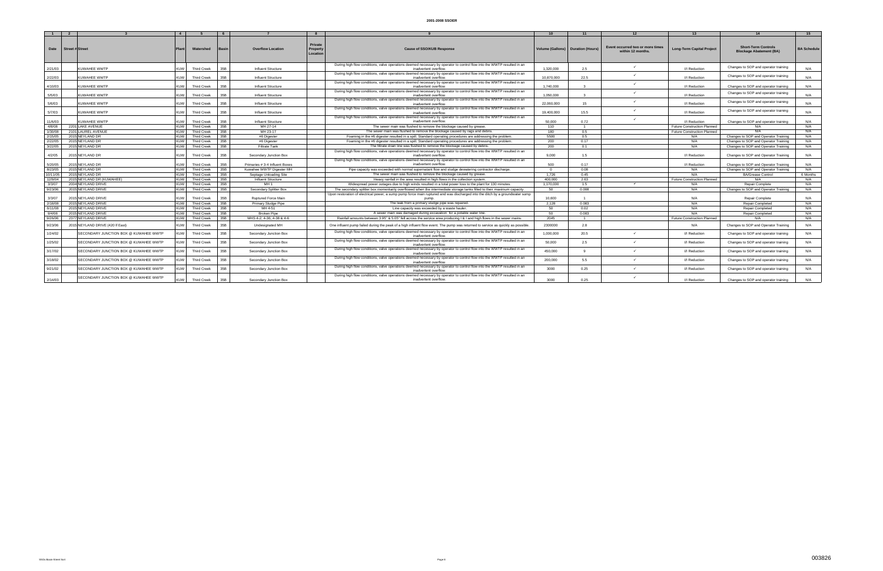## 2001-2008 SSOER

| 1 | 2 | 3 | 4 | 5 | 6 | 7 | 8 | 9 | 10 | 11 | 12 | 13 | 14 | 15 |
|---|---|---|---|---|---|---|---|---|---|---|---|---|---|---|
| Date | Street # | Street | Plant | Watershed | Basin | Overflow Location | Private Property Location | Cause of SSO/KUB Response | Volume (Gallons) | Duration (Hours) | Event occurred two or more times within 12 months. | Long-Term Capital Project | Short-Term Controls Blockage Abatement (BA) | BA Schedule |
| 2/21/03 | | KUWAHEE WWTP | KUW | Third Creek | 35B | Influent Structure | | During high flow conditions, valve operations deemed necessary by operator to control flow into the WWTP resulted in an inadvertent overflow. | 1,320,000 | 2.5 | ✓ | I/I Reduction | Changes to SOP and operator training | N/A |
| 2/22/03 | | KUWAHEE WWTP | KUW | Third Creek | 35B | Influent Structure | | During high flow conditions, valve operations deemed necessary by operator to control flow into the WWTP resulted in an inadvertent overflow. | 10,870,000 | 22.5 | ✓ | I/I Reduction | Changes to SOP and operator training | N/A |
| 4/10/03 | | KUWAHEE WWTP | KUW | Third Creek | 35B | Influent Structure | | During high flow conditions, valve operations deemed necessary by operator to control flow into the WWTP resulted in an inadvertent overflow. | 1,740,000 | 3 | ✓ | I/I Reduction | Changes to SOP and operator training | N/A |
| 5/5/03 | | KUWAHEE WWTP | KUW | Third Creek | 35B | Influent Structure | | During high flow conditions, valve operations deemed necessary by operator to control flow into the WWTP resulted in an inadvertent overflow. | 1,050,000 | 3 | ✓ | I/I Reduction | Changes to SOP and operator training | N/A |
| 5/6/03 | | KUWAHEE WWTP | KUW | Third Creek | 35B | Influent Structure | | During high flow conditions, valve operations deemed necessary by operator to control flow into the WWTP resulted in an inadvertent overflow. | 22,060,000 | 15 | ✓ | I/I Reduction | Changes to SOP and operator training | N/A |
| 5/7/03 | | KUWAHEE WWTP | KUW | Third Creek | 35B | Influent Structure | | During high flow conditions, valve operations deemed necessary by operator to control flow into the WWTP resulted in an inadvertent overflow. | 19,400,000 | 15.5 | ✓ | I/I Reduction | Changes to SOP and operator training | N/A |
| 11/6/03 | | KUWAHEE WWTP | KUW | Third Creek | 35B | Influent Structure | | During high flow conditions, valve operations deemed necessary by operator to control flow into the WWTP resulted in an inadvertent overflow. | 50,000 | 0.72 | ✓ | I/I Reduction | Changes to SOP and operator training | N/A |
| 4/8/08 | 2201 | LAKE AVENUE | KUW | Third Creek | 35B | MH 27-14 | | The sewer main was flushed to remove the blockage caused by grease. | 110 | 1 | | Future Construction Planned | N/A | N/A |
| 1/30/08 | 2101 | LAUREL AVENUE | KUW | Third Creek | 35B | MH 23-17 | | The sewer main was flushed to remove the blockage caused by rags and debris. | 180 | 0.5 | | Future Construction Planned | N/A | N/A |
| 2/15/05 | 2015 | NEYLAND DR | KUW | Third Creek | 35B | #6 Digester | | Foaming in the #6 digester resulted in a spill. Standard operating procedures are addressing the problem. | 5500 | 0.5 | | N/A | Changes to SOP and Operator Training | N/A |
| 2/22/05 | 2015 | NEYLAND DR | KUW | Third Creek | 35B | #6 Digester | | Foaming in the #6 digester resulted in a spill. Standard operating procedures are addressing the problem. | 200 | 0.17 | | N/A | Changes to SOP and Operator Training | N/A |
| 3/22/05 | 2015 | NEYLAND DR | KUW | Third Creek | 35B | Filtrate Tank | | The filtrate drain line was flushed to remove the blockage caused by debris. | 200 | 0.1 | | N/A | Changes to SOP and Operator Training | N/A |
| 4/2/05 | 2015 | NEYLAND DR | KUW | Third Creek | 35B | Secondary Junction Box | | During high flow conditions, valve operations deemed necessary by operator to control flow into the WWTP resulted in an inadvertent overflow. | 9,000 | 1.5 | | I/I Reduction | Changes to SOP and Operator Training | N/A |
| 5/20/05 | 2015 | NEYLAND DR | KUW | Third Creek | 35B | Primaries # 3-4 Influent Boxes | | During high flow conditions, valve operations deemed necessary by operator to control flow into the WWTP resulted in an inadvertent overflow. | 500 | 0.17 | | I/I Reduction | Changes to SOP and Operator Training | N/A |
| 8/23/05 | 2015 | NEYLAND DR | KUW | Third Creek | 35B | Kuwahee WWTP Digester MH | | Pipe capacity was exceeded with normal supernatant flow and sludge dewatering contractor discharge. | 0 | 0.08 | | N/A | Changes to SOP and Operator Training | N/A |
| 10/11/05 | 2015 | NEYLAND DR | KUW | Third Creek | 35B | Septage Unloading Site | | The sewer main was flushed to remove the blockage caused by grease. | 1,726 | 0.45 | | N/A | BA/Grease Control | 6 Months |
| 12/9/04 | 2015 | NEYLAND DR (KUWAHEE) | KUW | Third Creek | 35B | Influent Structure | | Heavy rainfall in the area resulted in high flows in the collection system. | 400,000 | 2.63 | | Future Construction Planned | N/A | N/A |
| 3/3/07 | 2004 | NEYLAND DRIVE | KUW | Third Creek | 35B | MH 1 | | Widespread power outages due to high winds resulted in a total power loss to the plant for 130 minutes. | 1,170,000 | 1.5 | ✓ | N/A | Repair Complete | N/A |
| 9/23/06 | 2015 | NEYLAND DRIVE | KUW | Third Creek | 35B | Secondary Splitter Box | | The secondary splitter box momentarily overflowed when the intermediate storage tanks filled to their maximum capacity. | 50 | 0.008 | | N/A | Changes to SOP and Operator Training | N/A |
| 3/3/07 | 2015 | NEYLAND DRIVE | KUW | Third Creek | 35B | Ruptured Force Main | | Upon restoration of electrical power, a sump pump force main ruptured and was discharged into the ditch by a groundwater sump pump. | 10,600 | 1 | | N/A | Repair Complete | N/A |
| 2/18/08 | 2015 | NEYLAND DRIVE | KUW | Third Creek | 35B | Primary Sludge Pipe | | The leak from a primary sludge pipe was repaired. | 2,128 | 0.083 | | N/A | Repair Completed | N/A |
| 6/11/08 | 2015 | NEYLAND DRIVE | KUW | Third Creek | 35B | MH 4-51 | | Line capacity was exceeded by a waste hauler. | 50 | 0.02 | | N/A | Repair Completed | N/A |
| 9/4/08 | 2015 | NEYLAND DRIVE | KUW | Third Creek | 35B | Broken Pipe | | A sewer main was damaged during excavation for a potable water line. | 50 | 0.083 | | N/A | Repair Completed | N/A |
| 9/26/06 | 2377 | NEYLAND DRIVE | KUW | Third Creek | 35B | MHS 4-2, 4-36, 4-38 & 4-6 | | Rainfall amounts between 3.95" & 5.05" fell across the service area producing I & I and high flows in the sewer mains. | 2045 | 1 | | Future Construction Planned | N/A | N/A |
| 9/23/06 | 2015 | NEYLAND DRIVE (420 ft East) | KUW | Third Creek | 35B | Undesignated MH | | One influent pump failed during the peak of a high influent flow event. The pump was returned to service as quickly as possible. | 2300000 | 2.8 | | N/A | Changes to SOP and Operator Training | N/A |
| 1/24/02 | | SECONDARY JUNCTION BOX @ KUWAHEE WWTP | KUW | Third Creek | 35B | Secondary Junction Box | | During high flow conditions, valve operations deemed necessary by operator to control flow into the WWTP resulted in an inadvertent overflow. | 1,000,000 | 20.5 | ✓ | I/I Reduction | Changes to SOP and operator training | N/A |
| 1/25/02 | | SECONDARY JUNCTION BOX @ KUWAHEE WWTP | KUW | Third Creek | 35B | Secondary Junction Box | | During high flow conditions, valve operations deemed necessary by operator to control flow into the WWTP resulted in an inadvertent overflow. | 50,000 | 2.5 | ✓ | I/I Reduction | Changes to SOP and operator training | N/A |
| 3/17/02 | | SECONDARY JUNCTION BOX @ KUWAHEE WWTP | KUW | Third Creek | 35B | Secondary Junction Box | | During high flow conditions, valve operations deemed necessary by operator to control flow into the WWTP resulted in an inadvertent overflow. | 450,000 | 9 | ✓ | I/I Reduction | Changes to SOP and operator training | N/A |
| 3/18/02 | | SECONDARY JUNCTION BOX @ KUWAHEE WWTP | KUW | Third Creek | 35B | Secondary Junction Box | | During high flow conditions, valve operations deemed necessary by operator to control flow into the WWTP resulted in an inadvertent overflow. | 200,000 | 5.5 | ✓ | I/I Reduction | Changes to SOP and operator training | N/A |
| 9/21/02 | | SECONDARY JUNCTION BOX @ KUWAHEE WWTP | KUW | Third Creek | 35B | Secondary Junction Box | | During high flow conditions, valve operations deemed necessary by operator to control flow into the WWTP resulted in an inadvertent overflow. | 3000 | 0.25 | ✓ | I/I Reduction | Changes to SOP and operator training | N/A |
| 2/14/03 | | SECONDARY JUNCTION BOX @ KUWAHEE WWTP | KUW | Third Creek | 35B | Secondary Junction Box | | During high flow conditions, valve operations deemed necessary by operator to control flow into the WWTP resulted in an inadvertent overflow. | 3000 | 0.25 | ✓ | I/I Reduction | Changes to SOP and operator training | N/A |

003826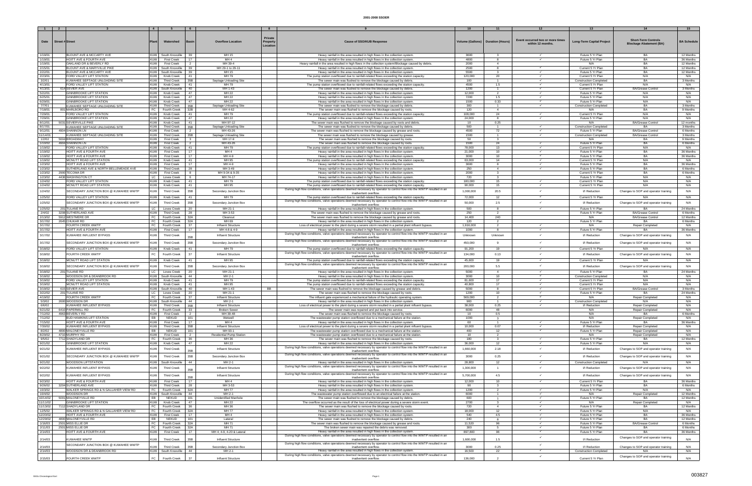# 2001-2008 SSOER

| 1 | 2 | 3 | 4 | 5 | 6 | 7 | 8 | 9 | 10 | 11 | 12 | 13 | 14 | 15 |
|---|---|---|---|---|---|---|---|---|---|---|---|---|---|---|
| Date | Street # | Street | Plant | Watershed | Basin | Overflow Location | Private Property Location | Cause of SSO/KUB Response | Volume (Gallons) | Duration (Hours) | Event occurred two or more times within 12 months. | Long-Term Capital Project | Short-Term Controls Blockage Abatement (BA) | BA Schedule |
| 1/19/01 | | BLOUNT AVE & MCCARTY AVE | KUW | South Knoxville | 39 | MH 15 | | Heavy rainfall in the area resulted in high flows in the collection system. | 3600 | 3 | | Future 5 Yr Plan | BA | 12 Months |
| 1/19/01 | | HOITT AVE & FOURTH AVE | KUW | First Creek | 17 | MH 4 | | Heavy rainfall in the area resulted in high flows in the collection system. | 4800 | 8 | ✓ | Future 5 Yr Plan | BA | 36 Months |
| 1/19/01 | | OAKLAND DR & BEVERLY RD | KUW | First Creek | 2 | MH 39-4 | | Heavy rainfall in the area resulted in high flows in the collection system/Blockage caused by debris. | 2000 | 4 | | N/A | BA | 12 Months |
| 2/15/01 | | BLOUNT AVE & MARYVILLE PIKE | KUW | South Knoxville | 39 | MH 29-1 to 29-11 | | Heavy rainfall in the area resulted in high flows in the collection system. | 2500 | 6 | | Current 5 Yr Plan | BA | 12 Months |
| 2/22/01 | | BLOUNT AVE & MCCARTY AVE | KUW | South Knoxville | 39 | MH 15 | | Heavy rainfall in the area resulted in high flows in the collection system. | 5500 | 3 | ✓ | Future 5 Yr Plan | BA | 12 Months |
| 2/23/01 | | FORD VALLEY LIFT STATION | KUW | Knob Creek | 41 | MH 79 | | The pump station overflowed due to rainfall-related flows exceeding the station capacity. | 120,000 | 20 | ✓ | Current 5 Yr Plan | N/A | N/A |
| 3/2/01 | | KUWAHEE SEPTAGE UNLOADING SITE | KUW | Third Creek | 35B | Septage Unloading Site | | The sewer main was flushed to remove the blockage caused by debris. | 100 | 1 | ✓ | Construction Completed | BA | 3 Months |
| 4/13/01 | | FORD VALLEY LIFT STATION | KUW | Knob Creek | 41 | MH 79 | | The pump station overflowed due to rainfall-related flows exceeding the station capacity. | 4500 | 1.5 | ✓ | Current 5 Yr Plan | N/A | N/A |
| 4/13/01 | 614 | SEVIER AVE | KUW | South Knoxville | 40 | MH 1-43 | | The sewer main was flushed to remove the blockage caused by debris. | 1200 | 1 | ✓ | Current 5 Yr Plan | BA/Grease Control | 3 Months |
| 5/22/01 | | GINNBROOKE LIFT STATION | KUW | Knob Creek | 47 | MH 22 | | Heavy rainfall in the area resulted in high flows in the collection system. | 12,000 | 2 | ✓ | Future 5 Yr Plan | N/A | N/A |
| 6/25/01 | | GINNBROOKE LIFT STATION | KUW | Knob Creek | 47 | MH 22 | | Heavy rainfall in the area resulted in high flows in the collection system. | 7200 | 1.5 | ✓ | Future 5 Yr Plan | N/A | N/A |
| 6/29/01 | | GINNBROOKE LIFT STATION | KUW | Knob Creek | 47 | MH 22 | | Heavy rainfall in the area resulted in high flows in the collection system. | 1500 | 0.33 | ✓ | Future 5 Yr Plan | N/A | N/A |
| 7/7/01 | | KUWAHEE SEPTAGE UNLOADING SITE | KUW | Third Creek | 35B | Septage Unloading Site | | The sewer main was flushed to remove the blockage caused by debris. | 300 | 1 | ✓ | Construction Completed | BA | 3 Months |
| 7/19/01 | 801 | MARLBORO RD | FC | Fourth Creek | 32B | MH 4-62 | | The sewer main was flushed to remove the blockage caused by roots. | 120 | 4 | | N/A | BA | 9 Months |
| 7/29/01 | | FORD VALLEY LIFT STATION | KUW | Knob Creek | 41 | MH 79 | | The pump station overflowed due to rainfall-related flows exceeding the station capacity. | 108,000 | 24 | ✓ | Current 5 Yr Plan | N/A | N/A |
| 7/29/01 | | GINNBROOKE LIFT STATION | KUW | Knob Creek | 47 | MH 22 | | Heavy rainfall in the area resulted in high flows in the collection system. | 24,000 | 8 | ✓ | Future 5 Yr Plan | N/A | N/A |
| 8/12/01 | 5031 | SEVIERVILLE PIKE | KUW | Knob Creek | 41 | MH 97-12 | | The sewer main was flushed to remove the blockage caused by roots and debris. | 10 | 0.25 | | N/A | BA/Grease Control | 12 months |
| 8/17/01 | | KUWAHEE SEPTAGE UNLOADING SITE | KUW | Third Creek | 35B | Septage Unloading Site | | The sewer main was flushed to remove the blockage caused by debris. | 500 | 1 | ✓ | Construction Completed | BA | 3 Months |
| 9/12/01 | 4904 | SHANNON LN | KUW | First Creek | 2 | MH 43-26 | | The sewer main was flushed to remove the blockage caused by grease and roots. | 4500 | 72 | ✓ | Future 5 Yr Plan | BA/Grease Control | 6 Months |
| 11/14/01 | | KUWAHEE SEPTAGE UNLOADING SITE | KUW | Third Creek | 35B | Septage Unloading Site | | The sewer main was flushed to remove the blockage caused by grease. | 1500 | 1 | ✓ | Construction Completed | BA/Grease Control | 3 Months |
| 1/2/02 | 5604 | BROADWAY | KUW | First Creek | 3 | MH 17-9 | | The sewer main was flushed to remove the blockage caused by roots. | 50 | 3 | | N/A | BA | 6 Months |
| 1/10/02 | 4904 | SHANNON LN | KUW | First Creek | 2 | MH 43-26 | | The sewer main was flushed to remove the blockage caused by roots. | 1500 | 24 | ✓ | Future 5 Yr Plan | BA | 6 Months |
| 1/19/02 | | FORD VALLEY LIFT STATION | KUW | Knob Creek | 41 | MH 79 | | The pump station overflowed due to rainfall-related flows exceeding the station capacity. | 78,000 | 13 | ✓ | Current 5 Yr Plan | N/A | N/A |
| 1/19/02 | | HOITT AVE & FOURTH AVE | KUW | First Creek | 17 | MH 4 | | Heavy rainfall in the area resulted in high flows in the collection system. | 21,000 | 10 | ✓ | Future 5 Yr Plan | BA | 36 Months |
| 1/19/02 | | HOITT AVE & FOURTH AVE | KUW | First Creek | 17 | MH 4-9 | | Heavy rainfall in the area resulted in high flows in the collection system. | 3000 | 10 | ✓ | Future 5 Yr Plan | BA | 36 Months |
| 1/19/02 | | MCNUTT ROAD LIFT STATION | KUW | Knob Creek | 41 | MH 95 | | The pump station overflowed due to rainfall-related flows exceeding the station capacity. | 63,000 | 14 | ✓ | Current 5 Yr Plan | N/A | N/A |
| 1/23/02 | | HOITT AVE & FOURTH AVE | KUW | First Creek | 17 | MH 4-9 | | Heavy rainfall in the area resulted in high flows in the collection system. | 3600 | 8 | ✓ | Future 5 Yr Plan | BA | 36 Months |
| 1/23/02 | | SUTHERLAND AVE & NORTH BELLEMEADE AVE | KUW | Third Creek | 28 | MH 3-49 | | Heavy rainfall in the area resulted in high flows in the collection system. | 250 | 4 | ✓ | Future 5 Yr Plan | BA | 6 Months |
| 1/23/02 | 2900 | TECOMA DR | KUW | First Creek | 8 | MH 9-34 & 9-35 | | Heavy rainfall in the area resulted in high flows in the collection system. | 2000 | 3 | | Current 5 Yr Plan | BA | 6 Months |
| 1/23/02 | 4430 | WASHINGTON CT | LC | Loves Creek | 6 | MH 74-17 | | Heavy rainfall in the area resulted in high flows in the collection system. | 720 | 3 | | Future 5 Yr Plan | N/A | N/A |
| 1/24/02 | | FORD VALLEY LIFT STATION | KUW | Knob Creek | 41 | MH 79 | | The pump station overflowed due to rainfall-related flows exceeding the station capacity. | 180,000 | 15 | ✓ | Current 5 Yr Plan | N/A | N/A |
| 1/24/02 | | MCNUTT ROAD LIFT STATION | KUW | Knob Creek | 41 | MH 95 | | The pump station overflowed due to rainfall-related flows exceeding the station capacity. | 90,000 | 15 | ✓ | Current 5 Yr Plan | N/A | N/A |
| 1/24/02 | | SECONDARY JUNCTION BOX @ KUWAHEE WWTP | KUW | Third Creek | 35B | Secondary Junction Box | | During high flow conditions, valve operations deemed necessary by operator to control flow into the WWTP resulted in an inadvertent overflow. | 1,000,000 | 20.5 | ✓ | I/I Reduction | Changes to SOP and operator training | N/A |
| 1/25/02 | | FORD VALLEY LIFT STATION | KUW | Knob Creek | 41 | MH 79 | | The pump station overflowed due to rainfall-related flows exceeding the station capacity. | 72,000 | 12 | ✓ | Current 5 Yr Plan | N/A | N/A |
| 1/25/02 | | SECONDARY JUNCTION BOX @ KUWAHEE WWTP | KUW | Third Creek | 35B | Secondary Junction Box | | During high flow conditions, valve operations deemed necessary by operator to control flow into the WWTP resulted in an inadvertent overflow. | 50,000 | 2.5 | ✓ | I/I Reduction | Changes to SOP and operator training | N/A |
| 1/25/02 | 201 | TULANE RD | LC | Loves Creek | 20 | MH 21-1 | | Heavy rainfall in the area resulted in high flows in the collection system. | 500 | 8 | ✓ | Future 5 Yr Plan | BA | 24 Months |
| 2/4/02 | 3208 | SUTHERLAND AVE | KUW | Third Creek | 28 | MH 3-53 | | The sewer main was flushed to remove the blockage caused by grease and roots. | 250 | 2 | | Future 5 Yr Plan | BA/Grease Control | 6 Months |
| 2/13/02 | 5912 | WESTMERE DR | FC | Fourth Creek | 32A | Cleanout | | The sewer main was flushed to remove the blockage caused by grease and roots. | 14,400 | 240 | | N/A | BA/Grease Control | 12 Months |
| 3/17/02 | 2645 | CHUKAR RD | FC | Fourth Creek | 32A | MH 69 | | Heavy rainfall in the area resulted in high flows in the collection system. | 120 | 1 | | Future 5 Yr Plan | BA | 6 Months |
| 3/17/02 | | FOURTH CREEK WWTP | FC | Fourth Creek | 37 | Influent Structure | | Loss of electrical power to the plant during a severe storm resulted in a partial plant influent bypass. | 1,916,000 | 2 | ✓ | N/A | Repair Completed | N/A |
| 3/17/02 | | HOITT AVE & FOURTH AVE | KUW | First Creek | 17 | MH 4-8 & 4-9 | | Heavy rainfall in the area resulted in high flows in the collection system. | 1000 | 8 | ✓ | Future 5 Yr Plan | BA | 36 Months |
| 3/17/02 | | KUWAHEE INFLUENT BYPASS | KUW | Third Creek | 35B | Influent Structure | | During high flow conditions, valve operations deemed necessary by operator to control flow into the WWTP resulted in an inadvertent overflow. | Unknown | Unknown | ✓ | I/I Reduction | Changes to SOP and operator training | N/A |
| 3/17/02 | | SECONDARY JUNCTION BOX @ KUWAHEE WWTP | KUW | Third Creek | 35B | Secondary Junction Box | | During high flow conditions, valve operations deemed necessary by operator to control flow into the WWTP resulted in an inadvertent overflow. | 450,000 | 9 | ✓ | I/I Reduction | Changes to SOP and operator training | N/A |
| 3/18/02 | | FORD VALLEY LIFT STATION | KUW | Knob Creek | 41 | MH 79 | | The pump station overflowed due to rainfall-related flows exceeding the station capacity. | 91,200 | 19 | ✓ | Current 5 Yr Plan | N/A | N/A |
| 3/18/02 | | FOURTH CREEK WWTP | FC | Fourth Creek | 37 | Influent Structure | | During high flow conditions, valve operations deemed necessary by operator to control flow into the WWTP resulted in an inadvertent overflow. | 134,000 | 0.13 | ✓ | I/I Reduction | Changes to SOP and operator training | N/A |
| 3/18/02 | | MCNUTT ROAD LIFT STATION | KUW | Knob Creek | 41 | MH 95 | | The pump station overflowed due to rainfall-related flows exceeding the station capacity. | 45,600 | 19 | ✓ | Current 5 Yr Plan | N/A | N/A |
| 3/18/02 | | SECONDARY JUNCTION BOX @ KUWAHEE WWTP | KUW | Third Creek | 35B | Secondary Junction Box | | During high flow conditions, valve operations deemed necessary by operator to control flow into the WWTP resulted in an inadvertent overflow. | 200,000 | 5.5 | ✓ | I/I Reduction | Changes to SOP and operator training | N/A |
| 3/18/02 | 201 | TULANE RD | LC | Loves Creek | 20 | MH 21-1 | | Heavy rainfall in the area resulted in high flows in the collection system. | 5000 | 4 | ✓ | Future 5 Yr Plan | BA | 24 Months |
| 3/18/02 | | WOODSON DR & DEANBROOK RD | KUW | South Knoxville | 44 | MH 2-1 | | Heavy rainfall in the area resulted in high flows in the collection system. | 3000 | 10 | ✓ | Construction Completed | N/A | N/A |
| 3/19/02 | | FORD VALLEY LIFT STATION | KUW | Knob Creek | 41 | MH 79 | | The pump station overflowed due to rainfall-related flows exceeding the station capacity. | 81,600 | 17 | ✓ | Current 5 Yr Plan | N/A | N/A |
| 3/19/02 | | MCNUTT ROAD LIFT STATION | KUW | Knob Creek | 41 | MH 95 | | The pump station overflowed due to rainfall-related flows exceeding the station capacity. | 40,800 | 17 | ✓ | Current 5 Yr Plan | N/A | N/A |
| 3/19/02 | 615 | SEVIER AVE | KUW | South Knoxville | 40 | MH 1-43 | BB | The sewer main was flushed to remove the blockage caused by grease and debris. | 5000 | 8 | ✓ | Current 5 Yr Plan | BA/Grease Control | 3 Months |
| 3/22/02 | 201 | TULANE RD | LC | Loves Creek | 20 | MH 21-1 | | The sewer main was flushed to remove the blockage caused by roots. | 1200 | 10 | ✓ | Future 5 Yr Plan | BA | 24 Months |
| 4/19/02 | | FOURTH CREEK WWTP | FC | Fourth Creek | 37 | Influent Structure | | The influent gate experienced a mechanical failure of the hydraulic operating system. | 569,000 | 2 | ✓ | N/A | Repair Completed | N/A |
| 5/3/02 | 2600 | WOODSON DR | KUW | South Knoxville | 44 | MH 2-1 | | Heavy rainfall in the area resulted in high flows in the collection system. | 900 | 1 | ✓ | Construction Completed | N/A | N/A |
| 6/6/02 | | KUWAHEE INFLUENT BYPASS | KUW | Third Creek | 35B | Influent Structure | | Loss of electrical power to the plant during a severe storm resulted in a partial plant influent bypass. | 38,000 | 0.25 | ✓ | I/I Reduction | Repair Completed | N/A |
| 6/21/02 | 6410 | PAPERMILL RD | FC | Fourth Creek | 33 | Broken Sewer | | The sewer main was repaired and put back into service. | 600 | 48 | | N/A | Repair Completed | N/A |
| 7/12/02 | 4903 | BEVERLY RD | KUW | First Creek | 2 | MH 39-46 | | The sewer main was flushed to remove the blockage caused by roots. | 10 | 0.5 | | N/A | BA | 6 Months |
| 7/12/02 | | BUD HAWKINS LIFT STATION | EB | NEKUD | 101 | Wetwell | | The wastewater pump station overflowed due to a mechanical failure at the station. | 1000 | 3 | | N/A | Repair Completed | N/A |
| 7/15/02 | | HOITT AVE & FOURTH AVE | KUW | First Creek | 17 | MH 4 | | Heavy rainfall in the area resulted in high flows in the collection system. | 60 | 1 | ✓ | Future 5 Yr Plan | BA | 36 Months |
| 7/30/02 | | KUWAHEE INFLUENT BYPASS | KUW | Third Creek | 35B | Influent Structure | | Loss of electrical power to the plant during a severe storm resulted in a partial plant influent bypass. | 10,000 | 0.07 | ✓ | I/I Reduction | Repair Completed | N/A |
| 8/2/02 | 4800 | MALONEYVILLE RD | EB | NEKUD | 101 | MH 93-1 | | The wastewater pump station overflowed due to a mechanical failure at the station. | 400 | 12 | ✓ | Future 5 Yr Plan | Repair Completed | N/A |
| 8/29/02 | 4710 | MURPHY RD | KUW | First Creek | 2 | Residential Pump Station | | The wastewater pump station overflowed due to a mechanical failure at the station. | 10 | 2 | | N/A | Repair Completed | N/A |
| 9/5/02 | 7712 | SHADYLAND DR | FC | Fourth Creek | 36 | MH 36 | | The sewer main was flushed to remove the blockage caused by roots. | 180 | 3 | ✓ | Future 5 Yr Plan | BA | 12 Months |
| 9/21/02 | | GINNBROOKE LIFT STATION | KUW | Knob Creek | 47 | MH 22 | | Heavy rainfall in the area resulted in high flows in the collection system. | 36,000 | 12 | ✓ | Future 5 Yr Plan | N/A | N/A |
| 9/21/02 | | KUWAHEE INFLUENT BYPASS | KUW | Third Creek | 35B | Influent Structure | | During high flow conditions, valve operations deemed necessary by operator to control flow into the WWTP resulted in an inadvertent overflow. | 1,660,000 | 2.18 | ✓ | I/I Reduction | Changes to SOP and operator training | N/A |
| 9/21/02 | | SECONDARY JUNCTION BOX @ KUWAHEE WWTP | KUW | Third Creek | 35B | Secondary Junction Box | | During high flow conditions, valve operations deemed necessary by operator to control flow into the WWTP resulted in an inadvertent overflow. | 3000 | 0.25 | ✓ | I/I Reduction | Changes to SOP and operator training | N/A |
| 9/21/02 | | WOODSON LIFTSTATION | KUW | South Knoxville | 44 | MH 2-1 | | Heavy rainfall in the area resulted in high flows in the collection system. | 28,800 | 12 | ✓ | Construction Completed | N/A | N/A |
| 9/22/02 | | KUWAHEE INFLUENT BYPASS | KUW | Third Creek | 35B | Influent Structure | | During high flow conditions, valve operations deemed necessary by operator to control flow into the WWTP resulted in an inadvertent overflow. | 1,300,000 | 1 | ✓ | I/I Reduction | Changes to SOP and operator training | N/A |
| 9/22/02 | | KUWAHEE INFLUENT BYPASS | KUW | Third Creek | 35B | Influent Structure | | During high flow conditions, valve operations deemed necessary by operator to control flow into the WWTP resulted in an inadvertent overflow. | 5,700,000 | 4.5 | ✓ | I/I Reduction | Changes to SOP and operator training | N/A |
| 9/23/02 | | HOITT AVE & FOURTH AVE | KUW | First Creek | 17 | MH 4 | | Heavy rainfall in the area resulted in high flows in the collection system. | 12,000 | 10 | ✓ | Current 5 Yr Plan | BA | 36 Months |
| 9/26/02 | 3204 | SUTHERLAND AVE | KUW | Third Creek | 28 | MH 3-53 | | Heavy rainfall in the area resulted in high flows in the collection system. | 90 | 3 | | Future 5 Yr Plan | BA | 6 Months |
| 10/3/02 | | WALKER SPRINGS RD & N GALLAHER VIEW RD | FC | Fourth Creek | 32A | MH 77 | | Heavy rainfall in the area resulted in high flows in the collection system. | 1200 | 2 | ✓ | Future 5 Yr Plan | N/A | N/A |
| 10/4/02 | | WOODSON DR | KUW | South Knoxville | 44 | MH 2-1 | | The wastewater pump station overflowed due to an electrical failure at the station. | 6000 | 1 | ✓ | N/A | Repair Completed | 12 Months |
| 10/14/02 | 5001 | MALONEYVILLE RD | EB | NEKUD | 101 | Unidentified Manhole | | The sewer main was flushed to remove the blockage caused by debris. | 600 | 1 | ✓ | Future 5 Yr Plan | BA | 12 Months |
| 11/11/02 | | GINNBROOKE LIFT STATION | KUW | Knob Creek | 47 | MH 22 | | The overflow occurred as the result of the loss of electrical power during a severe storm event. | 2700 | 3 | ✓ | N/A | Repair Completed | N/A |
| 11/13/02 | 7112 | SHADYLAND DR | FC | Fourth Creek | 36 | MH 36 | | The sewer main was flushed to remove the blockage caused by roots. | 720 | 4 | ✓ | Future 5 Yr Plan | BA | 12 Months |
| 12/5/02 | | WALKER SPRINGS RD & N GALLAHER VIEW RD | FC | Fourth Creek | 32A | MH 77 | | Heavy rainfall in the area resulted in high flows in the collection system. | 18,000 | 12 | ✓ | Future 5 Yr Plan | N/A | N/A |
| 12/20/02 | | HOITT AVE & FOURTH AVE | KUW | First Creek | 17 | MH 4 | | Heavy rainfall in the area resulted in high flows in the collection system. | 540 | 4.5 | ✓ | Future 5 Yr Plan | BA | 36 Months |
| 12/29/02 | 4800 | MALONEYVILLE RD | EB | NEKUD | 101 | Lateral | | The sewer main was flushed to remove the blockage caused by debris. | 240 | 8 | ✓ | Future 5 Yr Plan | BA | 12 Months |
| 1/16/03 | 2501 | MISS ELLIE DR | FC | Fourth Creek | 32A | MH 71 | | The sewer main was flushed to remove the blockage caused by grease and roots. | 11,520 | 96 | ✓ | Future 5 Yr Plan | BA/Grease Control | 6 Months |
| 2/11/03 | 2501 | MISS ELLIE DR | FC | Fourth Creek | 32A | MH 71 | | The broken sewer main was repaired the debris was removed. | 300 | 5 | ✓ | Future 5 Yr Plan | BA | 6 Months |
| 2/14/03 | | HOITT AVE & FOURTH AVE | KUW | First Creek | 17 | MH 4, 4-9, 4-20 & Lateral | | Heavy rainfall in the area resulted in high flows in the collection system. | 897,800 | 96 | ✓ | Future 5 Yr Plan | BA | 36 Months |
| 2/14/03 | | KUWAHEE WWTP | KUW | Third Creek | 35B | Influent Structure | | During high flow conditions, valve operations deemed necessary by operator to control flow into the WWTP resulted in an inadvertent overflow. | 1,600,000 | 1.5 | ✓ | I/I Reduction | Changes to SOP and operator training | N/A |
| 2/14/03 | | SECONDARY JUNCTION BOX @ KUWAHEE WWTP | KUW | Third Creek | 35B | Secondary Junction Box | | During high flow conditions, valve operations deemed necessary by operator to control flow into the WWTP resulted in an inadvertent overflow. | 3000 | 0.25 | ✓ | I/I Reduction | Changes to SOP and operator training | N/A |
| 2/14/03 | | WOODSON DR & DEANBROOK RD | KUW | South Knoxville | 44 | MH 2-1 | | Heavy rainfall in the area resulted in high flows in the collection system. | 16,500 | 22 | ✓ | Construction Completed | N/A | N/A |
| 2/15/03 | | FOURTH CREEK WWTP | FC | Fourth Creek | 37 | Influent Structure | | During high flow conditions, valve operations deemed necessary by operator to control flow into the WWTP resulted in an inadvertent overflow. | 136,000 | 2 | ✓ | Current 5 Yr Plan | Changes to SOP and operator training | N/A |

003827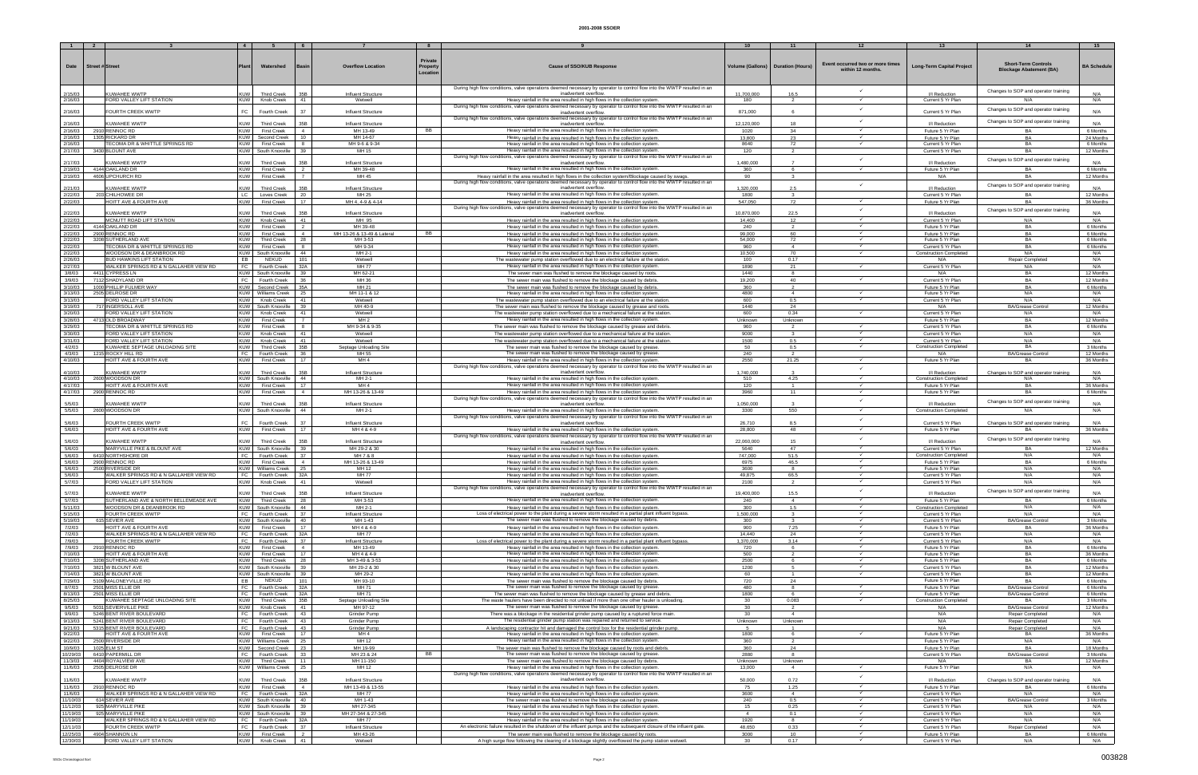# 2001-2008 SSOER

| 1 | 2 | 3 | 4 | 5 | 6 | 7 | 8 | 9 | 10 | 11 | 12 | 13 | 14 | 15 |
|---|---|---|---|---|---|---|---|---|---|---|---|---|---|---|
| Date | Street # | Street | Plant | Watershed | Basin | Overflow Location | Private Property Location | Cause of SSO/KUB Response | Volume (Gallons) | Duration (Hours) | Event occurred two or more times within 12 months. | Long-Term Capital Project | Short-Term Controls Blockage Abatement (BA) | BA Schedule |
| 2/15/03 | | KUWAHEE WWTP | KUW | Third Creek | 35B | Influent Structure | | During high flow conditions, valve operations deemed necessary by operator to control flow into the WWTP resulted in an inadvertent overflow. | 11,700,000 | 16.5 | ✓ | I/I Reduction | Changes to SOP and operator training | N/A |
| 2/16/03 | | FORD VALLEY LIFT STATION | KUW | Knob Creek | 41 | Wetwell | | Heavy rainfall in the area resulted in high flows in the collection system. | 180 | 2 | ✓ | Current 5 Yr Plan | N/A | N/A |
| 2/16/03 | | FOURTH CREEK WWTP | FC | Fourth Creek | 37 | Influent Structure | | During high flow conditions, valve operations deemed necessary by operator to control flow into the WWTP resulted in an inadvertent overflow. | 871,000 | 6 | ✓ | Current 5 Yr Plan | Changes to SOP and operator training | N/A |
| 2/16/03 | | KUWAHEE WWTP | KUW | Third Creek | 35B | Influent Structure | | During high flow conditions, valve operations deemed necessary by operator to control flow into the WWTP resulted in an inadvertent overflow. | 12,120,000 | 18 | ✓ | I/I Reduction | Changes to SOP and operator training | N/A |
| 2/16/03 | 2910 | RENNOC RD | KUW | First Creek | 4 | MH 13-49 | BB | Heavy rainfall in the area resulted in high flows in the collection system. | 1020 | 34 | ✓ | Future 5 Yr Plan | BA | 6 Months |
| 2/16/03 | 1305 | RICKARD DR | KUW | Second Creek | 10 | MH 14-67 | | Heavy rainfall in the area resulted in high flows in the collection system. | 13,800 | 23 | ✓ | Future 5 Yr Plan | BA | 24 Months |
| 2/16/03 | | TECOMA DR & WHITTLE SPRINGS RD | KUW | First Creek | 8 | MH 9-6 & 9-34 | | Heavy rainfall in the area resulted in high flows in the collection system. | 8640 | 72 | ✓ | Current 5 Yr Plan | BA | 6 Months |
| 2/17/03 | 3430 | BLOUNT AVE | KUW | South Knoxville | 39 | MH 15 | | Heavy rainfall in the area resulted in high flows in the collection system. | 120 | 2 | | Current 5 Yr Plan | BA | 12 Months |
| 2/17/03 | | KUWAHEE WWTP | KUW | Third Creek | 35B | Influent Structure | | During high flow conditions, valve operations deemed necessary by operator to control flow into the WWTP resulted in an inadvertent overflow. | 1,480,000 | 7 | ✓ | I/I Reduction | Changes to SOP and operator training | N/A |
| 2/19/03 | 4144 | OAKLAND DR | KUW | First Creek | 2 | MH 39-48 | | Heavy rainfall in the area resulted in high flows in the collection system. | 360 | 6 | ✓ | Future 5 Yr Plan | BA | 6 Months |
| 2/19/03 | 4606 | UPCHURCH RD | KUW | First Creek | 7 | MH 45 | | Heavy rainfall in the area resulted in high flows in the collection system/Blockage caused by swags. | 90 | 3 | | N/A | BA | 12 Months |
| 2/21/03 | | KUWAHEE WWTP | KUW | Third Creek | 35B | Influent Structure | | During high flow conditions, valve operations deemed necessary by operator to control flow into the WWTP resulted in an inadvertent overflow. | 1,320,000 | 2.5 | ✓ | I/I Reduction | Changes to SOP and operator training | N/A |
| 2/22/03 | 203 | CHILHOWEE DR | LC | Loves Creek | 20 | MH 25 | | Heavy rainfall in the area resulted in high flows in the collection system. | 1800 | 3 | | Current 5 Yr Plan | BA | 12 Months |
| 2/22/03 | | HOITT AVE & FOURTH AVE | KUW | First Creek | 17 | MH 4, 4-9 & 4-14 | | Heavy rainfall in the area resulted in high flows in the collection system. | 547,050 | 72 | ✓ | Future 5 Yr Plan | BA | 36 Months |
| 2/22/03 | | KUWAHEE WWTP | KUW | Third Creek | 35B | Influent Structure | | During high flow conditions, valve operations deemed necessary by operator to control flow into the WWTP resulted in an inadvertent overflow. | 10,870,000 | 22.5 | ✓ | I/I Reduction | Changes to SOP and operator training | N/A |
| 2/22/03 | | MCNUTT ROAD LIFT STATION | KUW | Knob Creek | 41 | MH 95 | | Heavy rainfall in the area resulted in high flows in the collection system. | 14,400 | 12 | ✓ | Current 5 Yr Plan | N/A | N/A |
| 2/22/03 | 4144 | OAKLAND DR | KUW | First Creek | 2 | MH 39-48 | | Heavy rainfall in the area resulted in high flows in the collection system. | 240 | 2 | ✓ | Future 5 Yr Plan | BA | 6 Months |
| 2/22/03 | 2900 | RENNOC RD | KUW | First Creek | 4 | MH 13-26 & 13-49 & Lateral | BB | Heavy rainfall in the area resulted in high flows in the collection system. | 99,000 | 60 | ✓ | Future 5 Yr Plan | BA | 6 Months |
| 2/22/03 | 3208 | SUTHERLAND AVE | KUW | Third Creek | 28 | MH 3-53 | | Heavy rainfall in the area resulted in high flows in the collection system. | 54,000 | 72 | ✓ | Future 5 Yr Plan | BA | 6 Months |
| 2/22/03 | | TECOMA DR & WHITTLE SPRINGS RD | KUW | First Creek | 8 | MH 9-34 | | Heavy rainfall in the area resulted in high flows in the collection system. | 960 | 4 | ✓ | Current 5 Yr Plan | BA | 6 Months |
| 2/22/03 | | WOODSON DR & DEANBROOK RD | KUW | South Knoxville | 44 | MH 2-1 | | Heavy rainfall in the area resulted in high flows in the collection system. | 10,500 | 70 | ✓ | Construction Completed | N/A | N/A |
| 2/26/03 | | BUD HAWKINS LIFT STATION | EB | NEKUD | 101 | Wetwell | | The wastewater pump station overflowed due to an electrical failure at the station. | 100 | 0.17 | | N/A | Repair Completed | N/A |
| 2/27/03 | | WALKER SPRINGS RD & GALLAHER VIEW RD | FC | Fourth Creek | 32A | MH 77 | | Heavy rainfall in the area resulted in high flows in the collection system. | 1890 | 21 | | Current 5 Yr Plan | N/A | N/A |
| 3/8/03 | 4411 | CYPRESS LN | KUW | South Knoxville | 39 | MH 62-21 | | The sewer main was flushed to remove the blockage caused by roots. | 1440 | 8 | | N/A | BA | 12 Months |
| 3/9/03 | 7112 | SHADYLAND DR | FC | Fourth Creek | 36 | MH 36 | | The sewer main was flushed to remove the blockage caused by debris. | 19,200 | 40 | ✓ | Current 5 Yr Plan | BA | 12 Months |
| 3/10/03 | 1000 | PHILLIP FULMER WAY | KUW | Second Creek | 35A | MH 21 | | The sewer main was flushed to remove the blockage caused by debris. | 360 | 2 | | Future 5 Yr Plan | BA | 6 Months |
| 3/13/03 | 2505 | DELROSE DR | KUW | Williams Creek | 25 | MH 11-1 & 12 | | Heavy rainfall in the area resulted in high flows in the collection system. | 4800 | 4 | ✓ | Future 5 Yr Plan | N/A | N/A |
| 3/13/03 | | FORD VALLEY LIFT STATION | KUW | Knob Creek | 41 | Wetwell | | The wastewater pump station overflowed due to an electrical failure at the station. | 600 | 0.5 | ✓ | Current 5 Yr Plan | N/A | N/A |
| 3/19/03 | 717 | INGERSOLL AVE | KUW | South Knoxville | 39 | MH 40-9 | | The sewer main was flushed to remove the blockage caused by grease and roots. | 1440 | 24 | | N/A | BA/Grease Control | 12 Months |
| 3/20/03 | | FORD VALLEY LIFT STATION | KUW | Knob Creek | 41 | Wetwell | | The wastewater pump station overflowed due to a mechanical failure at the station. | 600 | 0.34 | ✓ | Current 5 Yr Plan | N/A | N/A |
| 3/28/03 | 4710 | OLD BROADWAY | KUW | First Creek | 7 | MH 2 | | Heavy rainfall in the area resulted in high flows in the collection system. | Unknown | Unknown | | Future 5 Yr Plan | BA | 12 Months |
| 3/29/03 | | TECOMA DR & WHITTLE SPRINGS RD | KUW | First Creek | 8 | MH 9-34 & 9-35 | | The sewer main was flushed to remove the blockage caused by grease and debris. | 960 | 2 | ✓ | Current 5 Yr Plan | BA | 6 Months |
| 3/30/03 | | FORD VALLEY LIFT STATION | KUW | Knob Creek | 41 | Wetwell | | The wastewater pump station overflowed due to a mechanical failure at the station. | 9000 | 3 | ✓ | Current 5 Yr Plan | N/A | N/A |
| 3/31/03 | | FORD VALLEY LIFT STATION | KUW | Knob Creek | 41 | Wetwell | | The wastewater pump station overflowed due to a mechanical failure at the station. | 1500 | 0.5 | ✓ | Current 5 Yr Plan | N/A | N/A |
| 4/2/03 | | KUWAHEE SEPTAGE UNLOADING SITE | KUW | Third Creek | 35B | Septage Unloading Site | | The sewer main was flushed to remove the blockage caused by grease. | 50 | 0.5 | ✓ | Construction Completed | BA | 3 Months |
| 4/3/03 | 1215 | ROCKY HILL RD | FC | Fourth Creek | 36 | MH 55 | | The sewer main was flushed to remove the blockage caused by grease. | 240 | 2 | | N/A | BA/Grease Control | 12 Months |
| 4/10/03 | | HOITT AVE & FOURTH AVE | KUW | First Creek | 17 | MH 4 | | Heavy rainfall in the area resulted in high flows in the collection system. | 2550 | 21.25 | ✓ | Future 5 Yr Plan | BA | 36 Months |
| 4/10/03 | | KUWAHEE WWTP | KUW | Third Creek | 35B | Influent Structure | | During high flow conditions, valve operations deemed necessary by operator to control flow into the WWTP resulted in an inadvertent overflow. | 1,740,000 | 3 | ✓ | I/I Reduction | Changes to SOP and operator training | N/A |
| 4/10/03 | 2600 | WOODSON DR | KUW | South Knoxville | 44 | MH 2-1 | | Heavy rainfall in the area resulted in high flows in the collection system. | 510 | 4.25 | ✓ | Construction Completed | N/A | N/A |
| 4/17/03 | | HOITT AVE & FOURTH AVE | KUW | First Creek | 17 | MH 4 | | Heavy rainfall in the area resulted in high flows in the collection system. | 120 | 1 | ✓ | Future 5 Yr Plan | BA | 36 Months |
| 4/17/03 | 2900 | RENNOC RD | KUW | First Creek | 4 | MH 13-26 & 13-49 | | Heavy rainfall in the area resulted in high flows in the collection system. | 3960 | 11 | ✓ | Future 5 Yr Plan | BA | 6 Months |
| 5/5/03 | | KUWAHEE WWTP | KUW | Third Creek | 35B | Influent Structure | | During high flow conditions, valve operations deemed necessary by operator to control flow into the WWTP resulted in an inadvertent overflow. | 1,050,000 | 3 | ✓ | I/I Reduction | Changes to SOP and operator training | N/A |
| 5/5/03 | 2600 | WOODSON DR | KUW | South Knoxville | 44 | MH 2-1 | | Heavy rainfall in the area resulted in high flows in the collection system. | 3300 | 550 | ✓ | Construction Completed | N/A | N/A |
| 5/6/03 | | FOURTH CREEK WWTP | FC | Fourth Creek | 37 | Influent Structure | | During high flow conditions, valve operations deemed necessary by operator to control flow into the WWTP resulted in an inadvertent overflow. | 26,710 | 8.5 | ✓ | Current 5 Yr Plan | Changes to SOP and operator training | N/A |
| 5/6/03 | | HOITT AVE & FOURTH AVE | KUW | First Creek | 17 | MH 4 & 4-9 | | Heavy rainfall in the area resulted in high flows in the collection system. | 28,800 | 48 | ✓ | Future 5 Yr Plan | BA | 36 Months |
| 5/6/03 | | KUWAHEE WWTP | KUW | Third Creek | 35B | Influent Structure | | During high flow conditions, valve operations deemed necessary by operator to control flow into the WWTP resulted in an inadvertent overflow. | 22,060,000 | 15 | ✓ | I/I Reduction | Changes to SOP and operator training | N/A |
| 5/6/03 | | MARYVILLE PIKE & BLOUNT AVE | KUW | South Knoxville | 39 | MH 29-2 & 30 | | Heavy rainfall in the area resulted in high flows in the collection system. | 5640 | 47 | ✓ | Current 5 Yr Plan | BA | 12 Months |
| 5/6/03 | 6410 | NORTHSHORE DR | FC | Fourth Creek | 37 | MH 7 & 8 | | Heavy rainfall in the area resulted in high flows in the collection system. | 747,000 | 51.5 | ✓ | Construction Completed | N/A | N/A |
| 5/6/03 | 2900 | RENNOC RD | KUW | First Creek | 4 | MH 13-26 & 13-49 | | Heavy rainfall in the area resulted in high flows in the collection system. | 6975 | 46.5 | ✓ | Future 5 Yr Plan | BA | 6 Months |
| 5/6/03 | 2500 | RIVERSIDE DR | KUW | Williams Creek | 25 | MH 12 | | Heavy rainfall in the area resulted in high flows in the collection system. | 3600 | 8 | ✓ | Future 5 Yr Plan | N/A | N/A |
| 5/6/03 | | WALKER SPRINGS RD & N GALLAHER VIEW RD | FC | Fourth Creek | 32A | MH 77 | | Heavy rainfall in the area resulted in high flows in the collection system. | 49,875 | 66.5 | ✓ | Current 5 Yr Plan | N/A | N/A |
| 5/7/03 | | FORD VALLEY LIFT STATION | KUW | Knob Creek | 41 | Wetwell | | Heavy rainfall in the area resulted in high flows in the collection system. | 2100 | 2 | ✓ | Current 5 Yr Plan | N/A | N/A |
| 5/7/03 | | KUWAHEE WWTP | KUW | Third Creek | 35B | Influent Structure | | During high flow conditions, valve operations deemed necessary by operator to control flow into the WWTP resulted in an inadvertent overflow. | 19,400,000 | 15.5 | ✓ | I/I Reduction | Changes to SOP and operator training | N/A |
| 5/7/03 | | SUTHERLAND AVE & NORTH BELLEMEADE AVE | KUW | Third Creek | 28 | MH 3-53 | | Heavy rainfall in the area resulted in high flows in the collection system. | 240 | 4 | ✓ | Future 5 Yr Plan | BA | 6 Months |
| 5/11/03 | | WOODSON DR & DEANBROOK RD | KUW | South Knoxville | 44 | MH 2-1 | | Heavy rainfall in the area resulted in high flows in the collection system. | 300 | 1.5 | ✓ | Construction Completed | N/A | N/A |
| 5/15/03 | | FOURTH CREEK WWTP | FC | Fourth Creek | 37 | Influent Structure | | Loss of electrical power to the plant during a severe storm resulted in a partial plant influent bypass. | 1,500,000 | 3 | ✓ | Current 5 Yr Plan | N/A | N/A |
| 5/19/03 | 615 | SEVIER AVE | KUW | South Knoxville | 40 | MH 1-43 | | The sewer main was flushed to remove the blockage caused by debris. | 300 | 3 | ✓ | Current 5 Yr Plan | BA/Grease Control | 3 Months |
| 7/2/03 | | HOITT AVE & FOURTH AVE | KUW | First Creek | 17 | MH 4 & 4-9 | | Heavy rainfall in the area resulted in high flows in the collection system. | 900 | 7.25 | ✓ | Future 5 Yr Plan | BA | 36 Months |
| 7/2/03 | | WALKER SPRINGS RD & N GALLAHER VIEW RD | FC | Fourth Creek | 32A | MH 77 | | Heavy rainfall in the area resulted in high flows in the collection system. | 14,440 | 24 | ✓ | Current 5 Yr Plan | N/A | N/A |
| 7/9/03 | | FOURTH CREEK WWTP | FC | Fourth Creek | 37 | Influent Structure | | Loss of electrical power to the plant during a severe storm resulted in a partial plant influent bypass. | 1,370,000 | 3.14 | ✓ | Current 5 Yr Plan | N/A | N/A |
| 7/9/03 | 2910 | RENNOC RD | KUW | First Creek | 4 | MH 13-49 | | Heavy rainfall in the area resulted in high flows in the collection system. | 720 | 6 | ✓ | Future 5 Yr Plan | BA | 6 Months |
| 7/10/03 | | HOITT AVE & FOURTH AVE | KUW | First Creek | 17 | MH 4 & 4-9 | | Heavy rainfall in the area resulted in high flows in the collection system. | 500 | 2 | ✓ | Future 5 Yr Plan | BA | 36 Months |
| 7/10/03 | 3208 | SUTHERLAND AVE | KUW | Third Creek | 28 | MH 3-49 & 3-53 | | Heavy rainfall in the area resulted in high flows in the collection system. | 2500 | 6 | ✓ | Future 5 Yr Plan | BA | 6 Months |
| 7/10/03 | 3821 | W BLOUNT AVE | KUW | South Knoxville | 39 | MH 29-2 & 30 | | Heavy rainfall in the area resulted in high flows in the collection system. | 1200 | 5 | ✓ | Current 5 Yr Plan | BA | 12 Months |
| 7/14/03 | 3821 | W BLOUNT AVE | KUW | South Knoxville | 39 | MH 29-2 | | Heavy rainfall in the area resulted in high flows in the collection system. | 60 | 1 | ✓ | Current 5 Yr Plan | BA | 12 Months |
| 7/29/03 | 5109 | MALONEYVILLE RD | EB | NEKUD | 101 | MH 93-10 | | The sewer main was flushed to remove the blockage caused by debris. | 720 | 24 | | Future 5 Yr Plan | BA | 6 Months |
| 8/7/03 | 2501 | MISS ELLIE DR | FC | Fourth Creek | 32A | MH 71 | | The sewer main was flushed to remove the blockage caused by grease. | 480 | 8 | ✓ | Future 5 Yr Plan | BA/Grease Control | 6 Months |
| 8/13/03 | 2501 | MISS ELLIE DR | FC | Fourth Creek | 32A | MH 71 | | The sewer main was flushed to remove the blockage caused by grease and debris. | 1800 | 6 | ✓ | Future 5 Yr Plan | BA/Grease Control | 6 Months |
| 8/25/03 | | KUWAHEE SEPTAGE UNLOADING SITE | KUW | Third Creek | 35B | Septage Unloading Site | | The waste haulers have been directed to not unload if more than one other hauler is unloading. | 30 | 0.083 | ✓ | Construction Completed | BA | 3 Months |
| 9/5/03 | 5031 | SEVIERVILLE PIKE | KUW | Knob Creek | 41 | MH 97-12 | | The sewer main was flushed to remove the blockage caused by grease. | 30 | 2 | | N/A | BA/Grease Control | 12 Months |
| 9/9/03 | 5248 | BENT RIVER BOULEVARD | FC | Fourth Creek | 43 | Grinder Pump | | There was a blockage in the residential grinder pump caused by a ruptured force main. | 30 | 4 | | N/A | Repair Completed | N/A |
| 9/13/03 | 5241 | BENT RIVER BOULEVARD | FC | Fourth Creek | 43 | Grinder Pump | | The residential grinder pump station was repaired and returned to service. | Unknown | Unknown | | N/A | Repair Completed | N/A |
| 9/21/03 | 5315 | BENT RIVER BOULEVARD | FC | Fourth Creek | 43 | Grinder Pump | | A landscaping contractor hit and damaged the control box for the residential grinder pump. | 5 | 1 | | N/A | Repair Completed | N/A |
| 9/22/03 | | HOITT AVE & FOURTH AVE | KUW | First Creek | 17 | MH 4 | | Heavy rainfall in the area resulted in high flows in the collection system. | 1800 | 6 | ✓ | Future 5 Yr Plan | BA | 36 Months |
| 9/22/03 | 2500 | RIVERSIDE DR | KUW | Williams Creek | 25 | MH 12 | | Heavy rainfall in the area resulted in high flows in the collection system. | 360 | 2 | | Future 5 Yr Plan | N/A | N/A |
| 10/9/03 | 1025 | ELM ST | KUW | Second Creek | 23 | MH 19-99 | | The sewer main was flushed to remove the blockage caused by roots and debris. | 360 | 24 | | Future 5 Yr Plan | BA | 18 Months |
| 10/29/03 | 6410 | PAPERMILL DR | FC | Fourth Creek | 33 | MH 23 & 24 | BB | The sewer main was flushed to remove the blockage caused by grease. | 2880 | 8 | | Current 5 Yr Plan | BA/Grease Control | 3 Months |
| 11/3/03 | 4404 | ROYALVIEW AVE | KUW | Third Creek | 11 | MH 11-150 | | The sewer main was flushed to remove the blockage caused by debris. | Unknown | Unknown | | N/A | BA | 12 Months |
| 11/6/03 | 2505 | DELROSE DR | KUW | Williams Creek | 25 | MH 12 | | Heavy rainfall in the area resulted in high flows in the collection system. | 13,000 | 4 | ✓ | Future 5 Yr Plan | N/A | N/A |
| 11/6/03 | | KUWAHEE WWTP | KUW | Third Creek | 35B | Influent Structure | | During high flow conditions, valve operations deemed necessary by operator to control flow into the WWTP resulted in an inadvertent overflow. | 50,000 | 0.72 | ✓ | I/I Reduction | Changes to SOP and operator training | N/A |
| 11/6/03 | 2910 | RENNOC RD | KUW | First Creek | 4 | MH 13-49 & 13-55 | | Heavy rainfall in the area resulted in high flows in the collection system. | 75 | 1.25 | ✓ | Future 5 Yr Plan | BA | 6 Months |
| 11/6/03 | | WALKER SPRINGS RD & N GALLAHER VIEW RD | FC | Fourth Creek | 32A | MH 77 | | Heavy rainfall in the area resulted in high flows in the collection system. | 3600 | 4 | ✓ | Current 5 Yr Plan | N/A | N/A |
| 11/10/03 | 614 | SEVIER AVE | KUW | South Knoxville | 40 | MH 1-43 | | The sewer main was flushed to remove the blockage caused by grease. | 240 | 0.5 | ✓ | Current 5 Yr Plan | BA/Grease Control | 3 Months |
| 11/12/03 | 925 | MARYVILLE PIKE | KUW | South Knoxville | 39 | MH 27-345 | | Heavy rainfall in the area resulted in high flows in the collection system. | 15 | 0.25 | ✓ | Current 5 Yr Plan | N/A | N/A |
| 11/19/03 | 925 | MARYVILLE PIKE | KUW | South Knoxville | 39 | MH 27-344 & 27-345 | | Heavy rainfall in the area resulted in high flows in the collection system. | 4 | 0.1 | ✓ | Current 5 Yr Plan | N/A | N/A |
| 11/19/03 | | WALKER SPRINGS RD & N GALLAHER VIEW RD | FC | Fourth Creek | 32A | MH 77 | | Heavy rainfall in the area resulted in high flows in the collection system. | 1920 | 8 | ✓ | Current 5 Yr Plan | N/A | N/A |
| 12/11/03 | | FOURTH CREEK WWTP | FC | Fourth Creek | 37 | Influent Structure | | An electronic failure resulted in the shutdown of the influent pumps and the subsequent closure of the influent gate. | 48,650 | 0.33 | ✓ | Current 5 Yr Plan | Repair Completed | N/A |
| 12/25/03 | 4904 | SHANNON LN | KUW | First Creek | 2 | MH 43-26 | | The sewer main was flushed to remove the blockage caused by roots. | 3000 | 10 | ✓ | Future 5 Yr Plan | BA | 6 Months |
| 12/30/03 | | FORD VALLEY LIFT STATION | KUW | Knob Creek | 41 | Wetwell | | A high surge flow following the clearing of a blockage slightly overflowed the pump station wetwell. | 30 | 0.17 | ✓ | Current 5 Yr Plan | N/A | N/A |

003828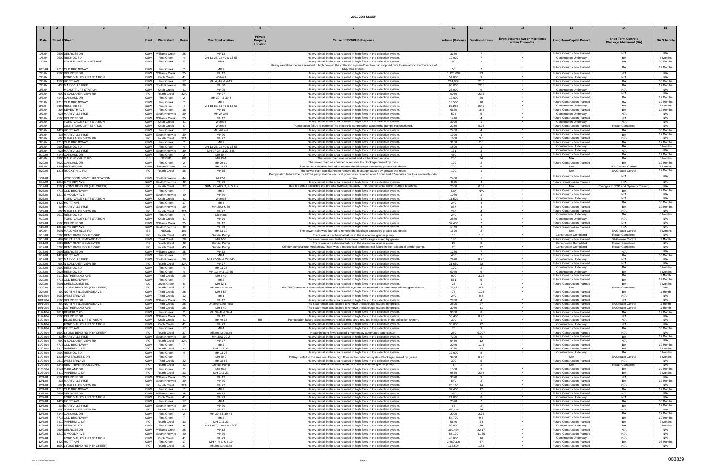# 2001-2008 SSOER

| 1 | 2 | 3 | 4 | 5 | 6 | 7 | 8 | 9 | 10 | 11 | 12 | 13 | 14 | 15 |
|---|---|---|---|---|---|---|---|---|---|---|---|---|---|---|
| Date | Street # | Street | Plant | Watershed | Basin | Overflow Location | Private Property Location | Cause of SSO/KUB Response | Volume (Gallons) | Duration (Hours) | Event occurred two or more times within 12 months. | Long-Term Capital Project | Short-Term Controls Blockage Abatement (BA) | BA Schedule |
| 1/5/04 | 2505 | DELROSE DR | KUW | Williams Creek | 25 | MH 12 | | Heavy rainfall in the area resulted in high flows in the collection system. | 3150 | 7 | ✓ | Future Construction Planned | N/A | N/A |
| 1/5/04 | 2900 | RENNOC RD | KUW | First Creek | 4 | MH 13-26, 13-49 & 13-55 | | Heavy rainfall in the area resulted in high flows in the collection system. | 10,920 | 7 | ✓ | Construction Underway | BA | 6 Months |
| 1/6/04 | | FOURTH AVE & HOITT AVE | KUW | First Creek | 17 | MH 4 | | Heavy rainfall in the area resulted in high flows in the collection system. | 60 | 1 | ✓ | Future Construction Planned | BA | 36 Months |
| 1/28/04 | 4713 | OLD BROADWAY | KUW | First Creek | 7 | MH 2 | | Heavy rainfall in the area resulted in high flows in the collection system/Overflow had stopped prior to arrival of crew/Evidence of SSO was present. | 50 | 2 | | Future Construction Planned | BA | 12 Months |
| 2/6/04 | 2505 | DELROSE DR | KUW | Williams Creek | 25 | MH 12 | | Heavy rainfall in the area resulted in high flows in the collection system. | 1,125,000 | 23 | ✓ | Future Construction Planned | N/A | N/A |
| 2/6/04 | | FORD VALLEY LIFT STATION | KUW | Knob Creek | 41 | Wetwell | | Heavy rainfall in the area resulted in high flows in the collection system. | 54,000 | 9 | ✓ | Construction Underway | N/A | N/A |
| 2/6/04 | 1500 | HOITT AVE | KUW | First Creek | 17 | MH 4, 4-9 & 4-19 | | Heavy rainfall in the area resulted in high flows in the collection system. | 214,030 | 21.5 | ✓ | Future Construction Planned | BA | 36 Months |
| 2/6/04 | 438 | MARYVILLE PIKE | KUW | South Knoxville | 39 | MH 30 | | Heavy rainfall in the area resulted in high flows in the collection system. | 60,000 | 22.5 | ✓ | Future Construction Planned | BA | 12 Months |
| 2/6/04 | | MCNUTT LIFT STATION | KUW | Knob Creek | 41 | MH 95 | | Heavy rainfall in the area resulted in high flows in the collection system. | 27,000 | 9 | ✓ | Construction Underway | N/A | N/A |
| 2/6/04 | 600 | N GALLAHER VIEW RD | FC | Fourth Creek | 32A | MH 77 | | Heavy rainfall in the area resulted in high flows in the collection system. | 6050 | 23.5 | ✓ | Future Construction Planned | N/A | N/A |
| 2/6/04 | 4144 | OAKLAND DR | KUW | First Creek | 2 | MH 39-4 & 39-5 | | Heavy rainfall in the area resulted in high flows in the collection system. | 12,000 | 20 | ✓ | Future Construction Planned | BA | 12 Months |
| 2/6/04 | 4713 | OLD BROADWAY | KUW | First Creek | 7 | MH 2 | | Heavy rainfall in the area resulted in high flows in the collection system. | 13,500 | 18 | ✓ | Future Construction Planned | BA | 12 Months |
| 2/6/04 | 2900 | RENNOC RD | KUW | First Creek | 4 | MH 13-26, 13-49 & 13-55 | | Heavy rainfall in the area resulted in high flows in the collection system. | 25,260 | 27.5 | ✓ | Construction Underway | BA | 6 Months |
| 2/6/04 | 304 | SEVENTH AVE | KUW | First Creek | 18 | MH 15 | | Heavy rainfall in the area resulted in high flows in the collection system. | 6660 | 18.5 | ✓ | Future Construction Planned | BA | 12 Months |
| 2/7/04 | 925 | MARYVILLE PIKE | KUW | South Knoxville | 39 | MH 27-345 | | Heavy rainfall in the area resulted in high flows in the collection system. | 524 | 5 | ✓ | Construction Underway | N/A | N/A |
| 3/6/04 | 2505 | DELROSE DR | KUW | Williams Creek | 25 | MH 12 | | Heavy rainfall in the area resulted in high flows in the collection system. | 1440 | 4 | ✓ | Future Construction Planned | N/A | N/A |
| 3/6/04 | | FORD VALLEY LIFT STATION | KUW | Knob Creek | 41 | Wetwell | | Heavy rainfall in the area resulted in high flows in the collection system. | 3000 | 1 | ✓ | Construction Underway | N/A | N/A |
| 3/6/04 | | GINNBROOK LIFT STATION | KUW | Knob Creek | 47 | Wetwell | | Pumpstation failure-Electronic/The electronic controls that actuate the pumps malfunctioned. | 2250 | 0.75 | | Future Construction Planned | Repair Completed | N/A |
| 3/6/04 | 1422 | HOITT AVE | KUW | First Creek | 17 | MH 4 & 4-9 | | Heavy rainfall in the area resulted in high flows in the collection system. | 2400 | 4 | ✓ | Future Construction Planned | BA | 36 Months |
| 3/6/04 | 438 | MARYVILLE PIKE | KUW | South Knoxville | 39 | MH 30 | | Heavy rainfall in the area resulted in high flows in the collection system. | 1920 | 4 | ✓ | Future Construction Planned | BA | 12 Months |
| 3/6/04 | 600 | N GALLAHER VIEW RD | FC | Fourth Creek | 32A | MH 77 | | Heavy rainfall in the area resulted in high flows in the collection system. | 1680 | 3.5 | ✓ | Future Construction Planned | N/A | N/A |
| 3/6/04 | 4713 | OLD BROADWAY | KUW | First Creek | 7 | MH 2 | | Heavy rainfall in the area resulted in high flows in the collection system. | 3150 | 2.5 | ✓ | Future Construction Planned | BA | 12 Months |
| 3/6/04 | 2900 | RENNOC RD | KUW | First Creek | 4 | MH 13-26, 13-49 & 13-55 | | Heavy rainfall in the area resulted in high flows in the collection system. | 1800 | 1 | ✓ | Construction Underway | BA | 6 Months |
| 3/8/04 | 925 | MARYVILLE PIKE | KUW | South Knoxville | 39 | MH 27-344 & 27-345 | | Heavy rainfall in the area resulted in high flows in the collection system. | 131 | 2 | ✓ | Construction Underway | N/A | N/A |
| 3/10/04 | 4144 | OAKLAND DR | KUW | First Creek | 2 | MH 39-4 | | Heavy rainfall in the area resulted in high flows in the collection system. | 450 | 4 | ✓ | Future Construction Planned | BA | 12 Months |
| 4/6/04 | 4900 | MALONEYVILLE RD | EB | NEKUD | 101 | MH 93-1 | | The sewer main was repaired and put back into service. | 280 | 24 | | N/A | BA | 6 Months |
| 4/26/04 | 3920 | OAKLAND DR | KUW | First Creek | 2 | MH 39-19 | | The sewer main was flushed to remove the blockage caused by roots. | 120 | 2 | | Future Construction Planned | BA | 12 Months |
| 5/8/04 | 1305 | RICKARD DR | KUW | Second Creek | 10 | MH 14-67 | | The sewer main was flushed to remove the blockage caused by grease and debris. | 720 | 6 | | N/A | BA/ Grease Control | 6 Months |
| 5/22/04 | 1215 | ROCKY HILL RD | FC | Fourth Creek | 36 | MH 55 | | The sewer main was flushed to remove the blockage caused by grease and roots. | 120 | 1 | | N/A | BA/Grease Control | 12 Months |
| 5/31/04 | | WOODSON DRIVE LIFT STATION | KUW | South Knoxville | 44 | MH 2-1 | | Pumpstation failure-Electrical/The pump station electrical power was restored after 1 hour and 37 minutes due to a severe thunder storm. | 2400 | 1 | | Future Construction Planned | N/A | N/A |
| 6/17/04 | 1210 | E MOODY AVE | KUW | South Knoxville | 40 | MH 39 | | Heavy rainfall in the area resulted in high flows in the collection system. | 4675 | 4 | ✓ | Future Construction Planned | N/A | N/A |
| 6/17/04 | 1500 | LYONS BEND RD (4TH CREEK) | FC | Fourth Creek | 37 | PRIM. CLARS. 3, 4, 5 & 6 | | due to rainfall exceeded the process hydraulic capacity. The reserve tanks were returned to service. | 2000 | 0.58 | | N/A | Changes to SOP and Operator Training | N/A |
| 6/23/04 | 4713 | OLD BROADWAY | KUW | First Creek | 7 | MH 2 | | Heavy rainfall in the area resulted in high flows in the collection system. | N/A | N/A | ✓ | Future Construction Planned | BA | 12 Months |
| 6/25/04 | 1210 | E MOODY AVE | KUW | South Knoxville | 40 | MH 39 | | Heavy rainfall in the area resulted in high flows in the collection system. | 1080 | 2 | ✓ | Future Construction Planned | N/A | N/A |
| 6/25/04 | | FORD VALLEY LIFT STATION | KUW | Knob Creek | 41 | Wetwell | | Heavy rainfall in the area resulted in high flows in the collection system. | 11,520 | 4 | ✓ | Construction Underway | N/A | N/A |
| 6/25/04 | 1422 | HOITT AVE | KUW | First Creek | 17 | MH 4 | | Heavy rainfall in the area resulted in high flows in the collection system. | 240 | 4 | ✓ | Future Construction Planned | BA | 36 Months |
| 6/25/04 | 438 | MARYVILLE PIKE | KUW | South Knoxville | 39 | MH 29-2 & 30 | | Heavy rainfall in the area resulted in high flows in the collection system. | 867 | 4 | ✓ | Future Construction Planned | BA | 12 Months |
| 6/27/04 | 600 | N GALLAHER VIEW RD | FC | Fourth Creek | 32A | MH 77 | | Heavy rainfall in the area resulted in high flows in the collection system. | 240 | 4 | ✓ | Future Construction Planned | N/A | N/A |
| 6/27/04 | 2910 | RENNOC RD | KUW | First Creek | 4 | Cleanout | | Heavy rainfall in the area resulted in high flows in the collection system. | 240 | 4 | ✓ | Construction Underway | BA | 6 Months |
| 7/12/04 | | FORD VALLEY LIFT STATION | KUW | Knob Creek | 41 | MH 79 | | Heavy rainfall in the area resulted in high flows in the collection system. | 2880 | 1 | ✓ | Construction Underway | N/A | N/A |
| 7/27/04 | 2505 | DELROSE DR | KUW | Williams Creek | 25 | MH 12 | | Heavy rainfall in the area resulted in high flows in the collection system. | 37,400 | 7 | ✓ | Future Construction Planned | N/A | N/A |
| 7/27/04 | 1210 | E MOODY AVE | KUW | South Knoxville | 40 | MH 39 | | Heavy rainfall in the area resulted in high flows in the collection system. | 1440 | 4 | ✓ | Future Construction Planned | N/A | N/A |
| 8/9/04 | 5001 | MALONEYVILLE RD | EB | NEKUD | 101 | MH 93-10 | | The sewer main was flushed to remove the blockage caused by grease and debris. | 1620 | 3 | | N/A | BA/Grease Control | 6 Months |
| 9/10/04 | 5205 | BENT RIVER BOULEVARD | FC | Fourth Creek | 43 | Grinder Pump | | There was a mechanical failure in the residential grinder pump. | 10 | 1.5 | | Construction Completed | Repair Completed | N/A |
| 9/10/04 | 409 | NORTH BELLEMEADE AVE | KUW | Third Creek | 28 | MH 3-53 | | The sewer main was flushed to remove the blockage caused by grease. | 180 | 1 | ✓ | Future Construction Planned | BA/Grease Control | 1 Month |
| 9/11/04 | 5205 | BENT RIVER BOULEVARD | FC | Fourth Creek | 43 | Grinder Pump | | There was a mechanical failure in the residential grinder pump. | 20 | 3 | ✓ | Construction Completed | Repair Completed | N/A |
| 9/12/04 | 5205 | BENT RIVER BOULEVARD | FC | Fourth Creek | 43 | Grinder Pump | | Grinder pump failure-Mechanical/There was a mechanical and electrical failure in the residential grinder pump. | 20 | 12 | ✓ | Construction Completed | Repair Completed | N/A |
| 9/17/04 | 2505 | DELROSE DR | KUW | Williams Creek | 25 | MH 12 | | Heavy rainfall in the area resulted in high flows in the collection system. | 1260 | 7 | ✓ | Future Construction Planned | N/A | N/A |
| 9/17/04 | 1422 | HOITT AVE | KUW | First Creek | 17 | MH 4 | | Heavy rainfall in the area resulted in high flows in the collection system. | 480 | 2 | ✓ | Future Construction Planned | BA | 36 Months |
| 9/17/04 | 925 | MARYVILLE PIKE | KUW | South Knoxville | 39 | MH 27-344 & 27-345 | | Heavy rainfall in the area resulted in high flows in the collection system. | 2970 | 8.25 | ✓ | Construction Underway | N/A | N/A |
| 9/17/04 | 600 | N GALLAHER VIEW RD | FC | Fourth Creek | 32A | MH 77 | | Heavy rainfall in the area resulted in high flows in the collection system. | 31,680 | 22 | ✓ | Future Construction Planned | N/A | N/A |
| 9/17/04 | 2900 | RENNOC RD | KUW | First Creek | 4 | MH 13-26 | | Heavy rainfall in the area resulted in high flows in the collection system. | 120 | 2 | ✓ | Construction Underway | BA | 6 Months |
| 9/17/04 | 2928 | RENNOC RD | KUW | First Creek | 4 | MH 13-49 & 13-55 | | Heavy rainfall in the area resulted in high flows in the collection system. | 5040 | 6 | ✓ | Construction Underway | BA | 6 Months |
| 9/17/04 | 3110 | SUTHERLAND AVE | KUW | Third Creek | 28 | MH 3-49 | | Heavy rainfall in the area resulted in high flows in the collection system. | 900 | 3.75 | ✓ | Future Construction Planned | BA | 1 Month |
| 9/20/04 | 4713 | OLD BROADWAY | KUW | First Creek | 7 | MH 2 | | Heavy rainfall in the area resulted in high flows in the collection system. | 561 | 5 | ✓ | Future Construction Planned | BA | 12 Months |
| 9/20/04 | 3001 | SHELBOURNE RD | LC | Loves Creek | 6 | MH 82-1 | | Heavy rainfall in the area resulted in high flows in the collection system. | 25 | 1 | ✓ | Future Construction Planned | BA | 3 Months |
| 9/22/04 | 1500 | LYONS BEND RD (4TH CREEK) | FC | Fourth Creek | 37 | Influent Structure | | WWTP/There was a mechanical failure of a hydraulic system that resulted in a temporary influent gate closure. | 102,483 | 0.5 | ✓ | N/A | Repair Completed | N/A |
| 9/24/04 | 409 | NORTH BELLEMEADE AVE | KUW | Third Creek | 28 | MH 3-53 | | Heavy rainfall in the area resulted in high flows in the collection system. | 75 | 1.25 | ✓ | Future Construction Planned | BA | 1 Month |
| 10/12/04 | 5000 | WESTERN AVE | KUW | Third Creek | 32 | MH 1 | | Heavy rainfall in the area resulted in high flows in the collection system. | 240 | 0.5 | | Future Construction Planned | N/A | N/A |
| 10/19/04 | 2505 | DELROSE DR | KUW | Williams Creek | 25 | MH 12 | | Heavy rainfall in the area resulted in high flows in the collection system. | 2880 | 4 | ✓ | Future Construction Planned | N/A | N/A |
| 10/19/04 | 409 | NORTH BELLEMEADE AVE | KUW | Third Creek | 28 | Underground Flow | | The sewer main was flushed to remove the blockage caused by grease. | 2805 | 27 | ✓ | Future Construction Planned | BA/Grease Control | 1 Month |
| 10/19/04 | 3110 | SUTHERLAND AVE | KUW | Third Creek | 28 | MH 3-49 | | The sewer main was flushed to remove the blockage caused by grease. | 3960 | 11 | ✓ | Future Construction Planned | BA/Grease Control | 1 Month |
| 11/24/04 | 4811 | BEVERLY RD | KUW | First Creek | 2 | MH 39-44 & 39-4 | | Heavy rainfall in the area resulted in high flows in the collection system. | 9360 | 8 | ✓ | Future Construction Planned | BA | 12 Months |
| 11/24/04 | 2505 | DELROSE DR | KUW | Williams Creek | 25 | MH 12 | | Heavy rainfall in the area resulted in high flows in the collection system. | 50,400 | 8.75 | ✓ | Future Construction Planned | N/A | N/A |
| 11/24/04 | | ELLIS ROAD LIFT STATION | KUW | Knob Creek | 41 | MH 49-15 | BB | Pumpstation failure-Electrical/Heavy rainfall in the area resulted in high flows in the collection system. | 300 | 1 | ✓ | Future Construction Planned | N/A | N/A |
| 11/24/04 | | FORD VALLEY LIFT STATION | KUW | Knob Creek | 41 | MH 79 | | Heavy rainfall in the area resulted in high flows in the collection system. | 36,000 | 12 | ✓ | Construction Underway | N/A | N/A |
| 11/24/04 | 1422 | HOITT AVE | KUW | First Creek | 17 | MH 4 | | Heavy rainfall in the area resulted in high flows in the collection system. | 75 | 3 | ✓ | Future Construction Planned | BA | 36 Months |
| 11/24/04 | 1500 | LYONS BEND RD (4TH CREEK) | FC | Fourth Creek | 37 | Influent Structure | | Heavy influent flows caused a momentary automated gate closure. | 250 | 0.007 | ✓ | Future Construction Planned | N/A | N/A |
| 11/24/04 | 438 | MARYVILLE PIKE | KUW | South Knoxville | 39 | MH 30 & 29-2 | | Heavy rainfall in the area resulted in high flows in the collection system. | 7200 | 6 | ✓ | Future Construction Planned | BA | 12 Months |
| 11/24/04 | 600 | N GALLAHER VIEW RD | FC | Fourth Creek | 32A | MH 77 | | Heavy rainfall in the area resulted in high flows in the collection system. | 6480 | 12 | ✓ | Future Construction Planned | N/A | N/A |
| 11/24/04 | 4713 | OLD BROADWAY | KUW | First Creek | 7 | MH 2 | | Heavy rainfall in the area resulted in high flows in the collection system. | 2040 | 11.3 | ✓ | Future Construction Planned | BA | 12 Months |
| 11/24/04 | 6410 | PAPERMILL DR | FC | Fourth Creek | 33 | MH 22 & 23 | | Heavy rainfall in the area resulted in high flows in the collection system. | 4230 | 2.5 | ✓ | Future Construction Planned | BA | 3 Months |
| 11/24/04 | 2900 | RENNOC RD | KUW | First Creek | 4 | MH 13-26 | | Heavy rainfall in the area resulted in high flows in the collection system. | 12,000 | 8 | ✓ | Construction Underway | BA | 6 Months |
| 11/24/04 | 1235 | WATERCRESS DR | KUW | First Creek | 7 | MH 29-9 | | Heavy rainfall in the area resulted in high flows in the collection system/Blockage caused by grease. | 3960 | 8.25 | | N/A | BA/Grease Control | 6 Months |
| 11/24/04 | 2612 | WESTERN AVE | KUW | Third Creek | 22 | MH 18-83 | | Heavy rainfall in the area resulted in high flows in the collection system. | 300 | 5 | | Future Construction Planned | N/A | N/A |
| 11/30/04 | 5248 | BENT RIVER BOULEVARD | FC | Fourth Creek | 43 | Grinder Pump | | There was a mechanical failure in the residential grinder pump. | 5 | 2 | | N/A | Repair Completed | N/A |
| 11/30/04 | 4144 | OAKLAND DR | KUW | First Creek | 2 | MH 39-4 | | Heavy rainfall in the area resulted in high flows in the collection system. | 1080 | 3 | ✓ | Future Construction Planned | BA | 12 Months |
| 11/30/04 | 6410 | PAPERMILL DR | FC | Fourth Creek | 33 | MH 22 & 23 | | Heavy rainfall in the area resulted in high flows in the collection system. | 9870 | 23.5 | ✓ | Future Construction Planned | BA | 3 Months |
| 12/1/04 | 2505 | DELROSE DR | KUW | Williams Creek | 25 | MH 12 | | Heavy rainfall in the area resulted in high flows in the collection system. | 3370 | 3 | ✓ | Future Construction Planned | N/A | N/A |
| 12/1/04 | 438 | MARYVILLE PIKE | KUW | South Knoxville | 39 | MH 30 | | Heavy rainfall in the area resulted in high flows in the collection system. | 540 | 2 | ✓ | Future Construction Planned | BA | 12 Months |
| 12/1/04 | 600 | N GALLAHER VIEW RD | FC | Fourth Creek | 32A | MH 77 | | Heavy rainfall in the area resulted in high flows in the collection system. | 20,160 | 14 | ✓ | Future Construction Planned | N/A | N/A |
| 12/1/04 | 4713 | OLD BROADWAY | KUW | First Creek | 7 | MH 2 | | Heavy rainfall in the area resulted in high flows in the collection system. | 37,400 | 12 | ✓ | Future Construction Planned | BA | 12 Months |
| 12/7/04 | 2505 | DELROSE DR | KUW | Williams Creek | 25 | MH 12 | | Heavy rainfall in the area resulted in high flows in the collection system. | 250 | 2 | ✓ | Future Construction Planned | N/A | N/A |
| 12/7/04 | | FORD VALLEY LIFT STATION | KUW | Knob Creek | 41 | MH 79 | | Heavy rainfall in the area resulted in high flows in the collection system. | 24,000 | 8 | ✓ | Construction Underway | N/A | N/A |
| 12/7/04 | 1422 | HOITT AVE | KUW | First Creek | 17 | MH 4 | | Heavy rainfall in the area resulted in high flows in the collection system. | 2520 | 7 | ✓ | Future Construction Planned | BA | 36 Months |
| 12/7/04 | 438 | MARYVILLE PIKE | KUW | South Knoxville | 39 | MH 30 | | Heavy rainfall in the area resulted in high flows in the collection system. | 65 | 2 | ✓ | Future Construction Planned | BA | 12 Months |
| 12/7/04 | 600 | N GALLAHER VIEW RD | FC | Fourth Creek | 32A | MH 77 | | Heavy rainfall in the area resulted in high flows in the collection system. | 390,240 | 24 | ✓ | Future Construction Planned | N/A | N/A |
| 12/7/04 | 4144 | OAKLAND DR | KUW | First Creek | 2 | MH 39-4 & 39-44 | | Heavy rainfall in the area resulted in high flows in the collection system. | 2000 | 2.75 | ✓ | Future Construction Planned | BA | 12 Months |
| 12/7/04 | 4713 | OLD BROADWAY | KUW | First Creek | 7 | MH 2 | | Heavy rainfall in the area resulted in high flows in the collection system. | 54,720 | 9.5 | ✓ | Future Construction Planned | BA | 12 Months |
| 12/7/04 | 6410 | PAPERMILL DR | FC | Fourth Creek | 33 | MH 22 & 23 | | Heavy rainfall in the area resulted in high flows in the collection system. | 5640 | 24 | ✓ | Future Construction Planned | BA | 3 Months |
| 12/7/04 | 2900 | RENNOC RD | KUW | First Creek | 4 | MH 13-26, 13-49 & 13-55 | | Heavy rainfall in the area resulted in high flows in the collection system. | 98,800 | 14 | ✓ | Construction Underway | BA | 6 Months |
| 12/9/04 | 2505 | DELROSE DR | KUW | Williams Creek | 25 | MH 12 | | Heavy rainfall in the area resulted in high flows in the collection system. | 360,430 | 22.17 | ✓ | Future Construction Planned | N/A | N/A |
| 12/9/04 | 1210 | E MOODY AVE | KUW | South Knoxville | 40 | MH 39 | | Heavy rainfall in the area resulted in high flows in the collection system. | 85,170 | 41.75 | ✓ | Future Construction Planned | N/A | N/A |
| 12/9/04 | | FORD VALLEY LIFT STATION | KUW | Knob Creek | 41 | MH 79 | | Heavy rainfall in the area resulted in high flows in the collection system. | 48,000 | 16 | ✓ | Construction Underway | N/A | N/A |
| 12/9/04 | 1422 | HOITT AVE | KUW | First Creek | 17 | MH 4, 4-9, & 4-19 | | Heavy rainfall in the area resulted in high flows in the collection system. | 2,660,310 | 67 | ✓ | Future Construction Planned | BA | 36 Months |
| 12/9/04 | 1500 | LYONS BEND RD (4TH CREEK) | FC | Fourth Creek | 37 | Influent Structure | | Heavy rainfall in the area resulted in high flows in the collection system. | 113,590 | 1.83 | ✓ | Future Construction Planned | N/A | N/A |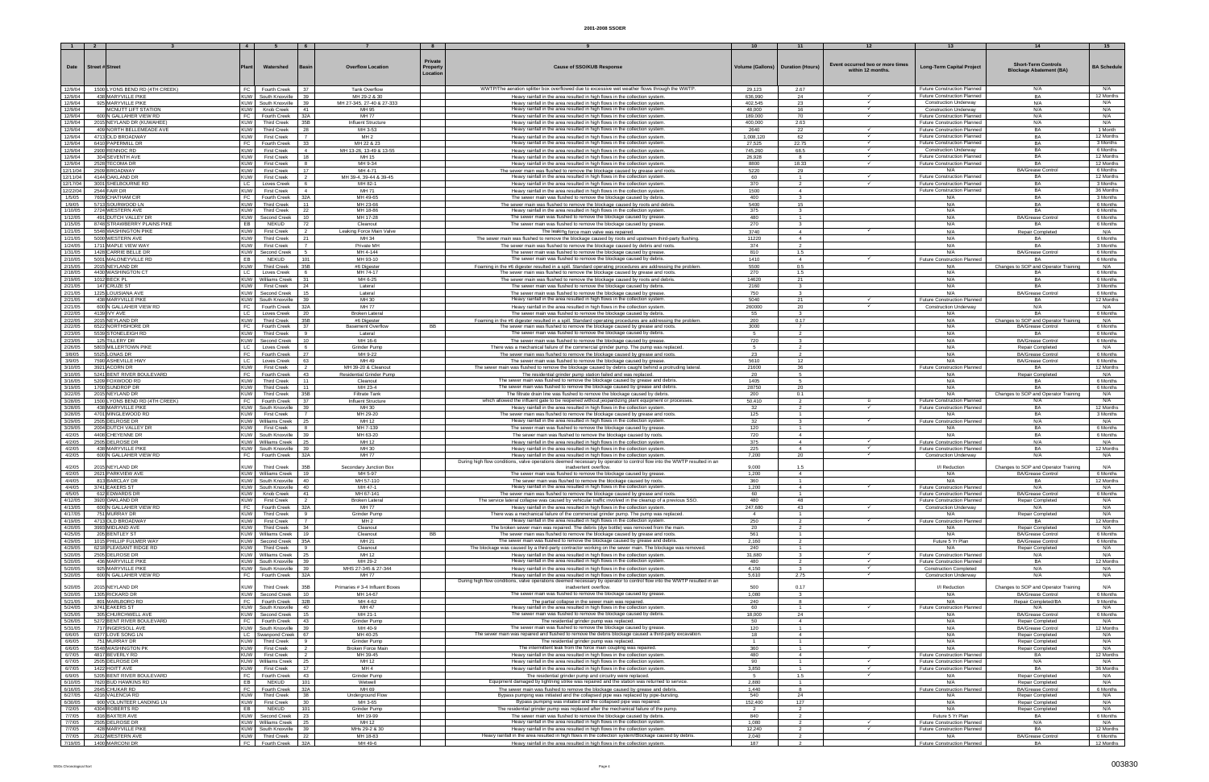# 2001-2008 SSOER

| 1 | 2 | 3 | 4 | 5 | 6 | 7 | 8 | 9 | 10 | 11 | 12 | 13 | 14 | 15 |
|---|---|---|---|---|---|---|---|---|---|---|---|---|---|---|
| Date | Street # | Street | Plant | Watershed | Basin | Overflow Location | Private Property Location | Cause of SSO/KUB Response | Volume (Gallons) | Duration (Hours) | Event occurred two or more times within 12 months. | Long-Term Capital Project | Short-Term Controls Blockage Abatement (BA) | BA Schedule |
| 12/9/04 | 1500 | LYONS BEND RD (4TH CREEK) | FC | Fourth Creek | 37 | Tank Overflow | | WWTP/The aeration splitter box overflowed due to excessive wet weather flows through the WWTP. | 29,123 | 2.67 | | Future Construction Planned | N/A | N/A |
| 12/9/04 | 438 | MARYVILLE PIKE | KUW | South Knoxville | 39 | MH 29-2 & 30 | | Heavy rainfall in the area resulted in high flows in the collection system. | 636,990 | 24 | ✓ | Future Construction Planned | BA | 12 Months |
| 12/9/04 | 925 | MARYVILLE PIKE | KUW | South Knoxville | 39 | MH 27-345, 27-40 & 27-333 | | Heavy rainfall in the area resulted in high flows in the collection system. | 402,545 | 23 | ✓ | Construction Underway | N/A | N/A |
| 12/9/04 | | MCNUTT LIFT STATION | KUW | Knob Creek | 41 | MH 95 | | Heavy rainfall in the area resulted in high flows in the collection system. | 48,000 | 16 | ✓ | Construction Underway | N/A | N/A |
| 12/9/04 | 600 | N GALLAHER VIEW RD | FC | Fourth Creek | 32A | MH 77 | | Heavy rainfall in the area resulted in high flows in the collection system. | 189,000 | 70 | ✓ | Future Construction Planned | N/A | N/A |
| 12/9/04 | 2015 | NEYLAND DR (KUWAHEE) | KUW | Third Creek | 35B | Influent Structure | | Heavy rainfall in the area resulted in high flows in the collection system. | 400,000 | 2.63 | | Future Construction Planned | N/A | N/A |
| 12/9/04 | 409 | NORTH BELLEMEADE AVE | KUW | Third Creek | 28 | MH 3-53 | | Heavy rainfall in the area resulted in high flows in the collection system. | 2640 | 22 | ✓ | Future Construction Planned | BA | 1 Month |
| 12/9/04 | 4713 | OLD BROADWAY | KUW | First Creek | 7 | MH 2 | | Heavy rainfall in the area resulted in high flows in the collection system. | 1,008,120 | 62 | ✓ | Future Construction Planned | BA | 12 Months |
| 12/9/04 | 6410 | PAPERMILL DR | FC | Fourth Creek | 33 | MH 22 & 23 | | Heavy rainfall in the area resulted in high flows in the collection system. | 27,525 | 22.75 | ✓ | Future Construction Planned | BA | 3 Months |
| 12/9/04 | 2900 | RENNOC RD | KUW | First Creek | 4 | MH 13-26, 13-49 & 13-55 | | Heavy rainfall in the area resulted in high flows in the collection system. | 745,260 | 68.5 | ✓ | Construction Underway | BA | 6 Months |
| 12/9/04 | 304 | SEVENTH AVE | KUW | First Creek | 18 | MH 15 | | Heavy rainfall in the area resulted in high flows in the collection system. | 26,928 | 8 | ✓ | Future Construction Planned | BA | 12 Months |
| 12/9/04 | 2528 | TECOMA DR | KUW | First Creek | 8 | MH 9-34 | | Heavy rainfall in the area resulted in high flows in the collection system. | 8800 | 18.33 | ✓ | Future Construction Planned | BA | 12 Months |
| 12/11/04 | 2509 | BROADWAY | KUW | First Creek | 17 | MH 4-71 | | The sewer main was flushed to remove the blockage caused by grease and roots. | 5220 | 29 | | N/A | BA/Grease Control | 6 Months |
| 12/11/04 | 4144 | OAKLAND DR | KUW | First Creek | 2 | MH 39-4, 39-44 & 39-45 | | Heavy rainfall in the area resulted in high flows in the collection system. | 60 | 1 | ✓ | Future Construction Planned | BA | 12 Months |
| 12/17/04 | 3001 | SHELBOURNE RD | LC | Loves Creek | 6 | MH 82-1 | | Heavy rainfall in the area resulted in high flows in the collection system. | 370 | 2 | ✓ | Future Construction Planned | BA | 3 Months |
| 12/22/04 | 2544 | FAIR DR | KUW | First Creek | 4 | MH 71 | | Heavy rainfall in the area resulted in high flows in the collection system. | 1500 | 4 | | Future Construction Planned | BA | 36 Months |
| 1/5/05 | 7609 | CHATHAM CIR | FC | Fourth Creek | 32A | MH 49-65 | | The sewer main was flushed to remove the blockage caused by debris. | 400 | 3 | | N/A | BA | 3 Months |
| 1/9/05 | 5713 | SOURWOOD LN | KUW | Third Creek | 11 | MH 23-66 | | The sewer main was flushed to remove the blockage caused by roots and debris. | 5400 | 15 | | N/A | BA | 6 Months |
| 1/10/05 | 2724 | WESTERN AVE | KUW | Third Creek | 22 | MH 18-86 | | Heavy rainfall in the area resulted in high flows in the collection system. | 375 | 3 | | N/A | BA | 6 Months |
| 1/12/05 | 491 | DUTCH VALLEY DR | KUW | Second Creek | 10 | MH 17-28 | | The sewer main was flushed to remove the blockage caused by grease. | 480 | 1 | | N/A | BA/Grease Control | 6 Months |
| 1/15/05 | 8748 | STRAWBERRY PLAINS PIKE | EB | NEKUD | 72 | Cleanout | | The sewer main was flushed to remove the blockage caused by grease. | 270 | 3 | | N/A | BA | 6 Months |
| 1/21/05 | 5548 | WASHINGTON PIKE | KUW | First Creek | 2 | Leaking Force Main Valve | | The leaking force main valve was repaired. | 3740 | 4 | ✓ | N/A | Repair Completed | N/A |
| 1/21/05 | 5000 | WESTERN AVE | KUW | Third Creek | 21 | MH 34 | | The sewer main was flushed to remove the blockage caused by roots and upstream third-party flushing. | 11220 | 4 | | N/A | BA | 6 Months |
| 1/24/05 | 1711 | MAPLE VIEW WAY | KUW | First Creek | 7 | Private MH | | The sewer main was flushed to remove the blockage caused by debris and roots. | 374 | 2 | | N/A | BA | 3 Months |
| 1/31/05 | 1428 | CARRIE BELLE DR | KUW | Second Creek | 5 | MH 4-144 | | The sewer main was flushed to remove the blockage caused by grease. | 810 | 1.5 | | N/A | BA/Grease Control | 6 Months |
| 2/10/05 | 5001 | MALONEYVILLE RD | EB | NEKUD | 101 | MH 93-10 | | The sewer main was flushed to remove the blockage caused by debris. | 1410 | 4 | ✓ | Future Construction Planned | BA | 6 Months |
| 2/15/05 | 2015 | NEYLAND DR | KUW | Third Creek | 35B | #6 Digester | | Foaming in the #6 digester resulted in a spill. Standard operating procedures are addressing the problem. | 5500 | 0.5 | | N/A | Changes to SOP and Operator Training | N/A |
| 2/18/05 | 4430 | WASHINGTON CT | LC | Loves Creek | 6 | MH 74-17 | | The sewer main was flushed to remove the blockage caused by grease. | 270 | 1.5 | | N/A | BA | 6 Months |
| 2/19/05 | 1012 | BECK PL | KUW | Williams Creek | 31 | MH 6-25 | | The sewer main was flushed to remove the blockage caused by roots and debris. | 14620 | 21 | | N/A | BA | 6 Months |
| 2/21/05 | 147 | CRUZE ST | KUW | First Creek | 24 | Lateral | | The sewer main was flushed to remove the blockage caused by debris. | 2160 | 3 | | N/A | BA | 3 Months |
| 2/21/05 | 1225 | LOUISIANA AVE | KUW | Second Creek | 15 | Lateral | | The sewer main was flushed to remove the blockage caused by grease. | 750 | 3 | | N/A | BA/Grease Control | 6 Months |
| 2/21/05 | 438 | MARYVILLE PIKE | KUW | South Knoxville | 39 | MH 30 | | Heavy rainfall in the area resulted in high flows in the collection system. | 5040 | 21 | ✓ | Future Construction Planned | BA | 12 Months |
| 2/21/05 | 600 | N GALLAHER VIEW RD | FC | Fourth Creek | 32A | MH 77 | | Heavy rainfall in the area resulted in high flows in the collection system. | 260000 | 20 | ✓ | Construction Underway | N/A | N/A |
| 2/22/05 | 4139 | IVY AVE | LC | Loves Creek | 20 | Broken Lateral | | The sewer main was flushed to remove the blockage caused by debris. | 55 | 3 | | N/A | BA | 6 Months |
| 2/22/05 | 2015 | NEYLAND DR | KUW | Third Creek | 35B | #6 Digester | | Foaming in the #6 digester resulted in a spill. Standard operating procedures are addressing the problem. | 200 | 0.17 | | N/A | Changes to SOP and Operator Training | N/A |
| 2/22/05 | 6522 | NORTHSHORE DR | FC | Fourth Creek | 37 | Basement Overflow | BB | The sewer main was flushed to remove the blockage caused by grease and roots. | 3000 | 7 | | N/A | BA/Grease Control | 6 Months |
| 2/23/05 | 5539 | STONELEIGH RD | KUW | Third Creek | 9 | Lateral | | The sewer main was flushed to remove the blockage caused by debris. | 5 | 2 | | N/A | BA | 6 Months |
| 2/23/05 | 125 | TILLERY DR | KUW | Second Creek | 10 | MH 16-6 | | The sewer main was flushed to remove the blockage caused by grease. | 720 | 3 | | N/A | BA/Grease Control | 6 Months |
| 2/26/05 | 5803 | MILLERTOWN PIKE | LC | Loves Creek | 6 | Grinder Pump | | There was a mechanical failure of the commercial grinder pump. The pump was replaced. | 5 | 2 | | N/A | Repair Completed | N/A |
| 3/8/05 | 5525 | LONAS DR | FC | Fourth Creek | 27 | MH 9-22 | | The sewer main was flushed to remove the blockage caused by grease and roots. | 23 | 2 | | N/A | BA/Grease Control | 6 Months |
| 3/9/05 | 7590 | ASHEVILLE HWY | LC | Loves Creek | 63 | MH 49 | | The sewer main was flushed to remove the blockage caused by grease. | 5610 | 12 | | N/A | BA/Grease Control | 6 Months |
| 3/10/05 | 3921 | ACORN DR | KUW | First Creek | 2 | MH 39-20 & Cleanout | | The sewer main was flushed to remove the blockage caused by debris caught behind a protruding lateral. | 21600 | 36 | | Future Construction Planned | BA | 12 Months |
| 3/10/05 | 5241 | BENT RIVER BOULEVARD | FC | Fourth Creek | 43 | Residential Grinder Pump | | The residential grinder pump station failed and was replaced. | 20 | 5 | | N/A | Repair Completed | N/A |
| 3/16/05 | 5209 | FOXWOOD RD | KUW | Third Creek | 11 | Cleanout | | The sewer main was flushed to remove the blockage caused by grease and debris. | 1405 | 5 | | N/A | BA | 6 Months |
| 3/19/05 | 1700 | SUNDROP DR | KUW | Third Creek | 11 | MH 23-4 | | The sewer main was flushed to remove the blockage caused by grease and debris. | 28750 | 20 | | N/A | BA | 6 Months |
| 3/22/05 | 2015 | NEYLAND DR | KUW | Third Creek | 35B | Filtrate Tank | | The filtrate drain line was flushed to remove the blockage caused by debris. | 200 | 0.1 | | N/A | Changes to SOP and Operator Training | N/A |
| 3/28/05 | 1500 | LYONS BEND RD (4TH CREEK) | FC | Fourth Creek | 37 | Influent Structure | | which allowed the influent gate to be reopened without jeopardizing plant equipment or processes. | 50,410 | 2 | u | Future Construction Planned | N/A | N/A |
| 3/28/05 | 438 | MARYVILLE PIKE | KUW | South Knoxville | 39 | MH 30 | | Heavy rainfall in the area resulted in high flows in the collection system. | 32 | 2 | ✓ | Future Construction Planned | BA | 12 Months |
| 3/28/05 | 4701 | MINGLEWOOD RD | KUW | First Creek | 7 | MH 29-20 | | The sewer main was flushed to remove the blockage caused by grease and roots. | 125 | 1 | | N/A | BA | 3 Months |
| 3/29/05 | 2505 | DELROSE DR | KUW | Williams Creek | 25 | MH 12 | | Heavy rainfall in the area resulted in high flows in the collection system. | 32 | 3 | ✓ | Future Construction Planned | N/A | N/A |
| 3/29/05 | 2004 | DUTCH VALLEY DR | KUW | First Creek | 8 | MH 7-139 | | The sewer main was flushed to remove the blockage caused by grease. | 120 | 1 | | N/A | BA | 6 Months |
| 4/2/05 | 4408 | CHEYENNE DR | KUW | South Knoxville | 39 | MH 63-20 | | The sewer main was flushed to remove the blockage caused by roots. | 720 | 4 | | N/A | BA | 6 Months |
| 4/2/05 | 2505 | DELROSE DR | KUW | Williams Creek | 25 | MH 12 | | Heavy rainfall in the area resulted in high flows in the collection system. | 375 | 4 | ✓ | Future Construction Planned | N/A | N/A |
| 4/2/05 | 438 | MARYVILLE PIKE | KUW | South Knoxville | 39 | MH 30 | | Heavy rainfall in the area resulted in high flows in the collection system. | 225 | 4 | ✓ | Future Construction Planned | BA | 12 Months |
| 4/2/05 | 600 | N GALLAHER VIEW RD | FC | Fourth Creek | 32A | MH 77 | | Heavy rainfall in the area resulted in high flows in the collection system. | 7,200 | 20 | ✓ | Construction Underway | N/A | N/A |
| 4/2/05 | 2015 | NEYLAND DR | KUW | Third Creek | 35B | Secondary Junction Box | | During high flow conditions, valve operations deemed necessary by operator to control flow into the WWTP resulted in an inadvertent overflow | 9,000 | 1.5 | | I/I Reduction | Changes to SOP and Operator Training | N/A |
| 4/2/05 | 2621 | PARKVIEW AVE | KUW | Williams Creek | 19 | MH 5-97 | | The sewer main was flushed to remove the blockage caused by grease. | 1,200 | 4 | | N/A | BA/Grease Control | 6 Months |
| 4/4/05 | 813 | BARCLAY DR | KUW | South Knoxville | 40 | MH 57-110 | | The sewer main was flushed to remove the blockage caused by roots. | 360 | 1 | | N/A | BA | 12 Months |
| 4/4/05 | 3741 | EAKERS ST | KUW | South Knoxville | 40 | MH 47-1 | | Heavy rainfall in the area resulted in high flows in the collection system. | 1,200 | 4 | ✓ | Future Construction Planned | N/A | N/A |
| 4/5/05 | 612 | EDWARDS DR | KUW | Knob Creek | 41 | MH 67-141 | | The sewer main was flushed to remove the blockage caused by grease. | 60 | 1 | | Future Construction Planned | BA/Grease Control | 6 Months |
| 4/12/05 | 3920 | OAKLAND DR | KUW | First Creek | 2 | Broken Lateral | | The service lateral collapse was caused by vehicular traffic involved in the cleanup of a previous SSO. | 480 | 48 | | Future Construction Planned | Repair Completed | N/A |
| 4/13/05 | 600 | N GALLAHER VIEW RD | FC | Fourth Creek | 32A | MH 77 | | Heavy rainfall in the area resulted in high flows in the collection system. | 247,680 | 43 | ✓ | Construction Underway | N/A | N/A |
| 4/17/05 | 751 | MURRAY DR | KUW | Third Creek | 9 | Grinder Pump | | There was a mechanical failure of the commercial grinder pump. The pump was replaced. | 4 | 3 | | N/A | Repair Completed | N/A |
| 4/19/05 | 4713 | OLD BROADWAY | KUW | First Creek | 7 | MH 2 | | Heavy rainfall in the area resulted in high flows in the collection system. | 250 | 2 | ✓ | Future Construction Planned | BA | 12 Months |
| 4/20/05 | 3993 | MIDLAND AVE | KUW | Third Creek | 34 | Cleanout | | The broken sewer main was repaired. The debris (dye bottle) was removed from the main. | 20 | 2 | | N/A | Repair Completed | N/A |
| 4/25/05 | 205 | BENTLEY ST | KUW | Williams Creek | 19 | Cleanout | BB | The sewer main was flushed to remove the blockage caused by grease and debris. | 561 | 1 | | N/A | BA/Grease Control | 6 Months |
| 4/29/05 | 1015 | PHILLIP FULMER WAY | KUW | Second Creek | 35A | MH 21 | | The sewer main was flushed to remove the blockage caused by grease and debris. | 2,160 | 2 | | Future 5 Yr Plan | BA/Grease Control | 6 Months |
| 4/29/05 | 6218 | PLEASANT RIDGE RD | KUW | Third Creek | 9 | Cleanout | | The blockage was caused by a third-party contractor working on the sewer main. The blockage was removed. | 240 | 1 | | N/A | Repair Completed | N/A |
| 5/20/05 | 2505 | DELROSE DR | KUW | Williams Creek | 25 | MH 12 | | Heavy rainfall in the area resulted in high flows in the collection system. | 31,680 | 3 | ✓ | Future Construction Planned | N/A | N/A |
| 5/20/05 | 438 | MARYVILLE PIKE | KUW | South Knoxville | 39 | MH 29-2 | | Heavy rainfall in the area resulted in high flows in the collection system. | 480 | 2 | ✓ | Future Construction Planned | BA | 12 Months |
| 5/20/05 | 925 | MARYVILLE PIKE | KUW | South Knoxville | 39 | MHS 27-345 & 27-344 | | Heavy rainfall in the area resulted in high flows in the collection system. | 4,150 | 3 | ✓ | Construction Completed | N/A | N/A |
| 5/20/05 | 600 | N GALLAHER VIEW RD | FC | Fourth Creek | 32A | MH 77 | | Heavy rainfall in the area resulted in high flows in the collection system. | 5,610 | 2.75 | ✓ | Construction Underway | N/A | N/A |
| 5/20/05 | 2015 | NEYLAND DR | KUW | Third Creek | 35B | Primaries # 3-4 Influent Boxes | | During high flow conditions, valve operations deemed necessary by operator to control flow into the WWTP resulted in an inadvertent overflow | 500 | 0.17 | | I/I Reduction | Changes to SOP and Operator Training | N/A |
| 5/20/05 | 1305 | RICKARD DR | KUW | Second Creek | 10 | MH 14-67 | | The sewer main was flushed to remove the blockage caused by grease. | 1,080 | 3 | | N/A | BA/Grease Control | 6 Months |
| 5/21/05 | 801 | MARLBORO RD | FC | Fourth Creek | 32B | MH 4-62 | | The partial collapse in the sewer main was repaired. | 240 | 8 | | N/A | Repair Completed/BA | 9 Months |
| 5/24/05 | 3741 | EAKERS ST | KUW | South Knoxville | 40 | MH 47 | | Heavy rainfall in the area resulted in high flows in the collection system. | 60 | 1 | ✓ | Future Construction Planned | N/A | N/A |
| 5/25/05 | 305 | CHURCHWELL AVE | KUW | Second Creek | 15 | MH 21-1 | | The sewer main was flushed to remove the blockage caused by debris. | 18,000 | 24 | | N/A | BA/Grease Control | 6 Months |
| 5/26/05 | 5272 | BENT RIVER BOULEVARD | FC | Fourth Creek | 43 | Grinder Pump | | The residential grinder pump was replaced. | 50 | 4 | | N/A | Repair Completed | N/A |
| 5/31/05 | 717 | INGERSOLL AVE | KUW | South Knoxville | 39 | MH 40-9 | | The sewer main was flushed to remove the blockage caused by grease and debris. | 120 | 1 | | N/A | BA/Grease Control | 12 Months |
| 6/6/05 | 6377 | LOVE SONG LN | LC | Swanpond Creek | 67 | MH 40-25 | | The sewer main was repaired and flushed to remove the debris blockage caused a third-party excavation. | 18 | 4 | | N/A | Repair Completed | N/A |
| 6/6/05 | 751 | MURRAY DR | KUW | Third Creek | 9 | Grinder Pump | | The residential grinder pump was replaced. | 1 | 1 | | N/A | Repair Completed | N/A |
| 6/6/05 | 5548 | WASHINGTON PK | KUW | First Creek | 2 | Broken Force Main | | The intermittent leak from the force main coupling was repaired. | 360 | 1 | ✓ | N/A | Repair Completed | N/A |
| 6/7/05 | 4817 | BEVERLY RD | KUW | First Creek | 2 | MH 39-45 | | Heavy rainfall in the area resulted in high flows in the collection system. | 480 | 4 | | Future Construction Planned | BA | 12 Months |
| 6/7/05 | 2505 | DELROSE DR | KUW | Williams Creek | 25 | MH 12 | | Heavy rainfall in the area resulted in high flows in the collection system. | 90 | 1 | ✓ | Future Construction Planned | N/A | N/A |
| 6/7/05 | 1422 | HOITT AVE | KUW | First Creek | 17 | MH 4 | | Heavy rainfall in the area resulted in high flows in the collection system. | 3,850 | 1 | ✓ | Future Construction Planned | BA | 36 Months |
| 6/9/05 | 5205 | BENT RIVER BOULEVARD | FC | Fourth Creek | 43 | Grinder Pump | | The residential grinder pump and circuitry were replaced. | 5 | 1.5 | ✓ | N/A | Repair Completed | N/A |
| 6/10/05 | 7620 | BUD HAWKINS RD | EB | NEKUD | 101 | Wetwell | | Equipment damaged by lightning strike was repaired and the station was returned to service. | 2,880 | 1 | | N/A | Repair Completed | N/A |
| 6/16/05 | 2645 | CHUKAR RD | FC | Fourth Creek | 32A | MH 69 | | The sewer main was flushed to remove the blockage caused by grease and debris. | 1,440 | 8 | | Future Construction Planned | BA/Grease Control | 6 Months |
| 6/27/05 | 4210 | VALENCIA RD | KUW | Third Creek | 36 | Underground Flow | | Bypass pumping was initiated and the collapsed pipe was replaced by pipe-bursting. | 540 | 24 | | N/A | Repair Completed | N/A |
| 6/30/05 | 900 | VOLUNTEER LANDING LN | KUW | First Creek | 30 | MH 3-65 | | Bypass pumping was initiated and the collapsed pipe was repaired. | 152,400 | 127 | | N/A | Repair Completed | N/A |
| 7/2/05 | 4304 | ROBERTS RD | EB | NEKUD | 101 | Grinder Pump | | The residential grinder pump was replaced after the mechanical failure of the pump. | 2 | 2 | | N/A | Repair Completed | N/A |
| 7/7/05 | 816 | BAXTER AVE | KUW | Second Creek | 23 | MH 19-99 | | The sewer main was flushed to remove the blockage caused by debris. | 840 | 2 | | Future 5 Yr Plan | BA | 6 Months |
| 7/7/05 | 2505 | DELROSE DR | KUW | Williams Creek | 25 | MH 12 | | Heavy rainfall in the area resulted in high flows in the collection system. | 1,080 | 2 | ✓ | Future Construction Planned | N/A | N/A |
| 7/7/05 | 428 | MARYVILLE PIKE | KUW | South Knoxville | 39 | MHs 29-2 & 30 | | Heavy rainfall in the area resulted in high flows in the collection system. | 12,240 | 2 | ✓ | Future Construction Planned | BA | 12 Months |
| 7/7/05 | 2612 | WESTERN AVE | KUW | Third Creek | 22 | MH 18-83 | | Heavy rainfall in the area resulted in high flows in the collection system/Blockage caused by debris. | 2,040 | 2 | | N/A | BA/Grease Control | 6 Months |
| 7/19/05 | 1400 | MARCONI DR | FC | Fourth Creek | 32A | MH 49-6 | | Heavy rainfall in the area resulted in high flows in the collection system. | 187 | 2 | | Future Construction Planned | BA | 12 Months |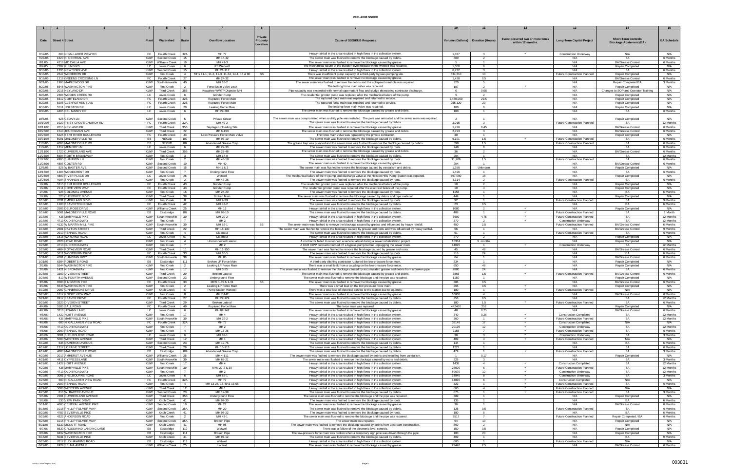# 2001-2008 SSOER

| 1 | 2 | 3 | 4 | 5 | 6 | 7 | 8 | 9 | 10 | 11 | 12 | 13 | 14 | 15 |
|---|---|---|---|---|---|---|---|---|---|---|---|---|---|---|
| Date | Street # | Street | Plant | Watershed | Basin | Overflow Location | Private Property Location | Cause of SSO/KUB Response | Volume (Gallons) | Duration (Hours) | Event occurred two or more times within 12 months. | Long-Term Capital Project | Short-Term Controls Blockage Abatement (BA) | BA Schedule |
| 7/19/05 | 600 | N GALLAHER VIEW RD | FC | Fourth Creek | 32A | MH 77 | | Heavy rainfall in the area resulted in high flows in the collection system. | 1,037 | 3 | ✓ | Construction Underway | N/A | N/A |
| 7/27/05 | 1620 | N. CENTRAL AVE | KUW | Second Creek | 15 | MH 14-42 | | The sewer main was flushed to remove the blockage caused by debris. | 600 | 2 | | N/A | BA | 6 Months |
| 8/1/05 | 4218 | MC CALLA AVE | KUW | Williams Creek | 19 | MH 41-3 | | The sewer main was flushed to remove the blockage caused by grease. | 5 | 1 | | N/A | BA/Grease Control | 6 Months |
| 8/4/05 | 7307 | RISING RD | LC | Loves Creek | 6 | PS Wetwell | | The mechanical failure of the bubbler level indicator in the wetwell was repaired. | 1,000 | 6 | | N/A | Repair Completed | N/A |
| 8/13/05 | 1335 | NEW YORK AVE | KUW | Second Creek | 15 | MH 21-117 | | Heavy rainfall in the area resulted in high flows in the collection system. | 6,732 | 3 | | N/A | BA | 6 Months |
| 8/13/05 | 2647 | WOODROW DR | KUW | First Creek | 4 | MHs 11-1, 11-2, 11-3, 11-34, 14-1, 15 & 80 | BB | There was insufficient pump capacity at a third-party bypass pumping site. | 834,310 | 10 | | Future Construction Planned | Repair Completed | N/A |
| 8/19/05 | 1218 | GREENS CROSSING LN | FC | Fourth Creek | 27 | MH 24-32 | | The sewer main was flushed to remove the blockage caused by grease. | 1,438 | 0.5 | | N/A | BA/Grease Control | 6 Months |
| 8/21/05 | 1900 | MAPLEWOOD DR | KUW | South Knoxville | 40 | MH 18-2 | | The sewer main was flushed to remove the debris and the collapsed manhole was repaired. | 320 | 5 | | N/A | Repair Completed/BA | 3 Months |
| 8/22/05 | 5548 | WASHINGTON PIKE | KUW | First Creek | 2 | Force Main Valve Leak | | The leaking force main valve was repaired. | 187 | 2 | ✓ | N/A | Repair Completed | N/A |
| 8/23/05 | 2015 | NEYLAND DR | KUW | Third Creek | 35B | Kuwahee WWTP Digester MH | | Pipe capacity was exceeded with normal supernatant flow and sludge dewatering contractor discharge. | 0 | 0.08 | | N/A | Changes to SOP and Operator Training | N/A |
| 8/23/05 | 2304 | WOODS CREEK RD | LC | Loves Creek | 6 | Grinder Pump | | The residential grinder pump was replaced after the mechanical failure of the pump. | 5 | 2 | | N/A | Repair Completed | N/A |
| 8/29/05 | 8312 | CORTELAND DR | FC | Fourth Creek | 32B | Ruptured Force Main | | The ruptured force main was repaired and returned to service. | 2,450,000 | 29.5 | | N/A | Repair Completed | N/A |
| 8/29/05 | 8208 | GLENROTHES BLVD | FC | Fourth Creek | 32B | Ruptured Force Main | | The ruptured force main was repaired and returned to service. | 255,120 | 20 | | N/A | Repair Completed | N/A |
| 9/13/05 | 5511 | HOLSTON DR | LC | Loves Creek | 20 | Leaking Force Main | | The leaking force main was repaired. | 100 | 6 | | N/A | Repair Completed | N/A |
| 9/30/05 | 4405 | DEL MABRY DR | LC | Loves Creek | 6 | MH 29-381 | | The sewer main was flushed to remove the blockage caused by grease and debris. | 180 | 1 | | N/A | BA | 6 Months |
| 10/6/05 | 628 | CEDAR LN | KUW | Second Creek | 5 | Private Sewer | | The sewer main was compromised when a utility pole was installed. The pole was relocated and the sewer main was repaired. | 2 | 1 | | N/A | Repair Completed | N/A |
| 10/10/05 | 1920 | PINEY GROVE CHURCH RD | FC | Fourth Creek | 32A | MH 49-2 | | The sewer main was flushed to remove the blockage caused by debris. | 3,015 | 3 | | Future Construction Planned | BA | 12 Months |
| 10/11/05 | 2015 | NEYLAND DR | KUW | Third Creek | 35B | Septage Unloading Site | | The sewer main was flushed to remove the blockage caused by grease. | 1,726 | 0.45 | | N/A | BA/Grease Control | 6 Months |
| 10/25/05 | 1540 | JOUROLMAN AVE | KUW | Third Creek | 22 | MH 6-193 | | The sewer main was flushed to remove the blockage caused by grease and debris. | 2,793 | 3 | | N/A | BA/Grease Control | 6 Months |
| 10/26/05 | 5225 | BENT RIVER BOULEVARD | FC | Fourth Creek | 43 | Low-Pressure Force Main Valve | | The force main valve was repaired by the private contractor. | 30 | 1 | | N/A | Repair Completed | N/A |
| 10/31/05 | 5001 | MALONEYVILLE RD | EB | NEKUD | 109 | MH 93-10 | | The sewer main was flushed to remove the blockage caused by debris. | 6,101 | 1.5 | ✓ | Future Construction Planned | BA | 6 Months |
| 11/8/05 | 4808 | MALONEYVILLE RD | EB | NEKUD | 109 | Abandoned Grease Trap | | The grease trap was pumped and the sewer main was flushed to remove the blockage caused by debris. | 598 | 1.5 | | Future Construction Planned | BA | 6 Months |
| 11/9/05 | 1312 | MEMORY LN | LC | Loves Creek | 6 | MH 29-33 | | The sewer main was flushed to remove the blockage caused by roots. | 748 | 8 | | N/A | BA | 6 Months |
| 11/11/05 | 1728 | CUMBERLAND AVE | KUW | Third Creek | 35B | MH 27-48 | | The sewer main was flushed to remove the blockage caused by grease and debris. | 36 | 2 | | N/A | BA/Grease Control | 6 Months |
| 11/23/05 | 5604 | NORTH BROADWAY | KUW | First Creek | 3 | MH 17-9 | | The sewer main was flushed to remove the blockage caused by debris. | 204 | 1 | | N/A | BA | 12 Months |
| 11/27/05 | 4905 | SHANNON LN | KUW | First Creek | 2 | MH 43-10 | | The sewer main was flushed to remove the blockage caused by roots. | 11,209 | 1.5 | | Future Construction Planned | BA | 6 Months |
| 11/28/05 | 4807 | COSTER RD | KUW | Second Creek | 10 | MH 40 | | The sewer main was flushed to remove the blockage caused by grease. | 204 | 1 | | N/A | BA/Grease Control | 6 Months |
| 12/5/05 | 528 | W BAXTER AVE | KUW | Second Creek | 15 | MH 1 & 3 | | The sewer main was flushed to remove the blockage caused by vandalism and debris. | 1,350 | Unknown | | N/A | Repair Completed | N/A |
| 12/16/05 | 1204 | WOODCREST DR | KUW | First Creek | 7 | Underground Flow | | The sewer main was flushed to remove the blockage caused by roots. | 1,496 | 1 | | N/A | BA | 6 Months |
| 12/25/05 | 4800 | RIVER PLACE DR | LC | Loves Creek | 26 | Wetwell | | The mechanical failure of the #4 pump and discharge valve at the Holston Hills Pump Station was repaired. | 367,000 | 18 | | N/A | Repair Completed | N/A |
| 12/26/05 | 4904 | SHANNON LN | KUW | First Creek | 2 | MH 43-26 | | The sewer main was flushed to remove the blockage caused by roots. | 4,314 | 3 | | Future Construction Planned | BA | 6 Months |
| 1/2/06 | 5315 | BENT RIVER BOULEVARD | FC | Fourth Creek | 43 | Grinder Pump | | The residential grinder pump was replaced after the mechanical failure of the pump. | 10 | 2 | | N/A | Repair Completed | N/A |
| 1/2/06 | 2111 | COVE VIEW WAY | FC | Fourth Creek | 43 | Grinder Pump | | The residential grinder pump was repaired after the electrical failure of the pump. | 10 | 4 | | N/A | Repair Completed | N/A |
| 1/4/06 | 928 | COLONIAL AVENUE | KUW | First Creek | 16 | MH 24-20 | | The sewer main was flushed to remove the blockage caused by roots. | 1156 | 1 | | N/A | BA | 6 Months |
| 1/7/06 | 530 | CHEROKEE BLVD | KUW | Third Creek | 36 | Broken Main | | The sewer main was flushed to remove the blockage caused by debris and pipe material. | 449 | 1 | | N/A | Repair Completed | N/A |
| 1/10/06 | 2631 | EMORILAND BLVD | KUW | First Creek | 8 | MH 9-39 | | The sewer main was flushed to remove the blockage caused by roots. | 92 | 1 | | Future Construction Planned | BA | 9 Months |
| 1/16/06 | 1100 | BEAVERTON ROAD | FC | Fourth Creek | 42 | MH 43-2 | | The sewer main was flushed to remove the blockage caused by debris. | 23 | 0.5 | | N/A | BA | 6 Months |
| 1/17/06 | 2505 | DELROSE DRIVE | KUW | Williams Creek | 25 | MH 12 | | Heavy rainfall in the area resulted in high flows in the collection system. | 1080 | 2 | ✓ | N/A | Repair Completed | N/A |
| 1/17/06 | 5001 | MALONEYVILLE ROAD | EB | Eastbridge | 109 | MH 93-10 | | The sewer main was flushed to remove the blockage caused by debris. | 408 | 1 | ✓ | Future Construction Planned | BA | 1 Month |
| 1/17/06 | 436 | MARYVILLE PIKE | KUW | South Knoxville | 39 | MH 29-2 | | Heavy rainfall in the area resulted in high flows in the collection system. | 3600 | 4.75 | ✓ | Future Construction Planned | BA | 12 Months |
| 1/17/06 | 4713 | OLD BROADWAY | KUW | First Creek | 7 | MH 2 | | Heavy rainfall in the area resulted in high flows in the collection system. | 270 | 2 | ✓ | Construction Underway | BA | 12 Months |
| 1/17/06 | 4132 | W MARTIN MILL PIKE | KUW | South Knoxville | 39 | MH 62-1 | BB | The sewer main was flushed to remove the blockage caused by grease and influenced by heavy rainfall. | 450 | 2.5 | | Future Construction Planned | BA/Grease Control | 6 Months |
| 1/18/06 | 2601 | DAYTON STREET | KUW | Third Creek | 22 | MH 18-130 | | The sewer main was flushed to remove the blockage caused by grease and roots and was influenced by heavy rainfall. | 56 | 1 | | N/A | BA/Grease Control | 9 Months |
| 1/18/06 | 2910 | RENNOC ROAD | KUW | First Creek | 4 | Cleanout | | The sewer main was flushed to remove the blockage caused by debris. | 61 | 1 | | Future Construction Planned | BA | 6 Months |
| 1/18/06 | 1815 | WAYLAND ROAD | LC | Loves Creek | 6 | Cleanout | | Heavy rainfall in the area resulted in high flows in the collection system. | 270 | 2 | | N/A | Repair Completed | N/A |
| 1/23/06 | 2828 | LOWE ROAD | KUW | First Creek | 4 | Unnconnected Lateral | | A contractor failed to reconnect a service lateral during a sewer rehabilitation project. | 15334 | 9 months | | N/A | Repair Completed | N/A |
| 1/26/06 | 4713 | OLD BROADWAY | KUW | First Creek | 7 | MH 2 | | A KUB CIPP contractor turned off a bypass pump before unplugging the sewer main. | 14025 | 1 | ✓ | Construction Underway | BA | 12 Months |
| 1/26/06 | 4404 | ROYALVIEW ROAD | KUW | Third Creek | 11 | MH 11-150 | | The sewer main was flushed to remove the blockage caused by grease and roots. | 45 | 48 | | N/A | BA/Grease Control | 6 Months |
| 1/26/06 | 5811 | WOODBURN DRIVE | FC | Fourth Creek | 33 | MH 10-5 | | The sewer main was flushed to remove the blockage caused by debris. | 216 | 24 | | N/A | BA | 6 Months |
| 1/31/06 | 4701 | CHAPMAN HWY | KUW | South Knoxville | 39 | MH 85 | | The sewer main was flushed to remove the blockage caused by grease. | 64 | 1 | | N/A | BA/Grease Control | 6 Months |
| 1/31/06 | 6304 | ROBERTS ROAD | EB | Eastbridge | 111 | Broken LP Force Main | | A third-party ditching contractor ruptured the low-pressure force main. | 234 | 1 | | N/A | Repair Completed | N/A |
| 2/2/06 | 5548 | WASHINGTON PIKE | KUW | First Creek | 2 | Leaking LP Force Main | | There was a small leak from a coupling on the low-pressure force main. | 650 | 48 | ✓ | N/A | Repair Completed | N/A |
| 2/6/06 | 1421 | N BROADWAY | KUW | First Creek | 17 | MH 3-25 | | The sewer main was flushed to remove the blockage caused by accumulated grease and debris from a broken pipe. | 2880 | 24 | | N/A | BA | 6 Months |
| 2/28/06 | 3300 | DIVISION STREET | KUW | Third Creek | 29 | Broken Lateral | | The sewer main was flushed to remove the blockage caused by grease and debris. | 3696 | 1.5 | ✓ | Future Construction Planned | BA/Grease Control | 6 Months |
| 2/28/06 | 810 | W FOURTH AVENUE | KUW | Second Creek | 23 | Underground Flow | | The sewer main was flushed to remove the blockage and the pipe was repaired. | 1150 | 1 | | N/A | Repair Completed | N/A |
| 3/6/06 | 6504 | KINGSTON PIKE | FC | Fourth Creek | 33 | MHS 1-35 & 1-31 | BB | The sewer main was flushed to remove the blockage caused by grease. | 286 | 0.5 | | N/A | BA/Grease Control | 6 Months |
| 3/9/06 | 5548 | WASHINGTON PIKE | KUW | First Creek | 2 | Leaking LP Force Main | | There was a small leak on the low-pressure force main. | 265 | 0.5 | ✓ | N/A | Repair Completed | N/A |
| 3/12/06 | 2907 | GINNBROOKE DRIVE | KUW | Knob Creek | 47 | Pump Station Wetwell | | There was a total loss of electrical service to the station due to squirrels. | 180 | 1 | ✓ | Future Construction Planned | N/A | N/A |
| 3/20/06 | 1817 | ROCKY VIEW WAY | KUW | First Creek | 8 | MH 7-142 | | The sewer main was flushed to remove the blockage caused by grease. | 10800 | 4 | | N/A | BA/Grease Control | 6 Months |
| 3/21/06 | 6917 | SEAVER DRIVE | FC | Fourth Creek | 27 | MH 22-129 | | The sewer main was flushed to remove the blockage caused by debris. | 256 | 0.5 | | N/A | BA | 12 Months |
| 3/25/06 | 3323 | DIVISION STREET | KUW | Third Creek | 29 | Broken Lateral | | The sewer main was flushed to remove the blockage caused by debris. | 180 | 1.5 | ✓ | Future Construction Planned | BA | 6 Months |
| 4/4/06 | 5105 | BALL ROAD | FC | Fourth Creek | 49 | Ruptured Force Main | | The force main was repaired. | 442400 | 252 | | N/A | Repair Completed | N/A |
| 4/7/06 | 3310 | LEXANN LANE | LC | Loves Creek | 6 | MH 82-142 | | The sewer main was flushed to remove the blockage caused by grease. | 48 | 0.75 | | N/A | BA/Grease Control | 6 Months |
| 4/8/06 | 1422 | HOITT AVENUE | KUW | First Creek | 17 | MH 4 | | Heavy rainfall in the area resulted in high flows in the collection system. | 240 | 0.25 | ✓ | Construction Completed | BA | 12 Months |
| 4/8/06 | 436 | MARYVILLE PIKE | KUW | South Knoxville | 39 | MH 29-2 | | Heavy rainfall in the area resulted in high flows in the collection system. | 360 | 1 | ✓ | Future Construction Planned | BA | 12 Months |
| 4/8/06 | 600 | N. GALLAHER VIEW ROAD | FC | Fourth Creek | 32A | MH 77 | | Heavy rainfall in the area resulted in high flows in the collection system. | 38148 | 17 | ✓ | Construction Completed | N/A | N/A |
| 4/8/06 | 4713 | OLD BROADWAY | KUW | First Creek | 7 | MH 2 | | Heavy rainfall in the area resulted in high flows in the collection system. | 20196 | 12 | ✓ | Construction Underway | BA | 12 Months |
| 4/8/06 | 2900 | RENNOC ROAD | KUW | First Creek | 4 | MH 13-26 | | Heavy rainfall in the area resulted in high flows in the collection system. | 7155 | 7 | ✓ | Future Construction Planned | BA | 6 Months |
| 4/8/06 | 3001 | SHELBOURNE ROAD | LC | Loves Creek | 6 | MH 82-1 | | Heavy rainfall in the area resulted in high flows in the collection system. | 38 | 3 | ✓ | Construction Underway | BA | 3 Months |
| 4/8/06 | 5000 | WESTERN AVENUE | KUW | Third Creek | 12 | MH 1 | | Heavy rainfall in the area resulted in high flows in the collection system. | 409 | 4 | ✓ | Future Construction Planned | N/A | N/A |
| 4/12/06 | 635 | DAMERON AVENUE | KUW | Second Creek | 23 | MH 19-76 | | The sewer main was flushed to remove the blockage caused by debris. | 144 | 1 | | N/A | BA | 6 Months |
| 4/17/06 | 1317 | LORAINE STREET | KUW | Third Creek | 29 | MH 15-113 | | The sewer main was flushed to remove the blockage caused by debris. | 1227 | 1 | | N/A | BA | 6 Months |
| 4/19/06 | 4800 | MALONEYVILLE ROAD | EB | Eastbridge | 109 | Abandoned Grease Trap | | The sewer main was flushed to remove the blockage caused by debris. | 479 | 1 | ✓ | Future Construction Planned | BA | 3 Months |
| 4/20/06 | 2017 | AMHERST AVENUE | KUW | Williams Creek | 25 | MH 4-111 | | The sewer main was flushed to remove the blockage caused by debris and resulting from vandalism. | 1 | 0.17 | | N/A | Repair Completed | N/A |
| 4/21/06 | 4411 | CYPRESS LANE | KUW | South Knoxville | 39 | MH 62-21 | | The sewer main was flushed to remove the blockage caused by roots and debris. | 225 | 1 | | N/A | BA | 3 Months |
| 4/22/06 | 1422 | HOITT AVENUE | KUW | First Creek | 17 | MH 4 | | Heavy rainfall in the area resulted in high flows in the collection system. | 1438 | 4 | ✓ | Construction Completed | BA | 12 Months |
| 4/22/06 | 436 | MARYVILLE PIKE | KUW | South Knoxville | 39 | MHs 29-2 & 30 | | Heavy rainfall in the area resulted in high flows in the collection system. | 26600 | 6 | ✓ | Future Construction Planned | BA | 12 Months |
| 4/22/06 | 4713 | OLD BROADWAY | KUW | First Creek | 7 | MH 2 | | Heavy rainfall in the area resulted in high flows in the collection system. | 89670 | 12 | ✓ | Construction Underway | BA | 12 Months |
| 4/22/06 | 3001 | SHELBOURNE ROAD | LC | Loves Creek | 6 | MH 82-1 | | Heavy rainfall in the area resulted in high flows in the collection system. | 14945 | 8 | ✓ | Construction Underway | BA | 3 Months |
| 4/24/06 | 600 | N. GALLAHER VIEW ROAD | FC | Fourth Creek | 32A | MH 77 | | Heavy rainfall in the area resulted in high flows in the collection system. | 14890 | 6 | ✓ | Construction Completed | N/A | N/A |
| 4/24/06 | 2900 | RENNOC ROAD | KUW | First Creek | 4 | MH 13-26, 13-49 & 13-55 | | Heavy rainfall in the area resulted in high flows in the collection system. | 322 | 1 | ✓ | Future Construction Planned | BA | 6 Months |
| 4/24/06 | 5000 | WESTERN AVENUE | KUW | Third Creek | 12 | MH 1 | | Heavy rainfall in the area resulted in high flows in the collection system. | 660 | 4 | ✓ | Future Construction Planned | N/A | N/A |
| 4/25/06 | 818 | W. BAXTER AVENUE | KUW | Second Creek | 23 | MH 19-99 | | The sewer main was flushed to remove the blockage caused by debris. | 675 | 1 | ✓ | Future Construction Planned | BA | 3 Months |
| 5/5/06 | 2201 | CUMBERLAND AVENUE | KUW | Third Creek | 35B | Underground Flow | | The sewer main was flushed to remove the blockage and the pipe was repaired. | 289 | 1 | | N/A | Repair Completed | N/A |
| 5/8/06 | 533 | VIEW PARK DRIVE | KUW | Knob Creek | 41 | MH 97-30 | | The sewer main was flushed to remove the blockage caused by roots. | 135 | 1 | | N/A | BA | 6 Months |
| 5/11/06 | 4605 | CENTRAL AVENUE PIKE | KUW | Second Creek | 10 | MH 27 | | The sewer main was flushed to remove the blockage caused by grease. | 36 | 1 | | N/A | BA/Grease Control | 6 Months |
| 5/18/06 | 1015 | PHILLIP FULMER WAY | KUW | Second Creek | 35A | MH 20 | | The sewer main was flushed to remove the blockage caused by debris. | 125 | 0.5 | | Future Construction Planned | BA | 6 Months |
| 5/20/06 | 4757 | SEVIERVILLE PIKE | KUW | Knob Creek | 41 | MH 97-22 | | The sewer main was flushed to remove the blockage caused by roots. | 180 | 5 | | N/A | BA | 6 Months |
| 5/22/06 | 4323 | ANDERSON ROAD | KUW | First Creek | 2 | MH 43-1 | | The sewer main was flushed to remove the blockage and the pipe was repaired. | 2517 | 7 | | Future Construction Planned | Repair Completed / BA | 6 Months |
| 5/26/06 | 1015 | PHILLIP FULMER WAY | KUW | Second Creek | 35A | Broken Pipe | | The sewer main was repaired. | 64 | 10 | | N/A | Repair Completed | N/A |
| 5/31/06 | 5230 | MCNUTT ROAD | KUW | Knob Creek | 41 | MH 95 | | The sewer main was flushed to remove the blockage caused by debris from upstream construction. | 860 | 2 | | N/A | N/A | N/A |
| 6/7/06 | 8530 | CROSSWIND LANDING LANE | EB | Eastbridge | 110 | Wetwell | | There was a failure of the electronic level controls. | 150 | 0.5 | | N/A | Repair Completed | N/A |
| 6/8/06 | 8432 | WASHINGTON PIKE | EB | Eastbridge | 111 | Broken Pipe | | The low-pressure force main was broken when a temporary sign pole was driven through the pipe. | 180 | 20 | | N/A | Repair Completed | N/A |
| 6/15/06 | 5031 | SEVIERVILLE PIKE | KUW | Knob Creek | 41 | MH 97-12 | | The sewer main was flushed to remove the blockage caused by debris. | 409 | 1 | | N/A | BA | 9 Months |
| 6/26/06 | 7612 | BUD HAWKINS ROAD | EB | Eastbridge | 113 | Wetwell | | Heavy rainfall in the area resulted in high flows in the collection system. | 600 | 1 | | Future Construction Planned | N/A | N/A |
| 6/27/06 | 2429 | SELMA AVENUE | KUW | Williams Creek | 25 | Lateral | | The sewer main was flushed to remove the blockage caused by grease. | 22440 | 2.5 | | N/A | BA/Grease Control | 6 Months |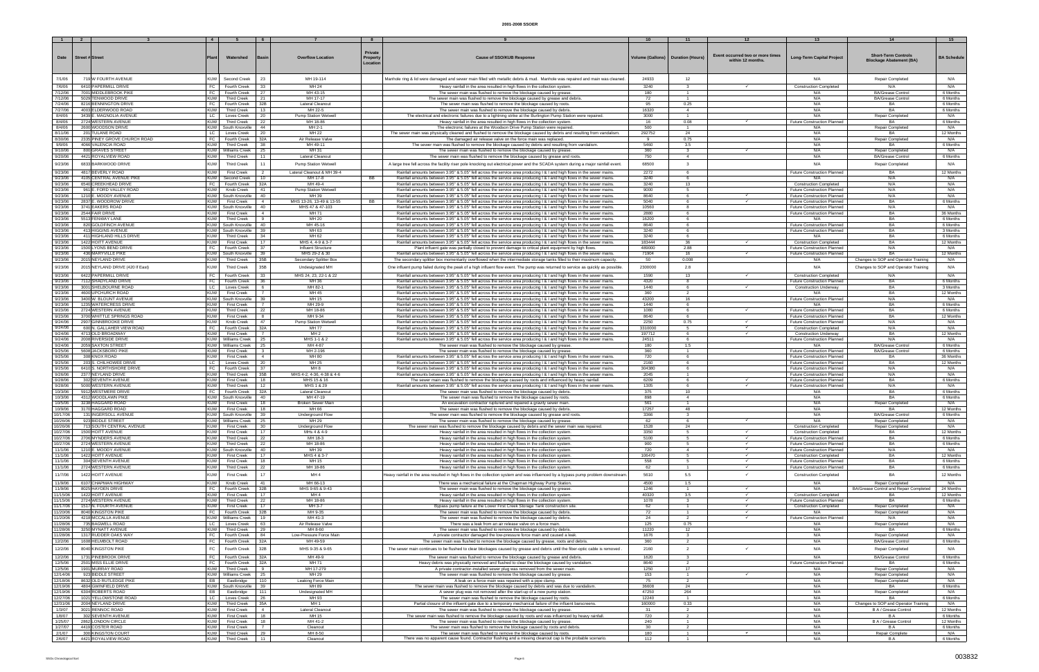# 2001-2008 SSOER

| Date | Street # | Street | Plant | Watershed | Basin | Overflow Location | Private Property Location | Cause of SSO/KUB Response | Volume (Gallons) | Duration (Hours) | Event occurred two or more times within 12 months. | Long-Term Capital Project | Short-Term Controls Blockage Abatement (BA) | BA Schedule |
|---|---|---|---|---|---|---|---|---|---|---|---|---|---|---|
| 1 | 2 | 3 | 4 | 5 | 6 | 7 | 8 | 9 | 10 | 11 | 12 | 13 | 14 | 15 |
| 7/1/06 | 719 | W FOURTH AVENUE | KUW | Second Creek | 23 | MH 19-114 | | Manhole ring & lid were damaged and sewer main filled with metallic debris & mud. Manhole was repaired and main was cleaned. | 24933 | 12 | | N/A | Repair Completed | N/A |
| 7/6/06 | 6410 | PAPERMILL DRIVE | FC | Fourth Creek | 33 | MH 24 | | Heavy rainfall in the area resulted in high flows in the collection system. | 3240 | 3 | ✓ | Construction Completed | N/A | N/A |
| 7/12/06 | 7001 | MIDDLEBROOK PIKE | FC | Fourth Creek | 27 | MH 43-15 | | The sewer main was flushed to remove the blockage caused by grease. | 180 | 1 | | N/A | BA/Grease Control | 6 Months |
| 7/12/06 | 5029 | TENWOOD DRIVE | KUW | Third Creek | 21 | MH 17-17 | | The sewer main was flushed to remove the blockage caused by grease and debris. | 72 | 1 | | N/A | BA/Grease Control | 6 Months |
| 7/24/06 | 8216 | BENNINGTON DRIVE | FC | Fourth Creek | 32B | Lateral Cleanout | | The sewer main was flushed to remove the blockage caused by roots. | 95 | 0.25 | | N/A | BA | 6 Months |
| 7/27/06 | 4003 | ELDERWOOD ROAD | KUW | Third Creek | 13 | MH 22-5 | | The sewer main was flushed to remove the blockage caused by debris. | 16320 | 4 | | N/A | BA | 6 Months |
| 8/4/06 | 3439 | E. MAGNOLIA AVENUE | LC | Loves Creek | 20 | Pump Station Wetwell | | The electrical and electronic failures due to a lightning strike at the Burlington Pump Station were repaired. | 3000 | 1 | | N/A | Repair Completed | N/A |
| 8/4/06 | 2724 | WESTERN AVENUE | KUW | Third Creek | 22 | MH 18-86 | | Heavy rainfall in the area resulted in high flows in the collection system. | 16 | 0.08 | ✓ | Future Construction Planned | BA | 6 Months |
| 8/4/06 | 2600 | WOODSON DRIVE | KUW | South Knoxville | 44 | MH 2-1 | | The electronic failures at the Woodson Drive Pump Station were repaired. | 500 | 1 | | N/A | Repair Completed | N/A |
| 8/11/06 | 201 | TULANE ROAD | LC | Loves Creek | 20 | MH 22 | | The sewer main was physically cleaned and flushed to remove the blockage caused by debris and resulting from vandalism. | 292752 | 24 | | N/A | BA | 12 Months |
| 8/30/06 | 2335 | PINEY GROVE CHURCH ROAD | FC | Fourth Creek | 32A | Air Release Valve | | The damaged air release valve on the force main was replaced. | 9 | 0.75 | | N/A | Repair Completed | N/A |
| 9/6/06 | 4066 | VALENCIA ROAD | KUW | Third Creek | 38 | MH 49-11 | | The sewer main was flushed to remove the blockage caused by debris and resulting from vandalism. | 5460 | 3.5 | | N/A | BA | 6 Months |
| 9/10/06 | 800 | GRAVES STREET | KUW | Williams Creek | 25 | MH 31 | | The sewer main was flushed to remove the blockage caused by grease. | 360 | 3 | ✓ | N/A | Repair Completed | N/A |
| 9/20/06 | 4421 | ROYALVIEW ROAD | KUW | Third Creek | 11 | Lateral Cleanout | | The sewer main was flushed to remove the blockage caused by grease and roots. | 750 | 4 | | N/A | BA/Grease Control | 6 Months |
| 9/23/06 | 6833 | BARKWOOD DRIVE | KUW | Third Creek | 11 | Pump Station Wetwell | | A large tree fell across the facility riser pole knocking out electrical power and the SCADA system during a major rainfall event. | 68500 | 3 | | N/A | Repair Completed | N/A |
| 9/23/06 | 4817 | BEVERLY ROAD | KUW | First Creek | 2 | Lateral Cleanout & MH 39-4 | | Rainfall amounts between 3.95" & 5.05" fell across the service area producing I & I and high flows in the sewer mains. | 2272 | 6 | | Future Construction Planned | BA | 12 Months |
| 9/23/06 | 4105 | CENTRAL AVENUE PIKE | KUW | Second Creek | 10 | MH 17-8 | BB | Rainfall amounts between 3.95" & 5.05" fell across the service area producing I & I and high flows in the sewer mains. | 3240 | 6 | | N/A | N/A | N/A |
| 9/23/06 | 6540 | CREEKHEAD DRIVE | FC | Fourth Creek | 32A | MH 49-4 | | Rainfall amounts between 3.95" & 5.05" fell across the service area producing I & I and high flows in the sewer mains. | 3240 | 13 | | Construction Completed | N/A | N/A |
| 9/23/06 | 961 | E. FORD VALLEY ROAD | KUW | Knob Creek | 41 | Pump Station Wetwell | | Rainfall amounts between 3.95" & 5.05" fell across the service area producing I & I and high flows in the sewer mains. | 9000 | 5 | | Future Construction Planned | N/A | N/A |
| 9/23/06 | 1210 | E. MOODY AVENUE | KUW | South Knoxville | 40 | MH 39 | | Rainfall amounts between 3.95" & 5.05" fell across the service area producing I & I and high flows in the sewer mains. | 8640 | 6 | ✓ | Future Construction Planned | N/A | N/A |
| 9/23/06 | 2837 | E. WOODROW DRIVE | KUW | First Creek | 4 | MHS 13-26, 13-49 & 13-55 | BB | Rainfall amounts between 3.95" & 5.05" fell across the service area producing I & I and high flows in the sewer mains. | 5040 | 6 | ✓ | Future Construction Planned | BA | 6 Months |
| 9/23/06 | 3741 | EAKERS ROAD | KUW | South Knoxville | 40 | MHS 47 & 47-103 | | Rainfall amounts between 3.95" & 5.05" fell across the service area producing I & I and high flows in the sewer mains. | 10560 | 8 | | Future Construction Planned | N/A | N/A |
| 9/23/06 | 2544 | FAIR DRIVE | KUW | First Creek | 4 | MH 71 | | Rainfall amounts between 3.95" & 5.05" fell across the service area producing I & I and high flows in the sewer mains. | 2880 | 6 | | Future Construction Planned | BA | 36 Months |
| 9/23/06 | 5513 | FENWAY LANE | KUW | Third Creek | 9 | MH 20 | | Rainfall amounts between 3.95" & 5.05" fell across the service area producing I & I and high flows in the sewer mains. | 16200 | 6 | | N/A | BA | 6 Months |
| 9/23/06 | 820 | GOLDFINCH AVENUE | KUW | South Knoxville | 40 | MH 45-16 | | Rainfall amounts between 3.95" & 5.05" fell across the service area producing I & I and high flows in the sewer mains. | 8640 | 6 | | Future Construction Planned | BA | 6 Months |
| 9/23/06 | 413 | HIGGINS AVENUE | KUW | South Knoxville | 39 | MH 63 | | Rainfall amounts between 3.95" & 5.05" fell across the service area producing I & I and high flows in the sewer mains. | 3240 | 6 | | Future Construction Planned | BA | 3 Months |
| 9/23/06 | 411 | HIGHLAND HILLS DRIVE | KUW | Third Creek | 34 | MH 62 | | Rainfall amounts between 3.95" & 5.05" fell across the service area producing I & I and high flows in the sewer mains. | 3240 | 6 | | N/A | BA | 6 Months |
| 9/23/06 | 1422 | HOITT AVENUE | KUW | First Creek | 17 | MHS 4, 4-9 & 3-7 | | Rainfall amounts between 3.95" & 5.05" fell across the service area producing I & I and high flows in the sewer mains. | 183444 | 36 | ✓ | Construction Completed | BA | 12 Months |
| 9/23/06 | 1500 | LYONS BEND DRIVE | FC | Fourth Creek | 37 | Influent Structure | | Plant influent gate was partially closed to prevent damage to critical plant equipment by high flows. | 489000 | 2.88 | | Future Construction Planned | N/A | N/A |
| 9/23/06 | 436 | MARYVILLE PIKE | KUW | South Knoxville | 39 | MHS 29-2 & 30 | | Rainfall amounts between 3.95" & 5.05" fell across the service area producing I & I and high flows in the sewer mains. | 71904 | 16 | ✓ | Future Construction Planned | BA | 12 Months |
| 9/23/06 | 2015 | NEYLAND DRIVE | KUW | Third Creek | 35B | Secondary Splitter Box | | The secondary splitter box momentarily overflowed when the intermediate storage tanks filled to their maximum capacity. | 50 | 0.008 | | N/A | Changes to SOP and Operator Training | N/A |
| 9/23/06 | 2015 | NEYLAND DRIVE (420 ft East) | KUW | Third Creek | 35B | Undesignated MH | | One influent pump failed during the peak of a high influent flow event. The pump was returned to service as quickly as possible. | 2300000 | 2.8 | | N/A | Changes to SOP and Operator Training | N/A |
| 9/23/06 | 6422 | PAPERMILL DRIVE | FC | Fourth Creek | 33 | MHS 24, 23, 22-1 & 22 | | Rainfall amounts between 3.95" & 5.05" fell across the service area producing I & I and high flows in the sewer mains. | 1590 | 13 | ✓ | Construction Completed | N/A | N/A |
| 9/23/06 | 7112 | SHADYLAND DRIVE | FC | Fourth Creek | 36 | MH 38 | | Rainfall amounts between 3.95" & 5.05" fell across the service area producing I & I and high flows in the sewer mains. | 4320 | 8 | | Future Construction Planned | BA | 6 Months |
| 9/23/06 | 3001 | SHELBOURNE ROAD | LC | Loves Creek | 6 | MH 82-1 | | Rainfall amounts between 3.95" & 5.05" fell across the service area producing I & I and high flows in the sewer mains. | 1440 | 6 | ✓ | Construction Underway | BA | 3 Months |
| 9/23/06 | 4600 | UPCHURCH ROAD | KUW | First Creek | 7 | MH 45 | | Rainfall amounts between 3.95" & 5.05" fell across the service area producing I & I and high flows in the sewer mains. | 360 | 2 | | N/A | BA | 12 Months |
| 9/23/06 | 3400 | W. BLOUNT AVENUE | KUW | South Knoxville | 39 | MH 15 | | Rainfall amounts between 3.95" & 5.05" fell across the service area producing I & I and high flows in the sewer mains. | 43200 | 16 | | Future Construction Planned | N/A | N/A |
| 9/23/06 | 1235 | WATERCRESS DRIVE | KUW | First Creek | 7 | MH 29-9 | | Rainfall amounts between 3.95" & 5.05" fell across the service area producing I & I and high flows in the sewer mains. | 1440 | 6 | | N/A | BA | 6 Months |
| 9/23/06 | 2724 | WESTERN AVENUE | KUW | Third Creek | 22 | MH 18-86 | | Rainfall amounts between 3.95" & 5.05" fell across the service area producing I & I and high flows in the sewer mains. | 1080 | 6 | ✓ | Future Construction Planned | BA | 6 Months |
| 9/23/06 | 3700 | WHITTLE SPRINGS ROAD | KUW | First Creek | 8 | MH 9-34 | | Rainfall amounts between 3.95" & 5.05" fell across the service area producing I & I and high flows in the sewer mains. | 8640 | 6 | | Future Construction Planned | BA | 12 Months |
| 9/24/06 | 2907 | GINNBROOKE DRIVE | KUW | Knob Creek | 47 | Pump Station Wetwell | | Rainfall amounts between 3.95" & 5.05" fell across the service area producing I & I and high flows in the sewer mains. | 2250 | 0.75 | ✓ | Future Construction Planned | N/A | N/A |
| 9/24/06 | 600 | N. GALLAHER VIEW ROAD | FC | Fourth Creek | 32A | MH 7 | | Rainfall amounts between 3.95" & 5.05" fell across the service area producing I & I and high flows in the sewer mains. | 3310000 | 5 | ✓ | Construction Completed | N/A | N/A |
| 9/24/06 | 4713 | OLD BROADWAY | KUW | First Creek | 7 | MH 2 | | Rainfall amounts between 3.95" & 5.05" fell across the service area producing I & I and high flows in the sewer mains. | 197712 | 6 | ✓ | Construction Underway | BA | 12 Months |
| 9/24/06 | 2000 | RIVERSIDE DRIVE | KUW | Williams Creek | 25 | MHS 1-1 & 2 | | Rainfall amounts between 3.95" & 5.05" fell across the service area producing I & I and high flows in the sewer mains. | 24511 | 6 | | Future Construction Planned | N/A | N/A |
| 9/24/06 | 2050 | SAXTON STREET | KUW | Williams Creek | 25 | MH 4-87 | | The sewer main was flushed to remove the blockage caused by grease. | 180 | 1.5 | | N/A | BA/Grease Control | 6 Months |
| 9/25/06 | 5608 | JACKSBORO PIKE | KUW | First Creek | 3 | MH 2-196 | | The sewer main was flushed to remove the blockage caused by grease. | 360 | 1 | | Future Construction Planned | BA/Grease Control | 6 Months |
| 9/25/06 | 308 | KNOX ROAD | KUW | First Creek | 4 | MH 86 | | Rainfall amounts between 3.95" & 5.05" fell across the service area producing I & I and high flows in the sewer mains. | 720 | 6 | | Future Construction Planned | BA | 36 Months |
| 9/25/06 | 203 | S. CHILHOWEE DRIVE | LC | Loves Creek | 20 | MH 25 | | Rainfall amounts between 3.95" & 5.05" fell across the service area producing I & I and high flows in the sewer mains. | 2160 | 6 | | Future Construction Planned | BA | 12 Months |
| 9/25/06 | 6410 | S. NORTHSHORE DRIVE | FC | Fourth Creek | 37 | MH 8 | | Rainfall amounts between 3.95" & 5.05" fell across the service area producing I & I and high flows in the sewer mains. | 304380 | 6 | | Future Construction Planned | N/A | N/A |
| 9/26/06 | 2377 | NEYLAND DRIVE | KUW | Third Creek | 35B | MHS 4-2, 4-36, 4-38 & 4-6 | | Rainfall amounts between 3.95" & 5.05" fell across the service area producing I & I and high flows in the sewer mains. | 2045 | 1 | | Future Construction Planned | N/A | N/A |
| 9/28/06 | 302 | SEVENTH AVENUE | KUW | First Creek | 18 | MHS 15 & 16 | | The sewer main was flushed to remove the blockage caused by roots and influenced by heavy rainfall. | 6209 | 6 | ✓ | Future Construction Planned | BA | 6 Months |
| 9/28/06 | 5000 | WESTERN AVENUE | KUW | Third Creek | 12 | MHS 1 & 29 | | Rainfall amounts between 3.95" & 5.05" fell across the service area producing I & I and high flows in the sewer mains. | 1305 | 6 | ✓ | Future Construction Planned | N/A | N/A |
| 10/3/06 | 5912 | WESTMERE DRIVE | FC | Fourth Creek | 32A | Lateral Cleanout | | The sewer main was flushed to remove the blockage caused by debris. | 375 | 10 | | N/A | BA | 6 Months |
| 10/3/06 | 4312 | WOODLAWN PIKE | KUW | South Knoxville | 40 | MH 47-19 | | The sewer main was flushed to remove the blockage caused by roots. | 898 | 4 | | N/A | BA | 6 Months |
| 10/5/06 | 3238 | HAGGARD ROAD | KUW | First Creek | 18 | Broken Sewer Main | | An excavation contractor ruptured and repaired a gravity sewer main. | 561 | 1 | | N/A | Repair Completed | N/A |
| 10/9/06 | 3170 | HAGGARD ROAD | KUW | First Creek | 18 | MH 66 | | The sewer main was flushed to remove the blockage caused by debris. | 17257 | 48 | | N/A | BA | 12 Months |
| 10/17/06 | 131 | INGERSOLL AVENUE | KUW | South Knoxville | 39 | Underground Flow | | The sewer main was flushed to remove the blockage caused by grease and roots. | 3366 | 3 | | N/A | BA/Grease Control | 6 Months |
| 10/26/06 | 923 | BIDDLE STREET | KUW | Williams Creek | 25 | MH 29 | | The sewer main was flushed to remove the blockage caused by grease. | 62 | 6 | ✓ | N/A | Repair Completed | N/A |
| 10/26/06 | 713 | SOUTH CENTRAL AVENUE | KUW | First Creek | 30 | Underground Flow | | The sewer main was flushed to remove the blockage caused by debris and the sewer main was repaired. | 1528 | 24 | | Construction Completed | Repair Completed | N/A |
| 10/27/06 | 1500 | HOITT AVENUE | KUW | First Creek | 17 | MHs 4 & 4-9 | | Heavy rainfall in the area resulted in high flows in the collection system. | 3350 | 5 | ✓ | Construction Completed | BA | 12 Months |
| 10/27/06 | 2706 | MYNDERS AVENUE | KUW | Third Creek | 22 | MH 18-3 | | Heavy rainfall in the area resulted in high flows in the collection system. | 5100 | 5 | ✓ | Future Construction Planned | BA | 6 Months |
| 10/27/06 | 2724 | WESTERN AVENUE | KUW | Third Creek | 22 | MH 18-86 | | Heavy rainfall in the area resulted in high flows in the collection system. | 900 | 5 | ✓ | Future Construction Planned | BA | 6 Months |
| 11/1/06 | 1210 | E. MOODY AVENUE | KUW | South Knoxville | 40 | MH 39 | | Heavy rainfall in the area resulted in high flows in the collection system. | 720 | 4 | ✓ | Future Construction Planned | N/A | N/A |
| 11/1/06 | 1422 | HOITT AVENUE | KUW | First Creek | 17 | MHS 4 & 3-7 | | Heavy rainfall in the area resulted in high flows in the collection system. | 106470 | 5 | ✓ | Construction Completed | BA | 12 Months |
| 11/1/06 | 304 | SEVENTH AVENUE | KUW | First Creek | 18 | MH 15 | | Heavy rainfall in the area resulted in high flows in the collection system. | 558 | 5 | ✓ | Future Construction Planned | BA | 6 Months |
| 11/1/06 | 2724 | WESTERN AVENUE | KUW | Third Creek | 22 | MH 18-86 | | Heavy rainfall in the area resulted in high flows in the collection system. | 62 | 1 | ✓ | Future Construction Planned | BA | 6 Months |
| 11/7/06 | 1422 | HOITT AVENUE | KUW | First Creek | 17 | MH 4 | | Heavy rainfall in the area resulted in high flows in the collection system and was influenced by a bypass pump problem downstream. | 5610 | 5.5 | ✓ | Construction Completed | BA | 12 Months |
| 11/9/06 | 6107 | CHAPMAN HIGHWAY | KUW | Knob Creek | 41 | MH 66-13 | | There was a mechanical failure at the Chapman Highway Pump Station. | 4500 | 1.5 | | N/A | Repair Completed | N/A |
| 11/9/06 | 8025 | HAYDEN DRIVE | FC | Fourth Creek | 32B | MHS 9-65 & 9-43 | | The sewer main was flushed to remove the blockage caused by grease. | 1246 | 1 | ✓ | N/A | BA/Grease Control and Repair Completed | 24 Months |
| 11/15/06 | 1422 | HOITT AVENUE | KUW | First Creek | 17 | MH 4 | | Heavy rainfall in the area resulted in high flows in the collection system. | 40320 | 3.5 | ✓ | Construction Completed | BA | 12 Months |
| 11/15/06 | 2724 | WESTERN AVENUE | KUW | Third Creek | 22 | MH 18-86 | | Heavy rainfall in the area resulted in high flows in the collection system. | 1078 | 4 | ✓ | Future Construction Planned | BA | 6 Months |
| 11/17/06 | 1517 | N. FOURTH AVENUE | KUW | First Creek | 17 | MH 3-7 | | Bypass pump failure at the Lower First Creek Storage Tank construction site. | 62 | 1 | ✓ | Construction Completed | Repair Completed | N/A |
| 11/20/06 | 8040 | KINGSTON PIKE | FC | Fourth Creek | 32B | MH 9-35 | | The sewer main was flushed to remove the blockage caused by debris. | 72 | 1 | ✓ | N/A | Repair Completed | N/A |
| 11/20/06 | 4218 | MCCALLA AVENUE | KUW | Williams Creek | 19 | MH 41-3 | | The sewer main was flushed to remove the blockage caused by debris. | 24 | 2 | ✓ | Future Construction Planned | N/A | N/A |
| 11/28/06 | 735 | BAGWELL ROAD | LC | Loves Creek | 63 | Air Release Valve | | There was a leak from an air release valve on a force main. | 125 | 0.75 | | N/A | Repair Completed | N/A |
| 11/28/06 | 3250 | WYNATT AVENUE | KUW | Third Creek | 29 | MH 8-60 | | The sewer main was flushed to remove the blockage caused by debris. | 11220 | 12 | | N/A | BA | 6 Months |
| 11/28/06 | 1317 | RUDDER OAKS WAY | FC | Fourth Creek | 84 | Low-Pressure Force Main | | A private contractor damaged the low-pressure force main and caused a leak. | 1676 | 3 | | N/A | Repair Completed | N/A |
| 12/2/06 | 1608 | HELMBOLT ROAD | FC | Fourth Creek | 32A | MH 49-59 | | The sewer main was flushed to remove the blockage caused by grease, roots and debris. | 360 | 2 | | N/A | BA/Grease Control | 6 Months |
| 12/2/06 | 8040 | KINGSTON PIKE | FC | Fourth Creek | 32B | MHS 9-35 & 9-65 | | The sewer main continues to be flushed to clear blockages caused by grease and debris until the fiber-optic cable is removed. | 2160 | 2 | ✓ | N/A | Repair Completed | N/A |
| 12/2/06 | 1731 | PINEBROOK DRIVE | FC | Fourth Creek | 32A | MH 49-9 | | The sewer main was flushed to remove the blockage caused by grease and debris. | 1620 | 3 | | N/A | BA/Grease Control | 6 Months |
| 12/5/06 | 2501 | MISS ELLIE DRIVE | FC | Fourth Creek | 32A | MH 71 | | Heavy debris was physically removed and flushed to clear the blockage caused by vandalism. | 8640 | 2 | | Future Construction Planned | BA | 6 Months |
| 12/5/06 | 1901 | MURRAY ROAD | KUW | Third Creek | 9 | MH 17-279 | | A private contractor-installed sewer plug was removed from the sewer main. | 1250 | 17 | | N/A | Repair Completed | N/A |
| 12/14/06 | 923 | BIDDLE STREET | KUW | Williams Creek | 25 | MH 29 | | The sewer main was flushed to remove the blockage caused by grease. | 153 | 1 | ✓ | N/A | Repair Completed | N/A |
| 12/18/06 | 8632 | OLD RUTLEDGE PIKE | EB | Eastbridge | 110 | Leaking Force Main | | A leak on a force main was repaired with a pipe clamp. | 75 | 2 | | N/A | Repair Completed | N/A |
| 12/19/06 | 4804 | GWINFIELD DRIVE | KUW | South Knoxville | 39 | MH 89 | | The sewer main was flushed to remove the blockage caused by debris and was due to vandalism. | 36608 | 24 | | N/A | BA | 6 Months |
| 12/19/06 | 6304 | ROBERTS ROAD | EB | Eastbridge | 111 | Undesignated MH | | A sewer plug was not removed after the start-up of a new pump station. | 47250 | 264 | | N/A | Repair Completed | N/A |
| 12/27/06 | 1021 | YELLOWSTONE ROAD | LC | Loves Creek | 28 | MH 93 | | The sewer main was flushed to remove the blockage caused by roots. | 12240 | 1 | | N/A | BA | 6 Months |
| 12/31/06 | 2004 | NEYLAND DRIVE | KUW | Third Creek | 35A | MH 1 | | Partial closure of the influent gate due to a temporary mechanical failure of the influent barscreens. | 180000 | 0.33 | | N/A | Changes to SOP and Operator Training | N/A |
| 1/3/07 | 3021 | RENNOC ROAD | KUW | First Creek | 4 | Lateral Cleanout | | The sewer main was flushed to remove the blockage caused by grease. | 31 | 2 | | N/A | B A / Grease Control | 12 Months |
| 1/8/07 | 302 | SEVENTH AVENUE | KUW | First Creek | 18 | MH 15 | | The sewer main was flushed to remove the blockage caused by roots and was influenced by heavy rainfall. | 720 | 2 | | N/A | B A | 6 Months |
| 1/25/07 | 2862 | LONDON CIRCLE | KUW | First Creek | 18 | MH 41-2 | | The sewer main was flushed to remove the blockage caused by grease. | 240 | 1 | | N/A | B A / Grease Control | 12 Months |
| 1/27/07 | 4419 | COSTER ROAD | KUW | Third Creek | 7 | Cleanout | | The sewer main was flushed to remove the blockage caused by roots and debris. | 30 | 2 | | N/A | B A | 6 Months |
| 2/1/07 | 300 | KINGSTON COURT | KUW | Third Creek | 29 | MH 8-50 | | The sewer main was flushed to remove the blockage caused by grease. | 180 | 1 | ✓ | N/A | Repair Complete | N/A |
| 2/6/07 | 4421 | ROYALVIEW ROAD | KUW | Third Creek | 11 | Cleanout | | There was no apparent cause found. Contractor flushing and a missing cleanout cap is the probable scenario. | 112 | 1 | | N/A | B A | 6 Months |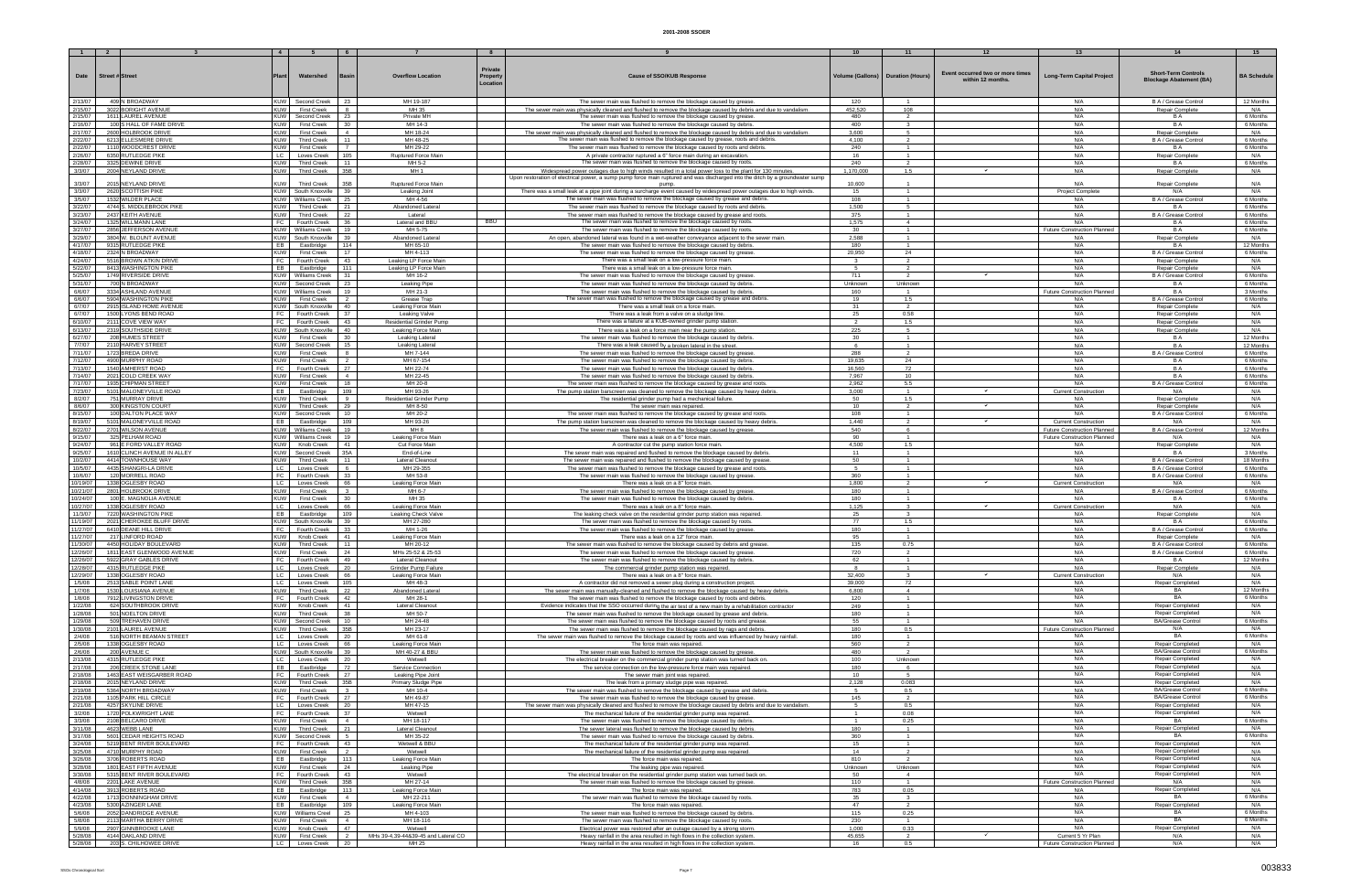# 2001-2008 SSOER

| 1 | 2 | 3 | 4 | 5 | 6 | 7 | 8 | 9 | 10 | 11 | 12 | 13 | 14 | 15 |
|---|---|---|---|---|---|---|---|---|---|---|---|---|---|---|
| Date | Street # | Street | Plant | Watershed | Basin | Overflow Location | Private Property Location | Cause of SSO/KUB Response | Volume (Gallons) | Duration (Hours) | Event occurred two or more times within 12 months. | Long-Term Capital Project | Short-Term Controls Blockage Abatement (BA) | BA Schedule |
| 2/13/07 | 409 | N BROADWAY | KUW | Second Creek | 23 | MH 19-187 | | The sewer main was flushed to remove the blockage caused by grease. | 120 | 1 | | N/A | B A / Grease Control | 12 Months |
| 2/15/07 | 3022 | BORIGHT AVENUE | KUW | First Creek | 8 | MH 35 | | The sewer main was physically cleaned and flushed to remove the blockage caused by debris and due to vandalism. | 452,520 | 108 | | N/A | Repair Complete | N/A |
| 2/15/07 | 1611 | LAUREL AVENUE | KUW | Second Creek | 23 | Private MH | | The sewer main was flushed to remove the blockage caused by grease. | 480 | 2 | | N/A | B A | 6 Months |
| 2/16/07 | 100 | S HALL OF FAME DRIVE | KUW | First Creek | 30 | MH 14-3 | | The sewer main was flushed to remove the blockage caused by debris. | 400 | 3 | | N/A | B A | 6 Months |
| 2/17/07 | 2600 | HOLBROOK DRIVE | KUW | First Creek | 4 | MH 18-24 | | The sewer main was physically cleaned and flushed to remove the blockage caused by debris and due to vandalism. | 3,600 | 5 | | N/A | Repair Complete | N/A |
| 2/22/07 | 6213 | ELLESMERE DRIVE | KUW | Third Creek | 11 | MH 48-25 | | The sewer main was flushed to remove the blockage caused by grease, roots and debris. | 4,100 | 2 | | N/A | B A / Grease Control | 6 Months |
| 2/22/07 | 1110 | WOODCREST DRIVE | KUW | First Creek | 7 | MH 29-22 | | The sewer main was flushed to remove the blockage caused by roots and debris. | 240 | 1 | | N/A | B A | 6 Months |
| 2/26/07 | 6350 | RUTLEDGE PIKE | LC | Loves Creek | 105 | Ruptured Force Main | | A private contractor ruptured a 6" force main during an excavation. | 16 | 1 | | N/A | Repair Complete | N/A |
| 2/28/07 | 3325 | DEWINE DRIVE | KUW | Third Creek | 11 | MH 5-2 | | The sewer main was flushed to remove the blockage caused by roots. | 240 | 2 | | N/A | B A | 6 Months |
| 3/3/07 | 2004 | NEYLAND DRIVE | KUW | Third Creek | 35B | MH 1 | | Widespread power outages due to high winds resulted in a total power loss to the plant for 130 minutes. | 1,170,000 | 1.5 | ✓ | N/A | Repair Complete | N/A |
| 3/3/07 | 2015 | NEYLAND DRIVE | KUW | Third Creek | 35B | Ruptured Force Main | | Upon restoration of electrical power, a sump pump force main ruptured and was discharged into the ditch by a groundwater sump pump. | 10,600 | 1 | | N/A | Repair Complete | N/A |
| 3/3/07 | 2620 | SCOTTISH PIKE | KUW | South Knoxville | 39 | Leaking Joint | | There was a small leak at a pipe joint during a surcharge event caused by widespread power outages due to high winds. | 15 | 1 | | Project Complete | N/A | N/A |
| 3/5/07 | 1532 | WILDER PLACE | KUW | Williams Creek | 25 | MH 4-56 | | The sewer main was flushed to remove the blockage caused by grease and debris. | 108 | 1 | | N/A | B A / Grease Control | 6 Months |
| 3/22/07 | 4744 | S. MIDDLEBROOK PIKE | KUW | Third Creek | 21 | Abandoned Lateral | | The sewer main was flushed to remove the blockage caused by roots and debris. | 1,500 | 5 | | N/A | B A | 6 Months |
| 3/23/07 | 2437 | KEITH AVENUE | KUW | Third Creek | 22 | Lateral | | The sewer main was flushed to remove the blockage caused by grease and roots. | 375 | 1 | | N/A | B A / Grease Control | 6 Months |
| 3/24/07 | 1325 | WILLMANN LANE | FC | Fourth Creek | 36 | Lateral and BBU | BBU | The sewer main was flushed to remove the blockage caused by roots. | 1,575 | 4 | | N/A | B A | 6 Months |
| 3/27/07 | 2856 | JEFFERSON AVENUE | KUW | Williams Creek | 19 | MH 5-75 | | The sewer main was flushed to remove the blockage caused by roots. | 30 | 1 | | Future Construction Planned | B A | 6 Months |
| 3/29/07 | 3804 | W. BLOUNT AVENUE | KUW | South Knoxville | 39 | Abandoned Lateral | | An open, abandoned lateral was found in a wet-weather conveyance adjacent to the sewer main. | 2,588 | 1 | | N/A | Repair Complete | N/A |
| 4/17/07 | 9315 | RUTLEDGE PIKE | EB | Eastbridge | 114 | MH 65-10 | | The sewer main was flushed to remove the blockage caused by debris. | 180 | 1 | | N/A | B A | 12 Months |
| 4/18/07 | 2324 | N BROADWAY | KUW | First Creek | 17 | MH 4-113 | | The sewer main was flushed to remove the blockage caused by grease. | 20,950 | 24 | | N/A | B A / Grease Control | 6 Months |
| 4/24/07 | 5516 | BROWN ATKIN DRIVE | FC | Fourth Creek | 43 | Leaking LP Force Main | | There was a small leak on a low-pressure force main. | 3 | 2 | | N/A | Repair Complete | N/A |
| 5/22/07 | 8413 | WASHINGTON PIKE | EB | Eastbridge | 111 | Leaking LP Force Main | | There was a small leak on a low-pressure force main. | 5 | 2 | | N/A | Repair Complete | N/A |
| 5/25/07 | 1749 | RIVERSIDE DRIVE | KUW | Williams Creek | 31 | MH 16-2 | | The sewer main was flushed to remove the blockage caused by grease. | 711 | 2 | ✓ | N/A | B A / Grease Control | 6 Months |
| 5/31/07 | 700 | N BROADWAY | KUW | Second Creek | 23 | Leaking Pipe | | The sewer main was flushed to remove the blockage caused by debris. | Unknown | Unknown | | N/A | N/A | N/A |
| 6/6/07 | 3334 | ASHLAND AVENUE | KUW | Williams Creek | 19 | MH 21-3 | | The sewer main was flushed to remove the blockage caused by debris. | 160 | 1 | | Future Construction Planned | B A | 3 Months |
| 6/6/07 | 5904 | WASHINGTON PIKE | KUW | First Creek | 2 | Grease Trap | | The sewer main was flushed to remove the blockage caused by grease and debris. | 19 | 1.5 | | N/A | B A / Grease Control | 6 Months |
| 6/7/07 | 2915 | ISLAND HOME AVENUE | KUW | South Knoxville | 40 | Leaking Force Main | | There was a small leak on a force main. | 31 | 2 | | N/A | Repair Complete | N/A |
| 6/7/07 | 1500 | LYONS BEND ROAD | FC | Fourth Creek | 37 | Leaking Valve | | There was a leak from a valve on a sludge line. | 25 | 0.58 | | N/A | Repair Complete | N/A |
| 6/10/07 | 2111 | COVE VIEW WAY | FC | Fourth Creek | 43 | Residential Grinder Pump | | There was a failure at a KUB-owned grinder pump station. | 2 | 1.5 | | N/A | Repair Complete | N/A |
| 6/13/07 | 2319 | SOUTHSIDE DRIVE | KUW | South Knoxville | 40 | Leaking Force Main | | There was a leak on a force main near the pump station. | 225 | 5 | | N/A | Repair Complete | N/A |
| 6/27/07 | 208 | HUMES STREET | KUW | First Creek | 30 | Leaking Lateral | | The sewer main was flushed to remove the blockage caused by debris. | 30 | 1 | | N/A | B A | 12 Months |
| 7/7/07 | 2110 | HARVEY STREET | KUW | Second Creek | 15 | Leaking Lateral | | There was a leak caused by a broken lateral in the street. | 6 | 1 | | N/A | B A | 12 Months |
| 7/11/07 | 1723 | BREDA DRIVE | KUW | First Creek | 8 | MH 7-144 | | The sewer main was flushed to remove the blockage caused by grease. | 288 | 2 | | N/A | B A / Grease Control | 6 Months |
| 7/12/07 | 4900 | MURPHY ROAD | KUW | First Creek | 2 | MH 67-154 | | The sewer main was flushed to remove the blockage caused by debris. | 19,635 | 24 | | N/A | B A | 6 Months |
| 7/13/07 | 1540 | AMHERST ROAD | FC | Fourth Creek | 27 | MH 22-74 | | The sewer main was flushed to remove the blockage caused by debris. | 16,560 | 72 | | N/A | B A | 6 Months |
| 7/14/07 | 2021 | COLD CREEK WAY | KUW | First Creek | 4 | MH 22-45 | | The sewer main was flushed to remove the blockage caused by debris. | 7,967 | 10 | | N/A | B A | 6 Months |
| 7/17/07 | 1935 | CHIPMAN STREET | KUW | First Creek | 18 | MH 20-8 | | The sewer main was flushed to remove the blockage caused by grease and roots. | 2,962 | 5.5 | | N/A | B A / Grease Control | 6 Months |
| 7/23/07 | 5101 | MALONEYVILLE ROAD | EB | Eastbridge | 109 | MH 93-26 | | The pump station barscreen was cleaned to remove the blockage caused by heavy debris. | 3,000 | 1 | ✓ | Current Construction | N/A | N/A |
| 8/2/07 | 751 | MURRAY DRIVE | KUW | Third Creek | 9 | Residential Grinder Pump | | The residential grinder pump had a mechanical failure. | 50 | 1.5 | | N/A | Repair Complete | N/A |
| 8/6/07 | 300 | KINGSTON COURT | KUW | Third Creek | 29 | MH 8-50 | | The sewer main was repaired. | 10 | 1 | ✓ | N/A | Repair Complete | N/A |
| 8/15/07 | 100 | DALTON PLACE WAY | KUW | Second Creek | 10 | MH 20-2 | | The sewer main was flushed to remove the blockage caused by grease and roots. | 108 | 1 | | N/A | B A / Grease Control | 6 Months |
| 8/19/07 | 5101 | MALONEYVILLE ROAD | EB | Eastbridge | 109 | MH 93-26 | | The pump station barscreen was cleaned to remove the blockage caused by heavy debris. | 1,440 | 2 | ✓ | Current Construction | N/A | N/A |
| 8/22/07 | 2701 | WILSON AVENUE | KUW | Williams Creek | 19 | MH 8 | | The sewer main was flushed to remove the blockage caused by grease. | 540 | 6 | | Future Construction Planned | B A / Grease Control | 12 Months |
| 9/15/07 | 325 | PELHAM ROAD | KUW | Williams Creek | 19 | Leaking Force Main | | There was a leak on a 6" force main. | 90 | 1 | | Future Construction Planned | N/A | N/A |
| 9/24/07 | 961 | E FORD VALLEY ROAD | KUW | Knob Creek | 41 | Cut Force Main | | A contractor cut the pump station force main. | 4,500 | 1.5 | | N/A | Repair Complete | N/A |
| 9/25/07 | 1610 | CLINCH AVENUE IN ALLEY | KUW | Second Creek | 35A | End-of-Line | | The sewer main was repaired and flushed to remove the blockage caused by debris. | 11 | 1 | | N/A | B A | 3 Months |
| 10/2/07 | 4414 | TOWNHOUSE WAY | KUW | Third Creek | 11 | Lateral Cleanout | | The sewer main was repaired and flushed to remove the blockage caused by grease. | 50 | 1 | | N/A | B A / Grease Control | 18 Months |
| 10/5/07 | 4435 | SHANGRI-LA DRIVE | LC | Loves Creek | 6 | MH 29-355 | | The sewer main was flushed to remove the blockage caused by roots and debris. | 5 | 1 | | N/A | B A / Grease Control | 6 Months |
| 10/6/07 | 120 | MORRELL ROAD | FC | Fourth Creek | 33 | MH 53-8 | | The sewer main was flushed to remove the blockage caused by grease. | 360 | 1 | | N/A | B A / Grease Control | 6 Months |
| 10/19/07 | 1338 | OGLESBY ROAD | LC | Loves Creek | 66 | Leaking Force Main | | There was a leak on a 8" force main. | 1,800 | 2 | ✓ | Current Construction | N/A | N/A |
| 10/21/07 | 2801 | HOLBROOK DRIVE | KUW | First Creek | 3 | MH 6-7 | | The sewer main was flushed to remove the blockage caused by grease. | 180 | 1 | | N/A | B A / Grease Control | 6 Months |
| 10/24/07 | 100 | E. MAGNOLIA AVENUE | KUW | First Creek | 30 | MH 35 | | The sewer main was flushed to remove the blockage caused by debris. | 180 | 1 | | N/A | B A | 6 Months |
| 10/27/07 | 1338 | OGLESBY ROAD | LC | Loves Creek | 66 | Leaking Force Main | | There was a leak on a 8" force main. | 1,125 | 3 | ✓ | Current Construction | N/A | N/A |
| 11/3/07 | 7220 | WASHINGTON PIKE | EB | Eastbridge | 109 | Leaking Check Valve | | The leaking check valve on the residential grinder pump station was repaired. | 25 | 3 | | N/A | Repair Complete | N/A |
| 11/19/07 | 2021 | CHEROKEE BLUFF DRIVE | KUW | South Knoxville | 39 | MH 27-280 | | The sewer main was flushed to remove the blockage caused by roots. | 77 | 1.5 | | N/A | B A | 6 Months |
| 11/27/07 | 6410 | DEANE HILL DRIVE | FC | Fourth Creek | 33 | MH 1-26 | | The sewer main was flushed to remove the blockage caused by grease. | 180 | 1 | | N/A | B A / Grease Control | 6 Months |
| 11/27/07 | 217 | LINFORD ROAD | KUW | Knob Creek | 41 | Leaking Force Main | | There was a leak on a 12" force main. | 95 | 1 | | N/A | Repair Complete | N/A |
| 11/30/07 | 4450 | HOLIDAY BOULEVARD | KUW | Third Creek | 11 | MH 20-12 | | The sewer main was flushed to remove the blockage caused by debris and grease. | 135 | 0.75 | | N/A | B A / Grease Control | 6 Months |
| 12/26/07 | 1811 | EAST GLENWOOD AVENUE | KUW | First Creek | 24 | MHs 25-52 & 25-53 | | The sewer main was flushed to remove the blockage caused by grease. | 720 | 2 | | N/A | B A / Grease Control | 6 Months |
| 12/26/07 | 5922 | GRAY GABLES DRIVE | FC | Fourth Creek | 49 | Lateral Cleanout | | The sewer main was flushed to remove the blockage caused by debris. | 62 | 1 | | N/A | B A | 12 Months |
| 12/28/07 | 4315 | RUTLEDGE PIKE | LC | Loves Creek | 20 | Grinder Pump Failure | | The commercial grinder pump station was repaired. | 8 | 1 | | N/A | Repair Complete | N/A |
| 12/29/07 | 1338 | OGLESBY ROAD | LC | Loves Creek | 66 | Leaking Force Main | | There was a leak on a 8" force main. | 32,400 | 3 | ✓ | Current Construction | N/A | N/A |
| 1/5/08 | 2513 | SABLE POINT LANE | LC | Loves Creek | 105 | MH 48-3 | | A contractor did not removed a sewer plug during a construction project. | 39,000 | 72 | | N/A | Repair Completed | N/A |
| 1/7/08 | 1530 | LOUISIANA AVENUE | KUW | Third Creek | 22 | Abandoned Lateral | | The sewer main was manually-cleaned and flushed to remove the blockage caused by heavy debris. | 6,800 | 4 | | N/A | BA | 12 Months |
| 1/8/08 | 7912 | LIVINGSTON DRIVE | FC | Fourth Creek | 42 | MH 28-1 | | The sewer main was flushed to remove the blockage caused by roots and debris. | 120 | 1 | | N/A | BA | 6 Months |
| 1/22/08 | 624 | SOUTHBROOK DRIVE | KUW | Knob Creek | 41 | Lateral Cleanout | | Evidence indicates that the SSO occurred during the air test of a new main by a rehabilitation contractor. | 249 | 1 | | N/A | Repair Completed | N/A |
| 1/28/08 | 501 | NOELTON DRIVE | KUW | Third Creek | 36 | MH 50-7 | | The sewer main was flushed to remove the blockage caused by grease and debris. | 180 | 1 | | N/A | Repair Completed | N/A |
| 1/29/08 | 509 | TREHAVEN DRIVE | KUW | Second Creek | 10 | MH 24-48 | | The sewer main was flushed to remove the blockage caused by roots and grease. | 55 | 1 | | N/A | BA/Grease Control | 6 Months |
| 1/30/08 | 2101 | LAUREL AVENUE | KUW | Third Creek | 35B | MH 23-17 | | The sewer main was flushed to remove the blockage caused by rags and debris. | 180 | 0.5 | | Future Construction Planned | N/A | N/A |
| 2/4/08 | 516 | NORTH BEAMAN STREET | LC | Loves Creek | 20 | MH 61-8 | | The sewer main was flushed to remove the blockage caused by roots and was influenced by heavy rainfall. | 180 | 1 | | N/A | BA | 6 Months |
| 2/5/08 | 1338 | OGLESBY ROAD | LC | Loves Creek | 66 | Leaking Force Main | | The force main was repaired. | 560 | 2 | | N/A | Repair Completed | N/A |
| 2/6/08 | 200 | AVENUE C | KUW | South Knoxville | 39 | MH 40-27 & BBU | | The sewer main was flushed to remove the blockage caused by grease. | 480 | 2 | | N/A | BA/Grease Control | 6 Months |
| 2/13/08 | 4315 | RUTLEDGE PIKE | LC | Loves Creek | 20 | Wetwell | | The electrical breaker on the commercial grinder pump station was turned back on. | 100 | Unknown | | N/A | Repair Completed | N/A |
| 2/17/08 | 206 | CREEK STONE LANE | EB | Eastbridge | 72 | Service Connection | | The service connection on the low-pressure force main was repaired. | 180 | 6 | | N/A | Repair Completed | N/A |
| 2/18/08 | 1463 | EAST WEISGARBER ROAD | FC | Fourth Creek | 27 | Leaking Pipe Joint | | The sewer main joint was repaired. | 10 | 5 | | N/A | Repair Completed | N/A |
| 2/18/08 | 2015 | NEYLAND DRIVE | KUW | Third Creek | 35B | Primary Sludge Pipe | | The leak from a primary sludge pipe was repaired. | 2,128 | 0.083 | | N/A | Repair Completed | N/A |
| 2/19/08 | 5364 | NORTH BROADWAY | KUW | First Creek | 3 | MH 10-4 | | The sewer main was flushed to remove the blockage caused by grease and debris. | 5 | 0.5 | | N/A | BA/Grease Control | 6 Months |
| 2/21/08 | 1105 | PARK HILL CIRCLE | FC | Fourth Creek | 27 | MH 49-87 | | The sewer main was flushed to remove the blockage caused by grease. | 145 | 2 | | N/A | BA/Grease Control | 6 Months |
| 2/21/08 | 4257 | SKYLINE DRIVE | LC | Loves Creek | 20 | MH 47-15 | | The sewer main was physically cleaned and flushed to remove the blockage caused by debris and due to vandalism. | 5 | 0.5 | | N/A | Repair Completed | N/A |
| 3/2/08 | 1720 | POLKWRIGHT LANE | FC | Fourth Creek | 37 | Wetwell | | The mechanical failure of the residential grinder pump was repaired. | 1 | 0.08 | | N/A | Repair Completed | N/A |
| 3/3/08 | 2108 | BELCARO DRIVE | KUW | First Creek | 4 | MH 18-117 | | The sewer main was flushed to remove the blockage caused by debris. | 1 | 0.25 | | N/A | BA | 6 Months |
| 3/11/08 | 4623 | WEBB LANE | KUW | Third Creek | 21 | Lateral Cleanout | | The sewer lateral was flushed to remove the blockage caused by debris. | 180 | 1 | | N/A | Repair Completed | N/A |
| 3/17/08 | 5601 | CEDAR HEIGHTS ROAD | KUW | Second Creek | 5 | MH 35-22 | | The sewer main was flushed to remove the blockage caused by debris. | 360 | 1 | | N/A | BA | 6 Months |
| 3/24/08 | 5219 | BENT RIVER BOULEVARD | FC | Fourth Creek | 43 | Wetwell & BBU | | The mechanical failure of the residential grinder pump was repaired. | 15 | 1 | | N/A | Repair Completed | N/A |
| 3/25/08 | 4710 | MURPHY ROAD | KUW | First Creek | 2 | Wetwell | | The mechanical failure of the residential grinder pump was repaired. | 14 | 2 | | N/A | Repair Completed | N/A |
| 3/26/08 | 3706 | ROBERTS ROAD | EB | Eastbridge | 113 | Leaking Force Main | | The force main was repaired. | 810 | 2 | | N/A | Repair Completed | N/A |
| 3/28/08 | 1801 | EAST FIFTH AVENUE | KUW | First Creek | 24 | Leaking Pipe | | The leaking pipe was repaired. | Unknown | Unknown | | N/A | Repair Completed | N/A |
| 3/30/08 | 5315 | BENT RIVER BOULEVARD | FC | Fourth Creek | 43 | Wetwell | | The electrical breaker on the residential grinder pump station was turned back on. | 50 | 4 | | N/A | Repair Completed | N/A |
| 4/8/08 | 2201 | LAKE AVENUE | KUW | Third Creek | 35B | MH 27-14 | | The sewer main was flushed to remove the blockage caused by grease. | 110 | 1 | | Future Construction Planned | N/A | N/A |
| 4/14/08 | 3913 | ROBERTS ROAD | EB | Eastbridge | 113 | Leaking Force Main | | The force main was repaired. | 783 | 0.05 | | N/A | Repair Completed | N/A |
| 4/22/08 | 1713 | DONNINGHAM DRIVE | KUW | First Creek | 4 | MH 22-211 | | The sewer main was flushed to remove the blockage caused by roots. | 35 | 3 | | N/A | BA | 6 Months |
| 4/23/08 | 5300 | AZINGER LANE | EB | Eastbridge | 109 | Leaking Force Main | | The force main was repaired. | 47 | 2 | | N/A | Repair Completed | N/A |
| 5/6/08 | 2052 | DANDRIDGE AVENUE | KUW | Williams Creek | 25 | MH 4-103 | | The sewer main was flushed to remove the blockage caused by debris. | 115 | 0.25 | | N/A | BA | 6 Months |
| 5/8/08 | 2123 | MARTHA BERRY DRIVE | KUW | First Creek | 4 | MH 18-116 | | The sewer main was flushed to remove the blockage caused by roots. | 230 | 1 | | N/A | BA | 6 Months |
| 5/9/08 | 2907 | GINNBROOKE LANE | KUW | Knob Creek | 47 | Wetwell | | Electrical power was restored after an outage caused by a strong storm. | 1,000 | 0.33 | | N/A | Repair Completed | N/A |
| 5/28/08 | 4144 | OAKLAND DRIVE | KUW | First Creek | 2 | MHs 39-4,39-44&39-45 and Lateral CO | | Heavy rainfall in the area resulted in high flows in the collection system. | 45,655 | 2 | ✓ | Current 5 Yr Plan | N/A | N/A |
| 5/28/08 | 203 | S. CHILHOWEE DRIVE | LC | Loves Creek | 20 | MH 25 | | Heavy rainfall in the area resulted in high flows in the collection system. | 16 | 0.5 | | Future Construction Planned | N/A | N/A |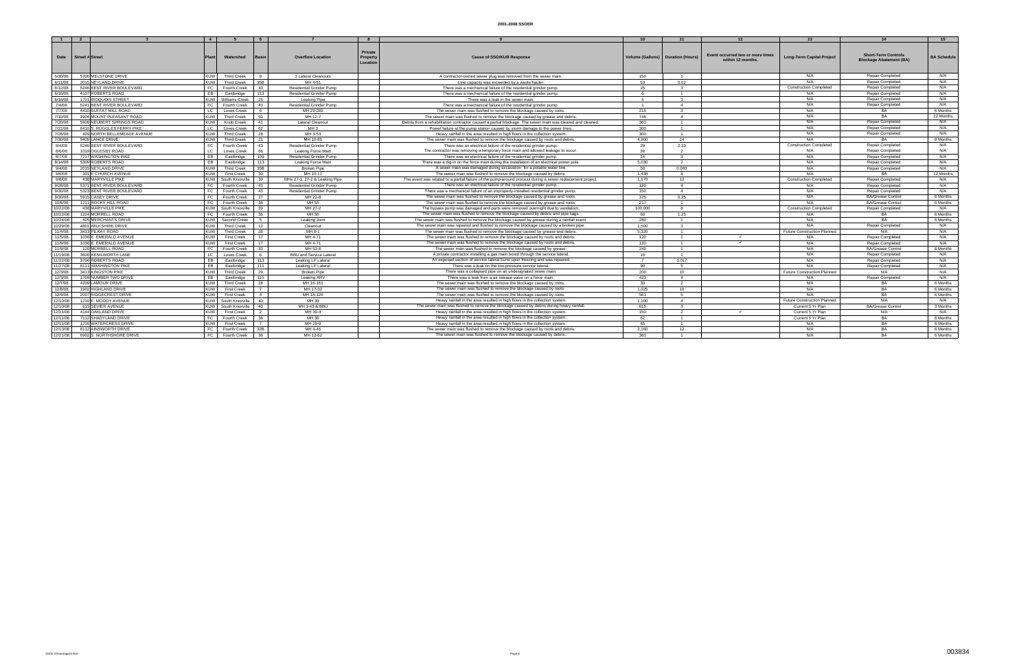# 2001-2008 SSOER

| 1 | 2 | 3 | 4 | 5 | 6 | 7 | 8 | 9 | 10 | 11 | 12 | 13 | 14 | 15 |
|---|---|---|---|---|---|---|---|---|---|---|---|---|---|---|
| Date | Street # | Street | Plant | Watershed | Basin | Overflow Location | Private Property Location | Cause of SSO/KUB Response | Volume (Gallons) | Duration (Hours) | Event occurred two or more times within 12 months. | Long-Term Capital Project | Short-Term Controls Blockage Abatement (BA) | BA Schedule |
| 5/30/08 | 5700 | MELSTONE DRIVE | KUW | Third Creek | 9 | 3 Lateral Cleanouts | | A contractor-owned sewer plug was removed from the sewer main. | 150 | 1 | | N/A | Repair Completed | N/A |
| 6/11/08 | 2015 | NEYLAND DRIVE | KUW | Third Creek | 35B | MH 4-51 | | Line capacity was exceeded by a waste hauler. | 50 | 0.02 | | N/A | Repair Completed | N/A |
| 6/12/08 | 5246 | BENT RIVER BOULEVARD | FC | Fourth Creek | 43 | Residential Grinder Pump | | There was a mechanical failure of the residential grinder pump. | 25 | 3 | | Construction Completed | Repair Completed | N/A |
| 6/16/08 | 4107 | ROBERTS ROAD | EB | Eastbridge | 113 | Residential Grinder Pump | | There was a mechanical failure of the residential grinder pump. | 6 | 1 | | N/A | Repair Completed | N/A |
| 6/18/08 | 1721 | IROQUOIS STREET | KUW | Williams Creek | 25 | Leaking Pipe | | There was a leak in the sewer main. | 5 | 3 | | N/A | Repair Completed | N/A |
| 7/4/08 | 5241 | BENT RIVER BOULEVARD | FC | Fourth Creek | 43 | Residential Grinder Pump | | There was a mechanical failure of the residential grinder pump. | 1 | 4 | | N/A | Repair Completed | N/A |
| 7/7/08 | 4410 | BUFFAT MILL ROAD | LC | Loves Creek | 6 | MH 29-289 | | The sewer main was flushed to remove the blockage caused by roots. | 216 | 3 | | N/A | BA | 6 Months |
| 7/10/08 | 2904 | MOUNT PLEASANT ROAD | KUW | Third Creek | 50 | MH 12-7 | | The sewer main was flushed to remove the blockage caused by grease and debris. | 748 | 4 | | N/A | BA | 12 Months |
| 7/20/08 | 5906 | NEUBERT SPRINGS ROAD | KUW | Knob Creek | 41 | Lateral Cleanout | | Debris from a rehabilitation contractor caused a partial blockage. The sewer main was cleared and cleaned. | 360 | 3 | | N/A | Repair Completed | N/A |
| 7/22/08 | 6410 | S. RUGGLES FERRY PIKE | LC | Loves Creek | 62 | MH 3 | | Power failure at the pump station caused by storm damage to the power lines. | 300 | 1 | | N/A | Repair Completed | N/A |
| 7/28/08 | 409 | NORTH BELLEMEADE AVENUE | KUW | Third Creek | 28 | MH 3-53 | | Heavy rainfall in the area resulted in high flows in the collection system. | 300 | 1 | | N/A | Repair Completed | N/A |
| 7/30/08 | 5405 | LANCE DRIVE | KUW | Third Creek | 21 | MH 10-85 | | The sewer main was flushed to remove the blockage caused by roots and debris. | 4,900 | 24 | | N/A | BA | 6 Months |
| 8/4/08 | 5246 | BENT RIVER BOULEVARD | FC | Fourth Creek | 43 | Residential Grinder Pump | | There was an electrical failure of the residential grinder pump. | 29 | 2.33 | | Construction Completed | Repair Completed | N/A |
| 8/6/08 | 1019 | OGLESBY ROAD | LC | Loves Creek | 66 | Leaking Force Main | | The contractor was removing a temporary force main and allowed leakage to occur. | 38 | 2 | | N/A | Repair Completed | N/A |
| 8/7/08 | 7217 | WASHINGTON PIKE | EB | Eastbridge | 109 | Residential Grinder Pump | | There was an electrical failure of the residential grinder pump. | 14 | 3 | | N/A | Repair Completed | N/A |
| 8/14/08 | 5309 | ROBERTS ROAD | EB | Eastbridge | 113 | Leaking Force Main | | There was a dig-in on the force main during the installation of an electrical power pole. | 5,030 | 2 | | N/A | Repair Completed | N/A |
| 9/4/08 | 2015 | NEYLAND DRIVE | KUW | Third Creek | 35B | Broken Pipe | | A sewer main was damaged during excavation for a potable water line. | 50 | 0.083 | | N/A | Repair Completed | N/A |
| 9/6/08 | 301 | E CHURCH AVENUE | KUW | First Creek | 30 | MH 10-11 | | The sewer main was flushed to remove the blockage caused by debris. | 1,438 | 8 | | N/A | BA | 12 Months |
| 9/8/08 | 438 | MARYVILLE PIKE | KUW | South Knoxville | 39 | MHs 27-1, 27-2 & Leaking Pipe | | The event was related to a partial failure of the pump-around process during a sewer replacement project. | 1,570 | 12 | | Construction Completed | Repair Completed | N/A |
| 9/28/08 | 5371 | BENT RIVER BOULEVARD | FC | Fourth Creek | 43 | Residential Grinder Pump | | There was an electrical failure of the residential grinder pump. | 120 | 4 | | N/A | Repair Completed | N/A |
| 9/30/08 | 5323 | BENT RIVER BOULEVARD | FC | Fourth Creek | 43 | Residential Grinder Pump | | There was a mechanical failure of an improperly-installed residential grinder pump. | 150 | 4 | | N/A | Repair Completed | N/A |
| 9/30/08 | 5915 | CASEY DRIVE | FC | Fourth Creek | 27 | MH 22-8 | | The sewer main was flushed to remove the blockage caused by grease and roots. | 375 | 0.25 | | N/A | BA/Grease Control | 6 Months |
| 10/6/08 | 1211 | ROCKY HILL ROAD | FC | Fourth Creek | 36 | MH 55 | | The sewer main was flushed to remove the blockage caused by grease and roots. | 217 | 1 | | N/A | BA/Grease Control | 6 Months |
| 10/22/08 | 438 | MARYVILLE PIKE | KUW | South Knoxville | 39 | MH 27-2 | | The bypass pump was damaged and parts were removed overnight due to vandalism. | 100,000 | 8 | | Construction Completed | Repair Completed | N/A |
| 10/22/08 | 1224 | MORRELL ROAD | FC | Fourth Creek | 36 | MH 56 | | The sewer main was flushed to remove the blockage caused by debris and pipe sags. | 60 | 1.25 | | N/A | BA | 6 Months |
| 10/24/08 | 405 | MERCHANTS DRIVE | KUW | Second Creek | 5 | Leaking Joint | | The sewer main was flushed to remove the blockage caused by grease during a rainfall event. | 280 | 1 | | N/A | BA | 6 Months |
| 10/29/08 | 4801 | WILKSHIRE DRIVE | KUW | Third Creek | 12 | Cleanout | | The sewer main was repaired and flushed to remove the blockage caused by a broken pipe. | 1,500 | 3 | | N/A | Repair Completed | N/A |
| 11/4/08 | 3413 | PILKAY ROAD | KUW | Third Creek | 28 | MH 8-1 | | The sewer main was flushed to remove the blockage caused by grease and debris. | 5,320 | 1 | | Future Construction Planned | N/A | N/A |
| 11/5/08 | 1036 | E. EMERALD AVENUE | KUW | First Creek | 17 | MH 4-71 | | The sewer main was flushed to remove the blockage caused by roots and debris. | 120 | 1 | ✓ | N/A | Repair Completed | N/A |
| 11/9/08 | 1036 | E. EMERALD AVENUE | KUW | First Creek | 17 | MH 4-71 | | The sewer main was flushed to remove the blockage caused by roots and debris. | 120 | 1 | ✓ | N/A | Repair Completed | N/A |
| 11/9/08 | 120 | MORRELL ROAD | FC | Fourth Creek | 33 | MH 53-8 | | The sewer main was flushed to remove the blockage caused by grease. | 240 | 1 | | N/A | BA/Grease Control | 6 Months |
| 11/19/08 | 3600 | KENILWORTH LANE | LC | Loves Creek | 6 | BBU and Service Lateral | | A private contractor installing a gas main bored through the service lateral. | 19 | 1 | | N/A | Repair Completed | N/A |
| 11/22/08 | 3706 | ROBERTS ROAD | EB | Eastbridge | 113 | Leaking LP Lateral | | An exposed section of service lateral burst upon freezing and was repaired. | 7 | 0.017 | | N/A | Repair Completed | N/A |
| 11/27/08 | 8111 | WASHINGTON PIKE | EB | Eastbridge | 111 | Leaking LP Lateral | | There was a leak on the low-pressure service lateral. | 90 | 5 | | N/A | Repair Completed | N/A |
| 12/3/08 | 3413 | KINGSTON PIKE | KUW | Third Creek | 29 | Broken Pipe | | There was a collapsed pipe on an undesignated sewer main. | 200 | 10 | | Future Construction Planned | N/A | N/A |
| 12/3/08 | 1708 | NUMBER TWO DRIVE | EB | Eastbridge | 115 | Leaking ARV | | There was a leak from a air release valve on a force main. | 423 | 4 | | N/A | Repair Completed | N/A |
| 12/7/08 | 4209 | LAMOUR DRIVE | KUW | Third Creek | 28 | MH 16-161 | | The sewer main was flushed to remove the blockage caused by roots. | 30 | 2 | | N/A | BA | 6 Months |
| 12/8/08 | 1902 | HIGHLAND DRIVE | KUW | First Creek | 7 | MH 17-32 | | The sewer main was flushed to remove the blockage caused by roots. | 1,025 | 10 | | N/A | BA | 6 Months |
| 12/9/08 | 2007 | RIDGECREST DRIVE | KUW | First Creek | 4 | MH 18-126 | | The sewer main was flushed to remove the blockage caused by roots. | 561 | 5 | | N/A | BA | 6 Months |
| 12/10/08 | 1210 | E. MOODY AVENUE | KUW | South Knoxville | 40 | MH 39 | | Heavy rainfall in the area resulted in high flows in the collection system. | 1,100 | 4 | | Future Construction Planned | N/A | N/A |
| 12/10/08 | 615 | SEVIER AVENUE | KUW | South Knoxville | 40 | MH 1-43 & BBU | | The sewer main was flushed to remove the blockage caused by debris during heavy rainfall. | 615 | 3 | | Current 5 Yr Plan | BA/Grease Control | 3 Months |
| 12/11/08 | 4144 | OAKLAND DRIVE | KUW | First Creek | 2 | MH 39-4 | | Heavy rainfall in the area resulted in high flows in the collection system. | 150 | 2 | ✓ | Current 5 Yr Plan | N/A | N/A |
| 12/11/08 | 7112 | SHADYLAND DRIVE | FC | Fourth Creek | 36 | MH 36 | | Heavy rainfall in the area resulted in high flows in the collection system. | 62 | 1 | | Current 5 Yr Plan | BA | 6 Months |
| 12/11/08 | 1216 | WATERCRESS DRIVE | KUW | First Creek | 7 | MH 29-9 | | Heavy rainfall in the area resulted in high flows in the collection system. | 65 | 1 | | N/A | BA | 6 Months |
| 12/13/08 | 8112 | AINSWORTH DRIVE | FC | Fourth Creek | 32B | MH 4-46 | | The sewer main was flushed to remove the blockage caused by roots and debris. | 2,160 | 12 | | N/A | BA | 6 Months |
| 12/21/08 | 6902 | S. NORTHSHORE DRIVE | FC | Fourth Creek | 36 | MH 12-62 | | The sewer main was flushed to remove the blockage caused by debris. | 360 | 1 | | N/A | BA | 6 Months |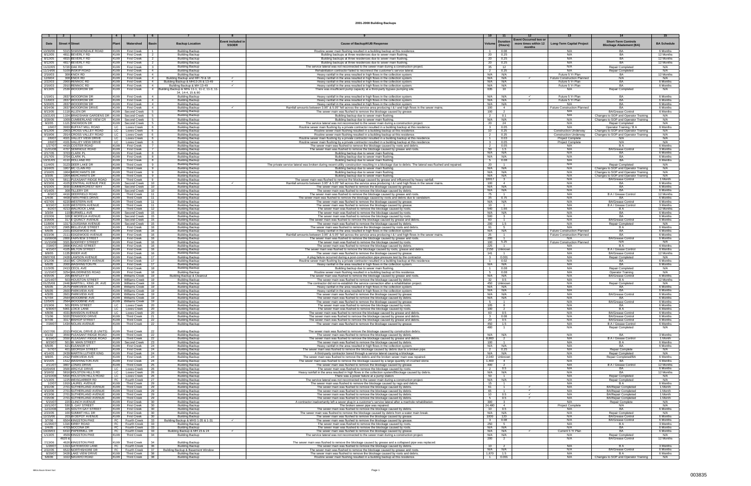# 2001-2008 Building Backups

| Date | Street # | Street | Plant | Watershed | Basin | Backup Location | Event included in SSOER | Cause of Backup/KUB Response | Volume | Duration (Hours) | Event Occurred two or more times within 12 months | Long-Term Capital Project | Short-Term Controls Blockage Abatement (BA) | BA Schedule |
|---|---|---|---|---|---|---|---|---|---|---|---|---|---|---|
| 1 | 2 | 3 | 4 | 5 | 6 | 7 | 8 | 9 | 10 | 11 | 12 | 13 | 14 | 15 |
| 10/30/06 | 5315 | SHANNONDALE ROAD | KUW | First Creek | 1 | Building Backup | | Routine sewer main flushing resulted in a building backup at this residence. | 1 | 0.08 | | N/A | BA | 6 Months |
| 8/12/05 | 4811 | BEVERLY RD | KUW | First Creek | 2 | Building Backup | | Building backups at three residences due to sewer main flushing. | 20 | 0.25 | | N/A | BA | 12 Months |
| 8/12/05 | 4815 | BEVERLY RD | KUW | First Creek | 2 | Building Backup | | Building backups at three residences due to sewer main flushing. | 20 | 0.25 | | N/A | BA | 12 Months |
| 8/12/05 | 4817 | BEVERLY RD | KUW | First Creek | 2 | Building Backup | | Building backups at three residences due to sewer main flushing. | 20 | 0.25 | | N/A | BA | 12 Months |
| 11/22/05 | 5720 | OAK RD | KUW | First Creek | 3 | Building Backup | | The service lateral was not reconnected to the sewer main during a construction project. | 35 | 12 | | N/A | Repair Completed | N/A |
| 11/14/06 | 5109 | INSKIP ROAD | KUW | First Creek | 4 | Building Backup | | Rehabilitation contractor failed to reconnect the customer's service lateral. | 2 | 0.25 | | N/A | Repair Completed | N/A |
| 2/16/03 | 308 | KNOX RD | KUW | First Creek | 4 | Building Backup | | Heavy rainfall in the area resulted in high flows in the collection system. | N/A | N/A | | Future 5 Yr Plan | BA | 12 Months |
| 12/9/04 | 308 | KNOX RD | KUW | First Creek | 4 | Building Backup and MH 76 & 18 | ✓ | Heavy rainfall in the area resulted in high flows in the collection system. | N/A | N/A | ✓ | Future Construction Planned | N/A | N/A |
| 2/22/03 | 2900 | RENNOC RD | KUW | First Creek | 4 | Building Backup & MH13-26 & 13-49 | ✓ | Heavy rainfall in the area resulted in high flows in the collection system. | N/A | N/A | | Future 5 Yr Plan | BA | 6 Months |
| 2/16/03 | 2910 | RENNOC RD | KUW | First Creek | 4 | Building Backup & MH 13-49 | ✓ | Heavy rainfall in the area resulted in high flows in the collection system. | N/A | N/A | | Future 5 Yr Plan | BA | 6 Months |
| 8/13/05 | 2539 | WOODROW DR | KUW | First Creek | 4 | Building Backup & MHs 11-1-12, 13-31, 11-34, 14-4, 15 & 80 | | There was insufficient pump capacity at a third-party bypass pumping site. | 635 | 10 | | N/A | Repair Completed | N/A |
| 1/19/01 | 2637 | WOODROW DR | KUW | First Creek | 4 | Building Backup | | Heavy rainfall in the area resulted in high flows in the collection system. | N/A | N/A | ✓ | Future 5 Yr Plan | BA | 6 Months |
| 11/6/03 | 2637 | WOODROW DR | KUW | First Creek | 4 | Building Backup | | Heavy rainfall in the area resulted in high flows in the collection system. | N/A | N/A | ✓ | Future 5 Yr Plan | BA | 6 Months |
| 5/20/05 | 2637 | WOODROW DR | KUW | First Creek | 4 | Building Backup | | Heavy rainfall in the area resulted in high flows in the collection system. | N/A | N/A | | N/A | BA | 6 Months |
| 9/24/06 | 2637 | WOODROW DRIVE | KUW | First Creek | 4 | Building Backup | ✓ | Rainfall amounts between 3.95" & 5.05" fell across the service area producing I & I and high flows in the sewer mains. | 100 | 4 | | Future Construction Planned | BA | 6 Months |
| 8/13/05 | 1118 | ALLEN DR | KUW | Second Creek | 5 | Building Backup | | The sewer main was flushed to remove the blockage caused by grease. | 100 | 2 | | N/A | BA/Grease Control | 6 Months |
| 10/21/05 | 1104 | BRADSHAW GARDENS DR | KUW | Second Creek | 5 | Building Backup | | Building backup due to sewer main flushing. | 2 | 0.1 | | N/A | Changes to SOP and Operator Training | N/A |
| 3/28/05 | 1009 | CUMBERLAND VIEW CR | KUW | Second Creek | 5 | Building Backup | | Building backup due to sewer main flushing. | N/A | N/A | | N/A | Changes to SOP and Operator Training | N/A |
| 9/2/05 | 1121 | SNOWDON DR | KUW | Second Creek | 5 | Building Backup | | The service lateral was not reconnected to the sewer main during a construction project. | 20 | 24 | | N/A | Repair Completed | N/A |
| 1/9/07 | 3933 | BUFFAT MILL ROAD | LC | Loves Creek | 6 | Building Backup | | Routine sewer main flushing by a private contractor resulted in a building backup at this residence. | 3 | 0.05 | | N/A | Operator Training / B A | 6 Months |
| 9/12/06 | 2903 | CROSS VALLEY ROAD | LC | Loves Creek | 6 | Building Backup | | Routine sewer main flushing resulted in a building backup at this residence. | 10 | 0.25 | | Construction Underway | Changes to SOP and Operator Training | N/A |
| 9/19/06 | 2914 | CROSS VALLEY ROAD | LC | Loves Creek | 6 | Building Backup | | Routine sewer main flushing resulted in a building backup at this residence. | 2 | 0.25 | | Construction Underway | Changes to SOP and Operator Training | N/A |
| 2/6/07 | 4021 | VALLEY VIEW DRIVE | LC | Loves Creek | 6 | Building Backup | | Routine sewer main flushing by a private contractor resulted in a building backup at this residence. | 1 | 0.03 | | Project Complete | N/A | N/A |
| 2/6/07 | 4101 | VALLEY VIEW DRIVE | LC | Loves Creek | 6 | Building Backup | | Routine sewer main flushing by a private contractor resulted in a building backup at this residence. | 3 | 0.05 | | Project Complete | N/A | N/A |
| 1/27/07 | 4419 | COSTER ROAD | KUW | First Creek | 7 | Building Backup | | The sewer main was flushed to remove the blockage caused by roots and debris. | 2 | 0.05 | | N/A | B A | 6 Months |
| 11/01/06 | 4707 | SEMINOLE ROAD | KUW | First Creek | 7 | Building Backup | | The sewer main was flushed to remove the blockage caused by grease and roots. | 50 | 1.5 | | N/A | BA/Grease Control | 3 Months |
| 2/17/05 | 3703 | CLARK PL | KUW | First Creek | 8 | Building Backup | | Building backup due to sewer main flushing. | N/A | N/A | | N/A | BA | 6 Months |
| 2/17/05 | 3704 | CLARK PL | KUW | First Creek | 8 | Building Backup | | Building backup due to sewer main flushing. | N/A | N/A | | N/A | BA | 6 Months |
| 10/31/05 | 4110 | HOLLAND RD | KUW | First Creek | 8 | Building Backup | | Building backup due to sewer main flushing. | 5 | 0.08 | | N/A | BA | 6 Months |
| 11/4/05 | 3123 | DEER LAKE DR | KUW | Third Creek | 9 | Building Backup | | The private service lateral was broken during recent utility construction resulting in a blockage due to debris. The lateral was flushed and repaired. | 20 | 1 | | N/A | Repair Completed | N/A |
| 3/24/05 | 1907 | MC CLAIN RD | KUW | Third Creek | 9 | Building Backup | | Building backup due to sewer main flushing. | N/A | N/A | | N/A | Changes to SOP and Operator Training | N/A |
| 2/16/05 | 1904 | MERCHANTS DR | KUW | Third Creek | 9 | Building Backup | | Building backup due to sewer main flushing. | N/A | N/A | | N/A | Changes to SOP and Operator Training | N/A |
| 3/3/05 | 1904 | MERCHANTS DR | KUW | Third Creek | 9 | Building Backup | | Building backup due to sewer main flushing. | N/A | N/A | | N/A | Changes to SOP and Operator Training | N/A |
| 1/17/06 | 5811 | PLEASANT RIDGE ROAD | KUW | Third Creek | 9 | Building Backup | | The sewer main was flushed to remove the blockage caused by grease and influenced by heavy rainfall. | 1801 | 3 | | N/A | BA/Grease Control | 1 Month |
| 9/23/06 | 4105 | CENTRAL AVENUE PIKE | KUW | Second Creek | 10 | Building Backup | ✓ | Rainfall amounts between 3.95" & 5.05" fell across the service area producing I & I and high flows in the sewer mains. | 100 | 4 | | N/A | BA | 6 Months |
| 6/10/05 | 3030 | SUMMERCREST WAY | KUW | Second Creek | 10 | Building Backup | | The sewer main was flushed to remove the blockage caused by grease. | N/A | N/A | | N/A | BA | 6 Months |
| 4/14/05 | 308 | TILLERY DR | KUW | Second Creek | 10 | Building Backup | | The sewer main was flushed to remove the blockage caused by debris. | N/A | N/A | | N/A | BA | 6 Months |
| 8/3/07 | 4416 | DEERFIELD ROAD | KUW | Third Creek | 11 | Building Backup | | The sewer main was flushed to remove the blockage caused by grease and roots. | 75 | 3 | | N/A | B A / Grease Control | 12 Months |
| 1/4/06 | 4408 | TWIN PINES DRIVE | KUW | Third Creek | 11 | Building Backup | | The sewer main was flushed to remove the blockage caused by roots and debris due to vandalism. | 35 | 0.75 | | N/A | BA | 6 Months |
| 4/27/05 | 6220 | WESTERN AVE | KUW | Third Creek | 11 | Building Backup | | The sewer main was flushed to remove the blockage caused by grease. | N/A | N/A | | N/A | BA/Grease Control | 6 Months |
| 8/23/07 | 6220 | WESTERN AVENUE | KUW | Third Creek | 11 | Building Backup | | The sewer main was flushed to remove the blockage caused by grease. | 10 | 1 | | N/A | B A / Grease Control | 3 Months |
| 8/2/07 | 4213 | WALROCK LANE | KUW | Third Creek | 12 | Building Backup | | The sewer main was flushed to remove the blockage caused by roots. | 540 | 1.66 | | N/A | B A | 12 Months |
| 3/5/04 | 119 | BURWELL AVE | KUW | Second Creek | 15 | Building Backup | | The sewer main was flushed to remove the blockage caused by roots. | N/A | N/A | | N/A | BA | 6 Months |
| 2/22/06 | 328 | E MORELIA AVENUE | KUW | Second Creek | 15 | Building Backup | | The sewer main was flushed to remove the blockage caused by roots. | 500 | 3 | | N/A | BA | 6 Months |
| 3/26/06 | 317 | E QUINCY AVENUE | KUW | Second Creek | 15 | Building Backup | | The sewer main was flushed to remove the blockage caused by grease and debris. | 60 | 1 | | N/A | BA/Grease Control | 6 Months |
| 11/8/05 | 1317 | LOUISIANA AVENUE | KUW | Second Creek | 15 | Building Backup | | The sewer main was flushed to remove the blockage caused by debris. | 200 | 1.5 | | N/A | Repair Completed | N/A |
| 11/27/07 | 2905 | BELLEVUE STREET | KUW | First Creek | 16 | Building Backup | | The sewer main was flushed to remove the blockage caused by roots and debris. | 91 | 5 | | N/A | B A | 6 Months |
| 6/6/05 | 2101 | EDGEWOOD AVE | KUW | First Creek | 16 | Building Backup | | Heavy rainfall in the area resulted in high flows in the collection system. | N/A | N/A | | Future Construction Planned | BA | 6 Months |
| 9/23/06 | 2111 | EDGEWOOD AVENUE | KUW | First Creek | 16 | Building Backup | | Rainfall amounts between 3.95" & 5.05" fell across the service area producing I & I and high flows in the sewer mains. | 25 | 1 | | Future Construction Planned | BA | 6 Months |
| 10/08/06 | 2800 | FAIRVIEW STREET | KUW | First Creek | 16 | Building Backup | | The sewer main was flushed to remove the blockage caused by grease and roots. | 200 | 1 | | N/A | BA/Grease Control | 6 Months |
| 11/15/06 | 3321 | GODFREY STREET | KUW | First Creek | 16 | Building Backup | | The sewer main was flushed to remove the blockage caused by roots. | 100 | 5.25 | | Future Construction Planned | N/A | N/A |
| 7/28/07 | 3808 | KINCAID STREET | KUW | First Creek | 16 | Building Backup | | The sewer main was flushed to remove the blockage caused by debris. | 225 | 1 | | N/A | B A | 6 Months |
| 4/15/07 | 4105 | MILTON STREET | KUW | First Creek | 16 | Building Backup | | The sewer main was flushed to remove the blockage caused by roots, grease and debris. | 2150 | Unknown | | N/A | B A / Grease Control | 6 Months |
| 8/8/06 | 1335 | RIDER AVE | KUW | First Creek | 16 | Building Backup | | The sewer main was flushed to remove the blockage caused by grease. | 141 | 1 | | N/A | BA/Grease Control | 12 Months |
| 09/07/06 | 2428 | LAWSON AVENUE | KUW | First Creek | 17 | Building Backup | | A plug failure occurred during a post-construction pipe pressure test by the contractor. | 3 | 0.001 | | N/A | Repair Completed | N/A |
| 3/12/06 | 1610 | MC CROSKEY AVENUE | KUW | First Creek | 17 | Building Backup | | Routine sewer main flushing by a private contractor resulted in a building backup at this residence. | 1 | 0.02 | | N/A | BA | 6 Months |
| 6/6/05 | 2000 | WASHINGTON PK | KUW | First Creek | 17 | Building Backup | | Heavy rainfall in the area resulted in high flows in the collection system. | N/A | N/A | | N/A | BA | 6 Months |
| 11/3/05 | 2413 | CECIL AVE | KUW | First Creek | 18 | Building Backup | | Building backup due to sewer main flushing. | 1 | 0.08 | | N/A | Repair Completed | N/A |
| 11/15/07 | 3254 | WILDERNESS ROAD | KUW | First Creek | 18 | Building Backup | | Routine sewer main flushing resulted in a building backup at this residence. | 5 | 0.08 | | N/A | Operator Training | N/A |
| 4/25/05 | 205 | BENTLEY ST | KUW | Williams Creek | 19 | Building Backup & Cleanout | | The sewer main was flushed to remove the blockage caused by grease and roots. | N/A | N/A | | N/A | BA/Grease Control | 6 Months |
| 12/14/07 | 503 | HOUSTON STREET | KUW | Williams Creek | 19 | Building Backup | | The sewer main was flushed to remove the blockage caused by debris. | 32 | 0.5 | | N/A | B A | 12 Months |
| 01/25/06 | 2446 | MARTIN L. KING JR. AVE | KUW | Williams Creek | 19 | Building Backup | | The contractor did not re-establish the service connection after a rehabilitation project. | 450 | Unknown | | N/A | Repair Completed | N/A |
| 6/6/05 | 2575 | PARKVIEW AVE | KUW | Williams Creek | 19 | Building Backup | | Heavy rainfall in the area resulted in high flows in the collection system. | N/A | N/A | | N/A | BA | 6 Months |
| 6/6/05 | 2600 | PARKVIEW AVE | KUW | Williams Creek | 19 | Building Backup | | Heavy rainfall in the area resulted in high flows in the collection system. | N/A | N/A | | N/A | BA | 6 Months |
| 4/3/05 | 2601 | PARKVIEW AVE | KUW | Williams Creek | 19 | Building Backup | | The sewer main was flushed to remove the blockage caused by grease. | N/A | N/A | ✓ | N/A | BA/Grease Control | 6 Months |
| 5/7/04 | 2564 | WOODBINE AVE | KUW | Williams Creek | 19 | Building Backup | | The sewer main was flushed to remove the blockage caused by roots. | N/A | N/A | | N/A | BA | 6 Months |
| 12/5/05 | 2564 | WOODBINE AVE | KUW | Williams Creek | 19 | Building Backup | | The sewer main was flushed to remove the blockage caused by grease. | 5 | 1 | | N/A | BA/Grease Control | 6 Months |
| 2/13/06 | 501 | FERN STREET | LC | Loves Creek | 20 | Building Backup | | The sewer main was flushed to remove the blockage caused by roots. | 105 | 8 | | N/A | BA | 6 Months |
| 6/30/07 | 5901 | LOICE LANE | LC | Loves Creek | 20 | Building Backup | | The sewer main was flushed to remove the blockage caused by roots. | 100 | 2 | | N/A | B A | 6 Months |
| 4/8/06 | 4331 | MANSION AVENUE | LC | Loves Creek | 20 | Building Backup | | The sewer main was flushed to remove the blockage caused by grease and debris. | 60 | 0.5 | | N/A | BA/Grease Control | 6 Months |
| 7/1/06 | 5020 | TENWOOD DRIVE | KUW | Third Creek | 21 | Building Backup | | The sewer main was flushed to remove the blockage caused by grease and debris. | 3 | 0.08 | | N/A | BA/Grease Control | 6 Months |
| 9/7/06 | 3317 | BISHOP STREET | KUW | Third Creek | 22 | Building Backup | | The sewer main was flushed to remove the blockage caused by grease and debris. | 20 | 0.5 | | N/A | BA/Grease Control | 6 Months |
| 7/28/07 | 1434 | NOLAN AVENUE | KUW | Third Creek | 22 | Building Backup | | The sewer main was flushed to remove the blockage caused by grease. | 450 | 1.5 | | N/A | B A / Grease Control | 6 Months |
| | | | | | | | | N/A | 480 | 1 | | N/A | Repair Completed | N/A |
| 10/27/06 | 2015 | PASCAL DRIVE (6 UNITS) | KUW | Third Creek | 22 | Building Backup | | The sewer main was flushed to remove the blockage caused by construction debris. | | | | | | |
| 6/1/02 | 3550 | PLEASANT RIDGE ROAD | KUW | Third Creek | 22 | Building Backup | | The sewer main was flushed to remove the blockage caused by debris. | N/A | N/A | | N/A | BA | 3 Months |
| 8/19/07 | 3550 | PLEASANT RIDGE ROAD | KUW | Third Creek | 22 | Building Backup | | The sewer main was flushed to remove the blockage caused by grease and debris. | 8,860 | 2 | | N/A | B A / Grease Control | 1 Month |
| 8/23/07 | 501 | W. MAIN STREET | KUW | Second Creek | 23 | Building Backup | | The sewer main was flushed to remove the blockage caused by debris. | 100 | 1 | | N/A | B A | 6 Months |
| 6/6/05 | 621 | ELEANOR ST | KUW | First Creek | 24 | Building Backup | | Heavy rainfall in the area resulted in high flows in the collection system. | N/A | N/A | | N/A | BA | 6 Months |
| 5/7/07 | 401 | GEORGIA STREET | KUW | First Creek | 24 | Building Backup | | The sewer main was flushed to remove the blockage caused by debris due to a broken pipe. | 2 | 0.25 | | N/A | Repair Complete | N/A |
| 4/14/05 | 2439 | MARTIN LUTHER KING | KUW | First Creek | 24 | Building Backup | | A third-party contractor bored through a service lateral causing a blockage. | N/A | N/A | | N/A | Repair Completed | N/A |
| 9/8/05 | 2412 | PARKVIEW AVE | KUW | First Creek | 24 | Building Backup | | The sewer main was flushed to remove the debris and the broken sewer main was repaired. | 2,040 | Unknown | | N/A | Repair Completed/BA | 6 Months |
| 9/15/05 | 1512 | WASHINGTON AVE | KUW | First Creek | 24 | Building Backup | | The sewer main was flushed to remove the blockage caused by a large quantity of crushed stone. | 1,400 | 4 | | N/A | BA | 6 Months |
| 2/11/07 | 3807 | JONAS DRIVE | KUW | Third Creek | 25 | Building Backup | | The sewer main was flushed to remove the blockage caused by grease. | 400 | 2 | | N/A | B A / Grease Control | 12 Months |
| 02/04/08 | 3500 | ARGYLE DRIVE | LC | Loves Creek | 26 | Building Backup | | The sewer main was flushed to remove the blockage caused by roots. | 2 | 0.5 | | N/A | B A | 6 Months |
| 3/18/02 | 5816 | HOLSTON HILLS RD | LC | Loves Creek | 26 | Building Backup | | Heavy rainfall in the area resulted in high flows in the collection system/Blockage caused by debris. | N/A | N/A | | N/A | BA | 12 Months |
| 12/10/06 | 5816 | HOLSTON HILLS ROAD | LC | Loves Creek | 26 | Building Backup | | There was a power failure at a pump station. | 50 | 3 | | N/A | Repair Completed | N/A |
| 1/13/05 | 1225 | WEISGARBER RD | FC | Fourth Creek | 27 | Building Backup | | The service lateral was not reconnected to the sewer main during a construction project. | N/A | N/A | | N/A | Repair Completed | N/A |
| 1/2/07 | 1919 | LAUREL AVENUE | KUW | Third Creek | 29 | Building Backup | | The sewer main was flushed to remove the blockage caused by rags and debris. | 15 | 1 | | N/A | B A | 6 Months |
| 3/31/06 | 2701 | SUTHERLAND AVENUE | KUW | Third Creek | 29 | Building Backup | | The sewer main was flushed to remove the blockage caused by grease. | 61 | 1 | ✓ | N/A | BA/Repair Completed | 1 Month |
| 4/10/06 | 2701 | SUTHERLAND AVENUE | KUW | Third Creek | 29 | Building Backup | | The sewer main was flushed to remove the blockage caused by grease. | 65 | 1 | ✓ | N/A | BA/Repair Completed | 1 Month |
| 4/13/06 | 2701 | SUTHERLAND AVENUE | KUW | Third Creek | 29 | Building Backup | | The sewer main was flushed to remove the blockage caused by grease. | 10 | 0.5 | ✓ | N/A | BA/Repair Completed | 1 Month |
| 7/25/06 | 2701 | SUTHERLAND AVENUE | KUW | Third Creek | 29 | Building Backup | | The sewer main was flushed to remove the blockage caused by grease. | 5 | 0.5 | ✓ | N/A | BA/Repair Completed | 1 Month |
| 5/15/07 | 220 | CLINCH AVENUE | KUW | First Creek | 30 | Building Backup | | A contractor inadvertently left a sewer plug in a customer's service lateral after a manhole rehabilitation. | 300 | 3 | | N/A | Repair Complete | N/A |
| 10/12/07 | 530 | S. GAY STREET | KUW | First Creek | 30 | Building Backup | | The broken sewer pipe was repaired. | 24,480 | 4 | | Project Complete | N/A | N/A |
| 12/22/08 | 105 | SOUTH GAY STREET | KUW | First Creek | 30 | Building Backup | | The sewer main was flushed to remove the blockage caused by debris. | 10 | 0.5 | | N/A | BA | 6 Months |
| 2/23/05 | 100 | SUMMIT HILL DR | KUW | First Creek | 30 | Building Backup | | The sewer main was flushed to remove the blockage caused by debris from a water main break. | N/A | N/A | | N/A | Repair Completed | N/A |
| 12/15/05 | 203 | W DEPOT AVENUE | KUW | First Creek | 30 | Building Backup | | The sewer main was flushed to remove the blockage caused by grease. | 1050 | 120 | | N/A | BA/Grease Control | 6 Months |
| 3/7/06 | 6504 | KINGSTON PIKE | FC | Fourth Creek | 33 | Building Backup & MHS 1-35 & 1-31 | ✓ | The sewer main was flushed to remove the blockage caused by grease. | 3 | 0.08 | | N/A | BA/Grease Control | 6 Months |
| 11/26/07 | 1316 | KIRBY ROAD | FC | Fourth Creek | 33 | Building Backup | | The sewer main was flushed to remove the blockage caused by roots. | 250 | 5 | | N/A | B A | 3 Months |
| 2/4/05 | 4703 | NOCONA DR | FC | Fourth Creek | 33 | Building Backup | | The sewer main was flushed to remove the blockage caused by roots. | N/A | N/A | | N/A | BA | 6 Months |
| 10/26/03 | 6410 | PAPERMILL DR | FC | Fourth Creek | 33 | Building Backup & MH 23 & 24 | ✓ | The sewer main was flushed to remove the blockage caused by grease. | N/A | N/A | ✓ | Current 5 Yr Plan | BA | 6 Months |
| 1/13/05 | 4509 | KINGSTON PIKE | KUW | Third Creek | 34 | Building Backup | | The service lateral was not reconnected to the sewer main during a construction project. | N/A | N/A | | N/A | Repair Completed | N/A |
| | 4620 & | | | | | | | | 288 | 2 | | N/A | BA/Grease Control | 12 Months |
| 7/13/06 | 4626 | KINGSTON PIKE | KUW | Third Creek | 34 | Building Backup | | The sewer main was flushed to remove the blockage caused by grease and a collapsed pipe was replaced. | | | | | | |
| 1/28/07 | 1313 | GATEWOOD LANE | FC | Fourth Creek | 36 | Building Backup | | The sewer main was flushed to remove the blockage caused by debris. | 10 | 2 | | N/A | B A | 3 Months |
| 2/22/05 | 6522 | NORTHSHORE DR | FC | Fourth Creek | 37 | Building Backup & Basement Window | | The sewer main was flushed to remove the blockage caused by grease and roots. | N/A | N/A | | N/A | BA/Grease Control | 6 Months |
| 8/29/07 | 3428 | LAKE VIEW DRIVE | KUW | Third Creek | 38 | Building Backup | | The sewer main was flushed to remove the blockage caused by roots and debris. | 1,870 | 1.5 | | N/A | B A | 6 Months |
| 6/8/06 | 1022 | NAVAHO ROAD | KUW | Third Creek | 38 | Building Backup | | Routine sewer main flushing resulted in a building backup at this residence. | 1 | 0.001 | | N/A | Changes to SOP and Operator Training | N/A |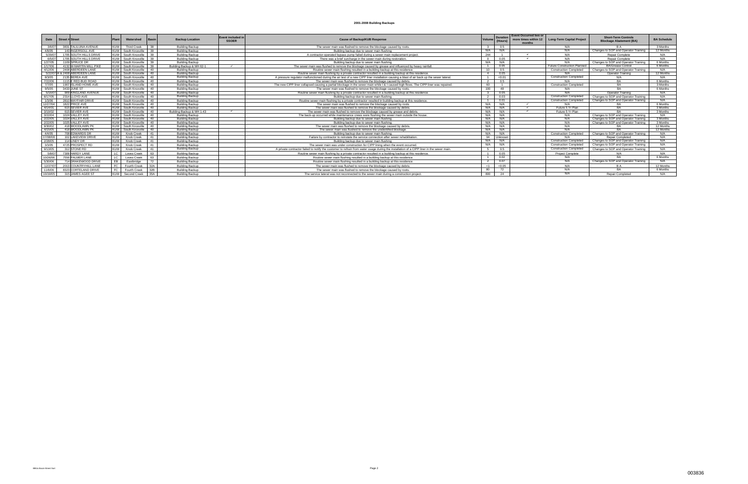# 2001-2008 Building Backups

| Date | Street # | Street | Plant | Watershed | Basin | Backup Location | Event included in SSOER | Cause of Backup/KUB Response | Volume | Duration (Hours) | Event Occurred two or more times within 12 months | Long-Term Capital Project | Short-Term Controls Blockage Abatement (BA) | BA Schedule |
|---|---|---|---|---|---|---|---|---|---|---|---|---|---|---|
| 3/6/07 | 3831 | TALILUNA AVENUE | KUW | Third Creek | 38 | Building Backup | | The sewer main was flushed to remove the blockage caused by roots. | 3 | 0.5 | | N/A | B A | 3 Months |
| 4/8/05 | 143 | INGERSOLL AVE | KUW | South Knoxville | 39 | Building Backup | | Building backup due to sewer main flushing. | N/A | N/A | | N/A | Changes to SOP and Operator Training | 12 Months |
| 5/29/07 | 1705 | SOUTH HILLS DRIVE | KUW | South Knoxville | 39 | Building Backup | | A contractor-operated bypass pump failed during a sewer main replacement project. | 244 | 1 | ✓ | N/A | Repair Complete | N/A |
| 6/5/07 | 1705 | SOUTH HILLS DRIVE | KUW | South Knoxville | 39 | Building Backup | | There was a brief surcharge in the sewer main during restoration. | 0 | 0.05 | ✓ | N/A | Repair Complete | N/A |
| 1/27/05 | 1109 | SPRUCE DR | KUW | South Knoxville | 39 | Building Backup | | Building backup due to sewer main flushing. | N/A | N/A | | N/A | Changes to SOP and Operator Training | 6 Months |
| 1/17/06 | 4132 | W MARTIN MILL PIKE | KUW | South Knoxville | 39 | Building Backup & MH 62-1 | ✓ | The sewer main was flushed to remove the blockage caused by grease and influenced by heavy rainfall. | 1 | 0.05 | | Future Construction Planned | BA/Grease Control | 6 Months |
| 4/12/06 | 2408 | ABERDEEN LANE | KUW | South Knoxville | 40 | Building Backup | | Routine sewer main flushing resulted in a building backup at this residence. | 10 | 0.5 | | Construction Completed | Changes to SOP and Operator Training | N/A |
| 5/22/07 | 2404 & 2408 | ABERDEEN LANE | KUW | South Knoxville | 40 | Building Backup | | Routine sewer main flushing by a private contractor resulted in a building backup at this residence. | 4 | 0.05 | | N/A | Operator Training | 12 Months |
| 8/3/05 | 2135 | BEREA AVE | KUW | South Knoxville | 40 | Building Backup | | A pressure regulator malfunctioned during the air test of a new CIPP liner installation causing a blast of air back up the sewer lateral. | 1 | <0.01 | | Construction Completed | N/A | N/A |
| 7/22/05 | 1115 | E RED BUD ROAD | KUW | South Knoxville | 40 | Building Backup | | The sewer main was flushed to remove the blockage caused by debris. | 2 | 0.5 | | N/A | BA | 6 Months |
| 7/7/05 | 1907 | ISLAND HOME AVE | KUW | South Knoxville | 40 | Building Backup | | The new CIPP liner collapsed causing a partial blockage in the sewer main while I & I caused high flows. The CIPP liner was repaired. | 60 | 1 | | Construction Completed | BA | 3 Months |
| 9/5/05 | 3433 | JUNE ST | KUW | South Knoxville | 40 | Building Backup | | The sewer main was flushed to remove the blockage caused by roots. | 100 | 48 | | N/A | BA | 6 Months |
| 5/10/07 | 909 | KINGLAND AVENUE | KUW | South Knoxville | 40 | Building Backup | | Routine sewer main flushing by a private contractor resulted in a building backup at this residence. | 3 | 0.05 | | N/A | Operator Training | N/A |
| 8/17/05 | 2314 | LLOYD AVE | KUW | South Knoxville | 40 | Building Backup | | Building backup due to sewer main flushing. | 2 | 0.03 | | Construction Completed | Changes to SOP and Operator Training | N/A |
| 1/3/06 | 2810 | MAYFAIR DRIVE | KUW | South Knoxville | 40 | Building Backup | | Routine sewer main flushing by a private contractor resulted in building backup at this residence. | 1 | 0.01 | | Construction Completed | Changes to SOP and Operator Training | N/A |
| 12/27/04 | 1822 | PRICE AVE | KUW | South Knoxville | 40 | Building Backup | | The sewer main was flushed to remove the blockage caused by roots | N/A | N/A | ✓ | N/A | BA | 6 Months |
| 4/14/01 | 615 | SEVIER AVE | KUW | South Knoxville | 40 | Building Backup | | The sewer main was flushed to remove the blockage caused by debris. | N/A | N/A | ✓ | Future 5 Yr Plan | BA | 3 Months |
| 3/19/02 | 615 | SEVIER AVE | KUW | South Knoxville | 40 | Building Backup & MH 1-43 | ✓ | The sewer main was flushed to remove the blockage caused by grease and debris. | N/A | N/A | ✓ | Future 5 Yr Plan | BA | 3 Months |
| 3/22/04 | 1024 | VALLEY AVE | KUW | South Knoxville | 40 | Building Backup | | The back-up occurred while maintenance crews were flushing the sewer main outside the house. | N/A | N/A | | N/A | Changes to SOP and Operator Training | N/A |
| 2/22/05 | 1024 | VALLEY AVE | KUW | South Knoxville | 40 | Building Backup | | Building backup due to sewer main flushing. | N/A | N/A | | N/A | Changes to SOP and Operator Training | 3 Months |
| 2/22/05 | 1025 | VALLEY AVE | KUW | South Knoxville | 40 | Building Backup | | Building backup due to sewer main flushing. | N/A | N/A | | N/A | Changes to SOP and Operator Training | 3 Months |
| 9/30/02 | 418 | WOODLAWN PK | KUW | South Knoxville | 40 | Building Backup | | The sewer main was flushed to remove the blockage caused by debris. | N/A | N/A | | N/A | BA | 12 Months |
| 4/15/05 | 418 | WOODLAWN PK | KUW | South Knoxville | 40 | Building Backup | | The sewer main was flushed to remove the unidentified blockage. | N/A | N/A | | N/A | BA | 12 Months |
| 4/4/05 | 708 | EDWARDS DR | KUW | Knob Creek | 41 | Building Backup | | Building backup due to sewer main flushing. | N/A | N/A | | Construction Completed | Changes to SOP and Operator Training | N/A |
| 07/08/08 | 102 | LAKEVIEW DRIVE | KUW | Knob Creek | 41 | Building Backup | | Failure by contractor to reinstate the service connection after sewer rehabilitation. | 94 | Unknown | | N/A | Repair Completed | N/A |
| 2/28/05 | 114 | LINDY DR | KUW | Knob Creek | 41 | Building Backup | | Building backup due to sewer main flushing. | N/A | N/A | | Construction Completed | Changes to SOP and Operator Training | N/A |
| 3/3/05 | 4725 | PROSPECT RD | KUW | Knob Creek | 41 | Building Backup | | The sewer main was under construction for CIPP lining when the event occurred. | N/A | N/A | | Construction Completed | Changes to SOP and Operator Training | N/A |
| 9/13/05 | 312 | STONE RD | KUW | Knob Creek | 41 | Building Backup | | A private contractor failed to notify the customer to refrain from water usage during the installation of a CIPP liner in the sewer main. | 5 | 0.5 | | Construction Completed | Changes to SOP and Operator Training | N/A |
| 5/8/07 | 7309 | HARDY LANE | LC | Loves Creek | 63 | Building Backup | | Routine sewer main flushing by a private contractor resulted in a building backup at this residence. | 1 | 0.05 | | Project Complete | N/A | N/A |
| 10/26/06 | 7556 | PALMER LANE | LC | Loves Creek | 63 | Building Backup | | Routine sewer main flushing resulted in a building backup at this residence. | 1 | 0.02 | | N/A | BA | 6 Months |
| 5/30/06 | 714 | DRAKEWOOD DRIVE | EB | Eastbridge | 72 | Building Backup | | Routine sewer main flushing resulted in a building backup at this residence. | 2 | 0.07 | | N/A | Changes to SOP and Operator Training | N/A |
| 12/27/07 | 2013 | COUNTRYHILL LANE | FC | Fourth Creek | 32A | Building Backup | | The sewer main was flushed to remove the blockage caused by debris. | <1 | <0.05 | | N/A | B A | 12 Months |
| 11/6/06 | 8323 | CORTELAND DRIVE | FC | Fourth Creek | 32B | Building Backup | | The sewer main was flushed to remove the blockage caused by roots. | 80 | 72 | | N/A | BA | 6 Months |
| 10/19/05 | 315 | JAMES AGEE ST | KUW | Second Creek | 35A | Building Backup | | The service lateral was not reconnected to the sewer main during a construction project. | 800 | 24 | | N/A | Repair Completed | N/A |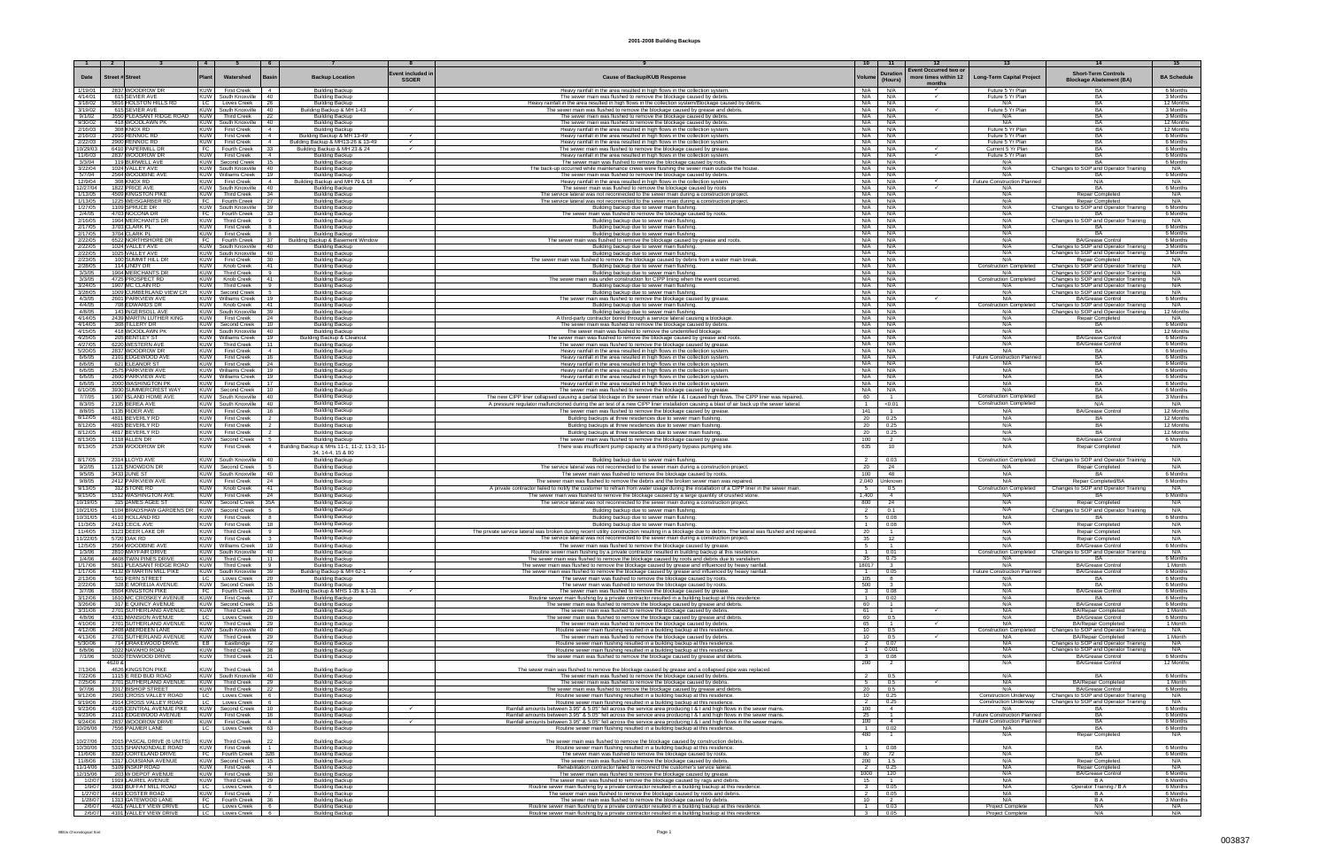# 2001-2008 Building Backups

| 1 | 2 | 3 | 4 | 5 | 6 | 7 | 8 | 9 | 10 | 11 | 12 | 13 | 14 | 15 |
|---|---|---|---|---|---|---|---|---|---|---|---|---|---|---|
| Date | Street # | Street | Plant | Watershed | Basin | Backup Location | Event included in SSOER | Cause of Backup/KUB Response | Volume | Duration (Hours) | Event Occurred two or more times within 12 months | Long-Term Capital Project | Short-Term Controls Blockage Abatement (BA) | BA Schedule |
| 1/19/01 | 2637 | WOODROW DR | KUW | First Creek | 4 | Building Backup | | Heavy rainfall in the area resulted in high flows in the collection system. | N/A | N/A | ✓ | Future 5 Yr Plan | BA | 6 Months |
| 4/14/01 | 615 | SEVIER AVE | KUW | South Knoxville | 40 | Building Backup | | The sewer main was flushed to remove the blockage caused by debris. | N/A | N/A | ✓ | Future 5 Yr Plan | BA | 6 Months |
| 1/19/02 | 5816 | HOLSTON HILLS RD | LC | Loves Creek | 26 | Building Backup | | Heavy rainfall in the area resulted in high flows in the collection system/Blockage caused by debris. | N/A | N/A | | N/A | BA | 12 Months |
| 3/19/02 | 615 | SEVIER AVE | KUW | South Knoxville | 40 | Building Backup & MH 1-43 | ✓ | The sewer main was flushed to remove the blockage caused by grease and debris. | N/A | N/A | ✓ | Future 5 Yr Plan | BA | 3 Months |
| 9/1/02 | 3550 | PLEASANT RIDGE ROAD | KUW | Third Creek | 22 | Building Backup | | The sewer main was flushed to remove the blockage caused by debris. | N/A | N/A | | N/A | BA | 3 Months |
| 9/30/02 | 418 | WOODLAWN PK | KUW | South Knoxville | 40 | Building Backup | | The sewer main was flushed to remove the blockage caused by debris. | N/A | N/A | | N/A | BA | 12 Months |
| 2/16/03 | 308 | KNOX RD | KUW | First Creek | 4 | Building Backup | | Heavy rainfall in the area resulted in high flows in the collection system. | N/A | N/A | | Future 5 Yr Plan | BA | 12 Months |
| 2/16/03 | 2910 | RENNOC RD | KUW | First Creek | 4 | Building Backup & MH 13-49 | ✓ | Heavy rainfall in the area resulted in high flows in the collection system. | N/A | N/A | | Future 5 Yr Plan | BA | 6 Months |
| 2/22/03 | 2900 | RENNOC RD | KUW | First Creek | 4 | Building Backup & MH13-26 & 13-49 | ✓ | Heavy rainfall in the area resulted in high flows in the collection system. | N/A | N/A | | Future 5 Yr Plan | BA | 6 Months |
| 10/29/03 | 6410 | PAPERMILL DR | FC | Fourth Creek | 33 | Building Backup & MH 23 & 24 | ✓ | The sewer main was flushed to remove the blockage caused by grease. | N/A | N/A | ✓ | Current 5 Yr Plan | BA | 6 Months |
| 11/6/03 | 2637 | WOODROW DR | KUW | First Creek | 4 | Building Backup | | Heavy rainfall in the area resulted in high flows in the collection system. | N/A | N/A | ✓ | Future 5 Yr Plan | BA | 6 Months |
| 3/3/04 | 119 | BURWELL AVE | KUW | Second Creek | 15 | Building Backup | | The sewer main was flushed to remove the blockage caused by roots. | N/A | N/A | | N/A | BA | 6 Months |
| 3/22/04 | 1024 | VALLEY AVE | KUW | South Knoxville | 40 | Building Backup | | The back-up occurred while maintenance crews were flushing the sewer main outside the house. | N/A | N/A | | N/A | Changes to SOP and Operator Training | N/A |
| 5/7/04 | 2564 | WOODBINE AVE | KUW | Williams Creek | 19 | Building Backup | | The sewer main was flushed to remove the blockage caused by debris. | N/A | N/A | | N/A | BA | 6 Months |
| 12/9/04 | 308 | KNOX RD | KUW | First Creek | 4 | Building Backup & MH 79 & 18 | ✓ | Heavy rainfall in the area resulted in high flows in the collection system. | N/A | N/A | ✓ | Future Construction Planned | BA | 6 Months |
| 12/27/04 | 1822 | PRICE AVE | KUW | South Knoxville | 40 | Building Backup | | The sewer main was flushed to remove the blockage caused by roots. | N/A | N/A | ✓ | N/A | BA | 6 Months |
| 1/13/05 | 4509 | KINGSTON PIKE | KUW | Third Creek | 34 | Building Backup | | The service lateral was not reconnected to the sewer main during a construction project. | N/A | N/A | | N/A | Repair Completed | N/A |
| 1/13/05 | 1225 | WEISGARBER RD | FC | Fourth Creek | 27 | Building Backup | | The service lateral was not reconnected to the sewer main during a construction project. | N/A | N/A | | N/A | Repair Completed | N/A |
| 1/27/05 | 1109 | SPRUCE DR | KUW | South Knoxville | 39 | Building Backup | | Building backup due to sewer main flushing. | N/A | N/A | | N/A | Changes to SOP and Operator Training | 6 Months |
| 2/4/05 | 4703 | NOCONA DR | FC | Fourth Creek | 33 | Building Backup | | The sewer main was flushed to remove the blockage caused by roots. | N/A | N/A | | N/A | BA | 6 Months |
| 2/10/05 | 1904 | MERCHANTS DR | KUW | Third Creek | 9 | Building Backup | | Building backup due to sewer main flushing. | N/A | N/A | | N/A | Changes to SOP and Operator Training | N/A |
| 2/17/05 | 3703 | CLARK PL | KUW | First Creek | 8 | Building Backup | | Building backup due to sewer main flushing. | N/A | N/A | | N/A | BA | 6 Months |
| 2/17/05 | 3704 | CLARK PL | KUW | First Creek | 8 | Building Backup | | Building backup due to sewer main flushing. | N/A | N/A | | N/A | BA | 6 Months |
| 2/22/05 | 6522 | NORTHSHORE DR | FC | Fourth Creek | 37 | Building Backup & Basement Window | | The sewer main was flushed to remove the blockage caused by grease and roots. | N/A | N/A | | N/A | BA/Grease Control | 6 Months |
| 2/22/05 | 1024 | VALLEY AVE | KUW | South Knoxville | 40 | Building Backup | | Building backup due to sewer main flushing. | N/A | N/A | | N/A | Changes to SOP and Operator Training | 3 Months |
| 2/22/05 | 1025 | VALLEY AVE | KUW | South Knoxville | 40 | Building Backup | | Building backup due to sewer main flushing. | N/A | N/A | | N/A | Changes to SOP and Operator Training | 3 Months |
| 2/23/05 | 100 | SUMMIT HILL DR | KUW | First Creek | 30 | Building Backup | | The sewer main was flushed to remove the blockage caused by debris from a water main break. | N/A | N/A | | N/A | Repair Completed | N/A |
| 2/28/05 | 114 | LINDY DR | KUW | Knob Creek | 41 | Building Backup | | Building backup due to sewer main flushing. | N/A | N/A | | Construction Completed | Changes to SOP and Operator Training | N/A |
| 3/5/05 | 1904 | MERCHANTS DR | KUW | Third Creek | 9 | Building Backup | | Building backup due to sewer main flushing. | N/A | N/A | | N/A | Changes to SOP and Operator Training | N/A |
| 3/3/05 | 4725 | PROSPECT RD | KUW | Knob Creek | 41 | Building Backup | | The sewer main was under construction for CIPP lining when the event occurred. | N/A | N/A | | Construction Completed | Changes to SOP and Operator Training | N/A |
| 3/24/05 | 1907 | MC CLAIN RD | KUW | Third Creek | 9 | Building Backup | | Building backup due to sewer main flushing. | N/A | N/A | | N/A | Changes to SOP and Operator Training | N/A |
| 3/28/05 | 1009 | CUMBERLAND VIEW CR | KUW | Second Creek | 5 | Building Backup | | Building backup due to sewer main flushing. | N/A | N/A | | N/A | Changes to SOP and Operator Training | N/A |
| 4/3/05 | 2601 | PARKVIEW AVE | KUW | Williams Creek | 19 | Building Backup | | The sewer main was flushed to remove the blockage caused by grease. | N/A | N/A | ✓ | N/A | BA/Grease Control | 6 Months |
| 4/4/05 | 708 | EDWARDS DR | KUW | Knob Creek | 41 | Building Backup | | Building backup due to sewer main flushing. | N/A | N/A | | Construction Completed | Changes to SOP and Operator Training | N/A |
| 4/8/05 | 143 | INGERSOLL AVE | KUW | South Knoxville | 39 | Building Backup | | Building backup due to sewer main flushing. | N/A | N/A | | N/A | Changes to SOP and Operator Training | 12 Months |
| 4/14/05 | 2439 | MARTIN LUTHER KING | KUW | First Creek | 24 | Building Backup | | A third-party contractor bored through a service lateral causing a blockage. | N/A | N/A | | N/A | Repair Completed | N/A |
| 4/14/05 | 308 | TILLERY DR | KUW | Second Creek | 10 | Building Backup | | The sewer main was flushed to remove the blockage caused by debris. | N/A | N/A | | N/A | BA | 6 Months |
| 4/15/05 | 418 | WOODLAWN PK | KUW | South Knoxville | 40 | Building Backup | | The sewer main was flushed to remove the unidentified blockage. | N/A | N/A | | N/A | BA | 12 Months |
| 4/25/05 | 205 | BENTLEY ST | KUW | Williams Creek | 19 | Building Backup & Cleanout | | The sewer main was flushed to remove the blockage caused by grease and roots. | N/A | N/A | | N/A | BA/Grease Control | 6 Months |
| 4/27/05 | 6220 | WESTERN AVE | KUW | Third Creek | 11 | Building Backup | | The sewer main was flushed to remove the blockage caused by grease. | N/A | N/A | | N/A | BA/Grease Control | 6 Months |
| 5/20/05 | 2637 | WOODROW DR | KUW | First Creek | 4 | Building Backup | | Heavy rainfall in the area resulted in high flows in the collection system. | N/A | N/A | | N/A | BA | 6 Months |
| 6/6/05 | 2101 | EDGEWOOD AVE | KUW | First Creek | 18 | Building Backup | | Heavy rainfall in the area resulted in high flows in the collection system. | N/A | N/A | | Future Construction Planned | BA | 6 Months |
| 6/6/05 | 621 | ELEANOR ST | KUW | First Creek | 24 | Building Backup | | Heavy rainfall in the area resulted in high flows in the collection system. | N/A | N/A | | N/A | BA | 6 Months |
| 6/6/05 | 2575 | PARKVIEW AVE | KUW | Williams Creek | 19 | Building Backup | | Heavy rainfall in the area resulted in high flows in the collection system. | N/A | N/A | | N/A | BA | 6 Months |
| 6/6/05 | 2600 | PARKVIEW AVE | KUW | Williams Creek | 19 | Building Backup | | Heavy rainfall in the area resulted in high flows in the collection system. | N/A | N/A | | N/A | BA | 6 Months |
| 6/6/05 | 2000 | WASHINGTON PK | KUW | First Creek | 17 | Building Backup | | Heavy rainfall in the area resulted in high flows in the collection system. | N/A | N/A | | N/A | BA | 6 Months |
| 6/10/05 | 3630 | SUMMERCREST WAY | KUW | Second Creek | 10 | Building Backup | | The sewer main was flushed to remove the blockage caused by grease. | N/A | N/A | | N/A | BA | 6 Months |
| 7/7/05 | 1907 | ISLAND HOME AVE | KUW | South Knoxville | 40 | Building Backup | | The new CIPP liner collapsed causing a partial blockage in the sewer main while I & I caused high flows. The CIPP liner was repaired. | 60 | 1 | | Construction Completed | BA | 3 Months |
| 8/3/05 | 2135 | BEREA AVE | KUW | South Knoxville | 40 | Building Backup | | A pressure regulator malfunctioned during the air test of a new CIPP liner installation causing a blast of air back up the sewer lateral. | 3 | <0.01 | | Construction Completed | N/A | N/A |
| 8/8/05 | 1135 | RIDER AVE | KUW | First Creek | 16 | Building Backup | | The sewer main was flushed to remove the blockage caused by grease. | 141 | 1 | | N/A | BA/Grease Control | 12 Months |
| 8/12/05 | 4811 | BEVERLY RD | KUW | First Creek | 2 | Building Backup | | Building backups at three residences due to sewer main flushing. | 20 | 0.25 | | N/A | BA | 12 Months |
| 8/12/05 | 4815 | BEVERLY RD | KUW | First Creek | 2 | Building Backup | | Building backups at three residences due to sewer main flushing. | 20 | 0.25 | | N/A | BA | 12 Months |
| 8/12/05 | 4817 | BEVERLY RD | KUW | First Creek | 2 | Building Backup | | Building backups at three residences due to sewer main flushing. | 20 | 0.25 | | N/A | BA | 12 Months |
| 8/13/05 | 1118 | ALLEN DR | KUW | Second Creek | 5 | Building Backup | | The sewer main was flushed to remove the blockage caused by grease. | 100 | 2 | | N/A | BA/Grease Control | 6 Months |
| 8/13/05 | 2539 | WOODROW DR | KUW | First Creek | 4 | Building Backup & MHs 11-1, 11-2, 11-3, 11-34, 14-4, 15 & 80 | | There was insufficient pump capacity at a third-party bypass pumping site. | 635 | 10 | | N/A | Repair Completed | N/A |
| 8/17/05 | 2314 | LLOYD AVE | KUW | South Knoxville | 40 | Building Backup | | Building backup due to sewer main flushing. | 2 | 0.03 | | Construction Completed | Changes to SOP and Operator Training | N/A |
| 9/2/05 | 1121 | SNOWDON DR | KUW | Second Creek | 5 | Building Backup | | The service lateral was not reconnected to the sewer main during a construction project. | 20 | 24 | | N/A | Repair Completed | N/A |
| 9/5/05 | 3433 | JUNE ST | KUW | South Knoxville | 40 | Building Backup | | The sewer main was flushed to remove the blockage caused by roots. | 100 | 48 | | N/A | BA | 6 Months |
| 9/8/05 | 2412 | PARKVIEW AVE | KUW | First Creek | 24 | Building Backup | | The sewer main was flushed to remove the debris and the broken sewer main was repaired. | 2,040 | Unknown | | N/A | Repair Completed/BA | 6 Months |
| 9/13/05 | 312 | STONE RD | KUW | Knob Creek | 41 | Building Backup | | A private contractor failed to notify the customer to refrain from water usage during the installation of a CIPP liner in the sewer main. | 5 | 0.5 | | Construction Completed | Changes to SOP and Operator Training | N/A |
| 9/15/05 | 1512 | WASHINGTON AVE | KUW | First Creek | 24 | Building Backup | | The sewer main was flushed to remove the blockage caused by a large quantity of crushed stone. | 1,400 | 4 | | N/A | BA | 6 Months |
| 10/19/05 | 315 | JAMES AGEE ST | KUW | Second Creek | 35A | Building Backup | | The service lateral was not reconnected to the sewer main during a construction project. | 800 | 24 | | N/A | Repair Completed | N/A |
| 10/21/05 | 1104 | BRADSHAW GARDENS DR | KUW | Second Creek | 5 | Building Backup | | Building backup due to sewer main flushing. | 2 | 0.1 | | N/A | Changes to SOP and Operator Training | N/A |
| 10/31/05 | 4110 | HOLLAND RD | KUW | First Creek | 8 | Building Backup | | Building backup due to sewer main flushing. | 5 | 0.08 | | N/A | BA | 6 Months |
| 11/3/05 | 2413 | CECIL AVE | KUW | First Creek | 18 | Building Backup | | Building backup due to sewer main flushing. | 1 | 0.08 | | N/A | Repair Completed | N/A |
| 11/4/05 | 3123 | DEER LAKE DR | KUW | Third Creek | 9 | Building Backup | | The private service lateral was broken during recent utility construction resulting in a blockage due to debris. The lateral was flushed and repaired. | 20 | 1 | | N/A | Repair Completed | N/A |
| 11/22/05 | 5720 | OAK RD | KUW | First Creek | 3 | Building Backup | | The service lateral was not reconnected to the sewer main during a construction project. | 35 | 12 | | N/A | Repair Completed | N/A |
| 12/9/05 | 2564 | WOODBINE AVE | KUW | Williams Creek | 19 | Building Backup | | The sewer main was flushed to remove the blockage caused by grease. | 5 | 1 | | N/A | BA/Grease Control | 6 Months |
| 1/3/06 | 2810 | MAYFAIR DRIVE | KUW | South Knoxville | 40 | Building Backup | | Routine sewer main flushing by a private contractor resulted in a building backup at this residence. | 1 | 0.01 | | Construction Completed | Changes to SOP and Operator Training | N/A |
| 1/4/06 | 4408 | TWIN PINES DRIVE | KUW | Third Creek | 11 | Building Backup | | The sewer main was flushed to remove the blockage caused by roots and debris due to vandalism. | 35 | 0.75 | | N/A | BA | 6 Months |
| 1/17/06 | 5811 | PLEASANT RIDGE ROAD | KUW | Third Creek | 9 | Building Backup | | The sewer main was flushed to remove the blockage caused by grease and influenced by heavy rainfall. | 18017 | 3 | | N/A | BA/Grease Control | 1 Month |
| 1/17/06 | 4132 | M MARTIN MILL PIKE | KUW | South Knoxville | 39 | Building Backup & MH 62-1 | ✓ | The sewer main was flushed to remove the blockage caused by grease and influenced by heavy rainfall. | 1 | 0.05 | | Future Construction Planned | BA/Grease Control | 6 Months |
| 2/13/06 | 501 | FERN STREET | LC | Loves Creek | 20 | Building Backup | | The sewer main was flushed to remove the blockage caused by roots. | 105 | 8 | | N/A | BA | 6 Months |
| 2/22/06 | 328 | E MORELIA AVENUE | KUW | Second Creek | 15 | Building Backup | | The sewer main was flushed to remove the blockage caused by roots. | 500 | 3 | | N/A | BA | 6 Months |
| 3/7/06 | 6504 | KINGSTON PIKE | FC | Fourth Creek | 33 | Building Backup & MHS 1-35 & 1-31 | ✓ | The sewer main was flushed to remove the blockage caused by grease. | 2 | 0.08 | | N/A | BA/Grease Control | 6 Months |
| 3/12/06 | 1610 | MC CROSKEY AVENUE | KUW | First Creek | 17 | Building Backup | | Routine sewer main flushing by a private contractor resulted in a building backup at this residence. | 1 | 0.02 | | N/A | BA | 6 Months |
| 3/26/06 | 317 | E QUINCY AVENUE | KUW | Second Creek | 15 | Building Backup | | The sewer main was flushed to remove the blockage caused by grease and debris. | 60 | 3 | | N/A | BA/Grease Control | 6 Months |
| 3/31/06 | 2701 | SUTHERLAND AVENUE | KUW | Third Creek | 29 | Building Backup | | The sewer main was flushed to remove the blockage caused by debris. | 61 | 1 | ✓ | N/A | BA/Repair Completed | 1 Month |
| 4/8/06 | 4331 | MANSION AVENUE | LC | Loves Creek | 20 | Building Backup | | The sewer main was flushed to remove the blockage caused by grease and debris. | 60 | 0.5 | | N/A | BA/Grease Control | 6 Months |
| 4/10/06 | 2701 | SUTHERLAND AVENUE | KUW | Third Creek | 29 | Building Backup | | The sewer main was flushed to remove the blockage caused by debris. | 65 | 1 | ✓ | N/A | BA/Repair Completed | 1 Month |
| 4/12/06 | 2408 | ABERDEEN LANE | KUW | South Knoxville | 40 | Building Backup | | Routine sewer main flushing resulted in a building backup at this residence. | 10 | 0.5 | | Construction Completed | Changes to SOP and Operator Training | N/A |
| 4/13/06 | 2701 | SUTHERLAND AVENUE | KUW | Third Creek | 29 | Building Backup | | The sewer main was flushed to remove the blockage caused by debris. | 10 | 0.5 | ✓ | N/A | BA/Repair Completed | 1 Month |
| 5/30/06 | 714 | DRAKEWOOD DRIVE | EB | Eastbridge | 72 | Building Backup | | Routine sewer main flushing resulted in a building backup at this residence. | 2 | 0.07 | | N/A | Changes to SOP and Operator Training | N/A |
| 6/8/06 | 1022 | NAVAHO ROAD | KUW | Third Creek | 38 | Building Backup | | Routine sewer main flushing resulted in a building backup at this residence. | 1 | 0.001 | | N/A | Changes to SOP and Operator Training | N/A |
| 7/1/06 | 5020 | TENWOOD DRIVE | KUW | Third Creek | 21 | Building Backup | | The sewer main was flushed to remove the blockage caused by grease and debris. | 3 | 0.08 | | N/A | BA/Grease Control | 6 Months |
| 7/13/06 | 4626 & 4626 | KINGSTON PIKE | KUW | Third Creek | 34 | Building Backup | | The sewer main was flushed to remove the blockage caused by grease and a collapsed pipe was replaced. | 200 | 2 | | N/A | BA/Grease Control | 12 Months |
| 7/22/06 | 1115 | E RED BUD ROAD | KUW | South Knoxville | 40 | Building Backup | | The sewer main was flushed to remove the blockage caused by debris. | 2 | 0.5 | | N/A | BA | 6 Months |
| 7/25/06 | 2701 | SUTHERLAND AVENUE | KUW | Third Creek | 29 | Building Backup | | The sewer main was flushed to remove the blockage caused by debris. | 5 | 0.5 | ✓ | N/A | BA/Repair Completed | 1 Month |
| 9/7/06 | 3317 | BISHOP STREET | KUW | Third Creek | 22 | Building Backup | | The sewer main was flushed to remove the blockage caused by grease and debris. | 20 | 0.5 | | N/A | BA/Grease Control | 6 Months |
| 9/12/06 | 2903 | CROSS VALLEY ROAD | LC | Loves Creek | 6 | Building Backup | | Routine sewer main flushing resulted in a building backup at this residence. | 10 | 0.25 | | Construction Underway | Changes to SOP and Operator Training | N/A |
| 9/19/06 | 2914 | CROSS VALLEY ROAD | LC | Loves Creek | 6 | Building Backup | | Routine sewer main flushing resulted in a building backup at this residence. | 2 | 0.25 | | Construction Underway | Changes to SOP and Operator Training | N/A |
| 9/23/06 | 4105 | CENTRAL AVENUE PIKE | KUW | Second Creek | 10 | Building Backup | ✓ | Rainfall amounts between 3.95" & 5.05" fell across the service area producing I & I and high flows in the sewer mains. | 100 | 4 | | N/A | BA | 6 Months |
| 9/23/06 | 2111 | EDGEWOOD AVENUE | KUW | First Creek | 18 | Building Backup | | Rainfall amounts between 3.95" & 5.05" fell across the service area producing I & I and high flows in the sewer mains. | 25 | 1 | | Future Construction Planned | BA | 6 Months |
| 9/24/06 | 2637 | WOODROW DRIVE | KUW | First Creek | 4 | Building Backup | ✓ | Rainfall amounts between 3.95" & 5.05" fell across the service area producing I & I and high flows in the sewer mains. | 100 | 4 | | Future Construction Planned | BA | 6 Months |
| 10/09/06 | 7556 | PALMER LANE | LC | Loves Creek | 63 | Building Backup | | Routine sewer main flushing resulted in a building backup at this residence. | 1 | 0.02 | | N/A | BA | 6 Months |
| 10/27/06 | 2015 | PASCAL DRIVE (6 UNITS) | KUW | Third Creek | 22 | Building Backup | | The sewer main was flushed to remove the blockage caused by construction debris. | 480 | 1 | | N/A | Repair Completed | N/A |
| 10/30/06 | 5315 | SHANNONDALE ROAD | KUW | First Creek | 1 | Building Backup | | Routine sewer main flushing resulted in a building backup at this residence. | 1 | 0.08 | | N/A | BA | 6 Months |
| 11/6/06 | 8323 | CORTELAND DRIVE | FC | Fourth Creek | 32B | Building Backup | | The sewer main was flushed to remove the blockage caused by roots. | 80 | 72 | | N/A | BA | 6 Months |
| 11/8/06 | 1317 | LOUISIANA AVENUE | KUW | Second Creek | 15 | Building Backup | | The sewer main was flushed to remove the blockage caused by debris. | 200 | 1.5 | | N/A | Repair Completed | N/A |
| 11/14/06 | 5108 | INSKIP ROAD | KUW | First Creek | 4 | Building Backup | | Rehabilitation contractor failed to reconnect the customer's service lateral. | 2 | 0.25 | | N/A | Repair Completed | N/A |
| 12/15/06 | 203 | W DEPOT AVENUE | KUW | First Creek | 30 | Building Backup | | The sewer main was flushed to remove the blockage caused by grease. | 1000 | 120 | | N/A | BA/Grease Control | 6 Months |
| 1/2/07 | 1919 | LAUREL AVENUE | KUW | Third Creek | 29 | Building Backup | | The sewer main was flushed to remove the blockage caused by rags and debris. | 15 | 3 | | N/A | B A | 6 Months |
| 1/9/07 | 3933 | BUFFAT MILL ROAD | LC | Loves Creek | 6 | Building Backup | | Routine sewer main flushing by a private contractor resulted in a building backup at this residence. | 3 | 0.05 | | N/A | Operator Training / B A | 6 Months |
| 1/27/07 | 4419 | COSTER ROAD | KUW | First Creek | 7 | Building Backup | | The sewer main was flushed to remove the blockage caused by roots and debris. | 2 | 0.05 | | N/A | B A | 6 Months |
| 1/28/07 | 1313 | GATEWOOD LANE | FC | Fourth Creek | 36 | Building Backup | | The sewer main was flushed to remove the blockage caused by debris. | 10 | 2 | | N/A | B A | 3 Months |
| 2/6/07 | 4021 | VALLEY VIEW DRIVE | LC | Loves Creek | 6 | Building Backup | | Routine sewer main flushing by a private contractor resulted in a building backup at this residence. | 3 | 0.03 | | Project Complete | N/A | N/A |
| 2/6/07 | 4101 | VALLEY VIEW DRIVE | LC | Loves Creek | 6 | Building Backup | | Routine sewer main flushing by a private contractor resulted in a building backup at this residence. | 3 | 0.05 | | Project Complete | N/A | N/A |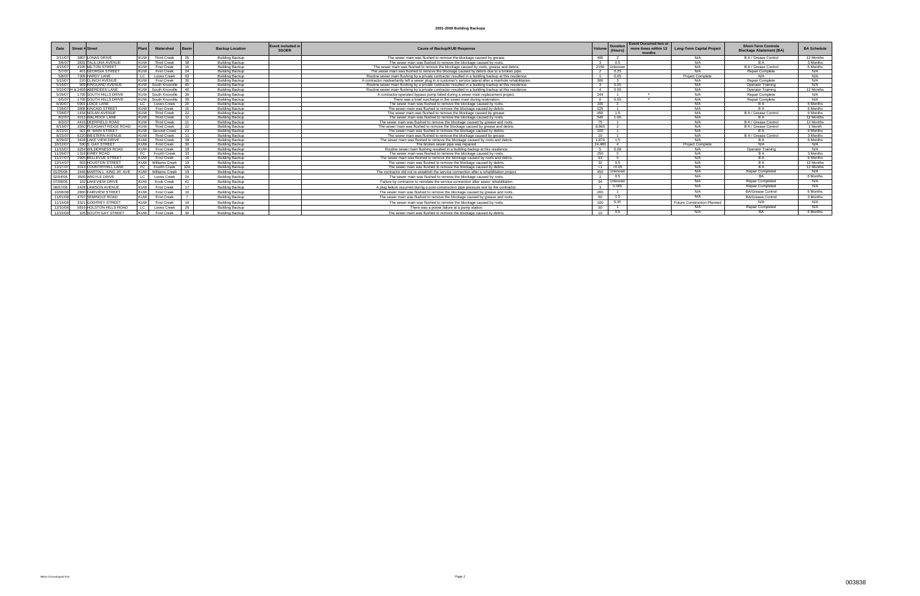# 2001-2008 Building Backups

| Date | Street # | Street | Plant | Watershed | Basin | Backup Location | Event included in SSOER | Cause of Backup/KUB Response | Volume | Duration (Hours) | Event Occurred two or more times within 12 months | Long-Term Capital Project | Short-Term Controls Blockage Abatement (BA) | BA Schedule |
|---|---|---|---|---|---|---|---|---|---|---|---|---|---|---|
| 2/11/07 | 3807 | LONAS DRIVE | KUW | Third Creek | 25 | Building Backup | | The sewer main was flushed to remove the blockage caused by grease. | 400 | 2 | | N/A | B A / Grease Control | 12 Months |
| 3/6/07 | 3831 | TALILUNA AVENUE | KUW | Third Creek | 38 | Building Backup | | The sewer main was flushed to remove the blockage caused by roots. | 3 | 0.5 | | N/A | B A | 3 Months |
| 4/15/07 | 4105 | MILTON STREET | KUW | First Creek | 16 | Building Backup | | The sewer main was flushed to remove the blockage caused by roots, grease and debris. | 2150 | Unknown | | N/A | B A / Grease Control | 6 Months |
| 5/7/07 | 401 | GEORGIA STREET | KUW | First Creek | 24 | Building Backup | | The sewer main was flushed to remove the blockage caused by debris due to a broken pipe. | 2 | 0.25 | | N/A | Repair Complete | N/A |
| 5/8/07 | 7309 | HARDY LANE | LC | Loves Creek | 63 | Building Backup | | Routine sewer main flushing by a private contractor resulted in a building backup at this residence. | 1 | 0.05 | | Project Complete | N/A | N/A |
| 5/15/07 | 220 | CLINCH AVENUE | KUW | First Creek | 30 | Building Backup | | A contractor inadvertantly left a sewer plug in a customer's service lateral after a manhole rehabilitation. | 300 | 3 | | N/A | Repair Complete | N/A |
| 5/16/07 | 909 | KINGLAND AVENUE | KUW | South Knoxville | 40 | Building Backup | | Routine sewer main flushing by a private contractor resulted in a building backup at this residence. | 3 | 0.05 | | N/A | Operator Training | N/A |
| 5/22/07 | 2404 & 2408 | ABERDEEN LANE | KUW | South Knoxville | 40 | Building Backup | | Routine sewer main flushing by a private contractor resulted in a building backup at this residence. | 4 | 0.05 | | N/A | Operator Training | 12 Months |
| 5/29/07 | 1705 | SOUTH HILLS DRIVE | KUW | South Knoxville | 39 | Building Backup | | A contractor-operated bypass pump failed during a sewer main replacement project. | 244 | 1 | ✓ | N/A | Repair Complete | N/A |
| 6/5/07 | 1705 | SOUTH HILLS DRIVE | KUW | South Knoxville | 39 | Building Backup | | There was a brief surcharge in the sewer main during restoration. | 0 | 0.05 | ✓ | N/A | Repair Complete | N/A |
| 6/30/07 | 5901 | LOICE LANE | LC | Loves Creek | 20 | Building Backup | | The sewer main was flushed to remove the blockage caused by roots. | 100 | 2 | | N/A | B A | 6 Months |
| 7/28/07 | 3608 | KINCAID STREET | KUW | First Creek | 16 | Building Backup | | The sewer main was flushed to remove the blockage caused by debris. | 225 | 1 | | N/A | B A | 6 Months |
| 7/28/07 | 1434 | NOLAN AVENUE | KUW | Third Creek | 22 | Building Backup | | The sewer main was flushed to remove the blockage caused by grease. | 450 | 1.5 | | N/A | B A / Grease Control | 6 Months |
| 8/2/07 | 4213 | WALROCK LANE | KUW | Third Creek | 12 | Building Backup | | The sewer main was flushed to remove the blockage caused by roots. | 540 | 1.68 | | N/A | B A | 12 Months |
| 8/3/07 | 4416 | DEERFIELD ROAD | KUW | Third Creek | 11 | Building Backup | | The sewer main was flushed to remove the blockage caused by grease and roots. | 75 | 1 | | N/A | B A / Grease Control | 12 Months |
| 8/19/07 | 3550 | PLEASANT RIDGE ROAD | KUW | Third Creek | 22 | Building Backup | | The sewer main was flushed to remove the blockage caused by grease and debris. | 8,860 | 2 | | N/A | B A / Grease Control | 1 Month |
| 8/23/07 | 501 | W. MAIN STREET | KUW | Second Creek | 23 | Building Backup | | The sewer main was flushed to remove the blockage caused by debris. | 100 | 1 | | N/A | B A | 6 Months |
| 8/23/07 | 6220 | WESTERN AVENUE | KUW | Third Creek | 11 | Building Backup | | The sewer main was flushed to remove the blockage caused by grease. | 10 | 1 | | N/A | B A / Grease Control | 3 Months |
| 8/29/07 | 3428 | LAKE VIEW DRIVE | KUW | Third Creek | 38 | Building Backup | | The sewer main was flushed to remove the blockage caused by roots and debris. | 1,870 | 1.5 | | N/A | B A | 6 Months |
| 10/12/07 | 530 | S. GAY STREET | KUW | First Creek | 30 | Building Backup | | The broken sewer pipe was repaired. | 24,480 | 4 | | Project Complete | N/A | N/A |
| 11/15/07 | 3254 | WILDERNESS ROAD | KUW | First Creek | 18 | Building Backup | | Routine sewer main flushing resulted in a building backup at this residence. | 5 | 0.08 | | N/A | Operator Training | N/A |
| 11/26/07 | 1316 | KIRBY ROAD | FC | Fourth Creek | 33 | Building Backup | | The sewer main was flushed to remove the blockage caused by roots. | 250 | 5 | | N/A | B A | 3 Months |
| 11/27/07 | 2905 | BELLEVUE STREET | KUW | First Creek | 16 | Building Backup | | The sewer main was flushed to remove the blockage caused by roots and debris. | 91 | 5 | | N/A | B A | 6 Months |
| 12/14/07 | 503 | HOUSTON STREET | KUW | Williams Creek | 19 | Building Backup | | The sewer main was flushed to remove the blockage caused by debris. | 32 | 0.5 | | N/A | B A | 12 Months |
| 12/27/07 | 2013 | COUNTRYHILL LANE | FC | Fourth Creek | 32A | Building Backup | | The sewer main was flushed to remove the blockage caused by debris. | <1 | <0.05 | | N/A | B A | 12 Months |
| 01/25/08 | 2446 | MARTIN L. KING JR. AVE | KUW | Williams Creek | 19 | Building Backup | | The contractor did not re-establish the service connection after a rehabilitation project. | 450 | Unknown | | N/A | Repair Completed | N/A |
| 02/04/08 | 3500 | ARGYLE DRIVE | LC | Loves Creek | 26 | Building Backup | | The sewer main was flushed to remove the blockage caused by roots. | 2 | 0.5 | | N/A | BA | 6 Months |
| 07/08/08 | 102 | LAKEVIEW DRIVE | KUW | Knob Creek | 41 | Building Backup | | Failure by contractor to reinstate the service connection after sewer rehabilitation. | 94 | Unknown | | N/A | Repair Completed | N/A |
| 08/07/08 | 2428 | LAWSON AVENUE | KUW | First Creek | 17 | Building Backup | | A plug failure occurred during a post-construction pipe pressure test by the contractor. | 3 | 0.001 | | N/A | Repair Completed | N/A |
| 10/08/08 | 2800 | FAIRVIEW STREET | KUW | First Creek | 16 | Building Backup | | The sewer main was flushed to remove the blockage caused by grease and roots. | 200 | 1 | | N/A | BA/Grease Control | 6 Months |
| 11/01/08 | 4707 | SEMINOLE ROAD | KUW | First Creek | 7 | Building Backup | | The sewer main was flushed to remove the blockage caused by grease and roots. | 50 | 1.5 | | N/A | BA/Grease Control | 3 Months |
| 11/15/08 | 3321 | GODFREY STREET | KUW | First Creek | 16 | Building Backup | | The sewer main was flushed to remove the blockage caused by roots. | 100 | 5.25 | | Future Construction Planned | N/A | N/A |
| 12/10/08 | 5816 | HOLSTON HILLS ROAD | LC | Loves Creek | 26 | Building Backup | | There was a power failure at a pump station. | 50 | 1 | | N/A | Repair Completed | N/A |
| 12/22/08 | 105 | SOUTH GAY STREET | KUW | First Creek | 30 | Building Backup | | The sewer main was flushed to remove the blockage caused by debris. | 10 | 0.5 | | N/A | BA | 6 Months |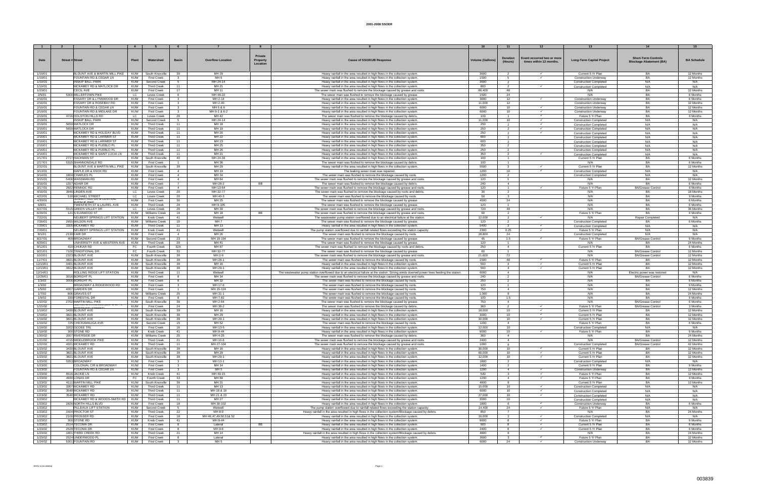# 2001-2008 SSOER

| 1 | 2 | 3 | 4 | 5 | 6 | 7 | 8 | 9 | 10 | 11 | 12 | 13 | 14 | 15 |
|---|---|---|---|---|---|---|---|---|---|---|---|---|---|---|
| Date | Street # | Street | Plant | Watershed | Basin | Overflow Location | Private Property Location | Cause of SSO/KUB Response | Volume (Gallons) | Duration (Hours) | Event occurred two or more times within 12 months. | Long-Term Capital Project | Short-Term Controls Blockage Abatement (BA) | BA Schedule |
| 1/19/01 | | BLOUNT AVE & MARTIN MILL PIKE | KUW | South Knoxville | 39 | MH 29 | | Heavy rainfall in the area resulted in high flows in the collection system. | 3600 | 2 | ✓ | Current 5 Yr Plan | BA | 12 Months |
| 1/19/01 | | FOUNTAIN RD & CEDAR LN | KUW | First Creek | 3 | MH 6 | | Heavy rainfall in the area resulted in high flows in the collection system. | 1500 | 5 | ✓ | Construction Underway | BA | 12 Months |
| 1/19/01 | | INSKIP BALL PARK | KUW | Second Creek | 5 | MH 24-14 | | Heavy rainfall in the area resulted in high flows in the collection system. | 3600 | 2 | | Construction Completed | N/A | N/A |
| 1/19/01 | | MCKAMEY RD & MATLOCK DR | KUW | Third Creek | 11 | MH 21 | | Heavy rainfall in the area resulted in high flows in the collection system. | 800 | 2 | ✓ | Construction Completed | N/A | N/A |
| 1/23/01 | | CECIL AVE | KUW | First Creek | 17 | MH 11 | | The sewer main was flushed to remove the blockage caused by grease and roots. | 86,400 | 48 | | N/A | BA | 12 Months |
| 2/5/01 | 5300 | MILLERTOWN PIKE | LC | Loves Creek | 6 | MH 48-22 | | The sewer main was flushed to remove the blockage caused by grease. | 1500 | 24 | | N/A | BA | 6 Months |
| 2/16/01 | | ESSARY DR & LYNNWOOD DR | KUW | First Creek | 3 | MH 2-14 | | Heavy rainfall in the area resulted in high flows in the collection system. | 3000 | 12 | ✓ | Construction Underway | BA | 12 Months |
| 2/16/01 | | ESSARY DR & ROSEBAY RD | KUW | First Creek | 3 | MH 2-40 | | Heavy rainfall in the area resulted in high flows in the collection system. | 11,000 | 12 | | Construction Underway | BA | 12 Months |
| 2/16/01 | | FOUNTAIN RD & CEDAR LN | KUW | First Creek | 3 | MH 5 & 6 | | Heavy rainfall in the area resulted in high flows in the collection system. | 6000 | 10 | ✓ | Construction Underway | BA | 12 Months |
| 2/16/01 | | FOUNTAIN RD & MIDLAKE DR | KUW | First Creek | 3 | MH 6-1 & 6-2 | | Heavy rainfall in the area resulted in high flows in the collection system. | 6000 | 10 | ✓ | Construction Underway | BA | 12 Months |
| 2/16/01 | 4716 | HOLSTON HILLS RD | LC | Loves Creek | 26 | MH 42 | | The sewer main was flushed to remove the blockage caused by debris. | 100 | 1 | ✓ | Future 5 Yr Plan | BA | 6 Months |
| 2/16/01 | | INSKIP BALL PARK | KUW | Second Creek | 5 | MH 24-14 | | Heavy rainfall in the area resulted in high flows in the collection system. | 11,000 | 10 | ✓ | Construction Completed | N/A | N/A |
| 2/16/01 | 5659 | MATLOCK DR | KUW | Third Creek | 11 | MH 18 | | Heavy rainfall in the area resulted in high flows in the collection system. | 250 | 2 | ✓ | Construction Completed | N/A | N/A |
| 2/16/01 | 5659 | MATLOCK DR | KUW | Third Creek | 11 | MH 19 | | Heavy rainfall in the area resulted in high flows in the collection system. | 250 | 2 | ✓ | Construction Completed | N/A | N/A |
| 2/16/01 | | MCKAMEY RD & HOLIDAY BLVD | KUW | Third Creek | 11 | MH 20 | | Heavy rainfall in the area resulted in high flows in the collection system. | 250 | 2 | ✓ | Construction Completed | N/A | N/A |
| 2/16/01 | | MCKAMEY RD & LARIMER ST | KUW | Third Creek | 11 | MH 22 | | Heavy rainfall in the area resulted in high flows in the collection system. | 600 | 2 | | Construction Completed | N/A | N/A |
| 2/16/01 | | MCKAMEY RD & LARIMER ST | KUW | Third Creek | 11 | MH 23 | | Heavy rainfall in the area resulted in high flows in the collection system. | 600 | 2 | | Construction Completed | N/A | N/A |
| 2/16/01 | | MCKAMEY RD & PUEBLO PL | KUW | Third Creek | 11 | MH 25 | | Heavy rainfall in the area resulted in high flows in the collection system. | 350 | 2 | | Construction Completed | N/A | N/A |
| 2/16/01 | | MCKAMEY RD & PUEBLO PL | KUW | Third Creek | 11 | MH 26 | | Heavy rainfall in the area resulted in high flows in the collection system. | 250 | 2 | | Construction Completed | N/A | N/A |
| 2/16/01 | | MCKAMEY RD & SAINT LUCIA LN | KUW | Third Creek | 11 | MH 21 | | Heavy rainfall in the area resulted in high flows in the collection system. | 350 | 2 | ✓ | Construction Completed | N/A | N/A |
| 2/17/01 | 2717 | HACKMAN ST | KUW | South Knoxville | 40 | MH 24-34 | | Heavy rainfall in the area resulted in high flows in the collection system. | 100 | 1 | | Current 5 Yr Plan | BA | 6 Months |
| 2/17/01 | 5315 | SHANNONDALE RD | KUW | First Creek | 1 | MH 36 | | The sewer main was flushed to remove the blockage caused by debris. | 100 | 1 | | N/A | BA | 6 Months |
| 2/22/01 | | BLOUNT AVE & MARTIN MILL PIKE | KUW | South Knoxville | 39 | MH 29 | | Heavy rainfall in the area resulted in high flows in the collection system. | 5500 | 3 | ✓ | Current 5 Yr Plan | BA | 12 Months |
| 3/13/01 | | MAPLE DR & KNOX RD | KUW | First Creek | 4 | MH 19 | | The leaking sewer main was repaired. | 1200 | 10 | ✓ | Construction Completed | N/A | N/A |
| 3/14/01 | 1804 | CHARLES PL | KUW | First Creek | 4 | MH 34 | | The sewer main was flushed to remove the blockage caused by roots. | 1200 | 2 | | Construction Completed | N/A | N/A |
| 3/15/01 | 5408 | WASSMAN RD | KUW | First Creek | 4 | MH 64 | | The sewer main was flushed to remove the blockage caused by grease and roots. | 120 | 1 | | N/A | BA | 12 Months |
| 3/16/01 | 1317 | ADAIR DR | KUW | First Creek | 7 | MH 28-2 | BB | The sewer main was flushed to remove the blockage caused by debris. | 240 | 4 | | N/A | BA | 6 Months |
| 3/17/01 | 2922 | RENNOC RD | KUW | First Creek | 4 | MH 13-64 | | The sewer main was flushed to remove the blockage caused by grease and roots. | 120 | 1 | ✓ | Future 5 Yr Plan | BA/Grease Control | 6 Months |
| 4/16/01 | 3946 | LINDEN AVE | LC | Loves Creek | 20 | MH 32-77 | | The sewer main was flushed to remove the blockage caused by roots and debris. | 30 | 2 | | N/A | BA | 18 Months |
| 4/22/01 | 510 | MICHAEL STREET | LC | Loves Creek | 20 | MH 40-3 | | The sewer main was flushed to remove the blockage caused by roots. | 50 | 3 | | N/A | BA | 9 Months |
| 4/30/01 | | SUMMIT HILL DR & CENTRAL AVENUE PIKE | KUW | First Creek | 30 | MH 25 | | The sewer main was flushed to remove the blockage caused by grease. | 4500 | 24 | | N/A | BA | 6 Months |
| 6/8/01 | | TWENTIETH ST & LAUREL AVE | KUW | Third Creek | 29 | MH 9-105 | | The sewer main was flushed to remove the blockage caused by grease. | 120 | 1 | | N/A | BA | 6 Months |
| 6/27/01 | 5515 | GREEN VALLEY DR | LC | Loves Creek | 26 | MH 39 | | The sewer main was flushed to remove the blockage caused by grease and roots. | 720 | 48 | | N/A | BA | 36 Months |
| 6/29/01 | 121 | S ELMWOOD ST | KUW | Williams Creek | 19 | MH 18 | BB | The sewer main was flushed to remove the blockage caused by grease and roots. | 60 | 2 | | Future 5 Yr Plan | BA | 9 Months |
| 7/22/01 | | NEUBERT SPRINGS LIFT STATION | KUW | Knob Creek | 41 | Wetwell | | The wastewater pump station overflowed due to an electrical failure at the station. | 12,000 | 2 | ✓ | N/A | Repair Completed | N/A |
| 7/26/01 | 2655 | WILSON AVE | KUW | Williams Creek | 19 | MH 7 | | The sewer main was flushed to remove the blockage caused by grease. | 120 | 2 | | Construction Completed | BA | 6 Months |
| 7/29/01 | 3305 | MCKAMEY RD | KUW | Third Creek | 11 | MH 13 | | Heavy rainfall in the area resulted in high flows in the collection system. | 5400 | 3 | ✓ | Construction Completed | N/A | N/A |
| 7/29/01 | | NEUBERT SPRINGS LIFT STATION | KUW | Knob Creek | 41 | Wetwell | | The pump station overflowed due to rainfall-related flows exceeding the station capacity. | 2300 | 0.25 | ✓ | Future 5 Yr Plan | N/A | N/A |
| 8/1/01 | 2130 | FAIR DR | KUW | First Creek | 4 | MH 26 | | The sewer main was flushed to remove the blockage caused by roots. | 28,800 | 24 | | Construction Completed | N/A | N/A |
| 8/27/01 | 409 | BROADWAY | KUW | Second Creek | 23 | MH 19-194 | | The sewer main was flushed to remove the blockage caused by grease. | 45 | 1.5 | ✓ | Future 5 Yr Plan | BA/Grease Control | 9 Months |
| 8/29/01 | | UNIVERSITY AVE & WESTERN AVE | KUW | Third Creek | 29 | MH 41 | | The sewer main was flushed to remove the blockage caused by grease. | 120 | 1 | | N/A | BA | 24 Months |
| 9/12/01 | 410 | CHUKAR RD | FC | Fourth Creek | 32A | MH 67 | | The sewer main was flushed to remove the blockage caused by roots and debris. | 250 | 4 | | Current 5 Yr Plan | BA | 6 Months |
| 9/21/01 | 7100 | TRADITIONAL DR | FC | Fourth Creek | 33 | MH 32-77 | | The sewer main was flushed to remove the blockage caused by grease. | 60 | 1 | | N/A | BA/Grease Control | 12 Months |
| 10/2/01 | 2323 | BLOUNT AVE | KUW | South Knoxville | 39 | MH 2-9 | | The sewer main was flushed to remove the blockage caused by grease and roots. | 21,600 | 72 | | N/A | BA/Grease Control | 12 Months |
| 11/7/01 | 3821 | BLOUNT AVE | KUW | South Knoxville | 39 | MH 28-1 | | The sewer main was flushed to remove the blockage caused by roots. | 1500 | 48 | ✓ | Future 5 Yr Plan | BA | 12 Months |
| 12/13/01 | 3401 | BLOUNT AVE | KUW | South Knoxville | 39 | MH 16 | | Heavy rainfall in the area resulted in high flows in the collection system. | 500 | 4 | ✓ | Current 5 Yr Plan | BA | 12 Months |
| 12/13/01 | 3812 | BLOUNT AVE | KUW | South Knoxville | 39 | MH 29-1 | | Heavy rainfall in the area resulted in high flows in the collection system. | 500 | 4 | ✓ | Current 5 Yr Plan | BA | 12 Months |
| 12/14/01 | | ROLLING RIDGE LIFT STATION | KUW | Third Creek | 11 | Wetwell | | The wastewater pump station overflowed due to an electrical failure at the station. Strong winds downed power lines feeding the station. | 6000 | 4 | | N/A | Electric power was restored | N/A |
| 12/29/01 | 3016 | BORIGHT PL | KUW | First Creek | 8 | MH 34 | | The sewer main was flushed to remove the blockage caused by grease and roots. | 240 | 2 | | N/A | BA/Grease Control | 6 Months |
| 1/3/02 | 3006 | BORIGHT PL | KUW | First Creek | 8 | MH 32 | | The sewer main was flushed to remove the blockage caused by roots. | 250 | 2 | | N/A | BA | 6 Months |
| 1/3/02 | | BROADWAY & RIDGEWOOD RD | KUW | First Creek | 3 | MH 17-6 | | The sewer main was flushed to remove the blockage caused by roots. | 120 | 1 | | N/A | BA | 9 Months |
| 1/5/02 | 4007 | GARDEN DR | KUW | First Creek | 1 | MH 15-124 | | The sewer main was flushed to remove the blockage caused by roots. | 750 | 4 | | N/A | BA | 12 Months |
| 1/7/02 | 806 | GRAVES ST | KUW | Williams Creek | 25 | MH 31-1 | | The sewer main was flushed to remove the blockage caused by roots. | 1,000 | 8 | | N/A | BA | 24 Months |
| 1/9/02 | 330 | FORESTAL DR | KUW | First Creek | 8 | MH 7-82 | | The sewer main was flushed to remove the blockage caused by roots. | 100 | 1.5 | | N/A | BA | 9 Months |
| 1/10/02 | 2702 | MARTIN MILL PIKE | KUW | South Knoxville | 39 | MH 2-84 | | The sewer main was flushed to remove the blockage caused by grease. | 750 | 4 | | N/A | BA/Grease Control | 6 Months |
| 1/15/02 | | | KUW | First Creek | 24 | MH 38-2 | | The sewer main was flushed to remove the blockage caused by debris. | 360 | 2 | ✓ | Future 5 Yr Plan | BA/Grease Control | 3 Months |
| 1/19/02 | 3430 | BLOUNT AVE | KUW | South Knoxville | 39 | MH 16 | | Heavy rainfall in the area resulted in high flows in the collection system. | 18,000 | 10 | ✓ | Current 5 Yr Plan | BA | 12 Months |
| 1/19/02 | 3821 | BLOUNT AVE | KUW | South Knoxville | 39 | MH 29 | | Heavy rainfall in the area resulted in high flows in the collection system. | 3000 | 10 | ✓ | Current 5 Yr Plan | BA | 12 Months |
| 1/19/02 | 3821 | BLOUNT AVE | KUW | South Knoxville | 39 | MH 29-1 | | Heavy rainfall in the area resulted in high flows in the collection system. | 30,000 | 10 | ✓ | Current 5 Yr Plan | BA | 12 Months |
| 1/19/02 | 725 | CHICKAMAUGA AVE | KUW | Second Creek | 15 | MH 52 | | The sewer main was flushed to remove the blockage caused by roots. | 1200 | 4 | | N/A | BA | 6 Months |
| 1/19/02 | 3202 | OCOEE TRL | KUW | First Creek | 16 | MH 13-5 | | Heavy rainfall in the area resulted in high flows in the collection system. | 12,000 | 10 | | Construction Completed | N/A | N/A |
| 1/19/02 | 300 | STONE RD | KUW | Knob Creek | 41 | MH 8-44 | | Heavy rainfall in the area resulted in high flows in the collection system. | 9000 | 10 | ✓ | Future 5 Yr Plan | BA | 9 Months |
| 1/20/02 | 2007 | RIVERSIDE DR | KUW | Williams Creek | 25 | MH 4-25 | | The sewer main was flushed to remove the blockage caused by debris. | 360 | 4 | | N/A | BA | 24 Months |
| 1/21/02 | 4715 | MIDDLEBROOK PIKE | KUW | Third Creek | 21 | MH 10-6 | | The sewer main was flushed to remove the blockage caused by grease and roots. | 2400 | 4 | | N/A | BA/Grease Control | 12 Months |
| 1/22/02 | 4321 | MCKAMEY RD | KUW | Third Creek | 11 | MH 27-104 | | The sewer main was flushed to remove the blockage caused by grease and roots. | 1000 | 8 | | Construction Completed | BA/Grease Control | 12 Months |
| 1/23/02 | 3430 | BLOUNT AVE | KUW | South Knoxville | 39 | MH 16 | | Heavy rainfall in the area resulted in high flows in the collection system. | 30,000 | 10 | ✓ | Current 5 Yr Plan | BA | 12 Months |
| 1/23/02 | 3821 | BLOUNT AVE | KUW | South Knoxville | 39 | MH 29 | | Heavy rainfall in the area resulted in high flows in the collection system. | 60,000 | 10 | ✓ | Current 5 Yr Plan | BA | 12 Months |
| 1/23/02 | 3821 | BLOUNT AVE | KUW | South Knoxville | 39 | MH 29-1 | | Heavy rainfall in the area resulted in high flows in the collection system. | 12,000 | 10 | ✓ | Current 5 Yr Plan | BA | 12 Months |
| 1/23/02 | 5353 | BROADWAY | KUW | First Creek | 3 | MH 13-1 | | Heavy rainfall in the area resulted in high flows in the collection system. | 1800 | 2 | | Construction Completed | N/A | N/A |
| 1/23/02 | | COLONIAL CIR & BROADWAY | KUW | First Creek | 3 | MH 14 | | Heavy rainfall in the area resulted in high flows in the collection system. | 1400 | 2 | | Current 5 Yr Plan | BA | 9 Months |
| 1/23/02 | | FOUNTAIN RD & CEDAR LN | KUW | First Creek | 3 | MH 5 | | Heavy rainfall in the area resulted in high flows in the collection system. | 1200 | 4 | ✓ | Construction Underway | BA | 12 Months |
| 1/23/02 | 6516 | JACKIE LN | KUW | Knob Creek | 41 | MH 49-15 | | Heavy rainfall in the area resulted in high flows in the collection system. | 540 | 3 | ✓ | Future 5 Yr Plan | BA | 12 Months |
| 1/23/02 | 4930 | LONAS DR | FC | Fourth Creek | 33 | MH 89 | | Heavy rainfall in the area resulted in high flows in the collection system. | 1200 | 4 | ✓ | Future 5 Yr Plan | BA | 6 Months |
| 1/23/02 | 4111 | MARTIN MILL PIKE | KUW | South Knoxville | 39 | MH 31 | | Heavy rainfall in the area resulted in high flows in the collection system. | 4800 | 8 | | Current 5 Yr Plan | BA | 12 Months |
| 1/23/02 | 3307 | MCKAMEY RD | KUW | Third Creek | 11 | MH 13 | | Heavy rainfall in the area resulted in high flows in the collection system. | 15,000 | 10 | ✓ | Construction Completed | N/A | N/A |
| 1/23/02 | 3540 | MCKAMEY RD | KUW | Third Creek | 11 | MH 18 & 19 | | Heavy rainfall in the area resulted in high flows in the collection system. | 6000 | 10 | ✓ | Construction Completed | N/A | N/A |
| 1/23/02 | 3540 | MCKAMEY RD | KUW | Third Creek | 11 | MH 21 & 23 | | Heavy rainfall in the area resulted in high flows in the collection system. | 27,000 | 10 | ✓ | Construction Completed | N/A | N/A |
| 1/23/02 | | MCKAMEY RD & WOODS-SMITH RD | KUW | Third Creek | 11 | MH 27 | | Heavy rainfall in the area resulted in high flows in the collection system. | 3000 | 10 | ✓ | Construction Completed | N/A | N/A |
| 1/23/02 | 2826 | NORTH HILLS BLVD | KUW | First Creek | 18 | MH 30-102 | | Heavy rainfall in the area resulted in high flows in the collection system. | 1800 | 6 | ✓ | Construction Underway | BA | 6 Months |
| 1/23/02 | | PILLEAUX LIFT STATION | KUW | Second Creek | 5 | Wetwell | | The pump station overflowed due to rainfall-related flows exceeding the station capacity. | 14,400 | 24 | ✓ | Future 5 Yr Plan | N/A | N/A |
| 1/23/02 | 1504 | PROCTOR ST | KUW | Third Creek | 22 | MH 8-9 | | Heavy rainfall in the area resulted in high flows in the collection system/Blockage caused by debris. | 850 | 7 | | N/A | BA | 24 Months |
| 1/23/02 | 2100 | PROSSER RD | KUW | First Creek | 18 | MH 46,47,49,50,51& 52 | | Heavy rainfall in the area resulted in high flows in the collection system. | 16,000 | 2 | ✓ | Construction Completed | N/A | N/A |
| 1/23/02 | 300 | STONE RD | KUW | Knob Creek | 41 | MH 8-44 | | Heavy rainfall in the area resulted in high flows in the collection system. | 9600 | 8 | ✓ | Future 5 Yr Plan | BA | 9 Months |
| 1/23/02 | 2514 | TECOMA DR | KUW | First Creek | 8 | Lateral | BB | Heavy rainfall in the area resulted in high flows in the collection system. | 500 | 8 | ✓ | Current 5 Yr Plan | BA | 6 Months |
| 1/23/02 | 2528 | TECOMA DR | KUW | First Creek | 8 | MH 9-6 | | Heavy rainfall in the area resulted in high flows in the collection system. | 2400 | 8 | ✓ | Current 5 Yr Plan | BA | 6 Months |
| 1/23/02 | 1801 | THIRD CREEK RD | KUW | Third Creek | 21 | MH 14 | | Heavy rainfall in the area resulted in high flows in the collection system/Blockage caused by debris. | 4800 | 8 | | N/A | BA | 24 Months |
| 1/23/02 | 2524 | UNDERWOOD PL | KUW | First Creek | 8 | Lateral | | Heavy rainfall in the area resulted in high flows in the collection system. | 3600 | 3 | ✓ | Future 5 Yr Plan | BA | 12 Months |
| 1/24/02 | 5301 | FOUNTAIN RD | KUW | First Creek | 3 | MH 5 | | Heavy rainfall in the area resulted in high flows in the collection system. | 6000 | 24 | ✓ | Construction Underway | BA | 12 Months |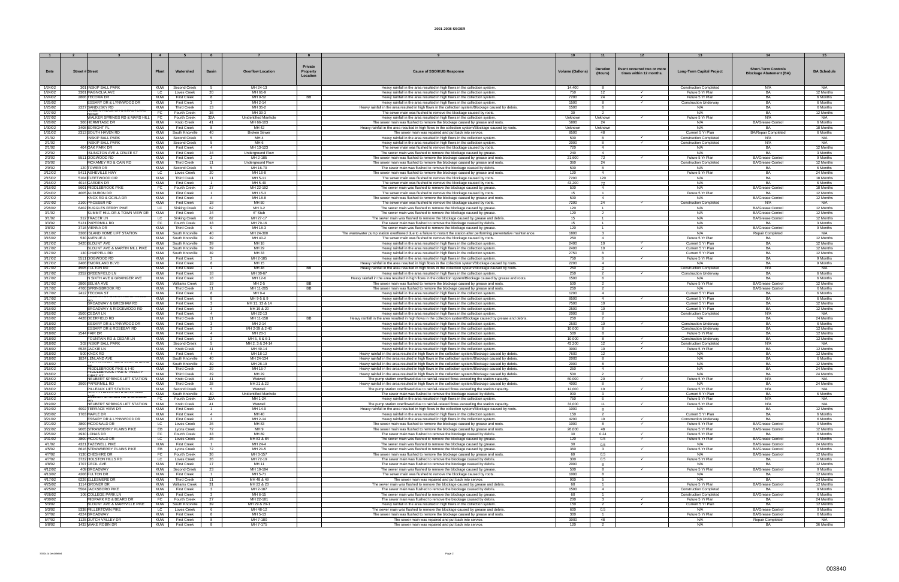# 2001-2008 SSOER

| 1 | 2 | 3 | 4 | 5 | 6 | 7 | 8 | 9 | 10 | 11 | 12 | 13 | 14 | 15 |
|---|---|---|---|---|---|---|---|---|---|---|---|---|---|---|
| Date | Street # | Street | Plant | Watershed | Basin | Overflow Location | Private Property Location | Cause of SSO/KUB Response | Volume (Gallons) | Duration (Hours) | Event occurred two or more times within 12 months. | Long-Term Capital Project | Short-Term Controls Blockage Abatement (BA) | BA Schedule |
| 1/24/02 | 301 | INSKIP BALL PARK | KUW | Second Creek | 5 | MH 24-13 | | Heavy rainfall in the area resulted in high flows in the collection system. | 14,400 | 8 | | Construction Completed | N/A | N/A |
| 1/24/02 | 3301 | MAGNOLIA AVE | LC | Loves Creek | 20 | MH 61-9 | | Heavy rainfall in the area resulted in high flows in the collection system. | 750 | 12 | ✓ | Future 5 Yr Plan | BA | 12 Months |
| 1/24/02 | 2806 | TECOMA DR | KUW | First Creek | 8 | MH 9-52 | BB | Heavy rainfall in the area resulted in high flows in the collection system. | 7200 | 24 | ✓ | Future 5 Yr Plan | BA | 6 Months |
| 1/25/02 | | ESSARY DR & LYNNWOOD DR | KUW | First Creek | 3 | MH 2-14 | | Heavy rainfall in the area resulted in high flows in the collection system. | 1500 | 8 | ✓ | Construction Underway | BA | 6 Months |
| 1/25/02 | 2227 | SANDUSKY RD | KUW | Third Creek | 13 | MH 35-2 | | Heavy rainfall in the area resulted in high flows in the collection system/Blockage caused by debris. | 1500 | 6 | | N/A | BA | 6 Months |
| 1/27/02 | | | FC | Fourth Creek | 36 | MH 39-3 | | The sewer main was flushed to remove the blockage caused by roots. | 30 | 2 | | N/A | BA | 12 Months |
| 1/27/02 | | WALKER SPRINGS RD & MARS HILL | FC | Fourth Creek | 32A | Unidentified Manhole | | Heavy rainfall in the area resulted in high flows in the collection system. | Unknown | Unknown | ✓ | Future 5 Yr Plan | N/A | N/A |
| 1/28/02 | 306 | HERMITAGE DR | KUW | Knob Creek | 41 | MH 66-103 | | The sewer main was flushed to remove the blockage caused by grease and roots. | 5800 | 24 | | N/A | BA/Grease Control | 6 Months |
| 1/30/02 | 3408 | BORGHT PL | KUW | First Creek | 8 | MH 42 | | Heavy rainfall in the area resulted in high flows in the collection system/Blockage caused by roots. | Unknown | Unknown | | N/A | BA | 18 Months |
| 1/31/02 | 2313 | SOUTH HAVEN RD | KUW | South Knoxville | 40 | Broken Sewer | | The sewer main was repaired and put back into service. | 8500 | 48 | | Current 5 Yr Plan | BA/Repair Completed | 6 Months |
| 2/1/02 | | INSKIP BALL PARK | KUW | Second Creek | 5 | MH 4 | | Heavy rainfall in the area resulted in high flows in the collection system. | 500 | 8 | ✓ | Construction Completed | N/A | N/A |
| 2/1/02 | | INSKIP BALL PARK | KUW | Second Creek | 5 | MH 6 | | Heavy rainfall in the area resulted in high flows in the collection system. | 2000 | 8 | ✓ | Construction Completed | N/A | N/A |
| 2/1/02 | 404 | OAK PARK DR | KUW | First Creek | 4 | MH 13-123 | | The sewer main was flushed to remove the blockage caused by roots. | 720 | 4 | | N/A | BA | 12 Months |
| 2/2/02 | | ISLINGTON AVE & CRUZE ST | KUW | First Creek | 24 | Underground Flow | | The sewer main was flushed to remove the blockage caused by grease. | 240 | 4 | | N/A | BA | 3 Months |
| 2/3/02 | 5511 | DOGWOOD RD | KUW | First Creek | 3 | MH 2-185 | | The sewer main was flushed to remove the blockage caused by grease and roots. | 21,600 | 72 | ✓ | Future 5 Yr Plan | BA/Grease Control | 9 Months |
| 2/5/02 | | MCKAMEY RD & CAIN RD | KUW | Third Creek | 11 | Underground Flow | | The sewer main was flushed to remove the blockage caused by grease and roots. | 360 | 24 | | Construction Completed | BA/Grease Control | 12 Months |
| 2/9/02 | 120 | TOWER DR | KUW | Second Creek | 5 | MH 16-70 | | The sewer main was flushed to remove the blockage caused by debris. | 500 | 8 | | N/A | BA | 6 Months |
| 2/12/02 | 5411 | ASHEVILLE HWY | LC | Loves Creek | 20 | MH 16-8 | | The sewer main was flushed to remove the blockage caused by grease and roots. | 120 | 4 | | Future 5 Yr Plan | BA | 24 Months |
| 2/15/02 | 5104 | FLEETWOOD CIR | KUW | Third Creek | 11 | MH 5-11 | | The sewer main was flushed to remove the blockage caused by roots. | 7200 | 120 | | N/A | BA | 18 Months |
| 2/16/02 | 4014 | GARDEN DR | KUW | First Creek | 1 | MH 5-49 | | The sewer main was flushed to remove the blockage caused by roots. | 43,200 | 72 | | N/A | BA | 6 Months |
| 2/18/02 | 5601 | MIDDLEBROOK PIKE | FC | Fourth Creek | 27 | MH 22-192 | | The sewer main was flushed to remove the blockage caused by grease. | 500 | 4 | | N/A | BA/Grease Control | 18 Months |
| 2/24/02 | 4005 | AUDUBON DR | KUW | First Creek | 1 | MH 15-3 | | The sewer main was flushed to remove the blockage caused by roots. | 15 | 1 | | Future 5 Yr Plan | BA | 12 Months |
| 2/27/02 | | KNOX RD & OCALA DR | KUW | First Creek | 4 | MH 18-8 | | The sewer main was flushed to remove the blockage caused by grease and roots. | 500 | 4 | | N/A | BA/Grease Control | 12 Months |
| 2/27/02 | 2100 | PROSSER RD | KUW | First Creek | 18 | MH 50 | | The sewer main was flushed to remove the blockage caused by roots. | 7200 | 24 | ✓ | Construction Completed | N/A | N/A |
| 2/28/02 | 6402 | RUGGLES FERRY PIKE | LC | Sinking Creek | 62 | MH 3-2 | | The sewer main was flushed to remove the blockage caused by grease. | 120 | 1 | | N/A | BA/Grease Control | 12 Months |
| 3/1/02 | | SUMMIT HILL DR & TOWN VIEW DR | KUW | First Creek | 24 | 8" Stub | | The sewer main was flushed to remove the blockage caused by grease. | 120 | 2 | | N/A | BA/Grease Control | 12 Months |
| 3/1/02 | 312 | TRACER LN | LC | Sinking Creek | 62 | MH 27-17 | | The sewer main was flushed to remove the blockage caused by grease and debris. | 15 | 1 | | N/A | BA/Grease Control | 12 Months |
| 3/3/02 | 5121 | PAPERMILL RD | FC | Fourth Creek | 33 | MH 79-16 | | The sewer main was flushed to remove the blockage caused by debris. | 15 | 1 | | N/A | BA | 3 Months |
| 3/8/02 | 3716 | VIENNA DR | KUW | Third Creek | 9 | MH 18-3 | | The sewer main was flushed to remove the blockage caused by grease. | 120 | 1 | | N/A | BA/Grease Control | 9 Months |
| 3/11/02 | 3308 | ISLAND HOME LIFT STATION | KUW | South Knoxville | 40 | MH 24-300 | | The wastewater pump station overflowed due to a failure to restart the station after performing preventative maintenance. | 1800 | 3 | | N/A | Repair Completed | N/A |
| 3/15/02 | 530 | AVENUE A | KUW | South Knoxville | 39 | MH 40-2 | | The sewer main was flushed to remove the blockage caused by roots. | 250 | 4 | | Future 5 Yr Plan | BA | 12 Months |
| 3/17/02 | 3420 | BLOUNT AVE | KUW | South Knoxville | 39 | MH 16 | | Heavy rainfall in the area resulted in high flows in the collection system. | 2400 | 10 | ✓ | Current 5 Yr Plan | BA | 12 Months |
| 3/17/02 | | BLOUNT AVE & MARTIN MILL PIKE | KUW | South Knoxville | 39 | MH 29 | | Heavy rainfall in the area resulted in high flows in the collection system. | 2400 | 10 | ✓ | Current 5 Yr Plan | BA | 12 Months |
| 3/17/02 | 130 | CHAPPELL RD | KUW | South Knoxville | 39 | MH 33 | | Heavy rainfall in the area resulted in high flows in the collection system. | 2750 | 8 | | Current 5 Yr Plan | BA | 12 Months |
| 3/17/02 | 5511 | DOGWOOD RD | KUW | First Creek | 3 | MH 2-185 | | Heavy rainfall in the area resulted in high flows in the collection system. | 750 | 6 | ✓ | Future 5 Yr Plan | BA | 9 Months |
| 3/17/02 | 2406 | EMORILAND BLVD | KUW | First Creek | 8 | MH 15 | | Heavy rainfall in the area resulted in high flows in the collection system/Blockage caused by roots. | 2200 | 4 | | N/A | BA | 9 Months |
| 3/17/02 | 4505 | FULTON RD | KUW | First Creek | 1 | MH 48 | BB | Heavy rainfall in the area resulted in high flows in the collection system/Blockage caused by roots. | 250 | 2 | | Construction Completed | N/A | N/A |
| 3/17/02 | 2352 | GREENFIELD LN | KUW | First Creek | 18 | MH 30-67 | | Heavy rainfall in the area resulted in high flows in the collection system. | 250 | 2 | ✓ | Construction Underway | BA | 6 Months |
| 3/17/02 | | N SIXTH AVE & GRAINGER AVE | KUW | First Creek | 18 | MH 12-6 | | Heavy rainfall in the area resulted in high flows in the collection system/Blockage caused by grease and roots. | 1500 | 6 | | N/A | BA | 6 Months |
| 3/17/02 | 2808 | SELMA AVE | KUW | Williams Creek | 19 | MH 2-5 | BB | The sewer main was flushed to remove the blockage caused by grease and roots. | 500 | 2 | | Future 5 Yr Plan | BA/Grease Control | 12 Months |
| 3/17/02 | 4708 | SPRINGBROOK RD | KUW | Third Creek | 11 | MH 11-205 | BB | The sewer main was flushed to remove the blockage caused by grease and roots. | 250 | 2 | | N/A | BA/Grease Control | 6 Months |
| 3/17/02 | 2412 | TECOMA ST | KUW | First Creek | 8 | MH 9-4 | | Heavy rainfall in the area resulted in high flows in the collection system. | 1200 | 4 | | Current 5 Yr Plan | BA | 6 Months |
| 3/17/02 | | | KUW | First Creek | 8 | MH 9-5 & 9 | | Heavy rainfall in the area resulted in high flows in the collection system. | 8500 | 4 | ✓ | Current 5 Yr Plan | BA | 6 Months |
| 3/18/02 | | BROADWAY & GRESHAM RD | KUW | First Creek | 3 | MH 11, 13 & 14 | | Heavy rainfall in the area resulted in high flows in the collection system. | 7500 | 10 | | Current 5 Yr Plan | BA | 12 Months |
| 3/18/02 | | BROADWAY & RIDGEWOOD RD | KUW | First Creek | 3 | MH 19 & 20 | | Heavy rainfall in the area resulted in high flows in the collection system. | 2500 | 10 | | Current 5 Yr Plan | BA | 12 Months |
| 3/18/02 | 2508 | CEDAR LN | KUW | First Creek | 4 | MH 22-13 | | Heavy rainfall in the area resulted in high flows in the collection system. | 2000 | 8 | | Construction Completed | N/A | N/A |
| 3/18/02 | 4428 | DEERFIELD RD | KUW | Third Creek | 11 | MH 11-158 | BB | Heavy rainfall in the area resulted in high flows in the collection system/Blockage caused by grease and debris. | 250 | 2 | | N/A | BA | 24 Months |
| 3/18/02 | | ESSARY DR & LYNNWOOD DR | KUW | First Creek | 3 | MH 2-14 | | Heavy rainfall in the area resulted in high flows in the collection system. | 2500 | 10 | ✓ | Construction Underway | BA | 6 Months |
| 3/18/02 | | ESSARY DR & ROSEBAY RD | KUW | First Creek | 3 | MH 2-39 & 2-40 | | Heavy rainfall in the area resulted in high flows in the collection system. | 10,000 | 8 | | Construction Underway | BA | 12 Months |
| 3/18/02 | 2544 | FAIR DR | KUW | First Creek | 4 | MH 20-1 | | Heavy rainfall in the area resulted in high flows in the collection system. | 500 | 8 | | Future 5 Yr Plan | BA | 12 Months |
| 3/18/02 | | FOUNTAIN RD & CEDAR LN | KUW | First Creek | 3 | MH 5, 6 & 6-1 | | Heavy rainfall in the area resulted in high flows in the collection system. | 10,000 | 8 | ✓ | Construction Underway | BA | 12 Months |
| 3/18/02 | 302 | INSKIP BALL PARK | KUW | Second Creek | 5 | MH 2, 3 & 24-14 | | Heavy rainfall in the area resulted in high flows in the collection system. | 43,200 | 12 | ✓ | Construction Completed | N/A | N/A |
| 3/18/02 | 6528 | JACKIE LN | KUW | Knob Creek | 41 | MH 49-14 | | Heavy rainfall in the area resulted in high flows in the collection system. | 3000 | 10 | ✓ | Future 5 Yr Plan | BA | 12 Months |
| 3/18/02 | 500 | KNOX RD | KUW | First Creek | 4 | MH 18-12 | | Heavy rainfall in the area resulted in high flows in the collection system/Blockage caused by debris. | 7600 | 12 | | N/A | BA | 12 Months |
| 3/18/02 | 1824 | LINLAND AVE | KUW | South Knoxville | 40 | MH 26-134 | | Heavy rainfall in the area resulted in high flows in the collection system/Blockage caused by debris. | 2000 | 8 | | N/A | BA | 6 Months |
| 3/18/02 | | | KUW | South Knoxville | 39 | MH 28-19 | | Heavy rainfall in the area resulted in high flows in the collection system/Blockage caused by debris. | 2000 | 8 | | N/A | BA | 12 Months |
| 3/18/02 | | MIDDLEBROOK PIKE & I-40 | KUW | Third Creek | 29 | MH 15-7 | | Heavy rainfall in the area resulted in high flows in the collection system/Blockage caused by debris. | 250 | 4 | | N/A | BA | 24 Months |
| 3/18/02 | | | KUW | Third Creek | 29 | MH 29 | | Heavy rainfall in the area resulted in high flows in the collection system/Blockage caused by debris. | 500 | 2 | | N/A | BA | 24 Months |
| 3/18/02 | | NEUBERT SPRINGS LIFT STATION | KUW | Knob Creek | 41 | Wetwell | | The pump station overflowed due to rainfall-related flows exceeding the station capacity. | 60,000 | 20 | ✓ | Future 5 Yr Plan | N/A | N/A |
| 3/18/02 | 3908 | PAPERMILL RD | KUW | Third Creek | 28 | MH 21 & 22 | | Heavy rainfall in the area resulted in high flows in the collection system/Blockage caused by debris. | 4000 | 8 | | N/A | BA | 24 Months |
| 3/18/02 | | PILLEAUX LIFT STATION | KUW | Second Creek | 5 | Wetwell | | The pump station overflowed due to rainfall-related flows exceeding the station capacity. | 12,000 | 10 | ✓ | Future 5 Yr Plan | N/A | N/A |
| 3/18/02 | | | KUW | South Knoxville | 40 | Unidentified Manhole | | The sewer main was flushed to remove the blockage caused by debris. | 900 | 3 | | Current 5 Yr Plan | BA | 6 Months |
| 3/18/02 | | | FC | Fourth Creek | 32A | MH 1-2A | | Heavy rainfall in the area resulted in high flows in the collection system. | 750 | 6 | | Future 5 Yr Plan | N/A | N/A |
| 3/19/02 | | NEUBERT SPRINGS LIFT STATION | KUW | Knob Creek | 41 | Wetwell | | The pump station overflowed due to rainfall-related flows exceeding the station capacity. | 33,000 | 11 | ✓ | Future 5 Yr Plan | N/A | N/A |
| 3/19/02 | 4002 | TERRACE VIEW DR | KUW | First Creek | 1 | MH 14-9 | | Heavy rainfall in the area resulted in high flows in the collection system/Blockage caused by roots. | 1000 | 8 | | N/A | BA | 12 Months |
| 3/20/02 | 1703 | MAPLE DR | KUW | First Creek | 4 | MH 40 | | Heavy rainfall in the area resulted in high flows in the collection system. | 150 | 2 | | Current 5 Yr Plan | BA | 6 Months |
| 3/21/02 | | ESSARY DR & LYNNWOOD DR | KUW | First Creek | 3 | MH 2-14 | | Heavy rainfall in the area resulted in high flows in the collection system. | 4200 | 10 | ✓ | Construction Underway | BA | 6 Months |
| 3/21/02 | 3800 | MCDONALD DR | LC | Loves Creek | 26 | MH 83 | | The sewer main was flushed to remove the blockage caused by grease and roots. | 1000 | 8 | ✓ | Future 5 Yr Plan | BA/Grease Control | 9 Months |
| 3/22/02 | 9005 | STRAWBERRY PLAINS PIKE | EB | Lyons Creek | 72 | MH 9 | | The sewer main was flushed to remove the blockage caused by grease and roots. | 26,000 | 48 | | Future 5 Yr Plan | BA/Grease Control | 12 Months |
| 3/25/02 | 4930 | LONAS DR | FC | Fourth Creek | 33 | MH 89 | | The sewer main was flushed to remove the blockage caused by debris. | 30 | 0.24 | ✓ | Future 5 Yr Plan | BA | 6 Months |
| 3/31/02 | 3800 | MCDONALD DR | LC | Loves Creek | 26 | MH 83 & 84 | | The sewer main was flushed to remove the blockage caused by grease. | 120 | 0.5 | ✓ | Future 5 Yr Plan | BA/Grease Control | 9 Months |
| 4/1/02 | 4321 | TAZEWELL PIKE | KUW | First Creek | 1 | MH 24-4 | | The sewer main was flushed to remove the blockage caused by grease. | 30 | 0.5 | | N/A | BA/Grease Control | 24 Months |
| 4/5/02 | 8616 | STRAWBERRY PLAINS PIKE | EB | Lyons Creek | 72 | MH 21-5 | | The sewer main was flushed to remove the blockage caused by grease. | 360 | 3 | ✓ | Future 5 Yr Plan | BA/Grease Control | 6 Months |
| 4/7/02 | 7130 | CHESHIRE DR | FC | Fourth Creek | 36 | MH 3-157 | | The sewer main was flushed to remove the blockage caused by grease and roots. | 60 | 0.5 | | N/A | BA/Grease Control | 12 Months |
| 4/7/02 | 3722 | HOLSTON HILLS RD | LC | Loves Creek | 26 | MH 72-19 | | The sewer main was flushed to remove the blockage caused by debris. | 300 | 0.5 | ✓ | Future 5 Yr Plan | BA | 6 Months |
| 4/8/02 | 1707 | CECIL AVE | KUW | First Creek | 17 | MH 11 | | The sewer main was flushed to remove the blockage caused by debris. | 2000 | 8 | | N/A | BA | 12 Months |
| 4/12/02 | 409 | BROADWAY | KUW | Second Creek | 23 | MH 19-194 | | The sewer main was flushed to remove the blockage caused by grease. | 500 | 8 | ✓ | Future 5 Yr Plan | BA/Grease Control | 9 Months |
| 4/13/02 | 4208 | FULTON DR | KUW | First Creek | 1 | MH 5-71 | | The sewer main was flushed to remove the blockage caused by roots. | 1000 | 8 | | N/A | BA | 12 Months |
| 4/17/02 | 6226 | ELLESMERE DR | KUW | Third Creek | 11 | MH 48 & 49 | | The sewer main was repaired and put back into service. | 900 | 5 | | N/A | BA | 24 Months |
| 4/25/02 | 1114 | GRONER DR | KUW | Williams Creek | 31 | MH 21 & 23 | | The sewer main was flushed to remove the blockage caused by grease and debris. | 60 | 1 | | Future 5 Yr Plan | BA/Grease Control | 12 Months |
| 4/25/02 | 5504 | JACKSBORO PIKE | KUW | First Creek | 3 | MH 2-187 | | The sewer main was flushed to remove the blockage caused by grease and roots. | 1500 | 4 | | Construction Completed | BA | 9 Months |
| 4/26/02 | 106 | COLLEGE PARK LN | KUW | First Creek | 3 | MH 6-15 | | The sewer main was flushed to remove the blockage caused by grease. | 60 | 1 | | Construction Completed | BA/Grease Control | 6 Months |
| 4/30/02 | | MIDPARK RD & BEARD DR | FC | Fourth Creek | 27 | MH 22-181 | | The sewer main was flushed to remove the blockage caused by debris. | 200 | 3 | ✓ | Future 5 Yr Plan | BA | 24 Months |
| 5/3/02 | | BLOUNT AVE & MARYVILLE PIKE | KUW | South Knoxville | 39 | MH 29 & 29-1 | | Heavy rainfall in the area resulted in high flows in the collection system. | 150 | 2 | ✓ | Current 5 Yr Plan | BA | 12 Months |
| 5/3/02 | 5338 | MILLERTOWN PIKE | LC | Loves Creek | 6 | MH 46-12 | | The sewer main was flushed to remove the blockage caused by grease and debris. | 600 | 0.5 | | N/A | BA/Grease Control | 9 Months |
| 5/7/02 | 4224 | BROADWAY | KUW | First Creek | 8 | MH 5-13 | | The sewer main was flushed to remove the blockage caused by grease and roots. | 300 | 1 | | Future 5 Yr Plan | BA/Grease Control | 6 Months |
| 5/7/02 | 1125 | DUTCH VALLEY DR | KUW | First Creek | 8 | MH 7-180 | | The sewer main was repaired and put back into service. | 3000 | 48 | | N/A | Repair Completed | N/A |
| 5/8/02 | 1432 | WAKE ROBIN DR | KUW | First Creek | 8 | MH 7-175 | | The sewer main was repaired and put back into service. | 120 | 2 | | N/A | BA | 36 Months |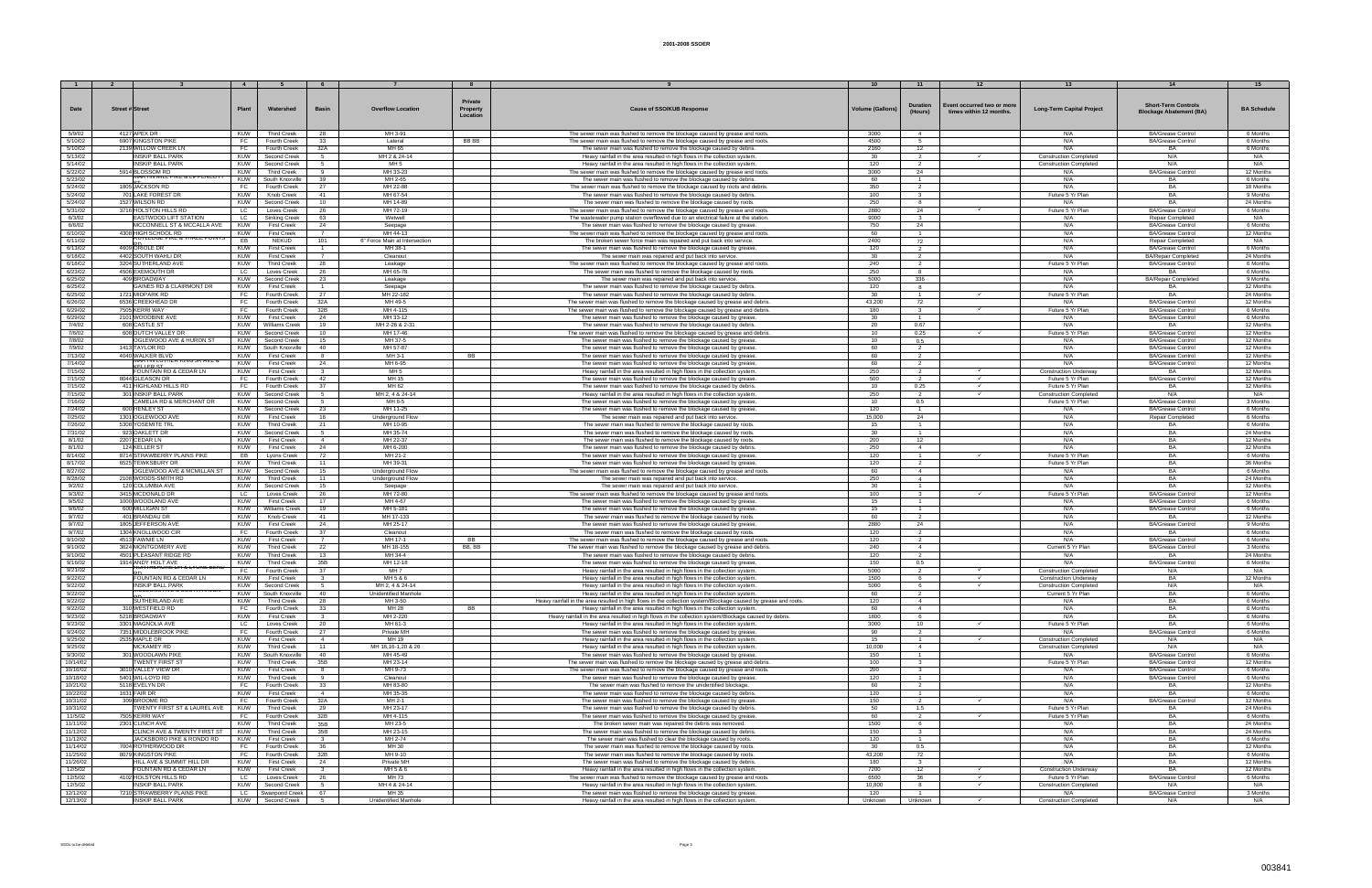# 2001-2008 SSOER

| 1 | 2 | 3 | 4 | 5 | 6 | 7 | 8 | 9 | 10 | 11 | 12 | 13 | 14 | 15 |
|---|---|---|---|---|---|---|---|---|---|---|---|---|---|---|
| Date | Street # | Street | Plant | Watershed | Basin | Overflow Location | Private Property Location | Cause of SSO/KUB Response | Volume (Gallons) | Duration (Hours) | Event occurred two or more times within 12 months. | Long-Term Capital Project | Short-Term Controls Blockage Abatement (BA) | BA Schedule |
| 5/9/02 | 4127 | APEX DR | KUW | Third Creek | 28 | MH 3-91 | | The sewer main was flushed to remove the blockage caused by grease and roots. | 3000 | 4 | | N/A | BA/Grease Control | 6 Months |
| 5/10/02 | 6907 | KINGSTON PIKE | FC | Fourth Creek | 33 | Lateral | BB BB | The sewer main was flushed to remove the blockage caused by grease and roots. | 4500 | 5 | | N/A | BA/Grease Control | 6 Months |
| 5/10/02 | 2139 | WILLOW CREEK LN | FC | Fourth Creek | 32A | MH 65 | | The sewer main was flushed to remove the blockage caused by debris. | 2160 | 12 | | N/A | BA | 6 Months |
| 5/13/02 | | INSKIP BALL PARK | KUW | Second Creek | 5 | MH 2 & 24-14 | | Heavy rainfall in the area resulted in high flows in the collection system. | 30 | 2 | ✓ | Construction Completed | N/A | N/A |
| 5/14/02 | | INSKIP BALL PARK | KUW | Second Creek | 5 | MH 5 | | Heavy rainfall in the area resulted in high flows in the collection system. | 120 | 2 | | Construction Completed | N/A | N/A |
| 5/22/02 | 5914 | BLOSSOM RD | KUW | Third Creek | 9 | MH 33-23 | | The sewer main was flushed to remove the blockage caused by grease and roots. | 3000 | 24 | | N/A | BA/Grease Control | 12 Months |
| 5/23/02 | | MARTIN MILL PIKE & LIPPENCOTT | KUW | South Knoxville | 39 | MH 2-65 | | The sewer main was flushed to remove the blockage caused by debris. | 60 | 1 | | N/A | BA | 6 Months |
| 5/24/02 | 1805 | JACKSON RD | FC | Fourth Creek | 27 | MH 22-88 | | The sewer main was flushed to remove the blockage caused by roots and debris. | 350 | 2 | | N/A | BA | 18 Months |
| 5/24/02 | 701 | LAKE FOREST DR | KUW | Knob Creek | 41 | MH 67-54 | | The sewer main was flushed to remove the blockage caused by debris. | 100 | 3 | | Future 5 Yr Plan | BA | 9 Months |
| 5/24/02 | 1527 | WILSON RD | KUW | Second Creek | 10 | MH 14-89 | | The sewer main was flushed to remove the blockage caused by roots. | 250 | 8 | | N/A | BA | 24 Months |
| 5/31/02 | 3716 | HOLSTON HILLS RD | LC | Loves Creek | 26 | MH 72-19 | | The sewer main was flushed to remove the blockage caused by grease and roots. | 2880 | 24 | ✓ | Future 5 Yr Plan | BA/Grease Control | 6 Months |
| 6/3/02 | | EASTWOOD LIFT STATION | LC | Sinking Creek | 63 | Wetwell | | The wastewater pump station overflowed due to an electrical failure at the station. | 9000 | 3 | | N/A | Repair Completed | N/A |
| 6/8/02 | | MCCONNELL ST & MCCALLA AVE | KUW | First Creek | 24 | Seepage | | The sewer main was flushed to remove the blockage caused by grease. | 750 | 24 | | N/A | BA/Grease Control | 6 Months |
| 6/10/02 | 4308 | HIGH SCHOOL RD | KUW | First Creek | 7 | MH 44-13 | | The sewer main was flushed to remove the blockage caused by grease and roots. | 60 | 1 | | N/A | BA/Grease Control | 12 Months |
| 6/11/02 | | MAYNARDVILLE PIKE & HAZEL POINTE DR | EB | NEKUD | 101 | 6" Force Main at Intersection | | The broken sewer force main was repaired and put back into service. | 2400 | 72 | | N/A | Repair Completed | N/A |
| 6/13/02 | 4609 | ORIOLE DR | KUW | First Creek | 1 | MH 38-1 | | The sewer main was flushed to remove the blockage caused by grease. | 120 | 2 | | N/A | BA/Grease Control | 6 Months |
| 6/18/02 | 4402 | SOUTH WAHLI DR | KUW | First Creek | 7 | Cleanout | | The sewer main was repaired and put back into service. | 30 | 2 | | N/A | BA/Repair Completed | 24 Months |
| 6/18/02 | 3204 | SUTHERLAND AVE | KUW | Third Creek | 28 | Leakage | | The sewer main was flushed to remove the blockage caused by grease. | 240 | 2 | | Future 5 Yr Plan | BA/Grease Control | 6 Months |
| 6/23/02 | 4508 | EXEMOUTH DR | LC | Loves Creek | 26 | MH 65-78 | | The sewer main was flushed to remove the blockage caused by roots. | 250 | 8 | | N/A | BA | 6 Months |
| 6/25/02 | 409 | BROADWAY | KUW | Second Creek | 23 | Leakage | | The sewer main was repaired and put back into service. | 5000 | 336 | | N/A | BA/Repair Completed | 9 Months |
| 6/25/02 | | GAINES RD & CLAIRMONT DR | KUW | First Creek | 1 | Seepage | | The sewer main was flushed to remove the blockage caused by debris. | 120 | 8 | | N/A | BA | 12 Months |
| 6/25/02 | 1721 | MIDPARK RD | FC | Fourth Creek | 27 | MH 22-162 | | The sewer main was flushed to remove the blockage caused by debris. | 30 | 1 | ✓ | Future 5 Yr Plan | BA | 24 Months |
| 6/26/02 | 6536 | CREEKHEAD DR | FC | Fourth Creek | 32A | MH 49-5 | | The sewer main was flushed to remove the blockage caused by grease and debris. | 43,200 | 72 | | N/A | BA/Grease Control | 12 Months |
| 6/29/02 | 7505 | KERRI WAY | FC | Fourth Creek | 32B | MH 4-115 | | The sewer main was flushed to remove the blockage caused by grease and debris. | 180 | 3 | ✓ | Future 5 Yr Plan | BA/Grease Control | 6 Months |
| 6/29/02 | 2101 | WOODBINE AVE | KUW | First Creek | 24 | MH 33-12 | | The sewer main was flushed to remove the blockage caused by grease. | 30 | 1 | | N/A | BA/Grease Control | 6 Months |
| 7/4/02 | 608 | CASTLE ST | KUW | Williams Creek | 19 | MH 2-26 & 2-31 | | The sewer main was flushed to remove the blockage caused by debris. | 20 | 0.67 | | N/A | BA | 12 Months |
| 7/8/02 | 808 | DUTCH VALLEY DR | KUW | Second Creek | 10 | MH 17-46 | | The sewer main was flushed to remove the blockage caused by grease and debris. | 10 | 0.25 | ✓ | Future 5 Yr Plan | BA/Grease Control | 12 Months |
| 7/8/02 | | OGLEWOOD AVE & HURON ST | KUW | Second Creek | 15 | MH 37-5 | | The sewer main was flushed to remove the blockage caused by grease. | 10 | 0.5 | | N/A | BA/Grease Control | 12 Months |
| 7/9/02 | 1413 | TAYLOR RD | KUW | South Knoxville | 40 | MH 57-87 | | The sewer main was flushed to remove the blockage caused by grease. | 60 | 2 | | N/A | BA/Grease Control | 12 Months |
| 7/13/02 | 4040 | WALKER BLVD | KUW | First Creek | 8 | MH 3-1 | BB | The sewer main was flushed to remove the blockage caused by grease. | 60 | 2 | | N/A | BA/Grease Control | 12 Months |
| 7/14/02 | | MARTIN LUTHER KING JR AVE & KELLER ST | KUW | First Creek | 24 | MH 6-95 | | The sewer main was flushed to remove the blockage caused by grease. | 60 | 2 | | N/A | BA/Grease Control | 12 Months |
| 7/15/02 | | FOUNTAIN RD & CEDAR LN | KUW | First Creek | 3 | MH 5 | | Heavy rainfall in the area resulted in high flows in the collection system. | 250 | 2 | ✓ | Construction Underway | BA | 12 Months |
| 7/15/02 | 8044 | GLEASON DR | FC | Fourth Creek | 42 | MH 15 | | The sewer main was flushed to remove the blockage caused by grease. | 500 | 2 | ✓ | Future 5 Yr Plan | BA/Grease Control | 12 Months |
| 7/15/02 | 411 | HIGHLAND HILLS RD | FC | Fourth Creek | 37 | MH 62 | | The sewer main was flushed to remove the blockage caused by debris. | 10 | 0.25 | ✓ | Future 5 Yr Plan | BA | 12 Months |
| 7/15/02 | 301 | INSKIP BALL PARK | KUW | Second Creek | 5 | MH 2, 4 & 24-14 | | Heavy rainfall in the area resulted in high flows in the collection system. | 250 | 2 | ✓ | Construction Completed | N/A | N/A |
| 7/16/02 | | CAMELIA RD & MERCHANT DR | KUW | Second Creek | 5 | MH 8-5 | | The sewer main was flushed to remove the blockage caused by grease. | 10 | 0.5 | | Future 5 Yr Plan | BA/Grease Control | 3 Months |
| 7/24/02 | 600 | HENLEY ST | KUW | Second Creek | 23 | MH 11-25 | | The sewer main was flushed to remove the blockage caused by grease. | 120 | 1 | | N/A | BA/Grease Control | 6 Months |
| 7/25/02 | 1301 | OGLEWOOD AVE | KUW | Second Creek | 16 | Underground Flow | | The sewer main was repaired and put back into service. | 15,000 | 24 | | N/A | Repair Completed | 6 Months |
| 7/26/02 | 5308 | YOSEMITE TRL | KUW | Third Creek | 21 | MH 10-95 | | The sewer main was flushed to remove the blockage caused by roots. | 15 | 1 | | N/A | BA | 6 Months |
| 7/31/02 | 923 | OAKLETT DR | KUW | Second Creek | 5 | MH 35-74 | | The sewer main was flushed to remove the blockage caused by roots. | 30 | 1 | | N/A | BA | 24 Months |
| 8/1/02 | 2207 | CEDAR LN | KUW | First Creek | 4 | MH 22-37 | | The sewer main was flushed to remove the blockage caused by roots. | 200 | 12 | | N/A | BA | 12 Months |
| 8/1/02 | 124 | KELLER ST | KUW | First Creek | 24 | MH 6-200 | | The sewer main was flushed to remove the blockage caused by debris. | 250 | 4 | | N/A | BA | 12 Months |
| 8/14/02 | 8714 | STRAWBERRY PLAINS PIKE | EB | Lyons Creek | 72 | MH 21-2 | | The sewer main was flushed to remove the blockage caused by grease. | 120 | 1 | ✓ | Future 5 Yr Plan | BA | 6 Months |
| 8/17/02 | 6525 | TEWKSBURY DR | KUW | Third Creek | 11 | MH 39-31 | | The sewer main was flushed to remove the blockage caused by grease. | 120 | 2 | | Future 5 Yr Plan | BA | 36 Months |
| 8/27/02 | | OGLEWOOD AVE & MCMILLAN ST | KUW | Second Creek | 15 | Underground Flow | | The sewer main was flushed to remove the blockage caused by grease and roots. | 60 | 4 | | N/A | BA | 6 Months |
| 8/28/02 | 2108 | WOODS-SMITH RD | KUW | Third Creek | 11 | Underground Flow | | The sewer main was repaired and put back into service. | 250 | 4 | | N/A | BA | 24 Months |
| 9/2/02 | 120 | COLUMBIA AVE | KUW | Second Creek | 15 | Seepage | | The sewer main was repaired and put back into service. | 30 | 1 | | N/A | BA | 12 Months |
| 9/3/02 | 3415 | MCDONALD DR | LC | Loves Creek | 26 | MH 72-80 | | The sewer main was flushed to remove the blockage caused by grease and roots. | 100 | 3 | ✓ | Future 5 Yr Plan | BA/Grease Control | 12 Months |
| 9/5/02 | 1000 | WOODLAND AVE | KUW | First Creek | 17 | MH 4-67 | | The sewer main was flushed to remove the blockage caused by grease. | 15 | 1 | | N/A | BA/Grease Control | 6 Months |
| 9/6/02 | 608 | MILLIGAN ST | KUW | Williams Creek | 19 | MH 5-181 | | The sewer main was flushed to remove the blockage caused by grease. | 15 | 1 | | N/A | BA/Grease Control | 6 Months |
| 9/7/02 | 401 | BRANDAU DR | KUW | Knob Creek | 41 | MH 17-133 | | The sewer main was flushed to remove the blockage caused by roots. | 60 | 2 | | N/A | BA | 12 Months |
| 9/7/02 | 1805 | JEFFERSON AVE | KUW | First Creek | 24 | MH 25-17 | | The sewer main was flushed to remove the blockage caused by grease. | 2880 | 24 | | N/A | BA/Grease Control | 9 Months |
| 9/7/02 | 1304 | KNOLLWOOD CIR | FC | Fourth Creek | 37 | Cleanout | | The sewer main was flushed to remove the blockage caused by roots. | 120 | 2 | | N/A | BA | 6 Months |
| 9/10/02 | 4513 | FAWNIE LN | KUW | First Creek | 7 | MH 17-1 | BB | The sewer main was flushed to remove the blockage caused by grease and roots. | 120 | 2 | | N/A | BA/Grease Control | 6 Months |
| 9/10/02 | 3824 | MONTGOMERY AVE | KUW | Third Creek | 22 | MH 16-155 | BB, BB | The sewer main was flushed to remove the blockage caused by grease and debris. | 240 | 4 | | Current 5 Yr Plan | BA/Grease Control | 3 Months |
| 9/10/02 | 4501 | PLEASANT RIDGE RD | KUW | Third Creek | 13 | MH 34-4 | | The sewer main was flushed to remove the blockage caused by debris. | 120 | 2 | | N/A | BA | 24 Months |
| 9/16/02 | 1914 | ANDY HOLT AVE | KUW | Third Creek | 35B | MH 12-18 | | The sewer main was flushed to remove the blockage caused by grease. | 150 | 0.5 | | N/A | BA/Grease Control | 6 Months |
| 9/21/02 | | NORTHSHORE DR & LAUREL BEND RD | FC | Fourth Creek | 37 | MH 7 | | Heavy rainfall in the area resulted in high flows in the collection system. | 5000 | 2 | ✓ | Construction Completed | N/A | N/A |
| 9/22/02 | | FOUNTAIN RD & CEDAR LN | KUW | First Creek | 3 | MH 5 & 6 | | Heavy rainfall in the area resulted in high flows in the collection system. | 1500 | 6 | ✓ | Construction Underway | BA | 12 Months |
| 9/22/02 | | INSKIP BALL PARK | KUW | Second Creek | 5 | MH 2, 4 & 24-14 | | Heavy rainfall in the area resulted in high flows in the collection system. | 5000 | 6 | ✓ | Construction Completed | N/A | N/A |
| 9/22/02 | | | KUW | South Knoxville | 40 | Unidentified Manhole | | Heavy rainfall in the area resulted in high flows in the collection system. | 60 | 2 | | Current 5 Yr Plan | BA | 6 Months |
| 9/22/02 | | SUTHERLAND AVE | KUW | Third Creek | 28 | MH 3-50 | | Heavy rainfall in the area resulted in high flows in the collection system/Blockage caused by grease and roots. | 120 | 4 | | N/A | BA | 6 Months |
| 9/22/02 | 310 | WESTFIELD RD | FC | Fourth Creek | 33 | MH 28 | BB | Heavy rainfall in the area resulted in high flows in the collection system. | 60 | 4 | | N/A | BA | 6 Months |
| 9/23/02 | 5218 | BROADWAY | KUW | First Creek | 3 | MH 2-220 | | Heavy rainfall in the area resulted in high flows in the collection system/Blockage caused by debris. | 1800 | 6 | | N/A | BA | 6 Months |
| 9/23/02 | 3301 | MAGNOLIA AVE | LC | Loves Creek | 20 | MH 61-3 | | Heavy rainfall in the area resulted in high flows in the collection system. | 3000 | 10 | ✓ | Future 5 Yr Plan | BA | 6 Months |
| 9/24/02 | 7351 | MIDDLEBROOK PIKE | FC | Fourth Creek | 27 | Private MH | | The sewer main was flushed to remove the blockage caused by grease. | 90 | 2 | | N/A | BA/Grease Control | 6 Months |
| 9/25/02 | 2535 | MAPLE DR | KUW | First Creek | 4 | MH 19 | | Heavy rainfall in the area resulted in high flows in the collection system. | 15 | 1 | ✓ | Construction Completed | N/A | N/A |
| 9/25/02 | | MCKAMEY RD | KUW | Third Creek | 11 | MH 18,16-1,20 & 26 | | Heavy rainfall in the area resulted in high flows in the collection system. | 10,000 | 4 | | Construction Completed | N/A | N/A |
| 9/30/02 | 301 | WOODLAWN PIKE | KUW | South Knoxville | 40 | MH 45-49 | | The sewer main was flushed to remove the blockage caused by grease. | 150 | 1 | | N/A | BA/Grease Control | 6 Months |
| 10/14/02 | | TWENTY FIRST ST | KUW | Third Creek | 35B | MH 23-14 | | The sewer main was flushed to remove the blockage caused by grease and debris. | 100 | 3 | | Future 5 Yr Plan | BA/Grease Control | 12 Months |
| 10/16/02 | 3010 | VALLEY VIEW DR | KUW | First Creek | 8 | MH 9-73 | | The sewer main was flushed to remove the blockage caused by grease and roots. | 200 | 3 | | N/A | BA/Grease Control | 6 Months |
| 10/18/02 | 5401 | WIL-LOYD RD | KUW | Third Creek | 9 | Cleanout | | The sewer main was flushed to remove the blockage caused by grease. | 120 | 1 | | N/A | BA/Grease Control | 6 Months |
| 10/21/02 | 5118 | EVELYN DR | FC | Fourth Creek | 33 | MH 83-80 | | The sewer main was flushed to remove the unidentified blockage. | 60 | 2 | | N/A | BA | 12 Months |
| 10/22/02 | 1631 | FAIR DR | KUW | First Creek | 4 | MH 35-35 | | The sewer main was flushed to remove the blockage caused by debris. | 120 | 1 | | N/A | BA | 6 Months |
| 10/31/02 | 309 | BROOME RD | FC | Fourth Creek | 32A | MH 2-1 | | The sewer main was flushed to remove the blockage caused by grease. | 150 | 2 | ✓ | N/A | BA/Grease Control | 12 Months |
| 10/31/02 | | TWENTY FIRST ST & LAUREL AVE | KUW | Third Creek | 29 | MH 23-17 | | The sewer main was flushed to remove the blockage caused by debris. | 50 | 1.5 | | Future 5 Yr Plan | BA | 24 Months |
| 11/5/02 | 7505 | KERRI WAY | FC | Fourth Creek | 32B | MH 4-115 | | The sewer main was flushed to remove the blockage caused by grease. | 60 | 2 | ✓ | Future 5 Yr Plan | BA | 6 Months |
| 11/11/02 | 2301 | CLINCH AVE | KUW | Third Creek | 35B | MH 23-5 | | The broken sewer main was repaired the debris was removed. | 1500 | 6 | | N/A | BA | 24 Months |
| 11/12/02 | | CLINCH AVE & TWENTY FIRST ST | KUW | Third Creek | 35B | MH 23-15 | | The sewer main was flushed to remove the blockage caused by debris. | 150 | 3 | | N/A | BA | 24 Months |
| 11/13/02 | | JACKSBORO PIKE & RONDO RD | KUW | First Creek | 3 | MH 2-74 | | The sewer main was flushed to clear the blockage caused by roots. | 120 | 1 | | N/A | BA | 6 Months |
| 11/14/02 | 7004 | ROTHERWOOD DR | FC | Fourth Creek | 36 | MH 30 | | The sewer main was flushed to remove the blockage caused by roots. | 30 | 0.5 | | N/A | BA | 12 Months |
| 11/25/02 | 8079 | KINGSTON PIKE | FC | Fourth Creek | 32B | MH 5-10 | | The sewer main was flushed to remove the blockage caused by grease. | 43,200 | 72 | | N/A | BA | 6 Months |
| 11/26/02 | | HILL AVE & SUMMIT HILL DR | KUW | First Creek | 24 | Private MH | | The sewer main was flushed to remove the blockage caused by debris. | 180 | 3 | | N/A | BA | 12 Months |
| 12/5/02 | | FOUNTAIN RD & CEDAR LN | KUW | First Creek | 3 | MH 5 & 6 | | Heavy rainfall in the area resulted in high flows in the collection system. | 7200 | 12 | ✓ | Construction Underway | BA | 12 Months |
| 12/5/02 | 4102 | HOLSTON HILLS RD | LC | Loves Creek | 26 | MH 73 | | The sewer main was flushed to remove the blockage caused by grease and roots. | 6500 | 36 | ✓ | Future 5 Yr Plan | BA/Grease Control | 6 Months |
| 12/5/02 | | INSKIP BALL PARK | KUW | Second Creek | 5 | MH 4 & 24-14 | | Heavy rainfall in the area resulted in high flows in the collection system. | 10,800 | 8 | ✓ | Construction Completed | N/A | N/A |
| 12/12/02 | 7210 | STRAWBERRY PLAINS PIKE | LC | Swanpond Creek | 67 | MH 35 | | The sewer main was flushed to remove the blockage caused by grease. | 120 | 1 | | N/A | BA/Grease Control | 3 Months |
| 12/13/02 | | INSKIP BALL PARK | KUW | Second Creek | 5 | Unidentified Manhole | | Heavy rainfall in the area resulted in high flows in the collection system. | Unknown | Unknown | ✓ | Construction Completed | N/A | N/A |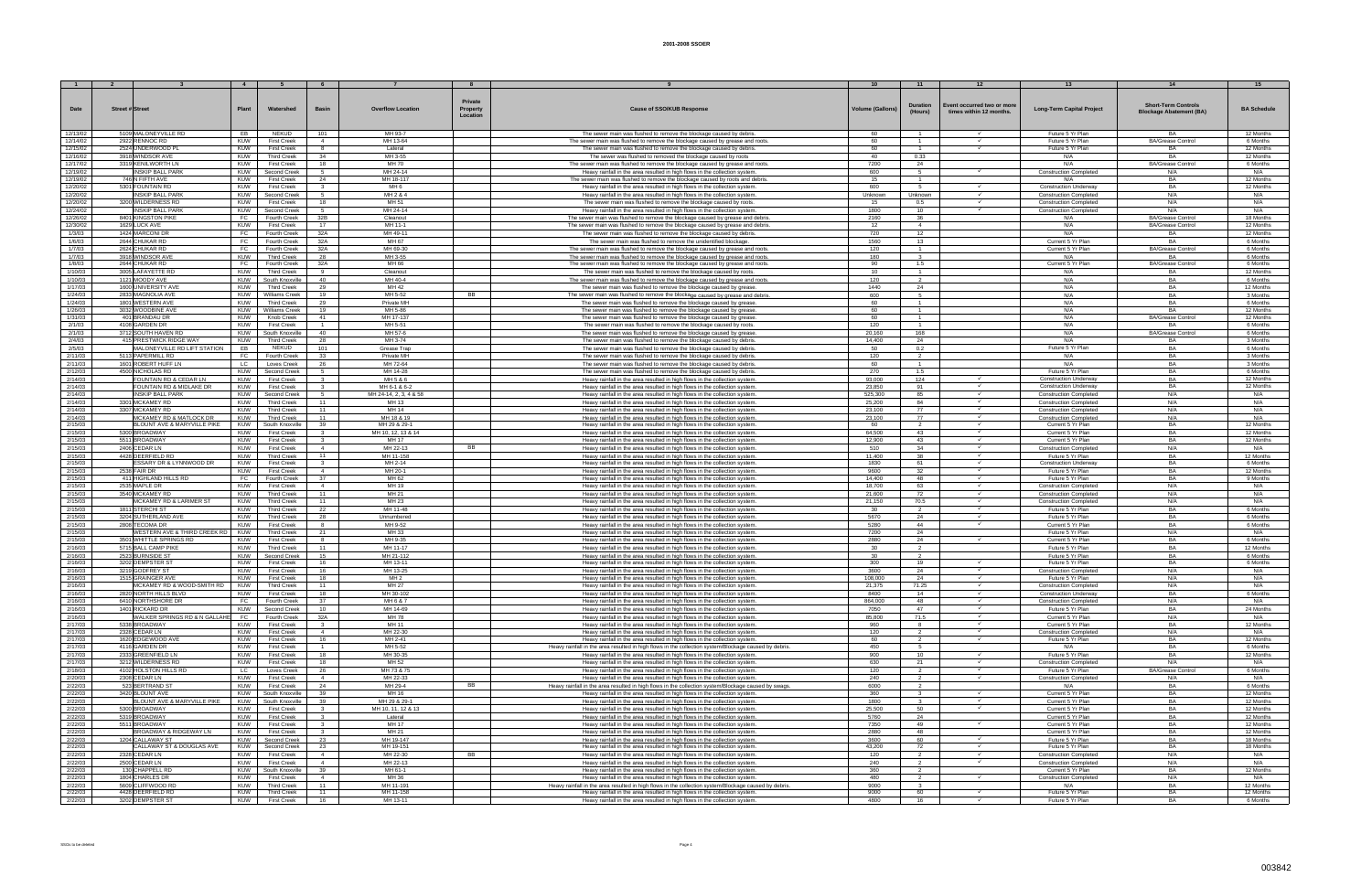# 2001-2008 SSOER

| 1 | 2 | 3 | 4 | 5 | 6 | 7 | 8 | 9 | 10 | 11 | 12 | 13 | 14 | 15 |
|---|---|---|---|---|---|---|---|---|---|---|---|---|---|---|
| Date | Street # | Street | Plant | Watershed | Basin | Overflow Location | Private Property Location | Cause of SSO/KUB Response | Volume (Gallons) | Duration (Hours) | Event occurred two or more times within 12 months. | Long-Term Capital Project | Short-Term Controls Blockage Abatement (BA) | BA Schedule |
| 12/13/02 | 5109 | MALONEYVILLE RD | EB | NEKUD | 101 | MH 93-7 | | The sewer main was flushed to remove the blockage caused by debris. | 60 | 1 | ✓ | Future 5 Yr Plan | BA | 12 Months |
| 12/14/02 | 2922 | RENNOC RD | KUW | First Creek | 4 | MH 13-64 | | The sewer main was flushed to remove the blockage caused by grease and roots. | 60 | 1 | ✓ | Future 5 Yr Plan | BA/Grease Control | 6 Months |
| 12/15/02 | 2524 | UNDERWOOD PL | KUW | First Creek | 8 | Lateral | | The sewer main was flushed to remove the blockage caused by debris. | 60 | 1 | ✓ | Future 5 Yr Plan | BA | 12 Months |
| 12/16/02 | 3918 | WINDSOR AVE | KUW | Third Creek | 34 | MH 3-55 | | The sewer was flushed to removed the blockage caused by roots | 40 | 0.33 | | N/A | BA | 12 Months |
| 12/17/02 | 3319 | KENILWORTH LN | KUW | First Creek | 18 | MH 70 | | The sewer main was flushed to remove the blockage caused by grease and roots. | 7200 | 24 | | N/A | BA/Grease Control | 6 Months |
| 12/19/02 | | INSKIP BALL PARK | KUW | Second Creek | 5 | MH 24-14 | | Heavy rainfall in the area resulted in high flows in the collection system. | 600 | 5 | ✓ | Construction Completed | N/A | N/A |
| 12/19/02 | 746 | N FIFTH AVE | KUW | First Creek | 24 | MH 18-117 | | The sewer main was flushed to remove the blockage caused by roots and debris. | 15 | 1 | | N/A | BA | 12 Months |
| 12/20/02 | 5301 | FOUNTAIN RD | KUW | First Creek | 3 | MH 6 | | Heavy rainfall in the area resulted in high flows in the collection system. | 600 | 5 | ✓ | Construction Underway | BA | 12 Months |
| 12/20/02 | | INSKIP BALL PARK | KUW | Second Creek | 5 | MH 2 & 4 | | Heavy rainfall in the area resulted in high flows in the collection system. | Unknown | Unknown | ✓ | Construction Completed | N/A | N/A |
| 12/20/02 | 3200 | WILDERNESS RD | KUW | First Creek | 18 | MH 51 | | The sewer main was flushed to remove the blockage caused by roots. | 25 | 0.5 | ✓ | Construction Completed | N/A | N/A |
| 12/24/02 | | INSKIP BALL PARK | KUW | Second Creek | 5 | MH 24-14 | | Heavy rainfall in the area resulted in high flows in the collection system. | 1800 | 10 | ✓ | Construction Completed | N/A | N/A |
| 12/26/02 | 8403 | KINGSTON PIKE | FC | Fourth Creek | 32B | Cleanout | | The sewer main was flushed to remove the blockage caused by grease and debris. | 2160 | 36 | | N/A | BA/Grease Control | 18 Months |
| 12/30/02 | 1629 | LUCK AVE | KUW | First Creek | 17 | MH 11-1 | | The sewer main was flushed to remove the blockage caused by grease and debris. | 12 | 4 | | N/A | BA/Grease Control | 12 Months |
| 1/3/03 | 1424 | MARCONI DR | FC | Fourth Creek | 32A | MH 49-11 | | The sewer main was flushed to remove the blockage caused by debris. | 720 | 12 | | N/A | BA | 12 Months |
| 1/6/03 | 2644 | CHUKAR RD | FC | Fourth Creek | 32A | MH 67 | | The sewer main was flushed to remove the unidentified blockage. | 1560 | 13 | | Current 5 Yr Plan | BA | 6 Months |
| 1/7/03 | 2624 | CHUKAR RD | FC | Fourth Creek | 32A | MH 69-30 | | The sewer main was flushed to remove the blockage caused by grease and roots. | 120 | 1 | | Current 5 Yr Plan | BA/Grease Control | 6 Months |
| 1/7/03 | 3918 | WINDSOR AVE | KUW | Third Creek | 28 | MH 3-55 | | The sewer main was flushed to remove the blockage caused by grease and roots. | 180 | 3 | | N/A | BA | 6 Months |
| 1/8/03 | 2644 | CHUKAR RD | FC | Fourth Creek | 32A | MH 66 | | The sewer main was flushed to remove the blockage caused by grease and roots. | 90 | 1.5 | | Current 5 Yr Plan | BA/Grease Control | 6 Months |
| 1/10/03 | 3005 | LAFAYETTE RD | KUW | Third Creek | 9 | Cleanout | | The sewer main was flushed to remove the blockage caused by roots. | 10 | 1 | | N/A | BA | 12 Months |
| 1/10/03 | 1121 | MOODY AVE | KUW | South Knoxville | 40 | MH 40-4 | | The sewer main was flushed to remove the blockage caused by grease and roots. | 120 | 2 | | N/A | BA | 6 Months |
| 1/17/03 | 1600 | UNIVERSITY AVE | KUW | Third Creek | 29 | MH 42 | | The sewer main was flushed to remove the blockage caused by grease. | 1440 | 24 | | N/A | BA | 12 Months |
| 1/24/03 | 2833 | MAGNOLIA AVE | KUW | Williams Creek | 19 | MH 5-52 | BB | The sewer main was flushed to remove the blockage caused by grease and debris. | 600 | 5 | | N/A | BA | 3 Months |
| 1/24/03 | 1801 | WESTERN AVE | KUW | Third Creek | 29 | Private MH | | The sewer main was flushed to remove the blockage caused by debris. | 60 | 1 | | N/A | BA | 6 Months |
| 1/26/03 | 3032 | WOODBINE AVE | KUW | Williams Creek | 19 | MH 5-86 | | The sewer main was flushed to remove the blockage caused by grease. | 60 | 1 | | N/A | BA | 12 Months |
| 1/31/03 | 401 | BRANDAU DR | KUW | Knob Creek | 41 | MH 17-137 | | The sewer main was flushed to remove the blockage caused by grease. | 60 | 1 | | N/A | BA/Grease Control | 12 Months |
| 2/1/03 | 4108 | GARDEN DR | KUW | First Creek | 1 | MH 5-51 | | The sewer main was flushed to remove the blockage caused by roots. | 120 | 1 | | N/A | BA | 6 Months |
| 2/1/03 | 3712 | SOUTH HAVEN RD | KUW | South Knoxville | 40 | MH 57-6 | | The sewer main was flushed to remove the blockage caused by grease. | 20,160 | 168 | | N/A | BA/Grease Control | 6 Months |
| 2/4/03 | 415 | PRESTWICK RIDGE WAY | KUW | Third Creek | 28 | MH 3-74 | | The sewer main was flushed to remove the blockage caused by debris. | 14,400 | 24 | | N/A | BA | 3 Months |
| 2/5/03 | | MALONEYVILLE RD LIFT STATION | EB | NEKUD | 101 | Grease Trap | | The sewer main was flushed to remove the blockage caused by debris. | 50 | 0.2 | | Future 5 Yr Plan | BA | 6 Months |
| 2/11/03 | 5113 | PAPERMILL RD | FC | Fourth Creek | 33 | Private MH | | The sewer main was flushed to remove the blockage caused by debris. | 120 | 2 | | N/A | BA | 3 Months |
| 2/11/03 | 1601 | ROBERT HUFF LN | LC | Loves Creek | 26 | MH 72-64 | | The sewer main was flushed to remove the blockage caused by debris. | 60 | 1 | | N/A | BA | 3 Months |
| 2/12/03 | 4500 | NICHOLAS RD | KUW | Second Creek | 5 | MH 14-28 | | The sewer main was flushed to remove the blockage caused by debris. | 270 | 1.5 | | Future 5 Yr Plan | BA | 6 Months |
| 2/14/03 | | FOUNTAIN RD & CEDAR LN | KUW | First Creek | 3 | MH 5 & 6 | | Heavy rainfall in the area resulted in high flows in the collection system. | 93,000 | 124 | ✓ | Construction Underway | BA | 12 Months |
| 2/14/03 | | FOUNTAIN RD & MIDLAKE DR | KUW | First Creek | 3 | MH 6-1 & 6-2 | | Heavy rainfall in the area resulted in high flows in the collection system. | 23,850 | 91 | ✓ | Construction Underway | BA | 12 Months |
| 2/14/03 | | INSKIP BALL PARK | KUW | Second Creek | 5 | MH 24-14, 2, 3, 4 & 58 | | Heavy rainfall in the area resulted in high flows in the collection system. | 525,300 | 85 | ✓ | Construction Completed | N/A | N/A |
| 2/14/03 | 3301 | MCKAMEY RD | KUW | Third Creek | 11 | MH 13 | | Heavy rainfall in the area resulted in high flows in the collection system. | 25,200 | 84 | ✓ | Construction Completed | N/A | N/A |
| 2/14/03 | 3307 | MCKAMEY RD | KUW | Third Creek | 11 | MH 14 | | Heavy rainfall in the area resulted in high flows in the collection system. | 23,100 | 77 | ✓ | Construction Completed | N/A | N/A |
| 2/14/03 | | MCKAMEY RD & MATLOCK DR | KUW | Third Creek | 11 | MH 18 & 19 | | Heavy rainfall in the area resulted in high flows in the collection system. | 23,100 | 77 | ✓ | Construction Completed | N/A | N/A |
| 2/15/03 | | BLOUNT AVE & MARYVILLE PIKE | KUW | South Knoxville | 39 | MH 29 & 29-1 | | Heavy rainfall in the area resulted in high flows in the collection system. | 60 | 2 | ✓ | Current 5 Yr Plan | BA | 12 Months |
| 2/15/03 | 5300 | BROADWAY | KUW | First Creek | 3 | MH 10, 12, 13 & 14 | | Heavy rainfall in the area resulted in high flows in the collection system. | 64,500 | 43 | ✓ | Current 5 Yr Plan | BA | 12 Months |
| 2/15/03 | 5511 | BROADWAY | KUW | First Creek | 3 | MH 17 | | Heavy rainfall in the area resulted in high flows in the collection system. | 12,900 | 43 | ✓ | Current 5 Yr Plan | BA | 12 Months |
| 2/15/03 | 2406 | CEDAR LN | KUW | First Creek | 4 | MH 22-13 | BB | Heavy rainfall in the area resulted in high flows in the collection system. | 510 | 34 | ✓ | Construction Completed | N/A | N/A |
| 2/15/03 | 4428 | DEERFIELD RD | KUW | Third Creek | 11 | MH 11-158 | | Heavy rainfall in the area resulted in high flows in the collection system. | 11,400 | 38 | ✓ | Future 5 Yr Plan | BA | 12 Months |
| 2/15/03 | | ESSARY DR & LYNNWOOD DR | KUW | First Creek | 3 | MH 2-14 | | Heavy rainfall in the area resulted in high flows in the collection system. | 1830 | 61 | ✓ | Construction Underway | BA | 6 Months |
| 2/15/03 | 2538 | FAIR DR | KUW | First Creek | 4 | MH 20-1 | | Heavy rainfall in the area resulted in high flows in the collection system. | 9600 | 32 | ✓ | Future 5 Yr Plan | BA | 12 Months |
| 2/15/03 | 411 | HIGHLAND HILLS RD | FC | Fourth Creek | 37 | MH 62 | | Heavy rainfall in the area resulted in high flows in the collection system. | 14,400 | 48 | ✓ | Future 5 Yr Plan | BA | 9 Months |
| 2/15/03 | 2535 | MAPLE DR | KUW | First Creek | 4 | MH 19 | | Heavy rainfall in the area resulted in high flows in the collection system. | 18,700 | 63 | ✓ | Construction Completed | N/A | N/A |
| 2/15/03 | 3540 | MCKAMEY RD | KUW | Third Creek | 11 | MH 21 | | Heavy rainfall in the area resulted in high flows in the collection system. | 21,600 | 72 | ✓ | Construction Completed | N/A | N/A |
| 2/15/03 | | MCKAMEY RD & LARIMER ST | KUW | Third Creek | 11 | MH 23 | | Heavy rainfall in the area resulted in high flows in the collection system. | 21,150 | 70.5 | ✓ | Construction Completed | N/A | N/A |
| 2/15/03 | 1811 | STERCHI ST | KUW | Third Creek | 22 | MH 11-48 | | Heavy rainfall in the area resulted in high flows in the collection system. | 30 | 2 | ✓ | Future 5 Yr Plan | BA | 6 Months |
| 2/15/03 | 3204 | SUTHERLAND AVE | KUW | Third Creek | 28 | Unnumbered | | Heavy rainfall in the area resulted in high flows in the collection system. | 5670 | 24 | ✓ | Future 5 Yr Plan | BA | 6 Months |
| 2/15/03 | 2808 | TECOMA DR | KUW | First Creek | 8 | MH 9-52 | | Heavy rainfall in the area resulted in high flows in the collection system. | 5280 | 44 | ✓ | Current 5 Yr Plan | BA | 6 Months |
| 2/15/03 | | WESTERN AVE & THIRD CREEK RD | KUW | Third Creek | 21 | MH 33 | | Heavy rainfall in the area resulted in high flows in the collection system. | 7200 | 24 | ✓ | Future 5 Yr Plan | N/A | N/A |
| 2/15/03 | 3501 | WHITTLE SPRINGS RD | KUW | First Creek | 8 | MH 9-35 | | Heavy rainfall in the area resulted in high flows in the collection system. | 2880 | 24 | ✓ | Current 5 Yr Plan | BA | 6 Months |
| 2/16/03 | 5715 | BALL CAMP PIKE | KUW | Third Creek | 11 | MH 11-17 | | Heavy rainfall in the area resulted in high flows in the collection system. | 30 | 2 | | Future 5 Yr Plan | BA | 12 Months |
| 2/16/03 | 2523 | BURNSIDE ST | KUW | Second Creek | 15 | MH 21-112 | | Heavy rainfall in the area resulted in high flows in the collection system. | 30 | 2 | | Future 5 Yr Plan | BA | 6 Months |
| 2/16/03 | 3202 | DEMPSTER ST | KUW | First Creek | 16 | MH 13-11 | | Heavy rainfall in the area resulted in high flows in the collection system. | 300 | 19 | ✓ | Future 5 Yr Plan | BA | 6 Months |
| 2/16/03 | 3219 | GODFREY ST | KUW | First Creek | 16 | MH 13-25 | | Heavy rainfall in the area resulted in high flows in the collection system. | 3600 | 24 | ✓ | Construction Completed | N/A | N/A |
| 2/16/03 | 1519 | GRAINGER AVE | KUW | First Creek | 18 | MH 2 | | Heavy rainfall in the area resulted in high flows in the collection system. | 108,000 | 24 | ✓ | Future 5 Yr Plan | N/A | N/A |
| 2/16/03 | | MCKAMEY RD & WOOD-SMITH RD | KUW | Third Creek | 11 | MH 27 | | Heavy rainfall in the area resulted in high flows in the collection system. | 21,375 | 71.25 | ✓ | Construction Completed | N/A | N/A |
| 2/16/03 | 2820 | NORTH HILLS BLVD | KUW | First Creek | 18 | MH 30-102 | | Heavy rainfall in the area resulted in high flows in the collection system. | 8400 | 14 | ✓ | Construction Underway | BA | 6 Months |
| 2/16/03 | 6410 | NORTHSHORE DR | FC | Fourth Creek | 37 | MH 6 & 7 | | Heavy rainfall in the area resulted in high flows in the collection system. | 864,000 | 48 | ✓ | Construction Completed | N/A | N/A |
| 2/16/03 | 1401 | RICKARD DR | KUW | Second Creek | 10 | MH 14-69 | | Heavy rainfall in the area resulted in high flows in the collection system. | 7050 | 47 | ✓ | Future 5 Yr Plan | BA | 24 Months |
| 2/16/03 | | WALKER SPRINGS RD & N GALLAHER | FC | Fourth Creek | 32A | MH 78 | | Heavy rainfall in the area resulted in high flows in the collection system. | 85,800 | 71.5 | ✓ | Current 5 Yr Plan | N/A | N/A |
| 2/17/03 | 5338 | BROADWAY | KUW | First Creek | 3 | MH 11 | | Heavy rainfall in the area resulted in high flows in the collection system. | 960 | 8 | ✓ | Current 5 Yr Plan | BA | 12 Months |
| 2/17/03 | 2328 | CEDAR LN | KUW | First Creek | 4 | MH 22-30 | | Heavy rainfall in the area resulted in high flows in the collection system. | 120 | 2 | ✓ | Construction Completed | N/A | N/A |
| 2/17/03 | 1620 | EDGEWOOD AVE | KUW | First Creek | 16 | MH 2-41 | | Heavy rainfall in the area resulted in high flows in the collection system. | 60 | 2 | ✓ | Future 5 Yr Plan | BA | 12 Months |
| 2/17/03 | 4116 | GARDEN DR | KUW | First Creek | 1 | MH 5-52 | | Heavy rainfall in the area resulted in high flows in the collection system/Blockage caused by debris. | 450 | 5 | | N/A | BA | 6 Months |
| 2/17/03 | 2333 | GREENFIELD LN | KUW | First Creek | 18 | MH 30-35 | | Heavy rainfall in the area resulted in high flows in the collection system. | 900 | 10 | ✓ | Future 5 Yr Plan | BA | 12 Months |
| 2/17/03 | 3212 | WILDERNESS RD | KUW | First Creek | 18 | MH 52 | | Heavy rainfall in the area resulted in high flows in the collection system. | 630 | 21 | ✓ | Construction Completed | N/A | N/A |
| 2/18/03 | 4102 | HOLSTON HILLS RD | LC | Loves Creek | 26 | MH 73 & 75 | | Heavy rainfall in the area resulted in high flows in the collection system. | 120 | 2 | ✓ | Future 5 Yr Plan | BA/Grease Control | 6 Months |
| 2/20/03 | 2306 | CEDAR LN | KUW | First Creek | 4 | MH 22-33 | | Heavy rainfall in the area resulted in high flows in the collection system. | 240 | 2 | ✓ | Construction Completed | N/A | N/A |
| 2/22/03 | 523 | BERTRAND ST | KUW | First Creek | 24 | MH 29-4 | BB | Heavy rainfall in the area resulted in high flows in the collection system/Blockage caused by swags. | 6000 | 2 | | N/A | BA | 6 Months |
| 2/22/03 | 3420 | BLOUNT AVE | KUW | South Knoxville | 39 | MH 16 | | Heavy rainfall in the area resulted in high flows in the collection system. | 360 | 3 | ✓ | Current 5 Yr Plan | BA | 12 Months |
| 2/22/03 | | BLOUNT AVE & MARYVILLE PIKE | KUW | South Knoxville | 39 | MH 29 & 29-1 | | Heavy rainfall in the area resulted in high flows in the collection system. | 1800 | 3 | ✓ | Current 5 Yr Plan | BA | 12 Months |
| 2/22/03 | 5300 | BROADWAY | KUW | First Creek | 3 | MH 10, 11, 12 & 13 | | Heavy rainfall in the area resulted in high flows in the collection system. | 25,500 | 50 | ✓ | Current 5 Yr Plan | BA | 12 Months |
| 2/22/03 | 5310 | BROADWAY | KUW | First Creek | 3 | Lateral | | Heavy rainfall in the area resulted in high flows in the collection system. | 5760 | 24 | | Current 5 Yr Plan | BA | 12 Months |
| 2/22/03 | 5511 | BROADWAY | KUW | First Creek | 3 | MH 17 | | Heavy rainfall in the area resulted in high flows in the collection system. | 7350 | 49 | ✓ | Current 5 Yr Plan | BA | 12 Months |
| 2/22/03 | | BROADWAY & RIDGEWAY LN | KUW | First Creek | 3 | MH 21 | | Heavy rainfall in the area resulted in high flows in the collection system. | 2880 | 48 | | Current 5 Yr Plan | BA | 12 Months |
| 2/22/03 | 1204 | CALLAWAY ST | KUW | Second Creek | 23 | MH 19-147 | | Heavy rainfall in the area resulted in high flows in the collection system. | 3600 | 60 | ✓ | Future 5 Yr Plan | BA | 18 Months |
| 2/22/03 | | CALLAWAY ST & DOUGLAS AVE | KUW | Second Creek | 23 | MH 19-151 | | Heavy rainfall in the area resulted in high flows in the collection system. | 43,200 | 72 | ✓ | Future 5 Yr Plan | BA | 18 Months |
| 2/22/03 | 2328 | CEDAR LN | KUW | First Creek | 4 | MH 22-30 | BB | Heavy rainfall in the area resulted in high flows in the collection system. | 120 | 2 | ✓ | Construction Completed | N/A | N/A |
| 2/22/03 | 2500 | CEDAR LN | KUW | First Creek | 4 | MH 22-13 | | Heavy rainfall in the area resulted in high flows in the collection system. | 240 | 2 | ✓ | Construction Completed | N/A | N/A |
| 2/22/03 | 130 | CHAPPELL RD | KUW | South Knoxville | 39 | MH 61-1 | | Heavy rainfall in the area resulted in high flows in the collection system. | 360 | 2 | | Current 5 Yr Plan | BA | 12 Months |
| 2/22/03 | 1804 | CHARLES DR | KUW | First Creek | 4 | MH 36 | | Heavy rainfall in the area resulted in high flows in the collection system. | 480 | 2 | ✓ | Construction Completed | N/A | N/A |
| 2/22/03 | 5609 | CUPPWOOD RD | KUW | Third Creek | 11 | MH 11-191 | | Heavy rainfall in the area resulted in high flows in the collection system/Blockage caused by debris. | 9000 | 3 | | N/A | BA | 12 Months |
| 2/22/03 | 4428 | DEERFIELD RD | KUW | Third Creek | 11 | MH 11-158 | | Heavy rainfall in the area resulted in high flows in the collection system. | 9000 | 60 | ✓ | Future 5 Yr Plan | BA | 12 Months |
| 2/22/03 | 3202 | DEMPSTER ST | KUW | First Creek | 16 | MH 13-11 | | Heavy rainfall in the area resulted in high flows in the collection system. | 4800 | 16 | ✓ | Future 5 Yr Plan | BA | 6 Months |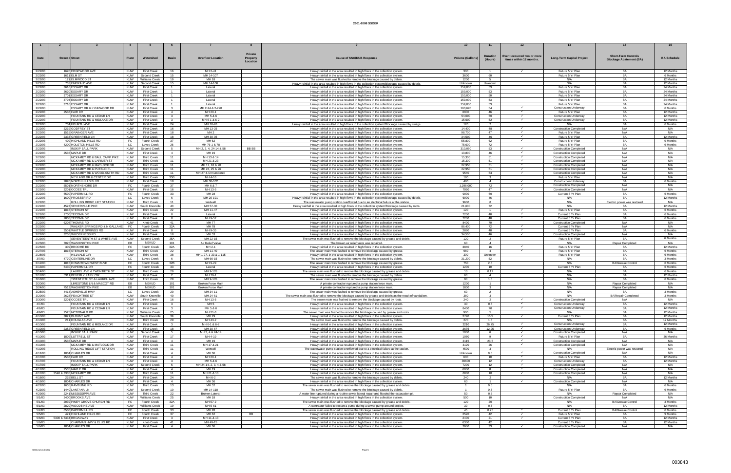# 2001-2008 SSOER

| 1 | 2 | 3 | 4 | 5 | 6 | 7 | 8 | 9 | 10 | 11 | 12 | 13 | 14 | 15 |
|---|---|---|---|---|---|---|---|---|---|---|---|---|---|---|
| Date | Street # | Street | Plant | Watershed | Basin | Overflow Location | Private Property Location | Cause of SSO/KUB Response | Volume (Gallons) | Duration (Hours) | Event occurred two or more times within 12 months. | Long-Term Capital Project | Short-Term Controls Blockage Abatement (BA) | BA Schedule |
| 2/22/03 | 1620 | EDGEWOOD AVE | KUW | First Creek | 16 | MH 2-41 | | Heavy rainfall in the area resulted in high flows in the collection system. | 300 | 1 | ✓ | Future 5 Yr Plan | BA | 12 Months |
| 2/22/03 | 1611 | ELM ST | KUW | Second Creek | 15 | MH 14-107 | | Heavy rainfall in the area resulted in high flows in the collection system. | 3600 | 60 | | Future 5 Yr Plan | BA | 6 Months |
| 2/22/03 | 121 | ELMWOOD ST | KUW | Williams Creek | 19 | MH 18 | | The sewer main was flushed to remove the blockage caused by debris. | 1200 | 5 | | N/A | BA | 12 Months |
| 2/22/03 | 733 | EMERALD AVE | KUW | Second Creek | 15 | MH 14-108 | | Heavy rainfall in the area resulted in high flows in the collection system/Blockage caused by debris. | Unknown | Unknown | | N/A | BA | 12 Months |
| 2/22/03 | 3616 | ESSARY DR | KUW | First Creek | 1 | Lateral | | Heavy rainfall in the area resulted in high flows in the collection system. | 159,000 | 53 | | Future 5 Yr Plan | BA | 24 Months |
| 2/22/03 | 3620 | ESSARY DR | KUW | First Creek | 1 | Lateral | | Heavy rainfall in the area resulted in high flows in the collection system. | 159,000 | 53 | | Future 5 Yr Plan | BA | 24 Months |
| 2/22/03 | 3701 | ESSARY DR | KUW | First Creek | 1 | Lateral | | Heavy rainfall in the area resulted in high flows in the collection system. | 150,000 | 50 | | Future 5 Yr Plan | BA | 24 Months |
| 2/22/03 | 3704 | ESSARY DR | KUW | First Creek | 1 | Lateral | | Heavy rainfall in the area resulted in high flows in the collection system. | 159,000 | 53 | | Future 5 Yr Plan | BA | 24 Months |
| 2/22/03 | 3716 | ESSARY DR | KUW | First Creek | 1 | Lateral | | Heavy rainfall in the area resulted in high flows in the collection system. | 159,000 | 53 | | Future 5 Yr Plan | BA | 24 Months |
| 2/22/03 | | ESSARY DR & LYNNWOOD DR | KUW | First Creek | 3 | MH 2-14 & 2-220 | | Heavy rainfall in the area resulted in high flows in the collection system. | 163,620 | 54 | ✓ | Construction Underway | BA | 6 Months |
| 2/22/03 | 2538 | FAIR DR | KUW | First Creek | 4 | MH 20-1 | | Heavy rainfall in the area resulted in high flows in the collection system. | 6900 | 46 | ✓ | Future 5 Yr Plan | BA | 12 Months |
| 2/22/03 | | FOUNTAIN RD & CEDAR LN | KUW | First Creek | 3 | MH 5 & 6 | | Heavy rainfall in the area resulted in high flows in the collection system. | 54,000 | 60 | ✓ | Construction Underway | BA | 12 Months |
| 2/22/03 | | FOUNTAIN RD & MIDLAKE DR | KUW | First Creek | 3 | MH 6-1 & 6-2 | | Heavy rainfall in the area resulted in high flows in the collection system. | 15,600 | 52 | ✓ | Construction Underway | BA | 12 Months |
| 2/22/03 | 734 | FOURTH AVE | KUW | First Creek | 24 | MH 18-26 | | Heavy rainfall in the area resulted in high flows in the collection system/Blockage caused by swags. | 120 | 2 | | N/A | BA | 6 Months |
| 2/22/03 | 3219 | GODFREY ST | KUW | First Creek | 16 | MH 13-25 | | Heavy rainfall in the area resulted in high flows in the collection system. | 14,400 | 48 | ✓ | Construction Completed | N/A | N/A |
| 2/22/03 | 1515 | GRAINGER AVE | KUW | First Creek | 18 | MH 2 | | Heavy rainfall in the area resulted in high flows in the collection system. | 98,700 | 47 | ✓ | Future 5 Yr Plan | N/A | N/A |
| 2/22/03 | 2333 | GREENFIELD LN | KUW | First Creek | 18 | MH 30-35 | | Heavy rainfall in the area resulted in high flows in the collection system. | 34,500 | 46 | ✓ | Future 5 Yr Plan | BA | 12 Months |
| 2/22/03 | 400 | HIGHLAND HILLS RD | FC | Fourth Creek | 37 | MH 62 | | Heavy rainfall in the area resulted in high flows in the collection system. | 55,800 | 62 | ✓ | Future 5 Yr Plan | BA | 9 Months |
| 2/22/03 | 4200 | HOLSTON HILLS RD | LC | Loves Creek | 26 | MH 76-1 & 78 | | Heavy rainfall in the area resulted in high flows in the collection system. | 75,600 | 72 | | Future 5 Yr Plan | BA | 6 Months |
| 2/22/03 | | INSKIP BALL PARK | KUW | Second Creek | 5 | MH 2, 3, 4, 24-14 & 58 | BB 86 | Heavy rainfall in the area resulted in high flows in the collection system. | 310,050 | 53 | ✓ | Construction Completed | N/A | N/A |
| 2/22/03 | 2535 | MAPLE DR | KUW | First Creek | 4 | MH 19 | | Heavy rainfall in the area resulted in high flows in the collection system. | 13,800 | 46 | ✓ | Construction Completed | N/A | N/A |
| 2/22/03 | | MCKAMEY RD & BALL CAMP PIKE | KUW | Third Creek | 11 | MH 13 & 14 | | Heavy rainfall in the area resulted in high flows in the collection system. | 15,300 | 51 | ✓ | Construction Completed | N/A | N/A |
| 2/22/03 | | MCKAMEY RD & LARIMER ST | KUW | Third Creek | 11 | MH 21 & 23 | | Heavy rainfall in the area resulted in high flows in the collection system. | 15,300 | 51 | ✓ | Construction Completed | N/A | N/A |
| 2/22/03 | | MCKAMEY RD & MATLOCK DR | KUW | Third Creek | 11 | MH 17, 18 & 20 | | Heavy rainfall in the area resulted in high flows in the collection system. | 22,950 | 51 | ✓ | Construction Completed | N/A | N/A |
| 2/22/03 | | MCKAMEY RD & PUEBLO PL | KUW | Third Creek | 11 | MH 24, 25 & 26 | | Heavy rainfall in the area resulted in high flows in the collection system. | 22,950 | 51 | ✓ | Construction Completed | N/A | N/A |
| 2/22/03 | | MCKAMEY RD & WOOD-SMITH RD | KUW | Third Creek | 11 | MH 27 & Unnumbered | | Heavy rainfall in the area resulted in high flows in the collection system. | 9540 | 53 | ✓ | Construction Completed | N/A | N/A |
| 2/22/03 | | NEYLAND DR & CENTER DR | KUW | Third Creek | 35B | MH 4-16 | | Heavy rainfall in the area resulted in high flows in the collection system. | 180 | 3 | | Future 5 Yr Plan | N/A | N/A |
| 2/22/03 | 2820 | NORTH HILLS BLVD | KUW | First Creek | 18 | MH 30-102 | | Heavy rainfall in the area resulted in high flows in the collection system. | 480 | 4 | ✓ | Construction Underway | BA | 6 Months |
| 2/22/03 | 5501 | NORTHSHORE DR | FC | Fourth Creek | 37 | MH 6 & 7 | | Heavy rainfall in the area resulted in high flows in the collection system. | 1,296,000 | 72 | ✓ | Construction Completed | N/A | N/A |
| 2/22/03 | 3201 | OCOEE TRL | KUW | First Creek | 16 | MH 13-5 | | Heavy rainfall in the area resulted in high flows in the collection system. | 7050 | 47 | ✓ | Construction Completed | N/A | N/A |
| 2/22/03 | 6500 | PAPERMILL RD | FC | Fourth Creek | 33 | MH 28 | | Heavy rainfall in the area resulted in high flows in the collection system. | 9000 | 60 | ✓ | Current 5 Yr Plan | BA | 6 Months |
| 2/22/03 | 1609 | PROSSER RD | LC | Loves Creek | 6 | MH 29-191 | | Heavy rainfall in the area resulted in high flows in the collection system/Blockage caused by debris. | 6600 | 46 | | N/A | BA | 12 Months |
| 2/22/03 | | ROLLING RIDGE LIFT STATION | KUW | Third Creek | 11 | Wetwell | | The wastewater pump station overflowed due to an electrical failure at the station. | 9600 | 8 | | N/A | Electric power was restored | N/A |
| 2/22/03 | 4523 | SEVIERVILLE PIKE | KUW | South Knoxville | 40 | MH 57-30 | | Heavy rainfall in the area resulted in high flows in the collection system/Blockage caused by roots. | 21,600 | 72 | | N/A | BA | 12 Months |
| 2/22/03 | 1816 | STERCHI ST | KUW | Third Creek | 22 | MH 11-47 | | Heavy rainfall in the area resulted in high flows in the collection system. | 120 | 1 | ✓ | Future 5 Yr Plan | BA | 6 Months |
| 2/22/03 | 2700 | TECOMA DR | KUW | First Creek | 8 | Lateral | | Heavy rainfall in the area resulted in high flows in the collection system. | 7200 | 48 | ✓ | Current 5 Yr Plan | BA | 6 Months |
| 2/22/03 | 2808 | TECOMA DR | KUW | First Creek | 8 | MH 9-52 | | Heavy rainfall in the area resulted in high flows in the collection system. | 7200 | 48 | | Current 5 Yr Plan | BA | 6 Months |
| 2/22/03 | 6208 | THOMAS RD | KUW | Knob Creek | 41 | MH 77 | | Heavy rainfall in the area resulted in high flows in the collection system. | 8400 | 70 | | Construction Completed | N/A | N/A |
| 2/22/03 | | WALKER SPRINGS RD & N GALLAHER | FC | Fourth Creek | 32A | MH 78 | | Heavy rainfall in the area resulted in high flows in the collection system. | 86,400 | 72 | ✓ | Current 5 Yr Plan | N/A | N/A |
| 2/22/03 | 3501 | WHITTLE SPRINGS RD | KUW | First Creek | 8 | MH 9-35 | | Heavy rainfall in the area resulted in high flows in the collection system. | 2880 | 48 | ✓ | Current 5 Yr Plan | BA | 6 Months |
| 2/22/03 | 3238 | WILDERNESS RD | KUW | First Creek | 18 | MH 53 | | Heavy rainfall in the area resulted in high flows in the collection system. | 34,500 | 46 | ✓ | Construction Completed | N/A | N/A |
| 2/22/03 | | SEVENTEENTH ST & WHITE AVE | KUW | Second Creek | 35A | MH 22-15 | | The sewer main was flushed to remove the blockage caused by grease and debris. | 120 | 2 | | Future 5 Yr Plan | BA | 6 Months |
| 2/23/03 | 7025 | WASHINGTON PIKE | EB | NEKUD | 101 | Air Relief Valve | | The broken air relief valve was repaired. | 60 | 4 | | N/A | Repair Completed | N/A |
| 2/25/03 | 309 | BROOME RD | FC | Fourth Creek | 32A | MH 2-1 | | Heavy rainfall in the area resulted in high flows in the collection system. | 3840 | 16 | ✓ | Future 5 Yr Plan | BA | 12 Months |
| 2/27/03 | 1816 | STERCHI ST | KUW | Third Creek | 22 | MH 11-40 | | The sewer main was flushed to remove the blockage caused by grease. | 960 | 4 | ✓ | Future 5 Yr Plan | BA | 6 Months |
| 2/28/03 | | HILLVALE CIR | KUW | Third Creek | 38 | MH 1-27, 1-33 & 1-115 | | Heavy rainfall in the area resulted in high flows in the collection system. | 300 | Unknown | | Future 5 Yr Plan | BA | 6 Months |
| 3/7/03 | 4770 | CENTERLINE DR | LC | Loves Creek | 6 | MH 66-15 | | The sewer main was flushed to remove the blockage caused by debris. | 31,200 | 52 | | N/A | BA | 3 Months |
| 3/12/03 | 1815 | DOWNTOWN WEST BLVD | FC | Fourth Creek | 32B | MH 9-29 | | The sewer main was flushed to remove the blockage caused by grease. | 750 | 2.5 | | N/A | BA/Grease Control | 6 Months |
| 3/13/03 | 6430 | PAPERMILL DR | FC | Fourth Creek | 33 | Lateral | | Heavy rainfall in the area resulted in high flows in the collection system. | 1200 | 10 | | Current 5 Yr Plan | BA | 6 Months |
| 3/14/03 | | LAUREL AVE & TWENTIETH ST | KUW | Third Creek | 29 | MH 9-105 | | The sewer main was flushed to remove the blockage caused by grease and debris. | 10 | 0.17 | | N/A | BA | 6 Months |
| 3/17/03 | 5311 | BEVERLY PARK CIR | KUW | First Creek | 2 | MH 79-1 | | The sewer main was flushed to remove the blockage caused by debris. | 60 | 4 | | N/A | BA | 12 Months |
| 3/18/03 | | TWENTIETH ST & LAUREL AVE | KUW | Third Creek | 29 | MH 9-105 | | The sewer main was flushed to remove the blockage caused by grease. | 90 | 1.5 | | N/A | BA | 6 Months |
| 3/20/03 | | LIMESTONE LN & MASCOT RD | EB | NEKUD | 101 | Broken Force Main | | A private contractor ruptured a pump station force main. | 1200 | 1 | | N/A | Repair Completed | N/A |
| 3/24/03 | 7513 | WASHINGTON PIKE | EB | NEKUD | 101 | Broken Force Main | | A private contractor ruptured a pump station force main. | 1800 | 3 | | N/A | Repair Completed | N/A |
| 3/25/03 | 4414 | ASHEVILLE HWY | LC | Loves Creek | 20 | MH 34-11 | | The sewer main was flushed to remove the blockage caused by grease. | 60 | 2 | | N/A | BA | 3 Months |
| 3/29/03 | 2628 | PEACHTREE ST | KUW | South Knoxville | 40 | MH 24-61 | | The sewer main was flushed to remove the blockage caused by grease and debris as the result of vandalism. | 360 | 3 | | N/A | BA/Repair Completed | 3 Months |
| 3/30/03 | 3201 | OCOEE TRL | KUW | First Creek | 16 | MH 13-5 | | The sewer main was flushed to remove the blockage caused by roots. | 240 | 2 | ✓ | Construction Completed | N/A | N/A |
| 4/7/03 | | FOUNTAIN RD & CEDAR LN | KUW | First Creek | 3 | MH 5 | | Heavy rainfall in the area resulted in high flows in the collection system. | 30 | 0.5 | ✓ | Construction Underway | BA | 12 Months |
| 4/9/03 | | FOUNTAIN RD & CEDAR LN | KUW | First Creek | 3 | MH 5 & 6 | | Heavy rainfall in the area resulted in high flows in the collection system. | 8400 | 70 | ✓ | Construction Underway | BA | 12 Months |
| 4/9/03 | 2525 | MCDONALD RD | KUW | Williams Creek | 25 | MH 21-3 | | The sewer main was flushed to remove the blockage caused by grease and roots. | 900 | 5 | | N/A | BA | 12 Months |
| 4/10/03 | 3821 | BLOUNT AVE | KUW | South Knoxville | 39 | MH 29 | | Heavy rainfall in the area resulted in high flows in the collection system. | 2790 | 15.5 | ✓ | Current 5 Yr Plan | BA | 12 Months |
| 4/10/03 | 211 | DOUGLAS AVE | KUW | Third Creek | 29 | MH 43-2 | | The sewer main was flushed to remove the blockage caused by debris. | 270 | 1.5 | | N/A | BA | 12 Months |
| 4/10/03 | | FOUNTAIN RD & MIDLAKE DR | KUW | First Creek | 3 | MH 6-1 & 6-2 | | Heavy rainfall in the area resulted in high flows in the collection system. | 3210 | 26.75 | ✓ | Construction Underway | BA | 12 Months |
| 4/10/03 | 2352 | GREENFIELD LN | KUW | First Creek | 18 | MH 30-67 | | Heavy rainfall in the area resulted in high flows in the collection system. | 3675 | 12.25 | ✓ | Construction Underway | BA | 6 Months |
| 4/10/03 | | INSKIP BALL PARK | KUW | Second Creek | 5 | MH 3, 4 & 24-14 | | Heavy rainfall in the area resulted in high flows in the collection system. | 1000 | 6 | ✓ | Construction Completed | N/A | N/A |
| 4/10/03 | 1809 | LUTTRELL ST | KUW | First Creek | 17 | MH 4-19 | | Heavy rainfall in the area resulted in high flows in the collection system. | 1080 | 9 | ✓ | Future 5 Yr Plan | BA | 36 Months |
| 4/10/03 | 2535 | MAPLE DR | KUW | First Creek | 4 | MH 19 | | Heavy rainfall in the area resulted in high flows in the collection system. | 2115 | 23.5 | ✓ | Construction Completed | N/A | N/A |
| 4/10/03 | | MCKAMEY RD & MATLOCK DR | KUW | Third Creek | 11 | MH 17 & 21 | | Heavy rainfall in the area resulted in high flows in the collection system. | 3120 | 26 | ✓ | Construction Completed | N/A | N/A |
| 4/10/03 | | ROLLING RIDGE LIFT STATION | KUW | Third Creek | 11 | Wetwell | | The wastewater pump station overflowed due to a electrical failure at the station. | 4500 | 3 | | N/A | Electric power was restored | N/A |
| 4/11/03 | 1804 | CHARLES DR | KUW | First Creek | 4 | MH 36 | | Heavy rainfall in the area resulted in high flows in the collection system. | Unknown | 0.5 | ✓ | Construction Completed | N/A | N/A |
| 4/17/03 | 2538 | FAIR DR | KUW | First Creek | 4 | MH 20-1 | | Heavy rainfall in the area resulted in high flows in the collection system. | 600 | 10 | ✓ | Future 5 Yr Plan | BA | 12 Months |
| 4/17/03 | | FOUNTAIN RD & CEDAR LN | KUW | First Creek | 3 | MH 5 & 6 | | Heavy rainfall in the area resulted in high flows in the collection system. | 39600 | 12 | ✓ | Construction Underway | BA | 12 Months |
| 4/17/03 | | INSKIP BALL PARK | KUW | Second Creek | 5 | MH 24-14, 2, 3, 4 & 58 | | Heavy rainfall in the area resulted in high flows in the collection system. | 7200 | 12 | ✓ | Construction Completed | N/A | N/A |
| 4/17/03 | 2535 | MAPLE DR | KUW | First Creek | 4 | MH 19 | | Heavy rainfall in the area resulted in high flows in the collection system. | 6000 | 8 | ✓ | Construction Completed | N/A | N/A |
| 4/17/03 | 3540 & 3305 | MCKAMEY RD | KUW | Third Creek | 11 | MH 21 & 13 | | Heavy rainfall in the area resulted in high flows in the collection system. | 6000 | 10 | ✓ | Construction Completed | N/A | N/A |
| 4/18/03 | 225 | BELL ST | KUW | First Creek | 24 | MH 6-2 | | The sewer main was flushed to remove the blockage caused by debris. | 240 | 2 | | N/A | BA | 12 Months |
| 4/18/03 | 1804 | CHARLES DR | KUW | First Creek | 4 | MH 36 | | Heavy rainfall in the area resulted in high flows in the collection system. | 60 | 1 | ✓ | Construction Completed | N/A | N/A |
| 4/22/03 | 1605 | RAMBLING RD | KUW | Third Creek | 13 | MH 52 | | The sewer main was flushed to remove the blockage caused by grease and debris. | 1 | 0.5 | | N/A | BA | 6 Months |
| 4/23/03 | 1440 | LANTANA LN | KUW | Second Creek | 10 | MH 14-118 | | The sewer main was flushed to remove the blockage caused by debris. | 1 | 0.5 | | Future 5 Yr Plan | BA | 6 Months |
| 4/29/03 | 2241 | MISSISSIPPI AVE | KUW | Third Creek | 22 | Broken Lateral | | A water line ruptured during a routine sewer lateral repair and flooded the excavation pit. | 50 | 0.5 | | N/A | Repair Completed | N/A |
| 5/1/03 | 2400 | BROOKS AVE | KUW | Williams Creek | 25 | MH 18 | | Heavy rainfall in the area resulted in high flows in the collection system. | 500 | 10 | | Construction Completed | N/A | N/A |
| 5/1/03 | 2030 | PINEY GROVE CHURCH RD | FC | Fourth Creek | 32A | MH 57-2 | | The sewer main was flushed to remove the blockage caused by grease and debris. | 120 | 20 | | N/A | BA/Grease Control | 3 Months |
| 5/1/03 | 2820 | WOODBINE AVE | KUW | Williams Creek | 19 | MH 5-61 | | A contractor failed to restart a pump during a sewer pump-around project. | 30 | 0.5 | | N/A | BA | 12 Months |
| 5/2/03 | 6500 | PAPERMILL RD | FC | Fourth Creek | 33 | MH 28 | | The sewer main was flushed to remove the blockage caused by grease and debris. | 45 | 0.75 | ✓ | Current 5 Yr Plan | BA/Grease Control | 6 Months |
| 5/5/03 | 421 | HIGHLAND HILLS RD | FC | Fourth Creek | 37 | MH 62 | BB | Heavy rainfall in the area resulted in high flows in the collection system. | 2520 | 42 | ✓ | Future 5 Yr Plan | BA | 9 Months |
| 5/6/03 | 5300 & 5334 | BROADWAY | KUW | First Creek | 3 | MH 11 & 13 | | Heavy rainfall in the area resulted in high flows in the collection system. | 2400 | 21 | ✓ | Current 5 Yr Plan | BA | 12 Months |
| 5/6/03 | | CHAPMAN HWY & ELLIS RD | KUW | Knob Creek | 41 | MH 49-15 | | Heavy rainfall in the area resulted in high flows in the collection system. | 6300 | 42 | | Current 5 Yr Plan | BA | 12 Months |
| 5/6/03 | 1804 | CHARLES DR | KUW | First Creek | 4 | MH 36 | | Heavy rainfall in the area resulted in high flows in the collection system. | 3960 | 33 | ✓ | Construction Completed | N/A | N/A |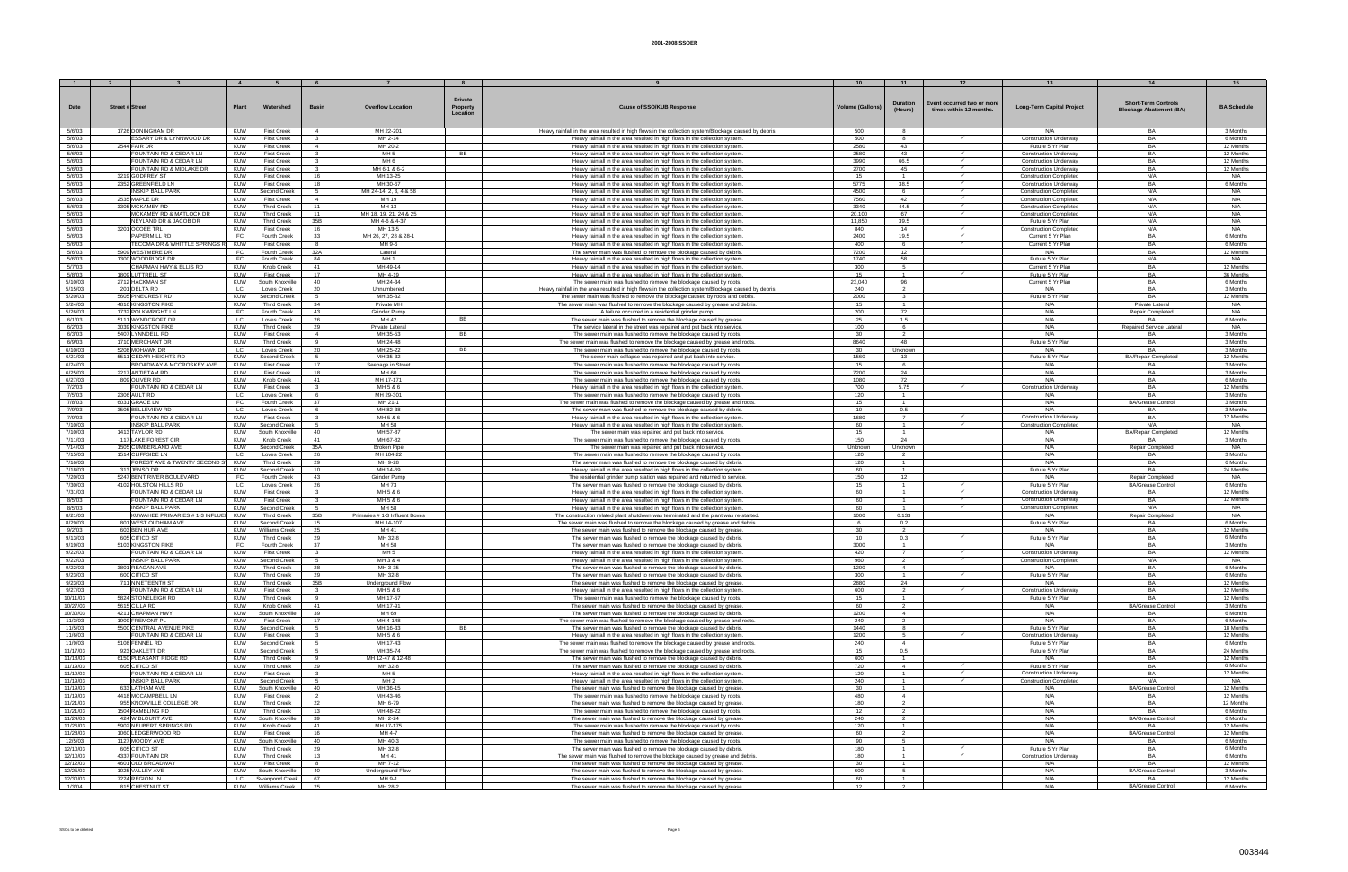# 2001-2008 SSOER

| 1 | 2 | 3 | 4 | 5 | 6 | 7 | 8 | 9 | 10 | 11 | 12 | 13 | 14 | 15 |
|---|---|---|---|---|---|---|---|---|---|---|---|---|---|---|
| Date | Street # | Street | Plant | Watershed | Basin | Overflow Location | Private Property Location | Cause of SSO/KUB Response | Volume (Gallons) | Duration (Hours) | Event occurred two or more times within 12 months. | Long-Term Capital Project | Short-Term Controls Blockage Abatement (BA) | BA Schedule |
| 5/6/03 | 1728 | DONINGHAM DR | KUW | First Creek | 4 | MH 22-201 | | Heavy rainfall in the area resulted in high flows in the collection system/Blockage caused by debris. | 500 | 8 | | N/A | BA | 3 Months |
| 5/6/03 | | ESSARY DR & LYNNWOOD DR | KUW | First Creek | 3 | MH 2-14 | | Heavy rainfall in the area resulted in high flows in the collection system. | 500 | 8 | ✓ | Construction Underway | BA | 6 Months |
| 5/6/03 | 2544 | FAIR DR | KUW | First Creek | 4 | MH 20-2 | | Heavy rainfall in the area resulted in high flows in the collection system. | 2580 | 43 | | Future 5 Yr Plan | BA | 12 Months |
| 5/6/03 | | FOUNTAIN RD & CEDAR LN | KUW | First Creek | 3 | MH 5 | BB | Heavy rainfall in the area resulted in high flows in the collection system. | 2580 | 43 | ✓ | Construction Underway | BA | 12 Months |
| 5/6/03 | | FOUNTAIN RD & CEDAR LN | KUW | First Creek | 3 | MH 6 | | Heavy rainfall in the area resulted in high flows in the collection system. | 3990 | 66.5 | ✓ | Construction Underway | BA | 12 Months |
| 5/6/03 | | FOUNTAIN RD & MIDLAKE DR | KUW | First Creek | 3 | MH 6-1 & 6-2 | | Heavy rainfall in the area resulted in high flows in the collection system. | 2700 | 45 | ✓ | Construction Underway | BA | 12 Months |
| 5/6/03 | 3219 | GODFREY ST | KUW | First Creek | 16 | MH 13-25 | | Heavy rainfall in the area resulted in high flows in the collection system. | 15 | 1 | ✓ | Construction Completed | N/A | N/A |
| 5/6/03 | 2352 | GREENFIELD LN | KUW | First Creek | 18 | MH 30-67 | | Heavy rainfall in the area resulted in high flows in the collection system. | 5775 | 38.5 | ✓ | Construction Underway | BA | 6 Months |
| 5/6/03 | | INSKIP BALL PARK | KUW | Second Creek | 5 | MH 24-14, 2, 3, 4 & 58 | | Heavy rainfall in the area resulted in high flows in the collection system. | 4500 | 6 | ✓ | Construction Completed | N/A | N/A |
| 5/6/03 | 2535 | MAPLE DR | KUW | First Creek | 4 | MH 19 | | Heavy rainfall in the area resulted in high flows in the collection system. | 7560 | 42 | ✓ | Construction Completed | N/A | N/A |
| 5/6/03 | 3305 | MCKAMEY RD | KUW | Third Creek | 11 | MH 13 | | Heavy rainfall in the area resulted in high flows in the collection system. | 3340 | 44.5 | ✓ | Construction Completed | N/A | N/A |
| 5/6/03 | | MCKAMEY RD & MATLOCK DR | KUW | Third Creek | 11 | MH 18, 19, 21, 24 & 25 | | Heavy rainfall in the area resulted in high flows in the collection system. | 20,100 | 67 | ✓ | Construction Completed | N/A | N/A |
| 5/6/03 | | NEYLAND DR & JACOB DR | KUW | Third Creek | 35B | MH 4-6 & 4-37 | | Heavy rainfall in the area resulted in high flows in the collection system. | 11,850 | 39.5 | | Future 5 Yr Plan | N/A | N/A |
| 5/6/03 | 3201 | OCOEE TRL | KUW | First Creek | 16 | MH 13-5 | | Heavy rainfall in the area resulted in high flows in the collection system. | 840 | 14 | ✓ | Construction Completed | N/A | N/A |
| 5/6/03 | | PAPERMILL RD | FC | Fourth Creek | 33 | MH 26, 27, 28 & 28-1 | | Heavy rainfall in the area resulted in high flows in the collection system. | 2400 | 19.5 | ✓ | Current 5 Yr Plan | BA | 6 Months |
| 5/6/03 | | TECOMA DR & WHITTLE SPRINGS RD | KUW | First Creek | 8 | MH 9-6 | | Heavy rainfall in the area resulted in high flows in the collection system. | 400 | 6 | ✓ | Current 5 Yr Plan | BA | 6 Months |
| 5/6/03 | 5900 | WESTMERE DR | FC | Fourth Creek | 32A | Lateral | | The sewer main was flushed to remove the blockage caused by debris. | 7200 | 12 | | N/A | BA | 12 Months |
| 5/6/03 | 1300 | WOODBRIDGE DR | FC | Fourth Creek | 84 | MH 1 | | Heavy rainfall in the area resulted in high flows in the collection system. | 1740 | 58 | | Future 5 Yr Plan | N/A | N/A |
| 5/7/03 | | CHAPMAN HWY & ELLIS RD | KUW | Knob Creek | 41 | MH 49-14 | | Heavy rainfall in the area resulted in high flows in the collection system. | 300 | 5 | | Current 5 Yr Plan | BA | 12 Months |
| 5/8/03 | 1809 | LUTTRELL ST | KUW | First Creek | 17 | MH 4-19 | | Heavy rainfall in the area resulted in high flows in the collection system. | 15 | 1 | ✓ | Future 5 Yr Plan | BA | 36 Months |
| 5/10/03 | 2712 | HACKMAN ST | KUW | South Knoxville | 40 | MH 24-34 | | The sewer main was flushed to remove the blockage caused by roots. | 23,040 | 96 | | Current 5 Yr Plan | BA | 6 Months |
| 5/15/03 | 201 | DELTA RD | LC | Loves Creek | 20 | Unnumbered | | Heavy rainfall in the area resulted in high flows in the collection system/Blockage caused by debris. | 240 | 2 | | N/A | BA | 3 Months |
| 5/20/03 | 5605 | PINECREST RD | KUW | Second Creek | 5 | MH 35-32 | | The sewer main was flushed to remove the blockage caused by roots and debris. | 2000 | 3 | | Future 5 Yr Plan | BA | 12 Months |
| 5/24/03 | 4816 | KINGSTON PIKE | KUW | Third Creek | 34 | Private MH | | The sewer main was flushed to remove the blockage caused by grease and debris. | 15 | 1 | | N/A | Private Lateral | N/A |
| 5/28/03 | 1732 | FOLKWRIGHT LN | FC | Fourth Creek | 43 | Grinder Pump | | A failure occurred in a residential grinder pump. | 200 | 72 | | N/A | Repair Completed | N/A |
| 6/1/03 | 5113 | WYNDCROFT DR | LC | Loves Creek | 26 | MH 42 | BB | The sewer main was flushed to remove the blockage caused by grease. | 25 | 1.5 | | N/A | BA | 6 Months |
| 6/2/03 | 3039 | KINGSTON PIKE | KUW | Third Creek | 29 | Private Lateral | | The service lateral in the street was repaired and put back into service. | 100 | 6 | | N/A | Repaired Service Lateral | N/A |
| 6/3/03 | 5407 | LYNNDELL RD | KUW | First Creek | 4 | MH 35-53 | BB | The sewer main was flushed to remove the blockage caused by roots. | 30 | 2 | | N/A | BA | 3 Months |
| 6/9/03 | 1710 | MERCHANT DR | KUW | Third Creek | 9 | MH 24-48 | | The sewer main was flushed to remove the blockage caused by grease and roots. | 8640 | 48 | | Future 5 Yr Plan | BA | 3 Months |
| 6/10/03 | 5208 | MOHAWK DR | LC | Loves Creek | 20 | MH 25-22 | BB | The sewer main was flushed to remove the blockage caused by roots. | 30 | Unknown | | N/A | BA | 3 Months |
| 6/21/03 | 5513 | CEDAR HEIGHTS RD | KUW | Second Creek | 5 | MH 35-32 | | The sewer main collapse was repaired and put back into service. | 1560 | 13 | | Future 5 Yr Plan | BA/Repair Completed | 12 Months |
| 6/24/03 | | BROADWAY & MCCROSKEY AVE | KUW | First Creek | 17 | Seepage in Street | | The sewer main was flushed to remove the blockage caused by roots. | 15 | 6 | | N/A | BA | 3 Months |
| 6/25/03 | 2217 | ANTIETAM RD | KUW | First Creek | 18 | MH 60 | | The sewer main was flushed to remove the blockage caused by roots. | 7200 | 24 | | N/A | BA | 3 Months |
| 6/27/03 | 809 | OLIVER RD | KUW | Knob Creek | 41 | MH 17-171 | | The sewer main was flushed to remove the blockage caused by roots. | 1080 | 72 | | N/A | BA | 6 Months |
| 7/2/03 | | FOUNTAIN RD & CEDAR LN | KUW | First Creek | 3 | MH 5 & 6 | | Heavy rainfall in the area resulted in high flows in the collection system. | 700 | 5.75 | ✓ | Construction Underway | BA | 12 Months |
| 7/5/03 | 2306 | AULT RD | LC | Loves Creek | 6 | MH 29-301 | | The sewer main was flushed to remove the blockage caused by roots. | 120 | 1 | | N/A | BA | 3 Months |
| 7/8/03 | 6031 | GRACE LN | FC | Fourth Creek | 37 | MH 21-1 | | The sewer main was flushed to remove the blockage caused by grease and roots. | 15 | 1 | | N/A | BA/Grease Control | 3 Months |
| 7/9/03 | 3505 | BELLEVIEW RD | LC | Loves Creek | 6 | MH 82-38 | | The sewer main was flushed to remove the blockage caused by debris. | 10 | 0.5 | | N/A | BA | 3 Months |
| 7/9/03 | | FOUNTAIN RD & CEDAR LN | KUW | First Creek | 3 | MH 5 & 6 | | Heavy rainfall in the area resulted in high flows in the collection system. | 1680 | 7 | ✓ | Construction Underway | BA | 12 Months |
| 7/10/03 | | INSKIP BALL PARK | KUW | Second Creek | 5 | MH 58 | | Heavy rainfall in the area resulted in high flows in the collection system. | 60 | 1 | ✓ | Construction Completed | N/A | N/A |
| 7/10/03 | 1413 | TAYLOR RD | KUW | South Knoxville | 40 | MH 57-87 | | The sewer main was repaired and put back into service. | 15 | 1 | | N/A | BA/Repair Completed | 12 Months |
| 7/11/03 | 117 | LAKE FOREST CIR | KUW | Knob Creek | 41 | MH 67-82 | | The sewer main was flushed to remove the blockage caused by roots. | 150 | 24 | | N/A | BA | 3 Months |
| 7/14/03 | 1505 | CUMBERLAND AVE | KUW | Second Creek | 35A | Broken Pipe | | The sewer main was repaired and put back into service. | Unknown | Unknown | | N/A | Repair Completed | N/A |
| 7/15/03 | 1514 | CLIFFSIDE LN | LC | Loves Creek | 26 | MH 104-22 | | The sewer main was flushed to remove the blockage caused by roots. | 120 | 2 | | N/A | BA | 3 Months |
| 7/16/03 | | FOREST AVE & TWENTY SECOND ST | KUW | Third Creek | 29 | MH 9-28 | | The sewer main was flushed to remove the blockage caused by debris. | 120 | 1 | | N/A | BA | 6 Months |
| 7/18/03 | 313 | JENSO DR | KUW | Second Creek | 10 | MH 14-69 | | Heavy rainfall in the area resulted in high flows in the collection system. | 60 | 1 | | Future 5 Yr Plan | BA | 24 Months |
| 7/20/03 | 5247 | BENT RIVER BOULEVARD | FC | Fourth Creek | 43 | Grinder Pump | | The residential grinder pump station was repaired and returned to service. | 150 | 12 | | N/A | Repair Completed | N/A |
| 7/30/03 | 4102 | HOLSTON HILLS RD | LC | Loves Creek | 26 | MH 73 | | The sewer main was flushed to remove the blockage caused by debris. | 15 | 1 | ✓ | Future 5 Yr Plan | BA/Grease Control | 6 Months |
| 7/31/03 | | FOUNTAIN RD & CEDAR LN | KUW | First Creek | 3 | MH 5 & 6 | | Heavy rainfall in the area resulted in high flows in the collection system. | 60 | 1 | ✓ | Construction Underway | BA | 12 Months |
| 8/5/03 | | FOUNTAIN RD & CEDAR LN | KUW | First Creek | 3 | MH 5 & 6 | | Heavy rainfall in the area resulted in high flows in the collection system. | 60 | 1 | ✓ | Construction Underway | BA | 12 Months |
| 8/5/03 | | INSKIP BALL PARK | KUW | Second Creek | 5 | MH 58 | | Heavy rainfall in the area resulted in high flows in the collection system. | 60 | 1 | ✓ | Construction Completed | N/A | N/A |
| 8/21/03 | | KUWAHEE PRIMARIES # 1-3 INFLUENT | KUW | Third Creek | 35B | Primaries # 1-3 Influent Boxes | | The construction related plant shutdown was terminated and the plant was re-started. | 1000 | 0.133 | | N/A | Repair Completed | N/A |
| 8/29/03 | 801 | WEST OLDHAM AVE | KUW | Second Creek | 15 | MH 14-107 | | The sewer main was flushed to remove the blockage caused by grease and debris. | 6 | 0.2 | | Future 5 Yr Plan | BA | 6 Months |
| 9/2/03 | 603 | BEN HUR AVE | KUW | Williams Creek | 25 | MH 41 | | The sewer main was flushed to remove the blockage caused by grease. | 30 | 2 | | N/A | BA | 12 Months |
| 9/13/03 | 605 | CITICO ST | KUW | Third Creek | 29 | MH 32-8 | | The sewer main was flushed to remove the blockage caused by debris. | 10 | 0.3 | ✓ | Future 5 Yr Plan | BA | 6 Months |
| 9/19/03 | 5103 | KINGSTON PIKE | FC | Fourth Creek | 37 | MH 58 | | The sewer main was flushed to remove the blockage caused by roots. | 3000 | 1 | | N/A | BA | 3 Months |
| 9/22/03 | | FOUNTAIN RD & CEDAR LN | KUW | First Creek | 3 | MH 5 | | Heavy rainfall in the area resulted in high flows in the collection system. | 420 | 7 | ✓ | Construction Underway | BA | 12 Months |
| 9/22/03 | | INSKIP BALL PARK | KUW | Second Creek | 5 | MH 3 & 4 | | Heavy rainfall in the area resulted in high flows in the collection system. | 960 | 2 | ✓ | Construction Completed | N/A | N/A |
| 9/22/03 | 3801 | REAGAN AVE | KUW | Third Creek | 28 | MH 3-35 | | The sewer main was flushed to remove the blockage caused by debris. | 1200 | 4 | | N/A | BA | 6 Months |
| 9/23/03 | 600 | CITICO ST | KUW | Third Creek | 29 | MH 32-8 | | The sewer main was flushed to remove the blockage caused by debris. | 300 | 1 | ✓ | Future 5 Yr Plan | BA | 6 Months |
| 9/23/03 | 713 | NINETEENTH ST | KUW | Third Creek | 35B | Underground Flow | | The sewer main was flushed to remove the blockage caused by grease. | 2880 | 24 | | N/A | BA | 12 Months |
| 9/27/03 | | FOUNTAIN RD & CEDAR LN | KUW | First Creek | 3 | MH 5 & 6 | | Heavy rainfall in the area resulted in high flows in the collection system. | 600 | 2 | ✓ | Construction Underway | BA | 12 Months |
| 10/11/03 | 5824 | STONELEIGH RD | KUW | Third Creek | 9 | MH 17-57 | | The sewer main was flushed to remove the blockage caused by roots. | 15 | 1 | | Future 5 Yr Plan | BA | 12 Months |
| 10/27/03 | 5615 | CILLA RD | KUW | Knob Creek | 41 | MH 17-91 | | The sewer main was flushed to remove the blockage caused by grease. | 60 | 2 | | N/A | BA/Grease Control | 3 Months |
| 10/30/03 | 4211 | CHAPMAN HWY | KUW | South Knoxville | 39 | MH 69 | | The sewer main was flushed to remove the blockage caused by debris. | 1200 | 4 | | N/A | BA | 6 Months |
| 11/3/03 | 1909 | FREMONT PL | KUW | First Creek | 17 | MH 4-148 | | The sewer main was flushed to remove the blockage caused by grease and roots. | 240 | 2 | | N/A | BA | 6 Months |
| 11/5/03 | 5500 | CENTRAL AVENUE PIKE | KUW | Second Creek | 5 | MH 16-33 | BB | The sewer main was flushed to remove the blockage caused by debris. | 1440 | 8 | | Future 5 Yr Plan | BA | 18 Months |
| 11/6/03 | | FOUNTAIN RD & CEDAR LN | KUW | First Creek | 3 | MH 5 & 6 | | Heavy rainfall in the area resulted in high flows in the collection system. | 1200 | 5 | ✓ | Construction Underway | BA | 12 Months |
| 11/9/03 | 5108 | FENNEL RD | KUW | Second Creek | 5 | MH 17-43 | | The sewer main was flushed to remove the blockage caused by grease and roots. | 240 | 4 | | Future 5 Yr Plan | BA | 12 Months |
| 11/17/03 | 923 | OAKLETT DR | KUW | Second Creek | 5 | MH 35-74 | | The sewer main was flushed to remove the blockage caused by grease and roots. | 15 | 0.5 | | Future 5 Yr Plan | BA | 24 Months |
| 11/18/03 | 6150 | PLEASANT RIDGE RD | KUW | Third Creek | 9 | MH 12-47 & 12-48 | | The sewer main was flushed to remove the blockage caused by debris. | 600 | 1 | | N/A | BA | 12 Months |
| 11/19/03 | 605 | CITICO ST | KUW | Third Creek | 29 | MH 32-8 | | The sewer main was flushed to remove the blockage caused by debris. | 720 | 4 | ✓ | Future 5 Yr Plan | BA | 6 Months |
| 11/19/03 | | FOUNTAIN RD & CEDAR LN | KUW | First Creek | 3 | MH 5 | | Heavy rainfall in the area resulted in high flows in the collection system. | 120 | 1 | ✓ | Construction Underway | BA | 12 Months |
| 11/19/03 | | INSKIP BALL PARK | KUW | Second Creek | 5 | MH 2 | | Heavy rainfall in the area resulted in high flows in the collection system. | 240 | 1 | ✓ | Construction Completed | N/A | N/A |
| 11/19/03 | 633 | LATHAM AVE | KUW | South Knoxville | 40 | MH 36-15 | | The sewer main was flushed to remove the blockage caused by grease. | 30 | 1 | | N/A | BA/Grease Control | 12 Months |
| 11/19/03 | 4418 | MCCAMPBELL LN | KUW | First Creek | 2 | MH 43-46 | | The sewer main was flushed to remove the blockage caused by roots. | 480 | 4 | | N/A | BA | 12 Months |
| 11/21/03 | 955 | KNOXVILLE COLLEGE DR | KUW | Third Creek | 22 | MH 6-79 | | The sewer main was flushed to remove the blockage caused by grease. | 180 | 2 | | N/A | BA | 12 Months |
| 11/21/03 | 1504 | RAMBLING RD | KUW | Third Creek | 13 | MH 48-22 | | The sewer main was flushed to remove the blockage caused by roots. | 12 | 2 | | N/A | BA | 6 Months |
| 11/24/03 | 424 | W BLOUNT AVE | KUW | South Knoxville | 39 | MH 2-24 | | The sewer main was flushed to remove the blockage caused by grease. | 240 | 2 | | N/A | BA/Grease Control | 6 Months |
| 11/26/03 | 5902 | NEUBERT SPRINGS RD | KUW | Knob Creek | 41 | MH 17-175 | | The sewer main was flushed to remove the blockage caused by roots. | 120 | 1 | | N/A | BA | 12 Months |
| 11/28/03 | 1060 | LEDGERWOOD RD | KUW | First Creek | 16 | MH 4-7 | | The sewer main was flushed to remove the blockage caused by grease. | 60 | 2 | | N/A | BA/Grease Control | 12 Months |
| 12/5/03 | 1127 | MOODY AVE | KUW | South Knoxville | 40 | MH 40-3 | | The sewer main was flushed to remove the blockage caused by roots. | 90 | 5 | | N/A | BA | 6 Months |
| 12/10/03 | 605 | CITICO ST | KUW | Third Creek | 29 | MH 32-8 | | The sewer main was flushed to remove the blockage caused by debris. | 180 | 1 | ✓ | Future 5 Yr Plan | BA | 6 Months |
| 12/10/03 | 4337 | FOUNTAIN DR | KUW | Third Creek | 13 | MH 41 | | The sewer main was flushed to remove the blockage caused by grease and debris. | 180 | 1 | ✓ | Construction Underway | BA | 6 Months |
| 12/12/03 | 4601 | OLD BROADWAY | KUW | First Creek | 8 | MH 7-12 | | The sewer main was flushed to remove the blockage caused by grease. | 30 | 1 | | N/A | BA | 12 Months |
| 12/25/03 | 1025 | VALLEY AVE | KUW | South Knoxville | 40 | Underground Flow | | The sewer main was flushed to remove the blockage caused by grease. | 600 | 5 | | N/A | BA/Grease Control | 3 Months |
| 12/30/03 | 7224 | REGION LN | LC | Newport Creek | 67 | MH 9-1 | | The sewer main was flushed to remove the blockage caused by grease. | 60 | 1 | | N/A | BA | 12 Months |
| 1/3/04 | 815 | CHESTNUT ST | KUW | Williams Creek | 25 | MH 28-2 | | The sewer main was flushed to remove the blockage caused by grease. | 12 | 2 | | N/A | BA/Grease Control | 6 Months |

SSOs to be deleted

003844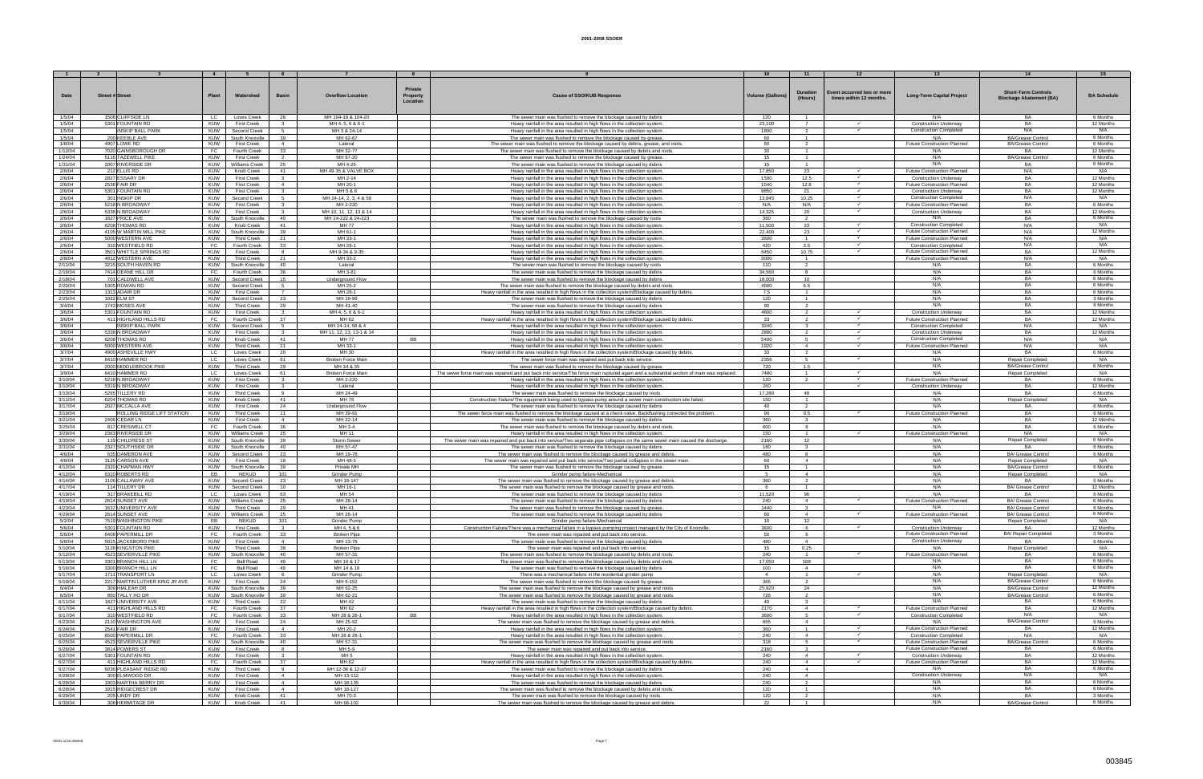# 2001-2008 SSOER

| 1 | 2 | 3 | 4 | 5 | 6 | 7 | 8 | 9 | 10 | 11 | 12 | 13 | 14 | 15 |
|---|---|---|---|---|---|---|---|---|---|---|---|---|---|---|
| Date | Street # | Street | Plant | Watershed | Basin | Overflow Location | Private Property Location | Cause of SSO/KUB Response | Volume (Gallons) | Duration (Hours) | Event occurred two or more times within 12 months. | Long-Term Capital Project | Short-Term Controls Blockage Abatement (BA) | BA Schedule |
| 1/5/04 | 1508 | CLIFFSIDE LN | LC | Loves Creek | 26 | MH 104-19 & 104-20 | | The sewer main was flushed to remove the blockage caused by debris. | 120 | 1 | | N/A | BA | 6 Months |
| 1/5/04 | 5301 | FOUNTAIN RD | KUW | First Creek | 3 | MH 4, 5, 6 & 6-1 | | Heavy rainfall in the area resulted in high flows in the collection system. | 23,100 | 7 | ✓ | Construction Underway | BA | 12 Months |
| 1/5/04 | | INSKIP BALL PARK | KUW | Second Creek | 5 | MH 3 & 24-14 | | Heavy rainfall in the area resulted in high flows in the collection system. | 1800 | 2 | ✓ | Construction Completed | N/A | N/A |
| 1/5/04 | 200 | KEEBLE AVE | KUW | South Knoxville | 39 | MH 62-67 | | The sewer main was flushed to remove the blockage caused by grease. | 60 | 1 | | N/A | BA/Grease Control | 6 Months |
| 1/8/04 | 4907 | LOWE RD | KUW | First Creek | 4 | Lateral | | The sewer main was flushed to remove the blockage caused by debris, grease, and roots. | 60 | 2 | | Future Construction Planned | BA/Grease Control | 6 Months |
| 1/12/04 | 7020 | GAINSBOROUGH DR | FC | Fourth Creek | 33 | MH 32-77 | | The sewer main was flushed to remove the blockage caused by debris and roots. | 30 | 1 | | N/A | BA | 12 Months |
| 1/24/04 | 5116 | TAZEWELL PIKE | KUW | First Creek | 2 | MH 67-20 | | The sewer main was flushed to remove the blockage caused by grease. | 15 | 1 | | N/A | BA/Grease Control | 6 Months |
| 1/31/04 | 2807 | RIVERSIDE DR | KUW | Williams Creek | 25 | MH 4-25 | | The sewer main was flushed to remove the blockage caused by debris. | 15 | 1 | | N/A | BA | 6 Months |
| 2/6/04 | 212 | ELLIS RD | KUW | Knob Creek | 41 | MH 49-15 & VALVE BOX | | Heavy rainfall in the area resulted in high flows in the collection system. | 17,850 | 23 | ✓ | Future Construction Planned | N/A | N/A |
| 2/6/04 | 2827 | ESSARY DR | KUW | First Creek | 3 | MH 2-14 | | Heavy rainfall in the area resulted in high flows in the collection system. | 1500 | 12.5 | ✓ | Construction Underway | BA | 12 Months |
| 2/6/04 | 2538 | FAIR DR | KUW | First Creek | 4 | MH 20-1 | | Heavy rainfall in the area resulted in high flows in the collection system. | 1540 | 12.8 | ✓ | Future Construction Planned | BA | 12 Months |
| 2/6/04 | 5301 | FOUNTAIN RD | KUW | First Creek | 3 | MH 5 & 6 | | Heavy rainfall in the area resulted in high flows in the collection system. | 9850 | 21 | ✓ | Construction Underway | BA | 12 Months |
| 2/6/04 | 301 | INSKIP DR | KUW | Second Creek | 5 | MH 24-14, 2, 3, 4 & 58 | | Heavy rainfall in the area resulted in high flows in the collection system. | 13,845 | 10.25 | ✓ | Construction Completed | N/A | N/A |
| 2/6/04 | 5218 | N BROADWAY | KUW | First Creek | 3 | MH 2-220 | | Heavy rainfall in the area resulted in high flows in the collection system. | N/A | N/A | ✓ | Future Construction Planned | BA | 6 Months |
| 2/6/04 | 5338 | N BROADWAY | KUW | First Creek | 3 | MH 10, 11, 12, 13 & 14 | | Heavy rainfall in the area resulted in high flows in the collection system. | 14,325 | 20 | ✓ | Construction Underway | BA | 12 Months |
| 2/6/04 | 1827 | PRICE AVE | KUW | South Knoxville | 40 | MH 24-222 & 24-223 | | The sewer main was flushed to remove the blockage caused by roots. | 360 | 2 | | N/A | BA | 6 Months |
| 2/6/04 | 6208 | THOMAS RD | KUW | Knob Creek | 41 | MH 77 | | Heavy rainfall in the area resulted in high flows in the collection system. | 11,500 | 23 | ✓ | Construction Completed | N/A | N/A |
| 2/6/04 | 4105 | W MARTIN MILL PIKE | KUW | South Knoxville | 39 | MH 61-1 | | Heavy rainfall in the area resulted in high flows in the collection system. | 22,400 | 23 | ✓ | Future Construction Planned | N/A | 12 Months |
| 2/6/04 | 5000 | WESTERN AVE | KUW | Third Creek | 21 | MH 33-1 | | Heavy rainfall in the area resulted in high flows in the collection system. | 3600 | 1 | ✓ | Future Construction Planned | N/A | N/A |
| 2/6/04 | 310 | WESTFIELD RD | FC | Fourth Creek | 33 | MH 28-1 | | Heavy rainfall in the area resulted in high flows in the collection system. | 420 | 3.5 | ✓ | Construction Completed | N/A | N/A |
| 2/6/04 | 3501 | WHITTLE SPRINGS RD | KUW | First Creek | 8 | MH 9-34 & 9-35 | | Heavy rainfall in the area resulted in high flows in the collection system. | 6450 | 10.75 | ✓ | Future Construction Planned | BA | 12 Months |
| 2/8/04 | 4817 | WESTERN AVE | KUW | Third Creek | 21 | MH 33-2 | | Heavy rainfall in the area resulted in high flows in the collection system. | 3000 | 1 | | Future Construction Planned | N/A | N/A |
| 2/11/04 | 3215 | SOUTH HAVEN RD | KUW | South Knoxville | 40 | Lateral | | The sewer main was flushed to remove the blockage caused by roots. | 110 | 2 | | N/A | BA | 6 Months |
| 2/16/04 | 7414 | DEANE HILL DR | FC | Fourth Creek | 36 | MH 3-81 | | The sewer main was flushed to remove the blockage caused by debris. | 34,560 | 8 | | N/A | BA | 6 Months |
| 2/18/04 | 701 | CALDWELL AVE | KUW | Second Creek | 15 | Underground Flow | | The sewer main was flushed to remove the blockage caused by debris. | 18,000 | 10 | | N/A | BA | 6 Months |
| 2/20/04 | 5305 | ROWAN RD | KUW | Second Creek | 5 | MH 25-2 | | The sewer main was flushed to remove the blockage caused by debris and roots. | 4680 | 6.5 | | N/A | BA | 6 Months |
| 2/23/04 | 1315 | ADAIR DR | KUW | First Creek | 7 | MH 28-1 | | Heavy rainfall in the area resulted in high flows in the collection system/Blockage caused by debris. | 7.5 | 1 | | N/A | BA | 6 Months |
| 2/25/04 | 1022 | ELM ST | KUW | Second Creek | 23 | MH 19-96 | | The sewer main was flushed to remove the blockage caused by debris. | 120 | 1 | | N/A | BA | 3 Months |
| 3/4/04 | 1743 | MOSES AVE | KUW | Third Creek | 29 | MH 41-40 | | The sewer main was flushed to remove the blockage caused by debris. | 90 | 2 | | N/A | BA | 6 Months |
| 3/6/04 | 5301 | FOUNTAIN RD | KUW | First Creek | 3 | MH 4, 5, 6 & 6-1 | | Heavy rainfall in the area resulted in high flows in the collection system. | 4800 | 2 | ✓ | Construction Underway | BA | 12 Months |
| 3/6/04 | 411 | HIGHLAND HILLS RD | FC | Fourth Creek | 37 | MH 62 | | Heavy rainfall in the area resulted in high flows in the collection system/Blockage caused by debris. | 33 | 2 | ✓ | Future Construction Planned | BA | 12 Months |
| 3/6/04 | | INSKIP BALL PARK | KUW | Second Creek | 5 | MH 24-14, 58 & 4 | | Heavy rainfall in the area resulted in high flows in the collection system. | 3240 | 3 | ✓ | Construction Completed | N/A | N/A |
| 3/6/04 | 5338 | N BROADWAY | KUW | First Creek | 3 | MH 11, 12, 13, 13-1 & 14 | | Heavy rainfall in the area resulted in high flows in the collection system. | 2880 | 2 | ✓ | Construction Underway | BA | 12 Months |
| 3/6/04 | 6208 | THOMAS RD | KUW | Knob Creek | 41 | MH 77 | BB | Heavy rainfall in the area resulted in high flows in the collection system. | 5400 | 5 | ✓ | Construction Completed | N/A | N/A |
| 3/6/04 | 5000 | WESTERN AVE | KUW | Third Creek | 21 | MH 33-1 | | Heavy rainfall in the area resulted in high flows in the collection system. | 1920 | 4 | ✓ | Future Construction Planned | N/A | N/A |
| 3/7/04 | 4900 | ASHEVILLE HWY | LC | Loves Creek | 20 | MH 30 | | Heavy rainfall in the area resulted in high flows in the collection system/Blockage caused by debris. | 33 | 2 | | N/A | BA | 6 Months |
| 3/7/04 | 6410 | HAMMER RD | LC | Loves Creek | 61 | Broken Force Main | | The sewer force main was repaired and put back into service. | 2356 | 5 | ✓ | N/A | Repair Completed | N/A |
| 3/7/04 | 2900 | MIDDLEBROOK PIKE | KUW | Third Creek | 29 | MH 34 & 35 | | The sewer main was flushed to remove the blockage caused by grease. | 720 | 1.5 | | N/A | BA/Grease Control | 6 Months |
| 3/9/04 | 6410 | HAMMER RD | LC | Loves Creek | 61 | Broken Force Main | | The sewer force main was repaired and put back into service/The force main ruptured again and a substantial section of main was replaced. | 7480 | 1 | ✓ | N/A | Repair Completed | N/A |
| 3/10/04 | 5218 | N BROADWAY | KUW | First Creek | 3 | MH 2-220 | | Heavy rainfall in the area resulted in high flows in the collection system. | 120 | 2 | ✓ | Future Construction Planned | BA | 6 Months |
| 3/10/04 | 5319 | N BROADWAY | KUW | First Creek | 3 | Lateral | | Heavy rainfall in the area resulted in high flows in the collection system. | 260 | | ✓ | Construction Underway | BA | 12 Months |
| 3/10/04 | 5265 | TILLERY RD | KUW | Third Creek | 9 | MH 24-49 | | The sewer main was flushed to remove the blockage caused by roots. | 17,280 | 48 | | N/A | BA | 6 Months |
| 3/11/04 | 6204 | THOMAS RD | KUW | Knob Creek | 41 | MH 76 | | Construction Failure/The equipment being used to bypass pump around a sewer main construction site failed. | 150 | 1 | | N/A | Repair Completed | N/A |
| 3/17/04 | 2027 | MCCALLA AVE | KUW | First Creek | 24 | Underground Flow | | The sewer main was flushed to remove the blockage caused by debris. | 40 | 2 | | N/A | BA | 6 Months |
| 3/19/04 | | ROLLING RIDGE LIFT STATION | KUW | Third Creek | 11 | MH 30-91 | | The sewer force main was flushed to remove the blockage caused at a check valve. Backflushing corrected the problem. | 90 | 0.5 | ✓ | Future Construction Planned | BA | 6 Months |
| 3/21/04 | 2408 | CEDAR LN | KUW | First Creek | 4 | MH 22-14 | | The sewer main was flushed to remove the blockage caused by debris. | 360 | 3 | | N/A | BA | 12 Months |
| 3/25/04 | 817 | CRESWELL CT | FC | Fourth Creek | 36 | MH 3-4 | | The sewer main was flushed to remove the blockage caused by debris and roots. | 600 | 8 | | N/A | BA | 6 Months |
| 3/29/04 | 2363 | RIVERSIDE DR | KUW | Williams Creek | 25 | MH 11 | | Heavy rainfall in the area resulted in high flows in the collection system. | 150 | 1 | ✓ | Future Construction Planned | N/A | N/A |
| 3/30/04 | 119 | CHILDRESS ST | KUW | South Knoxville | 39 | Storm Sewer | | The sewer main was repaired and put back into service/Two separate pipe collapses on the same sewer main caused the discharge. | 2160 | 12 | | N/A | Repair Completed | 6 Months |
| 3/31/04 | 2327 | SOUTHSIDE DR | KUW | South Knoxville | 40 | MH 57-47 | | The sewer main was flushed to remove the blockage caused by debris. | 180 | 3 | | N/A | BA | 6 Months |
| 4/8/04 | 635 | DAMERON AVE | KUW | Second Creek | 23 | MH 19-78 | | The sewer main was flushed to remove the blockage caused by grease and debris. | 480 | 8 | | N/A | BA/ Grease Control | 6 Months |
| 4/8/04 | 3125 | CARSON AVE | KUW | First Creek | 18 | MH 48-5 | | The sewer main was repaired and put back into service/Two partial collapses in the sewer main. | 60 | 4 | | N/A | Repair Completed | N/A |
| 4/12/04 | 2320 | CHAPMAN HWY | KUW | South Knoxville | 39 | Private MH | | The sewer main was flushed to remove the blockage caused by grease. | 15 | 1 | | N/A | BA/Grease Control | 6 Months |
| 4/12/04 | 6310 | ROBERTS RD | EB | NEKUD | 101 | Grinder Pump | | Grinder pump failure-Mechanical | 5 | 4 | | N/A | Repair Completed | N/A |
| 4/14/04 | 1106 | CALLAWAY AVE | KUW | Second Creek | 23 | MH 19-147 | | The sewer main was flushed to remove the blockage caused by grease and debris. | 360 | 2 | | N/A | BA | 6 Months |
| 4/17/04 | 114 | TILLERY DR | KUW | Second Creek | 10 | MH 16-1 | | The sewer main was flushed to remove the blockage caused by grease and roots. | 6 | 1 | | N/A | BA/ Grease Control | 12 Months |
| 4/19/04 | 317 | BRAKEBILL RD | LC | Loves Creek | 63 | MH 54 | | The sewer main was flushed to remove the blockage caused by debris. | 11,520 | 96 | | N/A | BA | 6 Months |
| 4/19/04 | 2614 | SUNSET AVE | KUW | Williams Creek | 25 | MH 28-14 | | The sewer main was flushed to remove the blockage caused by grease and debris. | 240 | 4 | ✓ | Future Construction Planned | BA/ Grease Control | 6 Months |
| 4/23/04 | 1637 | UNIVERSITY AVE | KUW | Third Creek | 29 | MH 41 | | The sewer main was flushed to remove the blockage caused by grease and roots. | 1440 | 3 | | N/A | BA/ Grease Control | 6 Months |
| 4/29/04 | 2614 | SUNSET AVE | KUW | Williams Creek | 25 | MH 28-14 | | The sewer main was flushed to remove the blockage caused by grease and debris. | 60 | 4 | ✓ | Future Construction Planned | BA/ Grease Control | 6 Months |
| 5/2/04 | 7519 | WASHINGTON PIKE | EB | NEKUD | 101 | Grinder Pump | | Grinder pump failure-Mechanical | 10 | 12 | | N/A | Repair Completed | N/A |
| 5/5/04 | 5301 | FOUNTAIN RD | KUW | First Creek | 3 | MH 4, 5 & 6 | | Construction Failure/There was a mechanical failure in a bypass pumping project managed by the City of Knoxville. | 3600 | 6 | ✓ | Construction Underway | BA | 12 Months |
| 5/6/04 | 6408 | PAPERMILL DR | FC | Fourth Creek | 33 | Broken Pipe | | The sewer main was repaired and put back into service. | 50 | 6 | | Future Construction Planned | BA/ Repair Completed | 3 Months |
| 5/8/04 | 5015 | JACKSBORO PIKE | KUW | First Creek | 4 | MH 13-78 | | The sewer main was flushed to remove the blockage caused by debris. | 480 | 4 | | Construction Underway | BA | 6 Months |
| 5/10/04 | 3128 | KINGSTON PIKE | KUW | Third Creek | 38 | Broken Pipe | | The sewer main was repaired and put back into service. | 15 | 0.25 | | N/A | Repair Completed | N/A |
| 5/12/04 | 4523 | SEVIERVILLE PIKE | KUW | South Knoxville | 40 | MH 57-31 | | The sewer main was flushed to remove the blockage caused by debris and roots. | 240 | 1 | ✓ | Future Construction Planned | BA | 6 Months |
| 5/13/04 | 3300 | BRANCH HILL LN | FC | Ball Road | 49 | MH 16 & 17 | | The sewer main was flushed to remove the blockage caused by debris and roots. | 17,050 | 168 | | N/A | BA | 6 Months |
| 5/16/04 | 3300 | BRANCH HILL LN | FC | Ball Road | 49 | MH 14 & 18 | | The sewer main was flushed to remove the blockage caused by debris. | 100 | 4 | | N/A | BA | 6 Months |
| 5/17/04 | 1711 | TRANSPORT LN | LC | Loves Creek | 6 | Grinder Pump | | There was a mechanical failure in the residential grinder pump. | 4 | 1 | ✓ | N/A | Repair Completed | N/A |
| 5/19/04 | 2217 | MARTIN LUTHER KING JR AVE | KUW | First Creek | 24 | MH 6-152 | | The sewer main was flushed to remove the blockage caused by grease. | 365 | 2 | | N/A | BA/Grease Control | 6 Months |
| 6/4/04 | 309 | HALEAH DR | KUW | South Knoxville | 39 | MH 62-25 | | The sewer main was flushed to remove the blockage caused by grease and roots. | 25,920 | 24 | | N/A | BA/Grease Control | 12 Months |
| 6/5/04 | 850 | TALLY HO DR | KUW | South Knoxville | 39 | MH 62-21 | | The sewer main was flushed to remove the blockage caused by grease and roots. | 726 | 2 | | N/A | BA/Grease Control | 6 Months |
| 6/11/04 | 1627 | UNIVERSITY AVE | KUW | Third Creek | 22 | MH 42 | | The sewer main was flushed to remove the blockage caused by debris. | 40 | 3 | | N/A | BA | 6 Months |
| 6/17/04 | 411 | HIGHLAND HILLS RD | FC | Fourth Creek | 37 | MH 62 | | Heavy rainfall in the area resulted in high flows in the collection system/Blockage caused by debris. | 2170 | 4 | ✓ | Future Construction Planned | BA | 12 Months |
| 6/17/04 | 310 | WESTFIELD RD | FC | Fourth Creek | 33 | MH 28 & 28-1 | BB | Heavy rainfall in the area resulted in high flows in the collection system. | 3600 | 5 | ✓ | Construction Completed | N/A | N/A |
| 6/23/04 | 2110 | WASHINGTON AVE | KUW | First Creek | 24 | MH 25-92 | | The sewer main was flushed to remove the blockage caused by grease and debris. | 655 | 4 | | N/A | BA/Grease Control | 6 Months |
| 6/24/04 | 2541 | FAIR DR | KUW | First Creek | 4 | MH 20-2 | | Heavy rainfall in the area resulted in high flows in the collection system. | 360 | 1 | ✓ | Future Construction Planned | BA | 12 Months |
| 6/25/04 | 6500 | PAPERMILL DR | FC | Fourth Creek | 33 | MH 28 & 28-1 | | Heavy rainfall in the area resulted in high flows in the collection system. | 240 | 4 | ✓ | Construction Completed | N/A | N/A |
| 6/25/04 | 4523 | SEVIERVILLE PIKE | KUW | South Knoxville | 40 | MH 57-31 | | The sewer main was flushed to remove the blockage caused by debris and roots. | 318 | 5 | ✓ | Future Construction Planned | BA/Grease Control | 6 Months |
| 6/26/04 | 3814 | POWERS ST | KUW | First Creek | 8 | MH 5-9 | | The sewer main was repaired and put back into service. | 2160 | 3 | | Future Construction Planned | BA | 6 Months |
| 6/27/04 | 5301 | FOUNTAIN RD | KUW | First Creek | 3 | MH 5 | | Heavy rainfall in the area resulted in high flows in the collection system. | 240 | 4 | ✓ | Construction Underway | BA | 12 Months |
| 6/27/04 | 411 | HIGHLAND HILLS RD | FC | Fourth Creek | 37 | MH 62 | | Heavy rainfall in the area resulted in high flows in the collection system/Blockage caused by debris. | 240 | 4 | ✓ | Future Construction Planned | BA | 12 Months |
| 6/27/04 | 6036 | PLEASANT RIDGE RD | KUW | Third Creek | 9 | MH 12-36 & 12-37 | | The sewer main was flushed to remove the blockage caused by debris. | 240 | 4 | | N/A | BA | 6 Months |
| 6/28/04 | 300 | ELMWOOD DR | KUW | First Creek | 4 | MH 13-112 | | Heavy rainfall in the area resulted in high flows in the collection system. | 240 | 4 | | Construction Underway | N/A | N/A |
| 6/28/04 | 1903 | MARTHA BERRY DR | KUW | First Creek | 4 | MH 18-135 | | The sewer main was flushed to remove the blockage caused by debris. | 240 | 4 | | N/A | BA | 6 Months |
| 6/28/04 | 1915 | RIDGECREST DR | KUW | First Creek | 4 | MH 18-127 | | The sewer main was flushed to remove the blockage caused by debris and roots. | 120 | 1 | | N/A | BA | 6 Months |
| 6/29/04 | 205 | LINDY DR | KUW | Knob Creek | 41 | MH 70-3 | | The sewer main was flushed to remove the blockage caused by roots. | 120 | 2 | | N/A | BA | 3 Months |
| 6/30/04 | 308 | HERMITAGE DR | KUW | Knob Creek | 41 | MH 66-102 | | The sewer main was flushed to remove the blockage caused by grease and debris. | 22 | 1 | | N/A | BA/Grease Control | 6 Months |

SSOs to be deleted

003845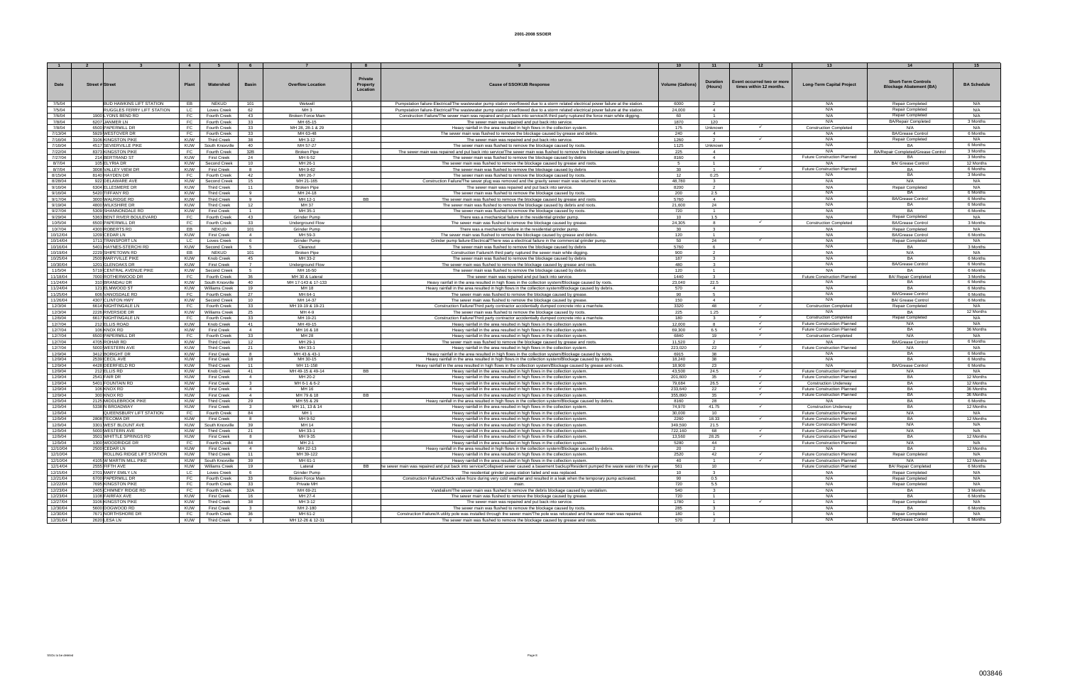# 2001-2008 SSOER

| 1 | 2 | 3 | 4 | 5 | 6 | 7 | 8 | 9 | 10 | 11 | 12 | 13 | 14 | 15 |
|---|---|---|---|---|---|---|---|---|---|---|---|---|---|---|
| Date | Street # | Street | Plant | Watershed | Basin | Overflow Location | Private Property Location | Cause of SSO/KUB Response | Volume (Gallons) | Duration (Hours) | Event occurred two or more times within 12 months. | Long-Term Capital Project | Short-Term Controls Blockage Abatement (BA) | BA Schedule |
| 7/5/04 | | BUD HAWKINS LIFT STATION | EB | NEKUD | 101 | Wetwell | | Pumpstation failure-Electrical/The wastewater pump station overflowed due to a storm related electrical power failure at the station. | 6000 | 2 | | N/A | Repair Completed | N/A |
| 7/5/04 | | RUGGLES FERRY LIFT STATION | LC | Loves Creek | 62 | MH 3 | | Pumpstation failure-Electrical/The wastewater pump station overflowed due to a storm related electrical power failure at the station. | 24,000 | 4 | | N/A | Repair Completed | N/A |
| 7/8/04 | 1900 | LYONS BEND RD | FC | Fourth Creek | 43 | Broken Force Main | | Construction Failure/The sewer main was repaired and put back into service/A third party ruptured the force main while digging. | 60 | 1 | | N/A | Repair Completed | N/A |
| 7/8/04 | 6207 | JANMER LN | FC | Fourth Creek | 33 | MH 65-15 | | The sewer main was repaired and put back into service. | 1870 | 120 | | N/A | BA/Repair Completed | 3 Months |
| 7/8/04 | 6500 | PAPERMILL DR | FC | Fourth Creek | 33 | MH 28, 28-1 & 29 | | Heavy rainfall in the area resulted in high flows in the collection system. | 175 | Unknown | ✓ | Construction Completed | N/A | N/A |
| 7/13/04 | 5929 | WESTOVER DR | FC | Fourth Creek | 33 | MH 63-48 | | The sewer main was flushed to remove the blockage caused by grease and debris. | 240 | 4 | | N/A | BA/Grease Control | 6 Months |
| 7/16/04 | 3108 | KINGSTON PIKE | KUW | Third Creek | 38 | MH 3-12 | | The sewer main was repaired and put back into service. | 1260 | 2 | ✓ | N/A | Repair Completed | N/A |
| 7/16/04 | 4517 | SEVIERVILLE PIKE | KUW | South Knoxville | 40 | MH 57-27 | | The sewer main was flushed to remove the blockage caused by roots. | 1125 | Unknown | | N/A | BA | 6 Months |
| 7/22/04 | 8373 | KINGSTON PIKE | FC | Fourth Creek | 32B | Broken Pipe | | The sewer main was repaired and put back into service/The sewer main was flushed to remove the blockage caused by grease. | 225 | 4 | | N/A | BA/Repair Completed/Grease Control | 3 Months |
| 7/27/04 | 214 | BERTRAND ST | KUW | First Creek | 24 | MH 6-52 | | The sewer main was flushed to remove the blockage caused by debris. | 8160 | 4 | | Future Construction Planned | BA | 3 Months |
| 8/7/04 | 105 | ELYRIA DR | KUW | Second Creek | 10 | MH 26-1 | | The sewer main was flushed to remove the blockage caused by grease and roots. | 5 | 1 | | N/A | BA/ Grease Control | 12 Months |
| 8/7/04 | 3008 | VALLEY VIEW DR | KUW | First Creek | 8 | MH 9-62 | | The sewer main was flushed to remove the blockage caused by debris. | 30 | 1 | ✓ | Future Construction Planned | BA | 6 Months |
| 8/15/04 | 8140 | HAYDEN DR | FC | Fourth Creek | 42 | MH 26-7 | | The sewer main was flushed to remove the blockage caused by roots. | 12 | 0.25 | | N/A | BA | 3 Months |
| 8/28/04 | 922 | DELAWARE AVE | KUW | Second Creek | 15 | MH 21-165 | | Construction Failure/The sewer plug was removed and the gravity sewer main was returned to service. | 48,780 | 3 | | N/A | N/A | N/A |
| 9/16/04 | 6304 | ELLESMERE DR | KUW | Third Creek | 11 | Broken Pipe | | The sewer main was repaired and put back into service. | 8200 | 2 | | N/A | Repair Completed | N/A |
| 9/16/04 | 5420 | TIFFANY RD | KUW | Third Creek | 9 | MH 24-18 | | The sewer main was flushed to remove the blockage caused by roots. | 200 | 2.5 | | N/A | BA | 6 Months |
| 9/17/04 | 3000 | WALRIDGE RD | KUW | Third Creek | 9 | MH 12-1 | BB | The sewer main was flushed to remove the blockage caused by grease and roots. | 5760 | 4 | | N/A | BA/Grease Control | 6 Months |
| 9/19/04 | 4800 | WILKSHIRE DR | KUW | Third Creek | 12 | MH 37 | | The sewer main was flushed to remove the blockage caused by debris and roots. | 21,600 | 24 | | N/A | BA | 6 Months |
| 9/27/04 | 5309 | SHANNONDALE RD | KUW | First Creek | 1 | MH 35-1 | | The sewer main was flushed to remove the blockage caused by roots. | 720 | 1 | | N/A | BA | 6 Months |
| 9/29/04 | 5363 | BENT RIVER BOULEVARD | FC | Fourth Creek | 43 | Grinder Pump | | There was a mechanical failure in the residential grinder pump. | 10 | 1.5 | | N/A | Repair Completed | N/A |
| 10/5/04 | 6500 | PAPERMILL DR | FC | Fourth Creek | 33 | Underground Flow | | The sewer main was flushed to remove the blockage caused by grease. | 24,305 | 8 | ✓ | Construction Completed | BA/Grease Control | 3 Months |
| 10/7/04 | 4300 | ROBERTS RD | EB | NEKUD | 101 | Grinder Pump | | There was a mechanical failure in the residential grinder pump. | 30 | 3 | | N/A | Repair Completed | N/A |
| 10/12/04 | 1209 | CEDAR LN | KUW | First Creek | 4 | MH 59-3 | | The sewer main was flushed to remove the blockage caused by grease and debris. | 120 | 1 | | N/A | BA/Grease Control | 6 Months |
| 10/14/04 | 1711 | TRANSPORT LN | LC | Loves Creek | 6 | Grinder Pump | | Grinder pump failure-Electrical/There was a electrical failure in the commercial grinder pump. | 50 | 24 | ✓ | N/A | Repair Completed | N/A |
| 10/16/04 | 5401 | HAYNES-STERCHI RD | KUW | Second Creek | 5 | Cleanout | | The sewer main was flushed to remove the blockage caused by debris. | 5760 | 6 | | N/A | BA | 3 Months |
| 10/19/04 | 2229 | SHIPETOWN RD | EB | NEKUD | 101 | Broken Pipe | | Construction Failure/A third party ruptured the sewer main while digging. | 900 | 2 | | N/A | N/A | N/A |
| 10/25/04 | 2509 | MARYVILLE PIKE | KUW | Knob Creek | 45 | MH 33-2 | | The sewer main was flushed to remove the blockage caused by debris. | 187 | 3 | | N/A | BA | 6 Months |
| 10/30/04 | 1201 | GLENOAKS DR | KUW | First Creek | 7 | Underground Flow | | The sewer main was flushed to remove the blockage caused by grease and roots. | 480 | 3 | | N/A | BA/Grease Control | 6 Months |
| 11/5/04 | 5719 | CENTRAL AVENUE PIKE | KUW | Second Creek | 5 | MH 16-50 | | The sewer main was flushed to remove the blockage caused by debris. | 120 | 1 | | N/A | BA | 6 Months |
| 11/18/04 | 7000 | ROTHERWOOD DR | FC | Fourth Creek | 36 | MH 30 & Lateral | | The sewer main was repaired and put back into service. | 1440 | 3 | | Future Construction Planned | BA/ Repair Completed | 3 Months |
| 11/24/04 | 310 | BRANDAU DR | KUW | South Knoxville | 40 | MH 17-143 & 17-133 | | Heavy rainfall in the area resulted in high flows in the collection system/Blockage caused by roots. | 23,040 | 22.5 | | N/A | BA | 6 Months |
| 11/24/04 | 121 | ELMWOOD ST | KUW | Williams Creek | 19 | MH 18 | | Heavy rainfall in the area resulted in high flows in the collection system/Blockage caused by debris. | 570 | 4 | | N/A | BA | 6 Months |
| 11/25/04 | 608 | VANOSDALE RD | FC | Fourth Creek | 27 | MH 64-1 | | The sewer main was flushed to remove the blockage caused by grease. | 90 | 5 | | N/A | BA/Grease Control | 6 Months |
| 11/26/04 | 4307 | CLINTON HWY | KUW | Second Creek | 10 | MH 14-37 | | The sewer main was flushed to remove the blockage caused by grease. | 150 | 4 | | N/A | BA/ Grease Control | 6 Months |
| 12/3/04 | 6614 | NIGHTINGALE LN | FC | Fourth Creek | 33 | MH 19-19 & 19-21 | | Construction Failure/Third party contractor accidentally dumped concrete into a manhole. | 3320 | 48 | ✓ | Construction Completed | Repair Completed | N/A |
| 12/3/04 | 2226 | RIVERSIDE DR | KUW | Williams Creek | 25 | MH 4-9 | | The sewer main was flushed to remove the blockage caused by roots. | 225 | 1.25 | | N/A | BA | 12 Months |
| 12/6/04 | 6617 | NIGHTINGALE LN | FC | Fourth Creek | 33 | MH 19-21 | | Construction Failure/Third party contractor accidentally dumped concrete into a manhole. | 180 | 3 | ✓ | Construction Completed | Repair Completed | N/A |
| 12/7/04 | 212 | ELLIS ROAD | KUW | Knob Creek | 41 | MH 49-15 | | Heavy rainfall in the area resulted in high flows in the collection system. | 12,000 | 8 | ✓ | Future Construction Planned | N/A | N/A |
| 12/7/04 | 108 | KNOX RD | KUW | First Creek | 4 | MH 16 & 18 | | Heavy rainfall in the area resulted in high flows in the collection system. | 69,300 | 6.5 | ✓ | Future Construction Planned | BA | 36 Months |
| 12/7/04 | 6500 | PAPERMILL DR | FC | Fourth Creek | 33 | MH 28 | | Heavy rainfall in the area resulted in high flows in the collection system. | 6840 | 19 | ✓ | Construction Completed | N/A | N/A |
| 12/7/04 | 4705 | ROHAR RD | KUW | Third Creek | 12 | MH 29-1 | | The sewer main was flushed to remove the blockage caused by grease and roots. | 11,520 | 2 | | N/A | BA/Grease Control | 6 Months |
| 12/7/04 | 5000 | WESTERN AVE | KUW | Third Creek | 21 | MH 33-1 | | Heavy rainfall in the area resulted in high flows in the collection system. | 223,020 | 22 | ✓ | Future Construction Planned | N/A | N/A |
| 12/9/04 | 3412 | BORIGHT DR | KUW | First Creek | 8 | MH 43 & 43-1 | | Heavy rainfall in the area resulted in high flows in the collection system/Blockage caused by roots. | 6915 | 38 | | N/A | BA | 6 Months |
| 12/9/04 | 2519 | CECIL AVE | KUW | First Creek | 18 | MH 30-15 | | Heavy rainfall in the area resulted in high flows in the collection system/Blockage caused by debris. | 18,240 | 38 | | N/A | BA | 6 Months |
| 12/9/04 | 4428 | DEERFIELD RD | KUW | Third Creek | 11 | MH 11-158 | | Heavy rainfall in the area resulted in high flows in the collection system/Blockage caused by grease and roots. | 18,900 | 23 | | N/A | BA/Grease Control | 6 Months |
| 12/9/04 | 212 | ELLIS RD | KUW | Knob Creek | 41 | MH 49-15 & 49-14 | BB | Heavy rainfall in the area resulted in high flows in the collection system. | 43,500 | 24.5 | ✓ | Future Construction Planned | N/A | N/A |
| 12/9/04 | 2541 | FAIR DR | KUW | First Creek | 4 | MH 20-2 | | Heavy rainfall in the area resulted in high flows in the collection system. | 201,600 | 35 | ✓ | Future Construction Planned | BA | 12 Months |
| 12/9/04 | 5401 | FOUNTAIN RD | KUW | First Creek | 3 | MH 6-1 & 6-2 | | Heavy rainfall in the area resulted in high flows in the collection system. | 79,684 | 26.5 | ✓ | Construction Underway | BA | 12 Months |
| 12/9/04 | 108 | KNOX RD | KUW | First Creek | 4 | MH 16 | | Heavy rainfall in the area resulted in high flows in the collection system. | 233,640 | 22 | ✓ | Future Construction Planned | BA | 36 Months |
| 12/9/04 | 300 | KNOX RD | KUW | First Creek | 4 | MH 79 & 18 | BB | Heavy rainfall in the area resulted in high flows in the collection system. | 155,890 | 35 | ✓ | Future Construction Planned | BA | 36 Months |
| 12/9/04 | 2125 | MIDDLEBROOK PIKE | KUW | Third Creek | 29 | MH 55 & 29 | | Heavy rainfall in the area resulted in high flows in the collection system/Blockage caused by debris. | 8160 | 28 | | N/A | BA | 6 Months |
| 12/9/04 | 5336 | N BROADWAY | KUW | First Creek | 3 | MH 11, 13 & 14 | | Heavy rainfall in the area resulted in high flows in the collection system. | 74,970 | 41.75 | ✓ | Construction Underway | BA | 12 Months |
| 12/9/04 | | QUEENSBURY LIFT STATION | FC | Fourth Creek | 84 | MH 1 | | Heavy rainfall in the area resulted in high flows in the collection system. | 30,000 | 10 | | Future Construction Planned | N/A | N/A |
| 12/9/04 | 2808 | TECOMA DR | KUW | First Creek | 8 | MH 9-52 | | Heavy rainfall in the area resulted in high flows in the collection system. | 2260 | 18.33 | ✓ | Future Construction Planned | BA | 12 Months |
| 12/9/04 | 3301 | WEST BLOUNT AVE | KUW | South Knoxville | 39 | MH 14 | | Heavy rainfall in the area resulted in high flows in the collection system. | 349,590 | 21.5 | | Future Construction Planned | N/A | N/A |
| 12/9/04 | 5000 | WESTERN AVE | KUW | Third Creek | 21 | MH 33-1 | | Heavy rainfall in the area resulted in high flows in the collection system. | 722,160 | 68 | ✓ | Future Construction Planned | N/A | N/A |
| 12/9/04 | 3501 | WHITTLE SPRINGS RD | KUW | First Creek | 8 | MH 9-35 | | Heavy rainfall in the area resulted in high flows in the collection system. | 13,560 | 28.25 | ✓ | Future Construction Planned | BA | 12 Months |
| 12/9/04 | 1300 | WOODRIDGE DR | FC | Fourth Creek | 84 | MH 2-1 | | Heavy rainfall in the area resulted in high flows in the collection system. | 5280 | 44 | | Future Construction Planned | N/A | N/A |
| 12/10/04 | 2500 | CEDAR LN | KUW | First Creek | 4 | MH 22-13 | | Heavy rainfall in the area resulted in high flows in the collection system/Blockage caused by debris. | 20 | 2 | | N/A | BA | 12 Months |
| 12/10/04 | | ROLLING RIDGE LIFT STATION | KUW | Third Creek | 11 | MH 39-122 | | Heavy rainfall in the area resulted in high flows in the collection system. | 2520 | 42 | ✓ | Future Construction Planned | Repair Completed | N/A |
| 12/10/04 | 4105 | W MARTIN MILL PIKE | KUW | South Knoxville | 39 | MH 61-1 | | Heavy rainfall in the area resulted in high flows in the collection system. | 40 | 1 | ✓ | Future Construction Planned | N/A | 12 Months |
| 12/14/04 | 2555 | FIFTH AVE | KUW | Williams Creek | 19 | Lateral | BB | The sewer main was repaired and put back into service/Collapsed sewer caused a basement backup/Resident pumped the waste water into the yard | 563 | 10 | | Future Construction Planned | BA/ Repair Completed | 6 Months |
| 12/15/04 | 2701 | MARY EMILY LN | LC | Loves Creek | 6 | Grinder Pump | | The residential grinder pump station failed and was replaced. | 10 | 3 | | N/A | Repair Completed | N/A |
| 12/21/04 | 6700 | PAPERMILL DR | FC | Fourth Creek | 33 | Broken Force Main | | Construction Failure/Check valve froze during very cold weather and resulted in a leak when the temporary pump activated. | 90 | 0.5 | | N/A | Repair Completed | N/A |
| 12/22/04 | 7695 | KINGSTON PIKE | FC | Fourth Creek | 33 | Private MH | | main. | 720 | 5.5 | | N/A | Repair Completed | N/A |
| 12/23/04 | 2405 | CHIMNEY RIDGE RD | FC | Fourth Creek | 32A | MH 69-21 | | Vandalism/The sewer main was flushed to remove the debris blockage caused by vandalism. | 540 | 3 | | N/A | BA | 3 Months |
| 12/23/04 | 1108 | FAIRFAX AVE | KUW | First Creek | 16 | MH 27-4 | | The sewer main was flushed to remove the blockage caused by grease. | 720 | 1 | | N/A | BA | 6 Months |
| 12/27/04 | 3108 | KINGSTON PIKE | KUW | Third Creek | 38 | MH 3-12 | | The sewer main was repaired and put back into service. | 1780 | 1 | ✓ | N/A | Repair Completed | N/A |
| 12/28/04 | 5600 | DOGWOOD RD | KUW | First Creek | 3 | MH 2-180 | | The sewer main was flushed to remove the blockage caused by roots. | 285 | 3 | | N/A | BA | 6 Months |
| 12/30/04 | 7672 | NORTHSHORE DR | FC | Fourth Creek | 36 | MH 61-2 | | Construction Failure/A utility pole was installed through the sewer main/The pole was relocated and the sewer main was repaired. | 180 | 1 | | N/A | Repair Completed | N/A |
| 12/31/04 | 2620 | LESA LN | KUW | Third Creek | 9 | MH 12-26 & 12-31 | | The sewer main was flushed to remove the blockage caused by grease and roots. | 570 | 2 | | N/A | BA/Grease Control | 6 Months |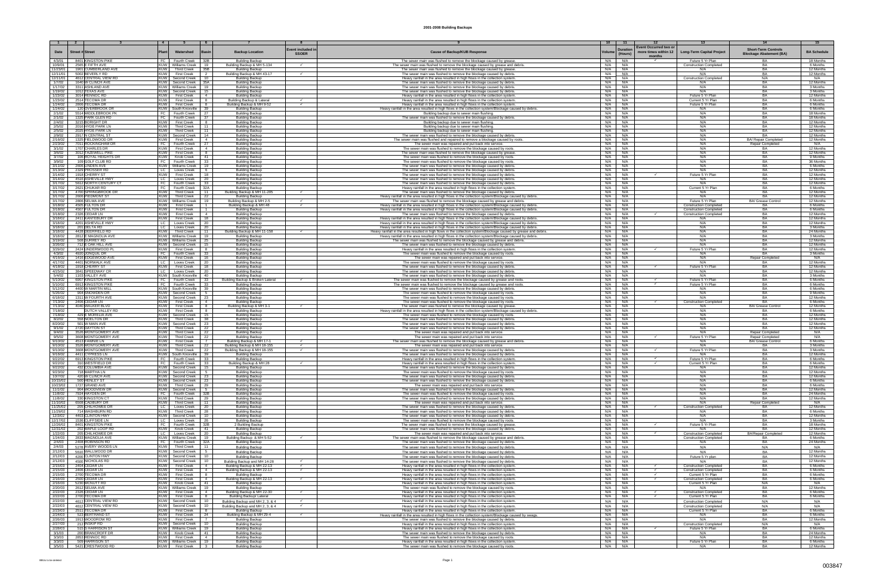# 2001-2008 Building Backups

| 1 | 2 | 3 | 4 | 5 | 6 | 7 | 8 | 9 | 10 | 11 | 12 | 13 | 14 | 15 |
|---|---|---|---|---|---|---|---|---|---|---|---|---|---|---|
| Date | Street # | Street | Plant | Watershed | Basin | Backup Location | Event included in SSOER | Cause of Backup/KUB Response | Volume | Duration (Hours) | Event Occurred two or more times within 12 months | Long-Term Capital Project | Short-Term Controls Blockage Abatement (BA) | BA Schedule |
| 4/3/01 | 8401 | KINGSTON PIKE | FC | Fourth Creek | 32B | Building Backup | | The sewer main was flushed to remove the blockage caused by grease. | N/A | N/A | ✓ | Future 5 Yr Plan | BA | 18 Months |
| 10/9/01 | 2505 | E FIFTH AVE | KUW | Williams Creek | 19 | Building Backup & MH 5-134 | ✓ | The sewer main was flushed to remove the blockage caused by grease and debris. | N/A | N/A | | Construction Completed | BA | 6 Months |
| 11/23/01 | 1901 | CUMBERLAND AVE | KUW | Third Creek | 35B | Building Backup | | The sewer main was flushed to remove the blockage caused by grease. | N/A | N/A | | N/A | BA | 12 Months |
| 12/11/01 | 5002 | BEVERLY RD | KUW | First Creek | 2 | Building Backup & MH 43-17 | ✓ | The sewer main was flushed to remove the blockage caused by debris. | N/A | N/A | | N/A | BA | 12 Months |
| 12/11/01 | 4613 | CENTRAL VIEW RD | KUW | Second Creek | 10 | Building Backup | | Heavy rainfall in the area resulted in high flows in the collection system. | N/A | N/A | | Construction Completed | N/A | N/A |
| 1/7/02 | 1540 | W CLINCH AVE | KUW | Second Creek | 35A | Building Backup | | The sewer main was flushed to remove the blockage caused by debris. | N/A | N/A | | N/A | BA | 12 Months |
| 1/17/02 | 3311 | ASHLAND AVE | KUW | Williams Creek | 19 | Building Backup | | The sewer main was flushed to remove the blockage caused by debris. | N/A | N/A | | N/A | BA | 3 Months |
| 1/19/02 | 1012 | TEXAS AVE | KUW | Second Creek | 15 | Building Backup | | The sewer main was flushed to remove the blockage caused by debris. | N/A | N/A | | N/A | BA | 3 Months |
| 1/23/02 | 3014 | RENNOC RD | KUW | First Creek | 4 | Building Backup | | Heavy rainfall in the area resulted in high flows in the collection system. | N/A | N/A | | Future 5 Yr Plan | BA | 12 Months |
| 1/23/02 | 2514 | TECOMA DR | KUW | First Creek | 8 | Building Backup & Lateral | ✓ | Heavy rainfall in the area resulted in high flows in the collection system. | N/A | N/A | | Current 5 Yr Plan | BA | 6 Months |
| 1/24/02 | 2806 | TECOMA DR | KUW | First Creek | 8 | Building Backup & MH 8-52 | ✓ | Heavy rainfall in the area resulted in high flows in the collection system. | N/A | N/A | | Future 5 Yr Plan | BA | 6 Months |
| 1/24/02 | 120 | OLLIBROOK DR | KUW | South Knoxville | 39 | Building Backup | | Heavy rainfall in the area resulted in high flows in the collection system/Blockage caused by debris. | N/A | N/A | | N/A | BA | 6 Months |
| 2/1/02 | 5514 | MIDDLEBROOK PK | FC | Fourth Creek | 27 | Building Backup | | Building backup due to sewer main flushing. | N/A | N/A | | N/A | BA | 18 Months |
| 2/1/02 | 1325 | PARK GLEN RD | FC | Fourth Creek | 37 | Building Backup | | The sewer main was flushed to remove the blockage caused by debris. | N/A | N/A | | N/A | BA | 18 Months |
| 2/4/02 | 3215 | BORIGHT DR | KUW | First Creek | 8 | Building Backup | | Building backup due to sewer main flushing. | N/A | N/A | | N/A | BA | 12 Months |
| 2/5/02 | 2016 | HYDE PARK LN | KUW | Third Creek | 11 | Building Backup | | Building backup due to sewer main flushing. | N/A | N/A | | N/A | BA | 12 Months |
| 2/5/02 | 2025 | HYDE PARK LN | KUW | Third Creek | 11 | Building Backup | | Building backup due to sewer main flushing. | N/A | N/A | | N/A | BA | 12 Months |
| 2/9/02 | 2917 | N CENTRAL ST | KUW | Second Creek | 14 | Building Backup | | The sewer main was flushed to remove the blockage caused by debris. | N/A | N/A | | N/A | BA | 12 Months |
| 2/16/02 | 1325 | FIELDWOOD DR | KUW | First Creek | 4 | Building Backup | | The sewer main was flushed and repaired to remove a blockage caused by roots. | N/A | N/A | | N/A | BA/ Repair Completed | 12 Months |
| 2/23/02 | 7011 | ROCKINGHAM DR | FC | Fourth Creek | 27 | Building Backup | | The sewer main was repaired and put back into service. | N/A | N/A | | N/A | Repair Completed | N/A |
| 3/1/02 | 1707 | CHARLES DR | KUW | First Creek | 4 | Building Backup | | The sewer main was flushed to remove the blockage caused by roots. | N/A | N/A | | N/A | BA | 12 Months |
| 3/6/02 | 3012 | TAZEWELL PIKE | KUW | First Creek | 8 | Building Backup | | The sewer main was flushed to remove the blockage caused by grease. | N/A | N/A | | N/A | BA | 12 Months |
| 3/7/02 | 106 | ROYAL HEIGHTS DR | KUW | Knob Creek | 41 | Building Backup | | The sewer main was flushed to remove the blockage caused by roots. | N/A | N/A | | N/A | BA | 9 Months |
| 3/9/02 | 109 | GOLF CLUB RD | FC | Fourth Creek | 33 | Building Backup | | The sewer main was flushed to remove the blockage caused by roots. | N/A | N/A | | N/A | BA | 36 Months |
| 3/11/02 | 2808 | LINDEN AVE | KUW | Williams Creek | 19 | Building Backup | | The sewer main was flushed to remove the blockage caused by debris. | N/A | N/A | | N/A | BA | 6 Months |
| 3/13/02 | 2329 | PROSSER RD | LC | Loves Creek | 6 | Building Backup | | The sewer main was flushed to remove the blockage caused by debris. | N/A | N/A | | N/A | BA | 12 Months |
| 3/14/02 | 1918 | CHERRY ST | KUW | First Creek | 18 | Building Backup | | The sewer main was flushed to remove the blockage caused by debris. | N/A | N/A | ✓ | Future 5 Yr Plan | BA | 12 Months |
| 3/14/02 | 4516 | ASHEVILLE HWY | LC | Loves Creek | 20 | Building Backup | | The sewer main was flushed to remove the blockage caused by debris. | N/A | N/A | | N/A | BA | 12 Months |
| 3/17/02 | 5812 | NORTH CENTURY CT | FC | Fourth Creek | 33 | Building Backup | | The sewer main was flushed to remove the blockage caused by debris. | N/A | N/A | | N/A | BA | 12 Months |
| 3/17/02 | 2621 | CHUKAR RD | FC | Fourth Creek | 32A | Building Backup | | Heavy rainfall in the area resulted in high flows in the collection system. | N/A | N/A | | Current 5 Yr Plan | BA | 6 Months |
| 3/17/02 | 4733 | SPRINGBROOK DR | KUW | Third Creek | 11 | Building Backup & MH 11-205 | ✓ | The sewer main was flushed to remove the blockage caused by debris. | N/A | N/A | | N/A | BA | 12 Months |
| 3/17/02 | 2806 | PIEDMONT ST | KUW | Third Creek | 22 | Building Backup | | Heavy rainfall in the area resulted in high flows in the collection system/Blockage caused by debris. | N/A | N/A | | N/A | BA | 12 Months |
| 3/17/02 | 2806 | SELMA AVE | KUW | Williams Creek | 19 | Building Backup & MH 2-5 | ✓ | The sewer main was flushed to remove the blockage caused by grease and debris. | N/A | N/A | | Future 5 Yr Plan | BA/ Grease Control | 12 Months |
| 3/18/02 | 4505 | FULTON DR | KUW | First Creek | 1 | Building Backup & MH 48 | ✓ | Heavy rainfall in the area resulted in high flows in the collection system/Blockage caused by debris. | N/A | N/A | | Construction Completed | BA | 6 Months |
| 3/18/02 | 4507 | FULTON DR | KUW | First Creek | 1 | Building Backup | | Heavy rainfall in the area resulted in high flows in the collection system/Blockage caused by debris. | N/A | N/A | | Construction Completed | BA | 6 Months |
| 3/18/02 | 2326 | CEDAR LN | KUW | First Creek | 4 | Building Backup | | The sewer main was flushed to remove the blockage caused by debris. | N/A | N/A | ✓ | Construction Completed | BA | 12 Months |
| 3/18/02 | 2411 | KANTEBURY DR | KUW | First Creek | 18 | Building Backup | | Heavy rainfall in the area resulted in high flows in the collection system/Blockage caused by debris. | N/A | N/A | | N/A | BA | 12 Months |
| 3/18/02 | 4201 | ASHEVILLE HWY | LC | Loves Creek | 20 | Building Backup | | Heavy rainfall in the area resulted in high flows in the collection system/Blockage caused by debris. | N/A | N/A | | N/A | BA | 12 Months |
| 3/18/02 | 201 | DELTA RD | LC | Loves Creek | 20 | Building Backup | | Heavy rainfall in the area resulted in high flows in the collection system/Blockage caused by debris. | N/A | N/A | | N/A | BA | 3 Months |
| 3/18/02 | 4428 | DEERFIELD RD | KUW | Third Creek | 11 | Building Backup & MH 11-158 | ✓ | Heavy rainfall in the area resulted in high flows in the collection system/Blockage caused by grease and debris. | N/A | N/A | | N/A | BA | 24 Months |
| 3/18/02 | 2812 | E MAGNOLIA AVE | KUW | Williams Creek | 19 | Building Backup | | Heavy rainfall in the area resulted in high flows in the collection system/Blockage caused by debris. | N/A | N/A | | N/A | BA | 3 Months |
| 3/19/02 | 509 | SURREY RD | KUW | Williams Creek | 25 | Building Backup | | The sewer main was flushed to remove the blockage caused by debris. | N/A | N/A | | N/A | BA | 12 Months |
| 3/26/02 | 712 | E OAK HILL AVE | KUW | Second Creek | 15 | Building Backup | | The sewer main was flushed to remove the blockage caused by debris. | N/A | N/A | | N/A | BA | 12 Months |
| 3/29/02 | 2424 | UNDERWOOD PL | KUW | First Creek | 8 | Building Backup | | Heavy rainfall in the area resulted in high flows in the collection system. | N/A | N/A | ✓ | Future 5 Yr Plan | BA | 12 Months |
| 4/3/02 | 4920 | JONQUIL DR | FC | Fourth Creek | 33 | Building Backup | | The sewer main was flushed to remove the blockage caused by roots. | N/A | N/A | | N/A | BA | 3 Months |
| 4/15/02 | 1418 | EDGEWOOD AVE | KUW | First Creek | 15 | Building Backup | | The sewer main was repaired and put back into service. | N/A | N/A | | N/A | Repair Completed | N/A |
| 4/17/02 | 4401 | NORWALK AVE | LC | Loves Creek | 20 | Building Backup | | The sewer main was flushed to remove the blockage caused by roots. | N/A | N/A | | N/A | BA | 12 Months |
| 4/18/02 | 1918 | CHERRY ST | KUW | First Creek | 18 | Building Backup | | The sewer main was flushed to remove the blockage caused by debris. | N/A | N/A | ✓ | Future 5 Yr Plan | BA | 12 Months |
| 4/25/02 | 3841 | SPEEDWAY CR | LC | Loves Creek | 20 | Building Backup | | The sewer main was flushed to remove the blockage caused by debris. | N/A | N/A | | N/A | BA | 12 Months |
| 5/4/02 | 1103 | VALLEY AVE | KUW | South Knoxville | 40 | Building Backup | | The sewer main was flushed to remove the blockage caused by debris. | N/A | N/A | | N/A | BA | 3 Months |
| 5/10/02 | 6907 | KINGSTON PIKE | FC | Fourth Creek | 33 | Building Backup & Broken Lateral | ✓ | The sewer main was flushed to remove the blockage caused by grease and roots. | N/A | N/A | ✓ | Future 5 Yr Plan | BA | 6 Months |
| 5/10/02 | 6913 | KINGSTON PIKE | FC | Fourth Creek | 33 | Building Backup | | The sewer main was flushed to remove the blockage caused by grease and roots. | N/A | N/A | ✓ | Future 5 Yr Plan | BA | 6 Months |
| 5/12/02 | 4400 | W MARTIN MILL | KUW | South Knoxville | 39 | Building Backup | | The sewer main was flushed to remove the blockage caused by debris. | N/A | N/A | | N/A | BA | 6 Months |
| 5/26/02 | 904 | SNOWDEN DR | KUW | Second Creek | 5 | Building Backup | | The sewer main was flushed to remove the blockage caused by roots. | N/A | N/A | | N/A | BA | 9 Months |
| 6/18/02 | 1311 | W FOURTH AVE | KUW | Second Creek | 23 | Building Backup | | The sewer main was flushed to remove the blockage caused by roots. | N/A | N/A | | N/A | BA | 12 Months |
| 7/13/02 | 2406 | CEDAR LN | KUW | First Creek | 4 | Building Backup | | The sewer main was flushed to remove the blockage caused by roots. | N/A | N/A | ✓ | Construction Completed | BA | 6 Months |
| 7/13/02 | 4040 | WALKER BLVD | KUW | First Creek | 8 | Building Backup & MH 9-1 | ✓ | The sewer main was flushed to remove the blockage caused by grease. | N/A | N/A | | N/A | BA/ Grease Control | 12 Months |
| 7/18/02 | 10 | DUTCH VALLEY RD | KUW | First Creek | 8 | Building Backup | | Heavy rainfall in the area resulted in high flows in the collection system/Blockage caused by debris. | N/A | N/A | | N/A | BA | 6 Months |
| 7/18/02 | 429 | E MORELIA AVE | KUW | Second Creek | 15 | Building Backup | | The sewer main was flushed to remove the blockage caused by roots. | N/A | N/A | | N/A | BA | 12 Months |
| 8/2/02 | 558 | NOELTON DR | KUW | Third Creek | 38 | Building Backup | | The sewer main was flushed to remove the blockage caused by debris. | N/A | N/A | | N/A | BA | 12 Months |
| 8/20/02 | 501 | W MAIN AVE | KUW | Second Creek | 23 | Building Backup | | The sewer main was flushed to remove the blockage caused by debris. | N/A | N/A | | N/A | BA | 12 Months |
| 9/1/02 | 2720 | DAYTON ST | KUW | Third Creek | 22 | Building Backup | | The sewer main was flushed to remove the blockage caused by debris. | N/A | N/A | | N/A | BA | 12 Months |
| 9/4/02 | 3526 | MONTGOMERY AVE | KUW | Third Creek | 22 | Building Backup | | The sewer main was repaired and put back into service. | N/A | N/A | | N/A | Repair Completed | N/A |
| 9/5/02 | 3608 | MONTGOMERY AVE | KUW | Third Creek | 22 | Building Backup | | The sewer main was repaired and put back into service. | N/A | N/A | ✓ | Future 5 Yr Plan | Repair Completed | N/A |
| 9/10/02 | 4513 | FAWNIE LN | KUW | First Creek | 7 | Building Backup & MH 12-1 | ✓ | The sewer main was flushed to remove the blockage caused by grease and debris. | N/A | N/A | | N/A | BA/ Grease Control | 6 Months |
| 9/10/02 | 3526 | MONTGOMERY AVE | KUW | Third Creek | 22 | Building Backup & MH 18-155 | ✓ | The sewer main was repaired and put back into service. | N/A | N/A | | N/A | BA | 3 Months |
| 9/10/02 | 3608 | MONTGOMERY AVE | KUW | Third Creek | 22 | Building Backup & MH 18-155 | ✓ | The sewer main was flushed to remove the blockage caused by roots. | N/A | N/A | ✓ | Future 5 Yr Plan | BA | 3 Months |
| 9/15/02 | 4411 | CYPRESS LN | KUW | South Knoxville | 39 | Building Backup | | The sewer main was flushed to remove the blockage caused by debris. | N/A | N/A | | N/A | BA | 12 Months |
| 9/22/02 | 6913 | KINGSTON PIKE | FC | Fourth Creek | 33 | Building Backup | | Heavy rainfall in the area resulted in high flows in the collection system. | N/A | N/A | ✓ | Future 5 Yr Plan | BA | 6 Months |
| 9/22/02 | 310 | WESTFIELD DR | FC | Fourth Creek | 33 | Building Backup & MH 28 | ✓ | Heavy rainfall in the area resulted in high flows in the collection system. | N/A | N/A | ✓ | Current 5 Yr Plan | BA | 6 Months |
| 9/23/02 | 432 | COLUMBIA AVE | KUW | Second Creek | 15 | Building Backup | | The sewer main was flushed to remove the blockage caused by debris. | N/A | N/A | | N/A | BA | 12 Months |
| 9/23/02 | 718 | MARTHA LN | KUW | Second Creek | 5 | Building Backup | | The sewer main was flushed to remove the blockage caused by roots. | N/A | N/A | | N/A | BA | 12 Months |
| 10/7/02 | 420 | W CLINCH AVE | KUW | Second Creek | 23 | Building Backup | | The sewer main was flushed to remove the blockage caused by debris. | N/A | N/A | | N/A | BA | 12 Months |
| 10/15/02 | 500 | HENLEY ST | KUW | Second Creek | 23 | Building Backup | | The sewer main was flushed to remove the blockage caused by debris. | N/A | N/A | | N/A | BA | 6 Months |
| 10/23/02 | 1727 | GRAND AVE | KUW | Third Creek | 29 | Building Backup | | The sewer main was repaired and put back into service. | N/A | N/A | | N/A | BA | 6 Months |
| 11/1/02 | 904 | WOODVIEW DR | KUW | Second Creek | 5 | Building Backup | | The sewer main was flushed to remove the blockage caused by debris. | N/A | N/A | | N/A | BA | 12 Months |
| 11/8/02 | 7924 | HAYDEN DR | FC | Fourth Creek | 32B | Building Backup | | The sewer main was flushed to remove the blockage caused by roots. | N/A | N/A | | N/A | BA | 24 Months |
| 11/8/02 | 330 | KINGSTON CT | KUW | Third Creek | 29 | Building Backup | | The sewer main was flushed to remove the blockage caused by debris. | N/A | N/A | | N/A | BA | 12 Months |
| 11/10/02 | 6505 | CADBURY DR | KUW | Third Creek | 11 | Building Backup | | The sewer main was repaired and put back into service. | N/A | N/A | | N/A | Repair Completed | N/A |
| 11/25/02 | 205 | CHILHOWEE DR | LC | Loves Creek | 20 | Building Backup | | The sewer main was flushed to remove the blockage caused by debris. | N/A | N/A | ✓ | Construction Completed | BA | 12 Months |
| 11/29/02 | 714 | WASHBURN RD | KUW | Third Creek | 28 | Building Backup | | The sewer main was flushed to remove the blockage caused by debris. | N/A | N/A | | N/A | BA | 6 Months |
| 12/3/02 | 4403 | CLINTON HWY | KUW | Second Creek | 10 | Building Backup | | The sewer main was flushed to remove the blockage caused by debris. | N/A | N/A | | N/A | BA | 12 Months |
| 12/17/02 | 1536 | CLIFFSIDE LN | LC | Loves Creek | 26 | Building Backup | | The sewer main was flushed to remove the blockage caused by roots. | N/A | N/A | | N/A | BA | 3 Months |
| 12/26/02 | 8401 | KINGSTON PIKE | FC | Fourth Creek | 32B | 2 Building Backup | | The sewer main was flushed to remove the blockage caused by grease. | N/A | N/A | ✓ | Future 5 Yr Plan | BA | 18 Months |
| 12/31/02 | 202 | MAPLE LOOP RD | KUW | Knob Creek | 41 | Building Backup | | The sewer main was flushed to remove the blockage caused by debris. | N/A | N/A | | N/A | BA | 12 Months |
| 1/22/03 | 205 | CHILHOWEE DR | LC | Loves Creek | 20 | Building Backup | | The sewer main was repaired and put back into service. | N/A | N/A | ✓ | Construction Completed | BA/Repair Completed | 12 Months |
| 1/24/03 | 2833 | MAGNOLIA AVE | KUW | Williams Creek | 19 | Building Backup & MH 5-52 | ✓ | The sewer main was flushed to remove the blockage caused by grease and debris. | N/A | N/A | | Construction Completed | BA | 6 Months |
| 2/4/03 | 2409 | ROBINSON RD | FC | Fourth Creek | 32A | Building Backup | | The sewer main was flushed to remove the blockage caused by debris. | N/A | N/A | | N/A | BA | 24 Months |
| 2/4/03 | 5278 | AVERY WOODS LN | KUW | Third Creek | 11 | Building Backup | | The sewer main was flushed to remove the blockage caused by debris. | N/A | N/A | | N/A | N/A | N/A |
| 2/12/03 | 5610 | WALLWOOD DR | KUW | Second Creek | 5 | Building Backup | | The sewer main was flushed to remove the blockage caused by debris. | N/A | N/A | | N/A | BA | 12 Months |
| 2/12/03 | 4200 | CLINTON HWY | KUW | Second Creek | 10 | Building Backup | | The sewer main was flushed to remove the blockage caused by debris. | N/A | N/A | | Future 5 Yr plan | BA | 12 Months |
| 2/12/03 | 4500 | NICHOLAS RD | KUW | Second Creek | 10 | Building Backup and MH 14-28 | ✓ | The sewer main was flushed to remove the blockage caused by debris. | N/A | N/A | | N/A | BA | 12 Months |
| 2/15/03 | 2404 | CEDAR LN | KUW | First Creek | 4 | Building Backup & MH 22-13 | ✓ | Heavy rainfall in the area resulted in high flows in the collection system. | N/A | N/A | ✓ | Construction Completed | BA | 6 Months |
| 2/15/03 | 2406 | CEDAR LN | KUW | First Creek | 4 | Building Backup & MH 22-13 | ✓ | Heavy rainfall in the area resulted in high flows in the collection system. | N/A | N/A | ✓ | Construction Completed | BA | 6 Months |
| 2/15/03 | 2700 | TECOMA DR | KUW | First Creek | 8 | Building Backup | | Heavy rainfall in the area resulted in high flows in the collection system. | N/A | N/A | | Current 5 Yr Plan | BA | 6 Months |
| 2/16/03 | 2500 | CEDAR LN | KUW | First Creek | 4 | Building Backup & MH 22-13 | ✓ | Heavy rainfall in the area resulted in high flows in the collection system. | N/A | N/A | ✓ | Construction Completed | BA | 6 Months |
| 2/16/03 | 5230 | MOULTT RD | KUW | Knob Creek | 41 | Building Backup | | Heavy rainfall in the area resulted in high flows in the collection system. | N/A | N/A | | Current 5 Yr Plan | N/A | N/A |
| 2/20/03 | 2612 | SELMA AVE | KUW | Williams Creek | 19 | Building Backup | | The sewer main was flushed to remove the blockage caused by roots. | N/A | N/A | | N/A | BA | 12 Months |
| 2/22/03 | 2326 | CEDAR LN | KUW | First Creek | 4 | Building Backup & MH 22-30 | ✓ | Heavy rainfall in the area resulted in high flows in the collection system. | N/A | N/A | ✓ | Construction Completed | BA | 6 Months |
| 2/22/03 | 2700 | TECOMA DR | KUW | First Creek | 8 | Building Backup/ Lateral | | Heavy rainfall in the area resulted in high flows in the collection system. | N/A | N/A | ✓ | Current 5 Yr Plan | BA | 6 Months |
| 2/22/03 | 4612 | CENTRAL VIEW RD | KUW | Second Creek | 10 | Building Backup and MH 2, 3, & 4 | ✓ | Heavy rainfall in the area resulted in high flows in the collection system. | N/A | N/A | | Construction Completed | N/A | N/A |
| 2/22/03 | 4612 | CENTRAL VIEW RD | KUW | Second Creek | 10 | Building Backup and MH 2, 3, & 4 | ✓ | Heavy rainfall in the area resulted in high flows in the collection system. | N/A | N/A | | Construction Completed | N/A | N/A |
| 2/23/03 | 2511 | TECOMA DR | KUW | First Creek | 8 | Building Backup | | Heavy rainfall in the area resulted in high flows in the collection system. | N/A | N/A | | Current 5 Yr Plan | BA | 6 Months |
| 2/24/03 | 523 | BERTRAND ST | KUW | First Creek | 24 | Building Backup & MH 29-4 | ✓ | Heavy rainfall in the area resulted in high flows in the collection system/Blockage caused by swags. | N/A | N/A | | N/A | BA | 6 Months |
| 2/26/03 | 1913 | WOODROW RD | KUW | First Creek | 7 | Building Backup | | The sewer main was flushed to remove the blockage caused by debris. | N/A | N/A | | N/A | BA | 12 Months |
| 2/27/03 | 212 | INSKIP RD | KUW | Second Creek | 10 | Building Backup | | Heavy rainfall in the area resulted in high flows in the collection system. | N/A | N/A | | Construction Completed | N/A | N/A |
| 2/28/03 | 515 | HARRISON ST | KUW | Williams Creek | 19 | Building Backup | | Heavy rainfall in the area resulted in high flows in the collection system. | N/A | N/A | ✓ | Future 5 Yr Plan | BA | 6 Months |
| 3/1/03 | 350 | BRIARCROFT DR | KUW | Knob Creek | 41 | Building Backup | | The sewer main was flushed to remove the blockage caused by debris. | N/A | N/A | | N/A | BA | 24 Months |
| 3/3/03 | 2853 | RENNOC RD | KUW | First Creek | 4 | Building Backup | | The sewer main was flushed to remove the blockage caused by debris. | N/A | N/A | | N/A | BA | 12 Months |
| 3/3/03 | 509 | HARRISON ST | KUW | Williams Creek | 19 | Building Backup | | Heavy rainfall in the area resulted in high flows in the collection system. | N/A | N/A | | Future 5 Yr Plan | BA | 6 Months |
| 3/5/03 | 5421 | CRESTWOOD RD | KUW | First Creek | 3 | Building Backup | | The sewer main was flushed to remove the blockage caused by roots. | N/A | N/A | | N/A | BA | 12 Months |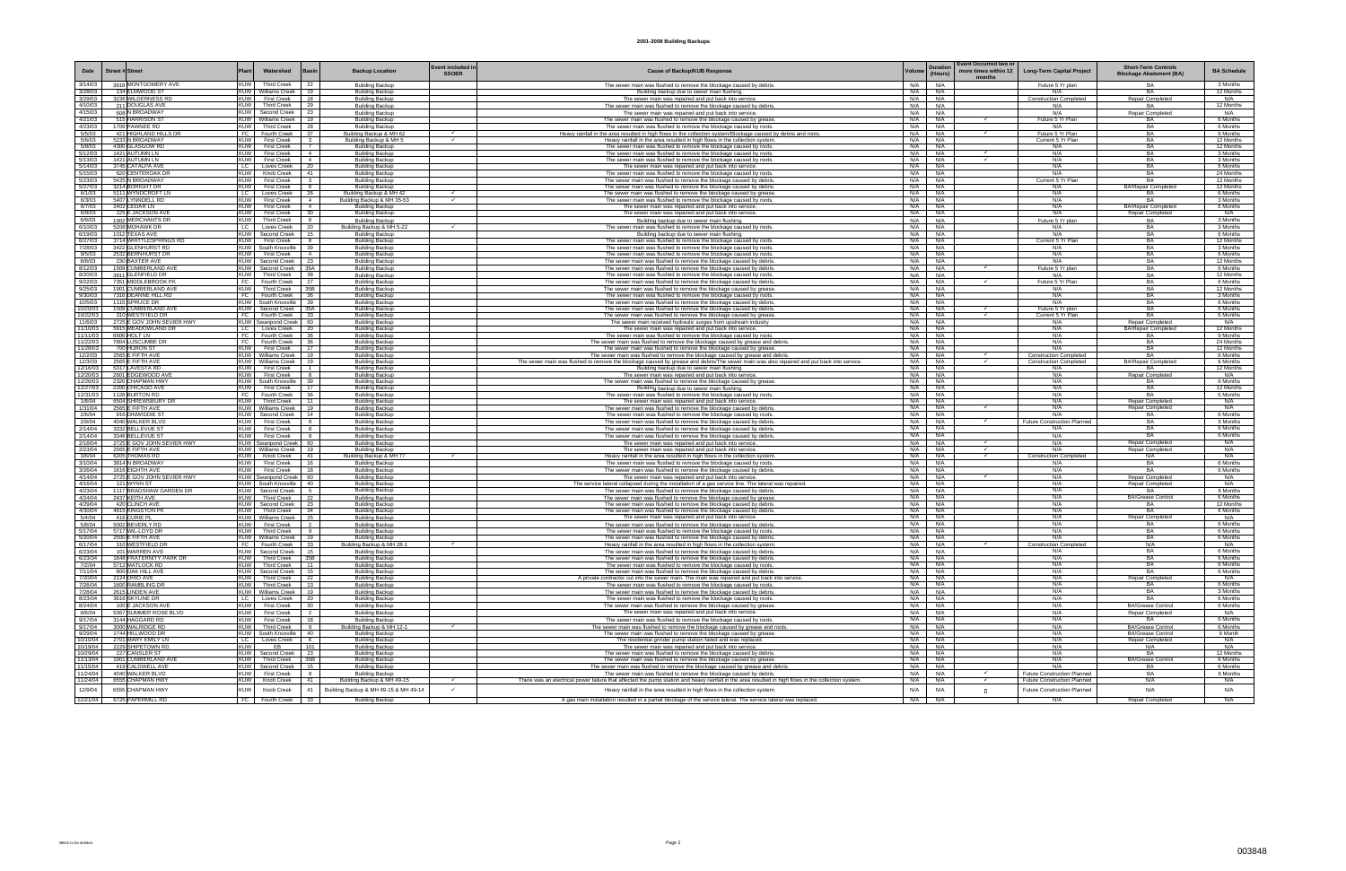# 2001-2008 Building Backups

| Date | Street # | Street | Plant | Watershed | Basin | Backup Location | Event included in SSOER | Cause of Backup/KUB Response | Volume | Duration (Hours) | Event Occurred two or more times within 12 months | Long-Term Capital Project | Short-Term Controls Blockage Abatement (BA) | BA Schedule |
|---|---|---|---|---|---|---|---|---|---|---|---|---|---|---|
| 3/14/03 | 3618 | MONTGOMERY AVE | KUW | Third Creek | 22 | Building Backup | | The sewer main was flushed to remove the blockage caused by debris. | N/A | N/A | | Future 5 Yr plan | BA | 3 Months |
| 3/28/03 | 134 | ELMWOOD ST | KUW | Williams Creek | 19 | Building Backup | | Building backup due to sewer main flushing. | N/A | N/A | | N/A | BA | 12 Months |
| 3/29/03 | 3236 | WILDERNESS RD | KUW | First Creek | 18 | Building Backup | | The sewer main was repaired and put back into service. | N/A | N/A | | Construction Completed | Repair Completed | N/A |
| 4/10/03 | 211 | DOUGLAS AVE | KUW | Third Creek | 29 | Building Backup | | The sewer main was flushed to remove the blockage caused by debris. | N/A | N/A | | N/A | BA | 12 Months |
| 4/15/03 | 608 | N BROADWAY | KUW | Second Creek | 23 | Building Backup | | The sewer main was repaired and put back into service. | N/A | N/A | | N/A | Repair Completed | N/A |
| 4/21/03 | 515 | HARRISON ST | KUW | Williams Creek | 19 | Building Backup | | The sewer main was flushed to remove the blockage caused by grease. | N/A | N/A | ✓ | Future 5 Yr Plan | BA | 6 Months |
| 4/23/03 | 1709 | PAWNEE RD | KUW | Third Creek | 28 | Building Backup | | The sewer main was flushed to remove the blockage caused by roots. | N/A | N/A | | N/A | BA | 6 Months |
| 5/5/03 | 421 | HIGHLAND HILLS DR | FC | Fourth Creek | 37 | Building Backup & MH 62 | ✓ | Heavy rainfall in the area resulted in high flows in the collection system/Blockage caused by debris and roots. | N/A | N/A | ✓ | Future 5 Yr Plan | BA | 9 Months |
| 5/6/03 | 5233 | N BROADWAY | KUW | First Creek | 3 | Building Backup & MH 5 | ✓ | Heavy rainfall in the area resulted in high flows in the collection system. | N/A | N/A | | Current 5 Yr Plan | BA | 12 Months |
| 5/8/03 | 4380 | GLASGOW RD | KUW | First Creek | 7 | Building Backup | | The sewer main was flushed to remove the blockage caused by roots. | N/A | N/A | | N/A | BA | 12 Months |
| 5/12/03 | 1421 | AUTUMN LN | KUW | First Creek | 4 | Building Backup | | The sewer main was flushed to remove the blockage caused by roots. | N/A | N/A | ✓ | N/A | BA | 3 Months |
| 5/13/03 | 1421 | AUTUMN LN | KUW | First Creek | 4 | Building Backup | | The sewer main was flushed to remove the blockage caused by roots. | N/A | N/A | ✓ | N/A | BA | 3 Months |
| 5/14/03 | 3745 | CATALPA AVE | LC | Loves Creek | 20 | Building Backup | | The sewer main was repaired and put back into service. | N/A | N/A | | N/A | BA | 6 Months |
| 5/15/03 | 620 | CENTEROAK DR | KUW | Knob Creek | 41 | Building Backup | | The sewer main was flushed to remove the blockage caused by roots. | N/A | N/A | | N/A | BA | 24 Months |
| 5/22/03 | 5425 | N BROADWAY | KUW | First Creek | 3 | Building Backup | | The sewer main was flushed to remove the blockage caused by debris. | N/A | N/A | | Current 5 Yr Plan | BA | 12 Months |
| 5/27/03 | 3214 | BORIGHT DR | KUW | First Creek | 8 | Building Backup | | The sewer main was flushed to remove the blockage caused by debris. | N/A | N/A | | N/A | BA/Repair Completed | 12 Months |
| 6/1/03 | 5111 | WYNDCROFT LN | LC | Loves Creek | 26 | Building Backup & MH 42 | ✓ | The sewer main was flushed to remove the blockage caused by grease. | N/A | N/A | | N/A | BA | 6 Months |
| 6/3/03 | 5407 | LYNNDELL RD | KUW | First Creek | 4 | Building Backup & MH 35-53 | ✓ | The sewer main was flushed to remove the blockage caused by roots. | N/A | N/A | | N/A | BA | 3 Months |
| 6/7/03 | 2402 | CEDAR LN | KUW | First Creek | 4 | Building Backup | | The sewer main was repaired and put back into service. | N/A | N/A | | N/A | BA/Repair Completed | 6 Months |
| 6/9/03 | 125 | E JACKSON AVE | KUW | First Creek | 30 | Building Backup | | The sewer main was repaired and put back into service. | N/A | N/A | | N/A | Repair Completed | N/A |
| 6/9/03 | 1902 | MERCHANTS DR | KUW | Third Creek | 9 | Building Backup | | Building backup due to sewer main flushing. | N/A | N/A | | Future 5 Yr plan | BA | 3 Months |
| 6/10/03 | 5208 | MOHAWK DR | LC | Loves Creek | 20 | Building Backup & MH 5-22 | ✓ | The sewer main was flushed to remove the blockage caused by roots. | N/A | N/A | | N/A | BA | 3 Months |
| 6/19/03 | 1012 | TEXAS AVE | KUW | Second Creek | 15 | Building Backup | | Building backup due to sewer main flushing. | N/A | N/A | | N/A | BA | 6 Months |
| 6/27/03 | 3714 | WHITTLESPRINGS RD | KUW | First Creek | 8 | Building Backup | | The sewer main was flushed to remove the blockage caused by roots. | N/A | N/A | | Current 5 Yr Plan | BA | 12 Months |
| 7/28/03 | 3422 | GLENHURST RD | KUW | South Knoxville | 39 | Building Backup | | The sewer main was flushed to remove the blockage caused by roots. | N/A | N/A | | N/A | BA | 3 Months |
| 8/5/03 | 2532 | BERNHURST DR | KUW | First Creek | 4 | Building Backup | | The sewer main was flushed to remove the blockage caused by roots. | N/A | N/A | | N/A | BA | 6 Months |
| 8/8/03 | 230 | BAXTER AVE | KUW | Second Creek | 23 | Building Backup | | The sewer main was flushed to remove the blockage caused by debris. | N/A | N/A | | N/A | BA | 12 Months |
| 8/12/03 | 1509 | CUMBERLAND AVE | KUW | Second Creek | 35A | Building Backup | | The sewer main was flushed to remove the blockage caused by grease. | N/A | N/A | ✓ | Future 5 Yr plan | BA | 6 Months |
| 8/20/03 | 3811 | GLENFIELD DR | KUW | Third Creek | 38 | Building Backup | | The sewer main was flushed to remove the blockage caused by roots. | N/A | N/A | | N/A | BA | 12 Months |
| 9/22/03 | 7351 | MIDDLEBROOK PK | FC | Fourth Creek | 27 | Building Backup | | The sewer main was flushed to remove the blockage caused by debris. | N/A | N/A | ✓ | Future 5 Yr Plan | BA | 6 Months |
| 9/25/03 | 1901 | CUMBERLAND AVE | KUW | Third Creek | 35B | Building Backup | | The sewer main was flushed to remove the blockage caused by grease. | N/A | N/A | | N/A | BA | 12 Months |
| 9/30/03 | 7316 | DEANNE HILL RD | FC | Fourth Creek | 36 | Building Backup | | The sewer main was flushed to remove the blockage caused by roots. | N/A | N/A | | N/A | BA | 3 Months |
| 10/6/03 | 1115 | SPRUCE DR | KUW | South Knoxville | 39 | Building Backup | | The sewer main was flushed to remove the blockage caused by debris. | N/A | N/A | | N/A | BA | 6 Months |
| 10/20/03 | 1509 | CUMBERLAND AVE | KUW | Second Creek | 35A | Building Backup | | The sewer main was flushed to remove the blockage caused by debris. | N/A | N/A | ✓ | Future 5 Yr plan | BA | 6 Months |
| 10/22/03 | 310 | WESTFIELD DR | FC | Fourth Creek | 33 | Building Backup | | The sewer main was flushed to remove the blockage caused by grease. | N/A | N/A | ✓ | Current 5 Yr Plan | BA | 6 Months |
| 11/6/03 | 2725 | E GOV JOHN SEVIER HWY | KUW | Swanpond Creek | 60 | Building Backup | | The sewer main received hydraulic surges from upstream industry. | N/A | N/A | | N/A | Repair Completed | N/A |
| 11/10/03 | 5915 | MEADOWLAND DR | LC | Loves Creek | 20 | Building Backup | | The sewer main was repaired and put back into service. | N/A | N/A | | N/A | BA/Repair Completed | 12 Months |
| 11/11/03 | 6506 | HOLT LN | FC | Fourth Creek | 36 | Building Backup | | The sewer main was flushed to remove the blockage caused by roots. | N/A | N/A | | N/A | BA | 9 Months |
| 11/22/03 | 7804 | LUSCUMBE DR | FC | Fourth Creek | 36 | Building Backup | | The sewer main was flushed to remove the blockage caused by grease and debris. | N/A | N/A | | N/A | BA | 24 Months |
| 11/28/03 | 700 | HURON ST | KUW | First Creek | 17 | Building Backup | | The sewer main was flushed to remove the blockage caused by grease. | N/A | N/A | | N/A | BA | 12 Months |
| 12/2/03 | 2565 | E FIFTH AVE | KUW | Williams Creek | 19 | Building Backup | | The sewer main was flushed to remove the blockage caused by grease and debris. | N/A | N/A | ✓ | Construction Completed | BA | 6 Months |
| 12/3/03 | 2565 | E FIFTH AVE | KUW | Williams Creek | 19 | Building Backup | | The sewer main was flushed to remove the blockage caused by grease and debris/The sewer main was also repaired and put back into service. | N/A | N/A | ✓ | Construction Completed | BA/Repair Completed | 6 Months |
| 12/16/03 | 5317 | LAVESTA RD | KUW | First Creek | 1 | Building Backup | | Building backup due to sewer main flushing. | N/A | N/A | | N/A | BA | 12 Months |
| 12/20/03 | 2601 | EDGEWOOD AVE | KUW | First Creek | 8 | Building Backup | | The sewer main was repaired and put back into service. | N/A | N/A | | N/A | Repair Completed | N/A |
| 12/26/03 | 2320 | CHAPMAN HWY | KUW | South Knoxville | 39 | Building Backup | | The sewer main was flushed to remove the blockage caused by grease. | N/A | N/A | | N/A | BA | 6 Months |
| 12/27/03 | 2200 | CHICAGO AVE | KUW | First Creek | 17 | Building Backup | | Building backup due to sewer main flushing. | N/A | N/A | | N/A | BA | 12 Months |
| 12/31/03 | 1128 | BURTON RD | FC | Fourth Creek | 36 | Building Backup | | The sewer main was flushed to remove the blockage caused by roots. | N/A | N/A | | N/A | BA | 6 Months |
| 1/8/04 | 4504 | SHREWSBURY DR | KUW | Third Creek | 11 | Building Backup | | The sewer main was repaired and put back into service. | N/A | N/A | | N/A | Repair Completed | N/A |
| 1/31/04 | 2565 | E FIFTH AVE | KUW | Williams Creek | 19 | Building Backup | | The sewer main was flushed to remove the blockage caused by debris. | N/A | N/A | ✓ | N/A | Repair Completed | N/A |
| 2/6/04 | 918 | DINWIDDIE ST | KUW | Second Creek | 14 | Building Backup | | The sewer main was flushed to remove the blockage caused by roots. | N/A | N/A | | N/A | BA | 6 Months |
| 2/9/04 | 4040 | WALKER BLVD | KUW | First Creek | 8 | Building Backup | | The sewer main was flushed to remove the blockage caused by debris. | N/A | N/A | ✓ | Future Construction Planned | BA | 6 Months |
| 2/14/04 | 3332 | BELLEVUE ST | KUW | First Creek | 8 | Building Backup | | The sewer main was flushed to remove the blockage caused by debris. | N/A | N/A | | N/A | BA | 6 Months |
| 2/14/04 | 3346 | BELLEVUE ST | KUW | First Creek | 8 | Building Backup | | The sewer main was flushed to remove the blockage caused by debris. | N/A | N/A | | N/A | BA | 6 Months |
| 2/18/04 | 2725 | E GOV JOHN SEVIER HWY | KUW | Swanpond Creek | 60 | Building Backup | | The sewer main was repaired and put back into service. | N/A | N/A | ✓ | N/A | Repair Completed | N/A |
| 2/23/04 | 2565 | E FIFTH AVE | KUW | Williams Creek | 19 | Building Backup | | The sewer main was repaired and put back into service. | N/A | N/A | ✓ | N/A | Repair Completed | N/A |
| 3/6/04 | 6205 | THOMAS RD | KUW | Knob Creek | 41 | Building Backup & MH 77 | ✓ | Heavy rainfall in the area resulted in high flows in the collection system. | N/A | N/A | ✓ | Construction Completed | N/A | N/A |
| 3/10/04 | 3614 | N BROADWAY | KUW | First Creek | 16 | Building Backup | | The sewer main was flushed to remove the blockage caused by roots. | N/A | N/A | | N/A | BA | 6 Months |
| 3/26/04 | 1616 | EIGHTH AVE | KUW | First Creek | 18 | Building Backup | | The sewer main was flushed to remove the blockage caused by debris. | N/A | N/A | | N/A | BA | 6 Months |
| 4/14/04 | 2725 | E GOV JOHN SEVIER HWY | KUW | Swanpond Creek | 60 | Building Backup | | The sewer main was repaired and put back into service. | N/A | N/A | ✓ | N/A | Repair Completed | N/A |
| 4/16/04 | 121 | WYNN ST | KUW | South Knoxville | 40 | Building Backup | | The service lateral collapsed during the installation of a gas service line. The lateral was repaired. | N/A | N/A | | N/A | Repair Completed | N/A |
| 4/23/04 | 1117 | BRADSHAW GARDEN DR | KUW | Second Creek | 5 | Building Backup | | The sewer main was flushed to remove the blockage caused by debris. | N/A | N/A | | N/A | BA | 6 Months |
| 4/24/04 | 2432 | KEITH AVE | KUW | Third Creek | 22 | Building Backup | | The sewer main was flushed to remove the blockage caused by grease. | N/A | N/A | | N/A | BA/Grease Control | 6 Months |
| 4/29/04 | 420 | CLINCH AVE | KUW | Second Creek | 23 | Building Backup | | The sewer main was flushed to remove the blockage caused by debris. | N/A | N/A | | N/A | BA | 12 Months |
| 4/30/04 | 4815 | KINGSTON PK | KUW | Third Creek | 34 | Building Backup | | The sewer main was flushed to remove the blockage caused by debris. | N/A | N/A | | N/A | BA | 6 Months |
| 5/4/04 | 416 | CURIE PL | KUW | Williams Creek | 25 | Building Backup | | The sewer main was repaired and put back into service. | N/A | N/A | | N/A | Repair Completed | N/A |
| 5/8/04 | 5002 | BEVERLY RD | KUW | First Creek | 2 | Building Backup | | The sewer main was flushed to remove the blockage caused by debris. | N/A | N/A | | N/A | BA | 6 Months |
| 5/17/04 | 5717 | MILLOYD DR | KUW | Third Creek | 9 | Building Backup | | The sewer main was flushed to remove the blockage caused by roots. | N/A | N/A | | N/A | BA | 6 Months |
| 5/20/04 | 2500 | E FIFTH AVE | KUW | Williams Creek | 19 | Building Backup | | The sewer main was flushed to remove the blockage caused by debris. | N/A | N/A | | N/A | BA | 6 Months |
| 6/17/04 | 310 | WESTFIELD DR | FC | Fourth Creek | 33 | Building Backup & MH 28-1 | ✓ | Heavy rainfall in the area resulted in high flows in the collection system. | N/A | N/A | ✓ | Construction Completed | N/A | N/A |
| 6/23/04 | 101 | WARREN AVE | KUW | Second Creek | 15 | Building Backup | | The sewer main was flushed to remove the blockage caused by debris. | N/A | N/A | | N/A | BA | 6 Months |
| 6/23/04 | 1848 | FRATERNITY PARK DR | KUW | Third Creek | 35B | Building Backup | | The sewer main was flushed to remove the blockage caused by debris. | N/A | N/A | | N/A | BA | 6 Months |
| 7/2/04 | 5712 | MATLOCK RD | KUW | Third Creek | 11 | Building Backup | | The sewer main was flushed to remove the blockage caused by roots. | N/A | N/A | | N/A | BA | 6 Months |
| 7/11/04 | 800 | OAK HILL AVE | KUW | Second Creek | 15 | Building Backup | | The sewer main was flushed to remove the blockage caused by debris. | N/A | N/A | | N/A | BA | 6 Months |
| 7/20/04 | 2124 | OHIO AVE | KUW | Third Creek | 22 | Building Backup | | A private contractor cut into the sewer main. The main was repaired and put back into service. | N/A | N/A | | N/A | Repair Completed | N/A |
| 7/26/04 | 1600 | RAMBLING DR | KUW | Third Creek | 13 | Building Backup | | The sewer main was flushed to remove the blockage caused by roots. | N/A | N/A | | N/A | BA | 6 Months |
| 7/28/04 | 2615 | LINDEN AVE | KUW | Williams Creek | 19 | Building Backup | | The sewer main was flushed to remove the blockage caused by debris. | N/A | N/A | | N/A | BA | 3 Months |
| 8/23/04 | 3610 | SKYLINE DR | LC | Loves Creek | 20 | Building Backup | | The sewer main was flushed to remove the blockage caused by roots. | N/A | N/A | | N/A | BA | 6 Months |
| 8/24/04 | 100 | E JACKSON AVE | KUW | First Creek | 30 | Building Backup | | The sewer main was flushed to remove the blockage caused by grease. | N/A | N/A | | N/A | BA/Grease Control | 6 Months |
| 9/6/04 | 5367 | SUMMER ROSE BLVD | KUW | First Creek | 2 | Building Backup | | The sewer main was repaired and put back into service. | N/A | N/A | | N/A | Repair Completed | N/A |
| 9/17/04 | 3144 | HAGGARD RD | KUW | First Creek | 18 | Building Backup | | The sewer main was flushed to remove the blockage caused by roots. | N/A | N/A | | N/A | BA | 6 Months |
| 9/17/04 | 3000 | WALRIDGE RD | KUW | Third Creek | 9 | Building Backup & MH 12-1 | ✓ | The sewer main was flushed to remove the blockage caused by grease and roots. | N/A | N/A | | N/A | BA/Grease Control | 6 Months |
| 9/29/04 | 1744 | HILLWOOD DR | KUW | South Knoxville | 40 | Building Backup | | The sewer main was flushed to remove the blockage caused by grease. | N/A | N/A | | N/A | BA/Grease Control | 6 Month |
| 10/10/04 | 2701 | MARY EMILY LN | LC | Loves Creek | 6 | Building Backup | | The residential grinder pump station failed and was replaced. | N/A | N/A | | N/A | Repair Completed | N/A |
| 10/19/04 | 2229 | SHIPETOWN RD | KUW | EB | 101 | Building Backup | | The sewer main was repaired and put back into service. | N/A | N/A | | N/A | N/A | N/A |
| 10/29/04 | 227 | CANSLER ST | KUW | Second Creek | 23 | Building Backup | | The sewer main was flushed to remove the blockage caused by debris. | N/A | N/A | | N/A | BA | 12 Months |
| 11/13/04 | 1801 | CUMBERLAND AVE | KUW | Third Creek | 35B | Building Backup | | The sewer main was flushed to remove the blockage caused by grease. | N/A | N/A | | N/A | BA/Grease Control | 6 Months |
| 11/15/04 | 419 | CALDWELL AVE | KUW | Second Creek | 15 | Building Backup | | The sewer main was flushed to remove the blockage caused by grease and debris. | N/A | N/A | | N/A | BA | 6 Months |
| 11/24/04 | 4040 | WALKER BLVD | KUW | First Creek | 8 | Building Backup | | The sewer main was flushed to remove the blockage caused by debris. | N/A | N/A | ✓ | Future Construction Planned | BA | 6 Months |
| 11/24/04 | 6555 | CHAPMAN HWY | KUW | Knob Creek | 41 | Building Backup & MH 49-15 | ✓ | There was an electrical power failure that affected the pump station and heavy rainfall in the area resulted in high flows in the collection system. | N/A | N/A | ✓ | Future Construction Planned | N/A | N/A |
| 12/9/04 | 6555 | CHAPMAN HWY | KUW | Knob Creek | 41 | Building Backup & MH 49-15 & MH 49-14 | ✓ | Heavy rainfall in the area resulted in high flows in the collection system. | N/A | N/A | | Future Construction Planned | N/A | N/A |
| 12/21/04 | 6725 | PAPERMILL RD | FC | Fourth Creek | 33 | Building Backup | | A gas main installation resulted in a partial blockage of the service lateral. The service lateral was replaced. | N/A | N/A | | N/A | Repair Completed | N/A |